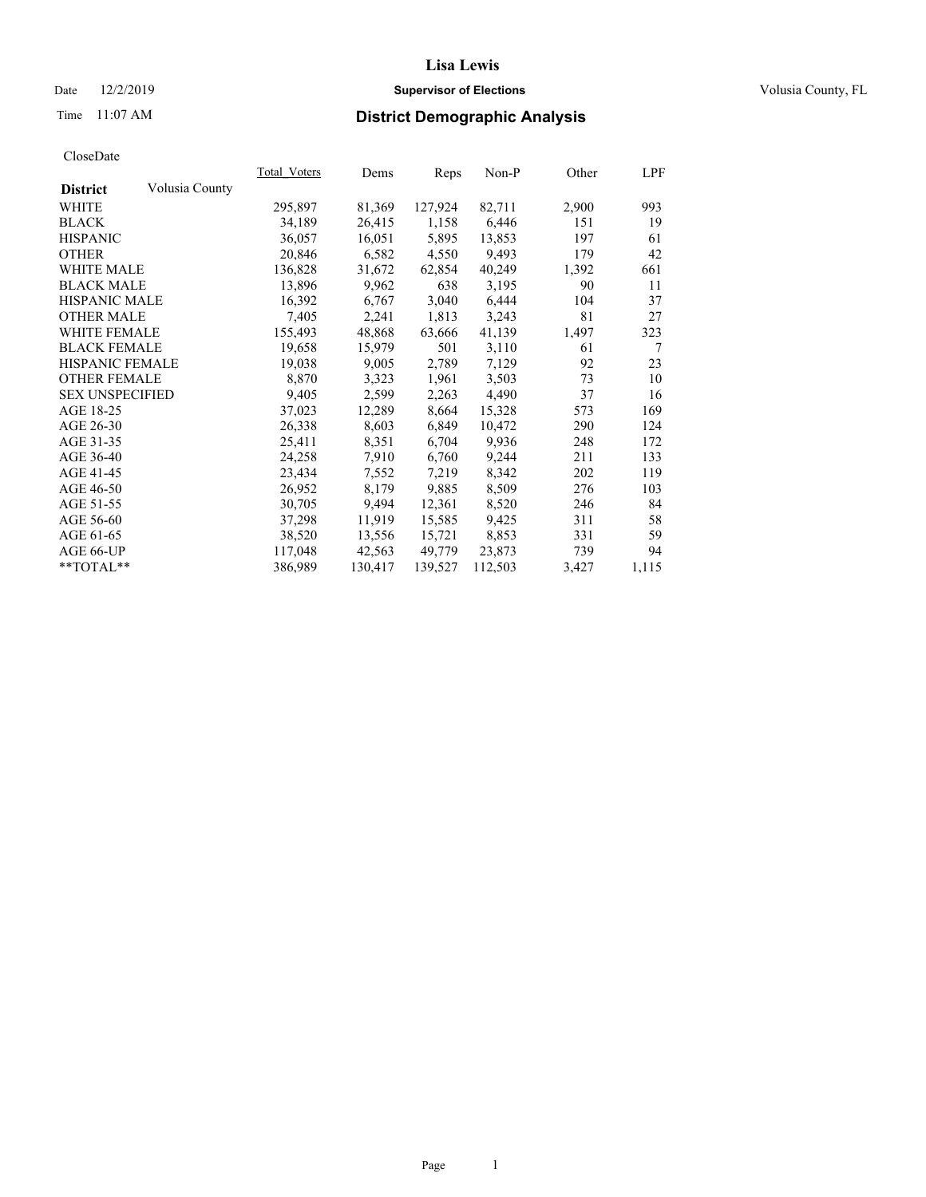# Lisa Lewis

Date 12/2/2019 **Supervisor of Elections** Volusia County, FL

Time 11:07 AM

## District Demographic Analysis

CloseDate

| **District** Volusia County | Total_Voters | Dems | Reps | Non-P | Other | LPF |
|---|---|---|---|---|---|---|
| WHITE | 295,897 | 81,369 | 127,924 | 82,711 | 2,900 | 993 |
| BLACK | 34,189 | 26,415 | 1,158 | 6,446 | 151 | 19 |
| HISPANIC | 36,057 | 16,051 | 5,895 | 13,853 | 197 | 61 |
| OTHER | 20,846 | 6,582 | 4,550 | 9,493 | 179 | 42 |
| WHITE MALE | 136,828 | 31,672 | 62,854 | 40,249 | 1,392 | 661 |
| BLACK MALE | 13,896 | 9,962 | 638 | 3,195 | 90 | 11 |
| HISPANIC MALE | 16,392 | 6,767 | 3,040 | 6,444 | 104 | 37 |
| OTHER MALE | 7,405 | 2,241 | 1,813 | 3,243 | 81 | 27 |
| WHITE FEMALE | 155,493 | 48,868 | 63,666 | 41,139 | 1,497 | 323 |
| BLACK FEMALE | 19,658 | 15,979 | 501 | 3,110 | 61 | 7 |
| HISPANIC FEMALE | 19,038 | 9,005 | 2,789 | 7,129 | 92 | 23 |
| OTHER FEMALE | 8,870 | 3,323 | 1,961 | 3,503 | 73 | 10 |
| SEX UNSPECIFIED | 9,405 | 2,599 | 2,263 | 4,490 | 37 | 16 |
| AGE 18-25 | 37,023 | 12,289 | 8,664 | 15,328 | 573 | 169 |
| AGE 26-30 | 26,338 | 8,603 | 6,849 | 10,472 | 290 | 124 |
| AGE 31-35 | 25,411 | 8,351 | 6,704 | 9,936 | 248 | 172 |
| AGE 36-40 | 24,258 | 7,910 | 6,760 | 9,244 | 211 | 133 |
| AGE 41-45 | 23,434 | 7,552 | 7,219 | 8,342 | 202 | 119 |
| AGE 46-50 | 26,952 | 8,179 | 9,885 | 8,509 | 276 | 103 |
| AGE 51-55 | 30,705 | 9,494 | 12,361 | 8,520 | 246 | 84 |
| AGE 56-60 | 37,298 | 11,919 | 15,585 | 9,425 | 311 | 58 |
| AGE 61-65 | 38,520 | 13,556 | 15,721 | 8,853 | 331 | 59 |
| AGE 66-UP | 117,048 | 42,563 | 49,779 | 23,873 | 739 | 94 |
| **TOTAL** | 386,989 | 130,417 | 139,527 | 112,503 | 3,427 | 1,115 |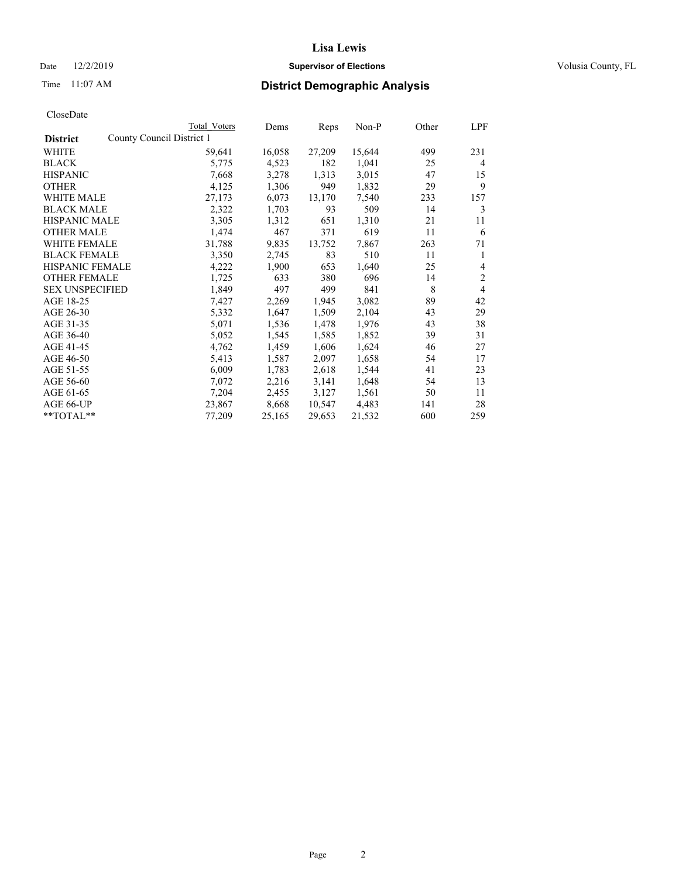# Lisa Lewis

Date 12/2/2019 **Supervisor of Elections** Volusia County, FL

Time 11:07 AM **District Demographic Analysis**

CloseDate

| District | County Council District 1 | Total Voters | Dems | Reps | Non-P | Other | LPF |
|---|---|---|---|---|---|---|---|
| WHITE | | 59,641 | 16,058 | 27,209 | 15,644 | 499 | 231 |
| BLACK | | 5,775 | 4,523 | 182 | 1,041 | 25 | 4 |
| HISPANIC | | 7,668 | 3,278 | 1,313 | 3,015 | 47 | 15 |
| OTHER | | 4,125 | 1,306 | 949 | 1,832 | 29 | 9 |
| WHITE MALE | | 27,173 | 6,073 | 13,170 | 7,540 | 233 | 157 |
| BLACK MALE | | 2,322 | 1,703 | 93 | 509 | 14 | 3 |
| HISPANIC MALE | | 3,305 | 1,312 | 651 | 1,310 | 21 | 11 |
| OTHER MALE | | 1,474 | 467 | 371 | 619 | 11 | 6 |
| WHITE FEMALE | | 31,788 | 9,835 | 13,752 | 7,867 | 263 | 71 |
| BLACK FEMALE | | 3,350 | 2,745 | 83 | 510 | 11 | 1 |
| HISPANIC FEMALE | | 4,222 | 1,900 | 653 | 1,640 | 25 | 4 |
| OTHER FEMALE | | 1,725 | 633 | 380 | 696 | 14 | 2 |
| SEX UNSPECIFIED | | 1,849 | 497 | 499 | 841 | 8 | 4 |
| AGE 18-25 | | 7,427 | 2,269 | 1,945 | 3,082 | 89 | 42 |
| AGE 26-30 | | 5,332 | 1,647 | 1,509 | 2,104 | 43 | 29 |
| AGE 31-35 | | 5,071 | 1,536 | 1,478 | 1,976 | 43 | 38 |
| AGE 36-40 | | 5,052 | 1,545 | 1,585 | 1,852 | 39 | 31 |
| AGE 41-45 | | 4,762 | 1,459 | 1,606 | 1,624 | 46 | 27 |
| AGE 46-50 | | 5,413 | 1,587 | 2,097 | 1,658 | 54 | 17 |
| AGE 51-55 | | 6,009 | 1,783 | 2,618 | 1,544 | 41 | 23 |
| AGE 56-60 | | 7,072 | 2,216 | 3,141 | 1,648 | 54 | 13 |
| AGE 61-65 | | 7,204 | 2,455 | 3,127 | 1,561 | 50 | 11 |
| AGE 66-UP | | 23,867 | 8,668 | 10,547 | 4,483 | 141 | 28 |
| **TOTAL** | | 77,209 | 25,165 | 29,653 | 21,532 | 600 | 259 |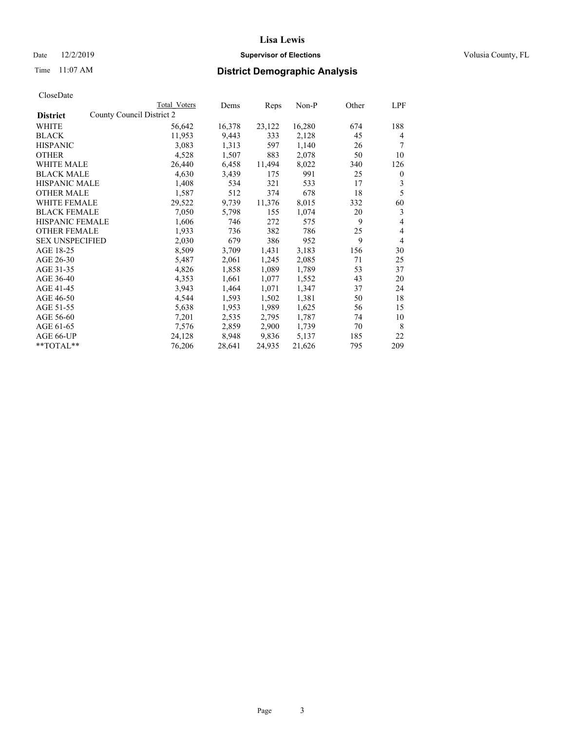# Lisa Lewis

**Supervisor of Elections**

Date 12/2/2019 Volusia County, FL

Time 11:07 AM

## District Demographic Analysis

CloseDate

| District | Total Voters | Dems | Reps | Non-P | Other | LPF |
|---|---|---|---|---|---|---|
| County Council District 2 | | | | | | |
| WHITE | 56,642 | 16,378 | 23,122 | 16,280 | 674 | 188 |
| BLACK | 11,953 | 9,443 | 333 | 2,128 | 45 | 4 |
| HISPANIC | 3,083 | 1,313 | 597 | 1,140 | 26 | 7 |
| OTHER | 4,528 | 1,507 | 883 | 2,078 | 50 | 10 |
| WHITE MALE | 26,440 | 6,458 | 11,494 | 8,022 | 340 | 126 |
| BLACK MALE | 4,630 | 3,439 | 175 | 991 | 25 | 0 |
| HISPANIC MALE | 1,408 | 534 | 321 | 533 | 17 | 3 |
| OTHER MALE | 1,587 | 512 | 374 | 678 | 18 | 5 |
| WHITE FEMALE | 29,522 | 9,739 | 11,376 | 8,015 | 332 | 60 |
| BLACK FEMALE | 7,050 | 5,798 | 155 | 1,074 | 20 | 3 |
| HISPANIC FEMALE | 1,606 | 746 | 272 | 575 | 9 | 4 |
| OTHER FEMALE | 1,933 | 736 | 382 | 786 | 25 | 4 |
| SEX UNSPECIFIED | 2,030 | 679 | 386 | 952 | 9 | 4 |
| AGE 18-25 | 8,509 | 3,709 | 1,431 | 3,183 | 156 | 30 |
| AGE 26-30 | 5,487 | 2,061 | 1,245 | 2,085 | 71 | 25 |
| AGE 31-35 | 4,826 | 1,858 | 1,089 | 1,789 | 53 | 37 |
| AGE 36-40 | 4,353 | 1,661 | 1,077 | 1,552 | 43 | 20 |
| AGE 41-45 | 3,943 | 1,464 | 1,071 | 1,347 | 37 | 24 |
| AGE 46-50 | 4,544 | 1,593 | 1,502 | 1,381 | 50 | 18 |
| AGE 51-55 | 5,638 | 1,953 | 1,989 | 1,625 | 56 | 15 |
| AGE 56-60 | 7,201 | 2,535 | 2,795 | 1,787 | 74 | 10 |
| AGE 61-65 | 7,576 | 2,859 | 2,900 | 1,739 | 70 | 8 |
| AGE 66-UP | 24,128 | 8,948 | 9,836 | 5,137 | 185 | 22 |
| **TOTAL** | 76,206 | 28,641 | 24,935 | 21,626 | 795 | 209 |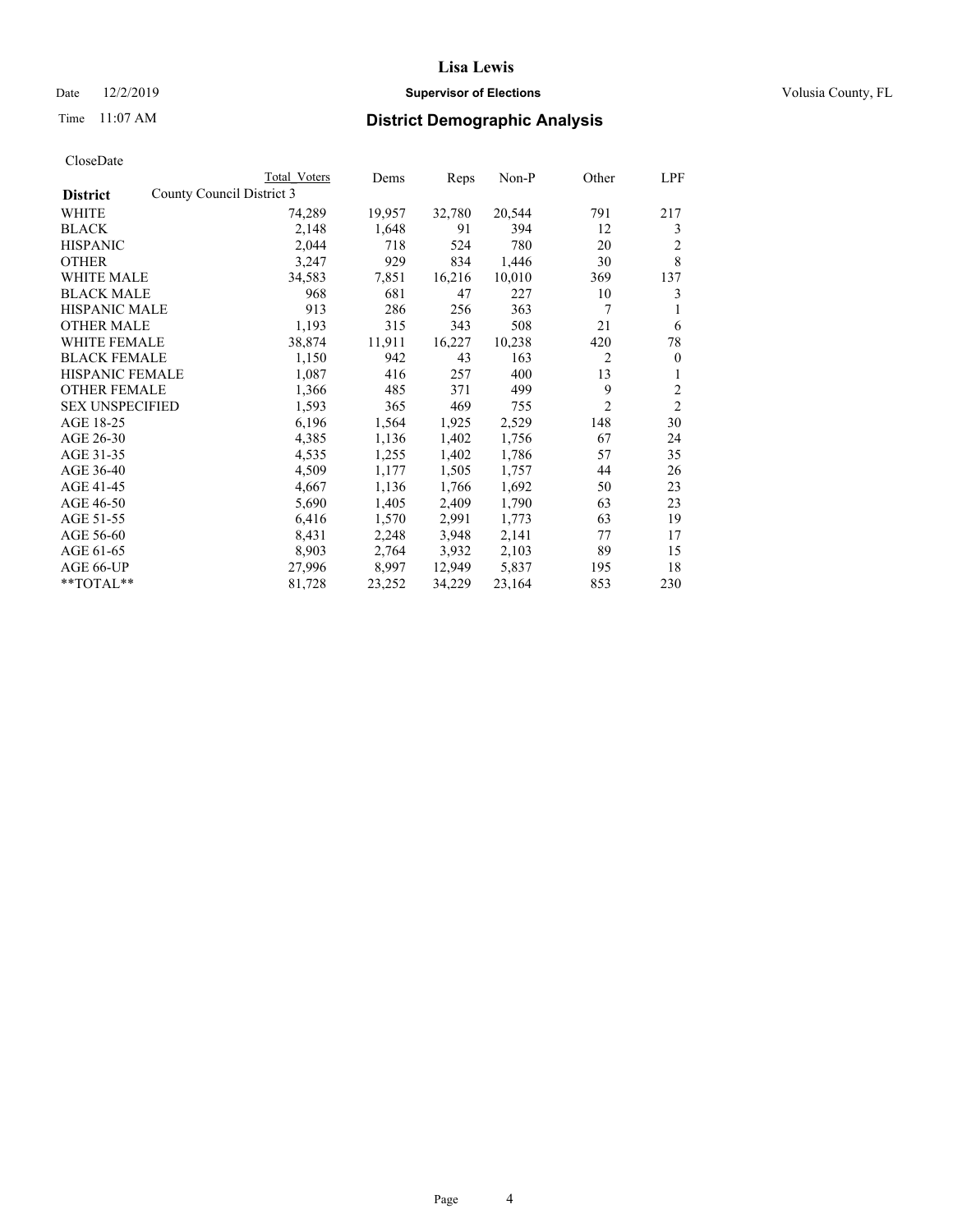# Lisa Lewis

Date 12/2/2019 **Supervisor of Elections** Volusia County, FL

Time 11:07 AM **District Demographic Analysis**

CloseDate

| District | County Council District 3 | Total Voters | Dems | Reps | Non-P | Other | LPF |
|---|---|---|---|---|---|---|---|
| WHITE | | 74,289 | 19,957 | 32,780 | 20,544 | 791 | 217 |
| BLACK | | 2,148 | 1,648 | 91 | 394 | 12 | 3 |
| HISPANIC | | 2,044 | 718 | 524 | 780 | 20 | 2 |
| OTHER | | 3,247 | 929 | 834 | 1,446 | 30 | 8 |
| WHITE MALE | | 34,583 | 7,851 | 16,216 | 10,010 | 369 | 137 |
| BLACK MALE | | 968 | 681 | 47 | 227 | 10 | 3 |
| HISPANIC MALE | | 913 | 286 | 256 | 363 | 7 | 1 |
| OTHER MALE | | 1,193 | 315 | 343 | 508 | 21 | 6 |
| WHITE FEMALE | | 38,874 | 11,911 | 16,227 | 10,238 | 420 | 78 |
| BLACK FEMALE | | 1,150 | 942 | 43 | 163 | 2 | 0 |
| HISPANIC FEMALE | | 1,087 | 416 | 257 | 400 | 13 | 1 |
| OTHER FEMALE | | 1,366 | 485 | 371 | 499 | 9 | 2 |
| SEX UNSPECIFIED | | 1,593 | 365 | 469 | 755 | 2 | 2 |
| AGE 18-25 | | 6,196 | 1,564 | 1,925 | 2,529 | 148 | 30 |
| AGE 26-30 | | 4,385 | 1,136 | 1,402 | 1,756 | 67 | 24 |
| AGE 31-35 | | 4,535 | 1,255 | 1,402 | 1,786 | 57 | 35 |
| AGE 36-40 | | 4,509 | 1,177 | 1,505 | 1,757 | 44 | 26 |
| AGE 41-45 | | 4,667 | 1,136 | 1,766 | 1,692 | 50 | 23 |
| AGE 46-50 | | 5,690 | 1,405 | 2,409 | 1,790 | 63 | 23 |
| AGE 51-55 | | 6,416 | 1,570 | 2,991 | 1,773 | 63 | 19 |
| AGE 56-60 | | 8,431 | 2,248 | 3,948 | 2,141 | 77 | 17 |
| AGE 61-65 | | 8,903 | 2,764 | 3,932 | 2,103 | 89 | 15 |
| AGE 66-UP | | 27,996 | 8,997 | 12,949 | 5,837 | 195 | 18 |
| **TOTAL** | | 81,728 | 23,252 | 34,229 | 23,164 | 853 | 230 |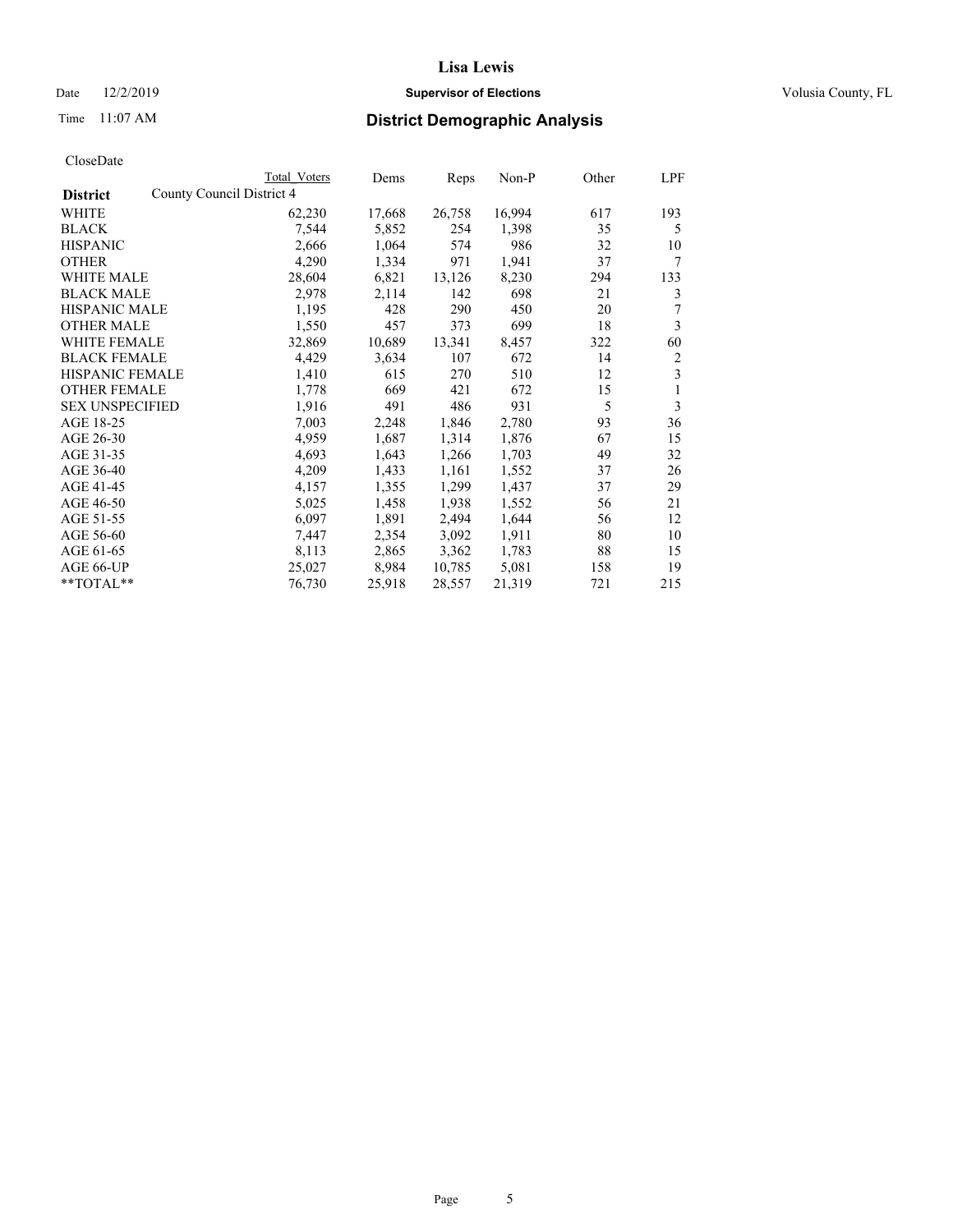# Lisa Lewis

Date 12/2/2019 **Supervisor of Elections** Volusia County, FL

Time 11:07 AM **District Demographic Analysis**

CloseDate

| **District** | Total Voters | Dems | Reps | Non-P | Other | LPF |
|---|---|---|---|---|---|---|
| County Council District 4 | | | | | | |
| WHITE | 62,230 | 17,668 | 26,758 | 16,994 | 617 | 193 |
| BLACK | 7,544 | 5,852 | 254 | 1,398 | 35 | 5 |
| HISPANIC | 2,666 | 1,064 | 574 | 986 | 32 | 10 |
| OTHER | 4,290 | 1,334 | 971 | 1,941 | 37 | 7 |
| WHITE MALE | 28,604 | 6,821 | 13,126 | 8,230 | 294 | 133 |
| BLACK MALE | 2,978 | 2,114 | 142 | 698 | 21 | 3 |
| HISPANIC MALE | 1,195 | 428 | 290 | 450 | 20 | 7 |
| OTHER MALE | 1,550 | 457 | 373 | 699 | 18 | 3 |
| WHITE FEMALE | 32,869 | 10,689 | 13,341 | 8,457 | 322 | 60 |
| BLACK FEMALE | 4,429 | 3,634 | 107 | 672 | 14 | 2 |
| HISPANIC FEMALE | 1,410 | 615 | 270 | 510 | 12 | 3 |
| OTHER FEMALE | 1,778 | 669 | 421 | 672 | 15 | 1 |
| SEX UNSPECIFIED | 1,916 | 491 | 486 | 931 | 5 | 3 |
| AGE 18-25 | 7,003 | 2,248 | 1,846 | 2,780 | 93 | 36 |
| AGE 26-30 | 4,959 | 1,687 | 1,314 | 1,876 | 67 | 15 |
| AGE 31-35 | 4,693 | 1,643 | 1,266 | 1,703 | 49 | 32 |
| AGE 36-40 | 4,209 | 1,433 | 1,161 | 1,552 | 37 | 26 |
| AGE 41-45 | 4,157 | 1,355 | 1,299 | 1,437 | 37 | 29 |
| AGE 46-50 | 5,025 | 1,458 | 1,938 | 1,552 | 56 | 21 |
| AGE 51-55 | 6,097 | 1,891 | 2,494 | 1,644 | 56 | 12 |
| AGE 56-60 | 7,447 | 2,354 | 3,092 | 1,911 | 80 | 10 |
| AGE 61-65 | 8,113 | 2,865 | 3,362 | 1,783 | 88 | 15 |
| AGE 66-UP | 25,027 | 8,984 | 10,785 | 5,081 | 158 | 19 |
| **TOTAL** | 76,730 | 25,918 | 28,557 | 21,319 | 721 | 215 |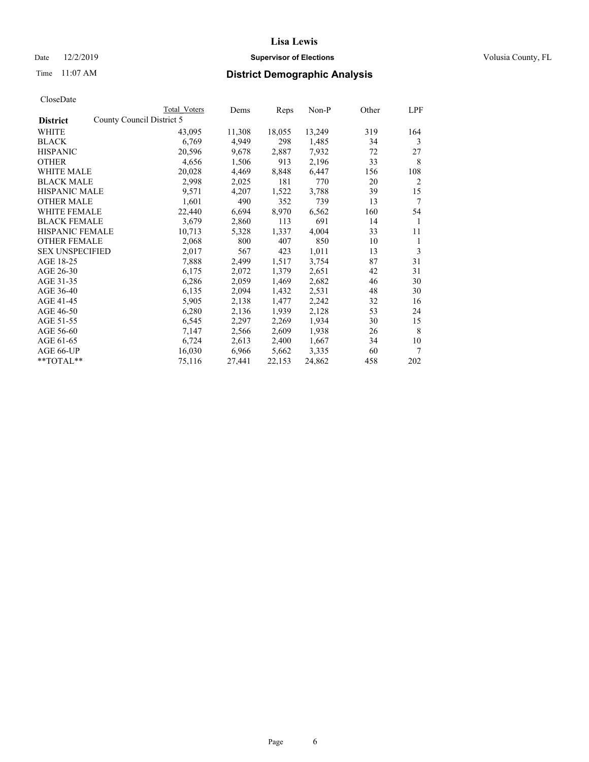CloseDate

| District | County Council District 5 | Total Voters | Dems | Reps | Non-P | Other | LPF |
|---|---|---|---|---|---|---|---|
| WHITE | | 43,095 | 11,308 | 18,055 | 13,249 | 319 | 164 |
| BLACK | | 6,769 | 4,949 | 298 | 1,485 | 34 | 3 |
| HISPANIC | | 20,596 | 9,678 | 2,887 | 7,932 | 72 | 27 |
| OTHER | | 4,656 | 1,506 | 913 | 2,196 | 33 | 8 |
| WHITE MALE | | 20,028 | 4,469 | 8,848 | 6,447 | 156 | 108 |
| BLACK MALE | | 2,998 | 2,025 | 181 | 770 | 20 | 2 |
| HISPANIC MALE | | 9,571 | 4,207 | 1,522 | 3,788 | 39 | 15 |
| OTHER MALE | | 1,601 | 490 | 352 | 739 | 13 | 7 |
| WHITE FEMALE | | 22,440 | 6,694 | 8,970 | 6,562 | 160 | 54 |
| BLACK FEMALE | | 3,679 | 2,860 | 113 | 691 | 14 | 1 |
| HISPANIC FEMALE | | 10,713 | 5,328 | 1,337 | 4,004 | 33 | 11 |
| OTHER FEMALE | | 2,068 | 800 | 407 | 850 | 10 | 1 |
| SEX UNSPECIFIED | | 2,017 | 567 | 423 | 1,011 | 13 | 3 |
| AGE 18-25 | | 7,888 | 2,499 | 1,517 | 3,754 | 87 | 31 |
| AGE 26-30 | | 6,175 | 2,072 | 1,379 | 2,651 | 42 | 31 |
| AGE 31-35 | | 6,286 | 2,059 | 1,469 | 2,682 | 46 | 30 |
| AGE 36-40 | | 6,135 | 2,094 | 1,432 | 2,531 | 48 | 30 |
| AGE 41-45 | | 5,905 | 2,138 | 1,477 | 2,242 | 32 | 16 |
| AGE 46-50 | | 6,280 | 2,136 | 1,939 | 2,128 | 53 | 24 |
| AGE 51-55 | | 6,545 | 2,297 | 2,269 | 1,934 | 30 | 15 |
| AGE 56-60 | | 7,147 | 2,566 | 2,609 | 1,938 | 26 | 8 |
| AGE 61-65 | | 6,724 | 2,613 | 2,400 | 1,667 | 34 | 10 |
| AGE 66-UP | | 16,030 | 6,966 | 5,662 | 3,335 | 60 | 7 |
| **TOTAL** | | 75,116 | 27,441 | 22,153 | 24,862 | 458 | 202 |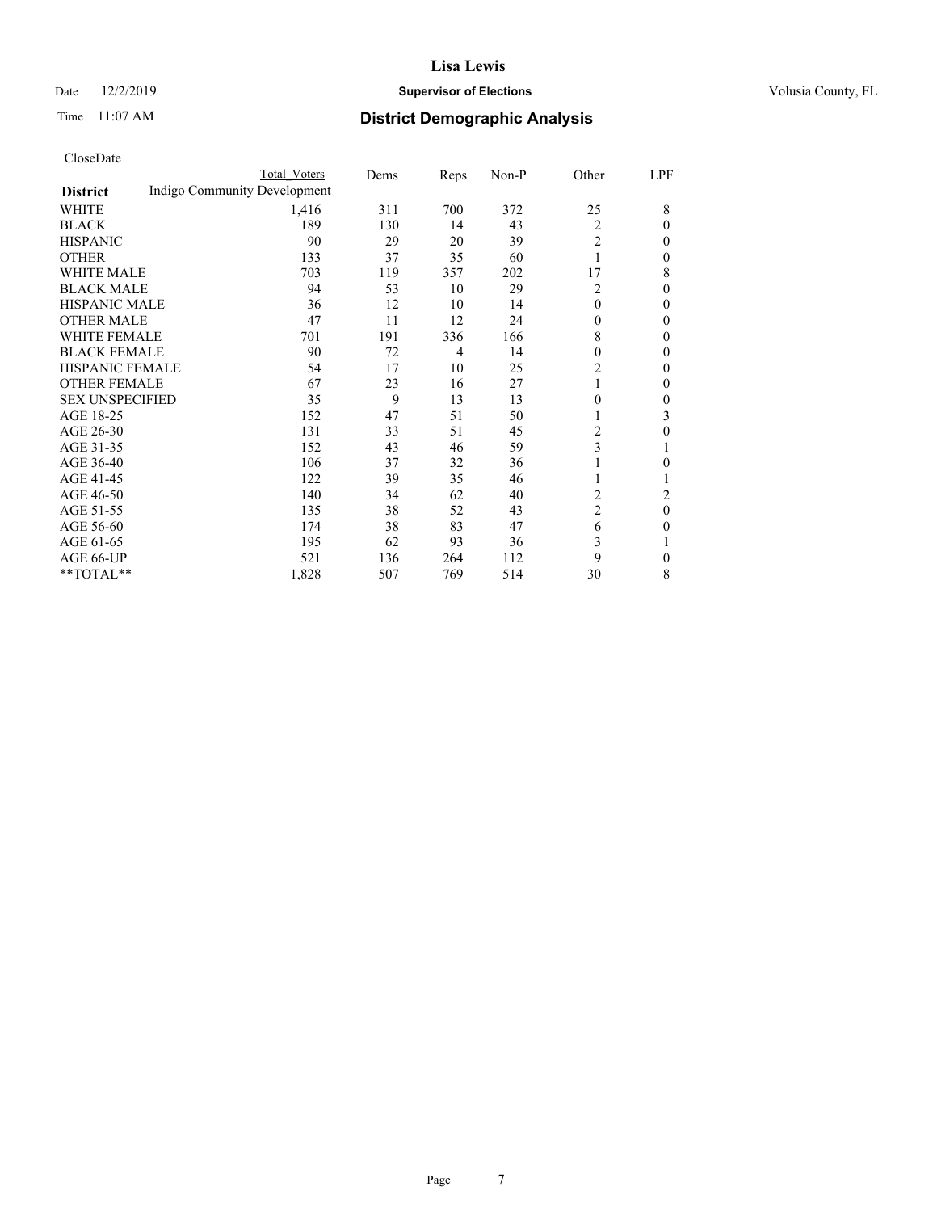# Lisa Lewis

Date 12/2/2019 **Supervisor of Elections** Volusia County, FL

Time 11:07 AM **District Demographic Analysis**

CloseDate

| District | Total Voters | Dems | Reps | Non-P | Other | LPF |
|---|---|---|---|---|---|---|
| Indigo Community Development | | | | | | |
| WHITE | 1,416 | 311 | 700 | 372 | 25 | 8 |
| BLACK | 189 | 130 | 14 | 43 | 2 | 0 |
| HISPANIC | 90 | 29 | 20 | 39 | 2 | 0 |
| OTHER | 133 | 37 | 35 | 60 | 1 | 0 |
| WHITE MALE | 703 | 119 | 357 | 202 | 17 | 8 |
| BLACK MALE | 94 | 53 | 10 | 29 | 2 | 0 |
| HISPANIC MALE | 36 | 12 | 10 | 14 | 0 | 0 |
| OTHER MALE | 47 | 11 | 12 | 24 | 0 | 0 |
| WHITE FEMALE | 701 | 191 | 336 | 166 | 8 | 0 |
| BLACK FEMALE | 90 | 72 | 4 | 14 | 0 | 0 |
| HISPANIC FEMALE | 54 | 17 | 10 | 25 | 2 | 0 |
| OTHER FEMALE | 67 | 23 | 16 | 27 | 1 | 0 |
| SEX UNSPECIFIED | 35 | 9 | 13 | 13 | 0 | 0 |
| AGE 18-25 | 152 | 47 | 51 | 50 | 1 | 3 |
| AGE 26-30 | 131 | 33 | 51 | 45 | 2 | 0 |
| AGE 31-35 | 152 | 43 | 46 | 59 | 3 | 1 |
| AGE 36-40 | 106 | 37 | 32 | 36 | 1 | 0 |
| AGE 41-45 | 122 | 39 | 35 | 46 | 1 | 1 |
| AGE 46-50 | 140 | 34 | 62 | 40 | 2 | 2 |
| AGE 51-55 | 135 | 38 | 52 | 43 | 2 | 0 |
| AGE 56-60 | 174 | 38 | 83 | 47 | 6 | 0 |
| AGE 61-65 | 195 | 62 | 93 | 36 | 3 | 1 |
| AGE 66-UP | 521 | 136 | 264 | 112 | 9 | 0 |
| **TOTAL** | 1,828 | 507 | 769 | 514 | 30 | 8 |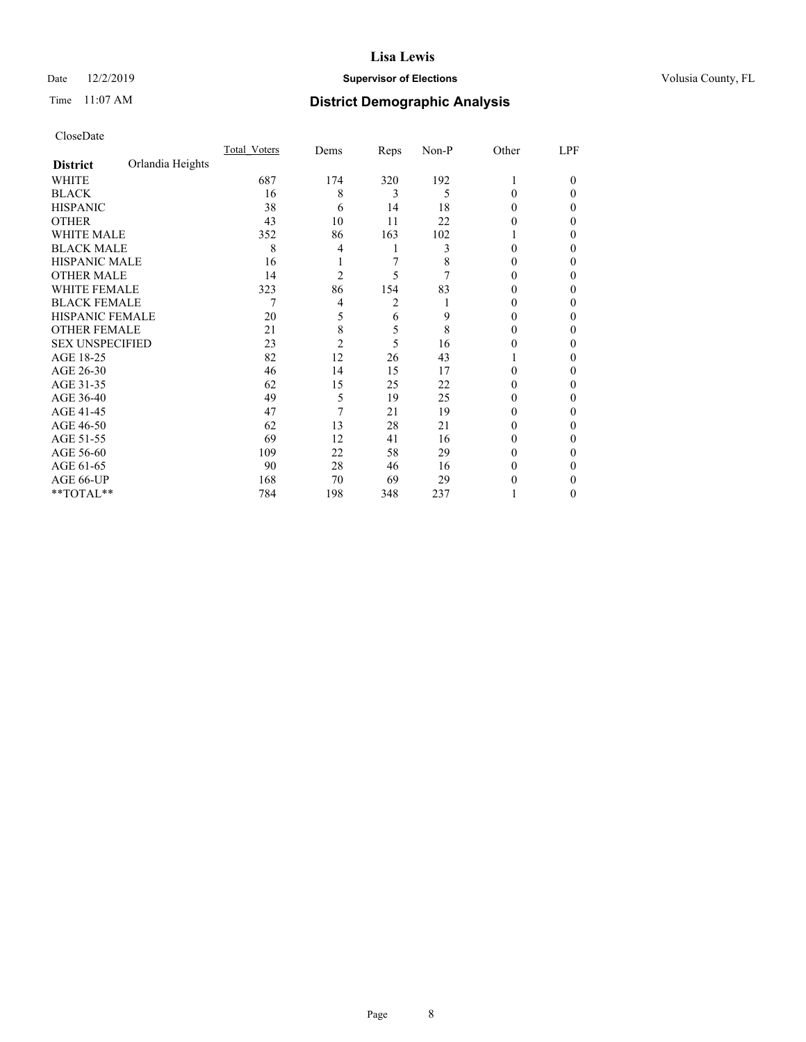# Lisa Lewis

Date 12/2/2019 **Supervisor of Elections** Volusia County, FL

Time 11:07 AM **District Demographic Analysis**

CloseDate

| **District** Orlandia Heights | Total_Voters | Dems | Reps | Non-P | Other | LPF |
|---|---|---|---|---|---|---|
| WHITE | 687 | 174 | 320 | 192 | 1 | 0 |
| BLACK | 16 | 8 | 3 | 5 | 0 | 0 |
| HISPANIC | 38 | 6 | 14 | 18 | 0 | 0 |
| OTHER | 43 | 10 | 11 | 22 | 0 | 0 |
| WHITE MALE | 352 | 86 | 163 | 102 | 1 | 0 |
| BLACK MALE | 8 | 4 | 1 | 3 | 0 | 0 |
| HISPANIC MALE | 16 | 1 | 7 | 8 | 0 | 0 |
| OTHER MALE | 14 | 2 | 5 | 7 | 0 | 0 |
| WHITE FEMALE | 323 | 86 | 154 | 83 | 0 | 0 |
| BLACK FEMALE | 7 | 4 | 2 | 1 | 0 | 0 |
| HISPANIC FEMALE | 20 | 5 | 6 | 9 | 0 | 0 |
| OTHER FEMALE | 21 | 8 | 5 | 8 | 0 | 0 |
| SEX UNSPECIFIED | 23 | 2 | 5 | 16 | 0 | 0 |
| AGE 18-25 | 82 | 12 | 26 | 43 | 1 | 0 |
| AGE 26-30 | 46 | 14 | 15 | 17 | 0 | 0 |
| AGE 31-35 | 62 | 15 | 25 | 22 | 0 | 0 |
| AGE 36-40 | 49 | 5 | 19 | 25 | 0 | 0 |
| AGE 41-45 | 47 | 7 | 21 | 19 | 0 | 0 |
| AGE 46-50 | 62 | 13 | 28 | 21 | 0 | 0 |
| AGE 51-55 | 69 | 12 | 41 | 16 | 0 | 0 |
| AGE 56-60 | 109 | 22 | 58 | 29 | 0 | 0 |
| AGE 61-65 | 90 | 28 | 46 | 16 | 0 | 0 |
| AGE 66-UP | 168 | 70 | 69 | 29 | 0 | 0 |
| **TOTAL** | 784 | 198 | 348 | 237 | 1 | 0 |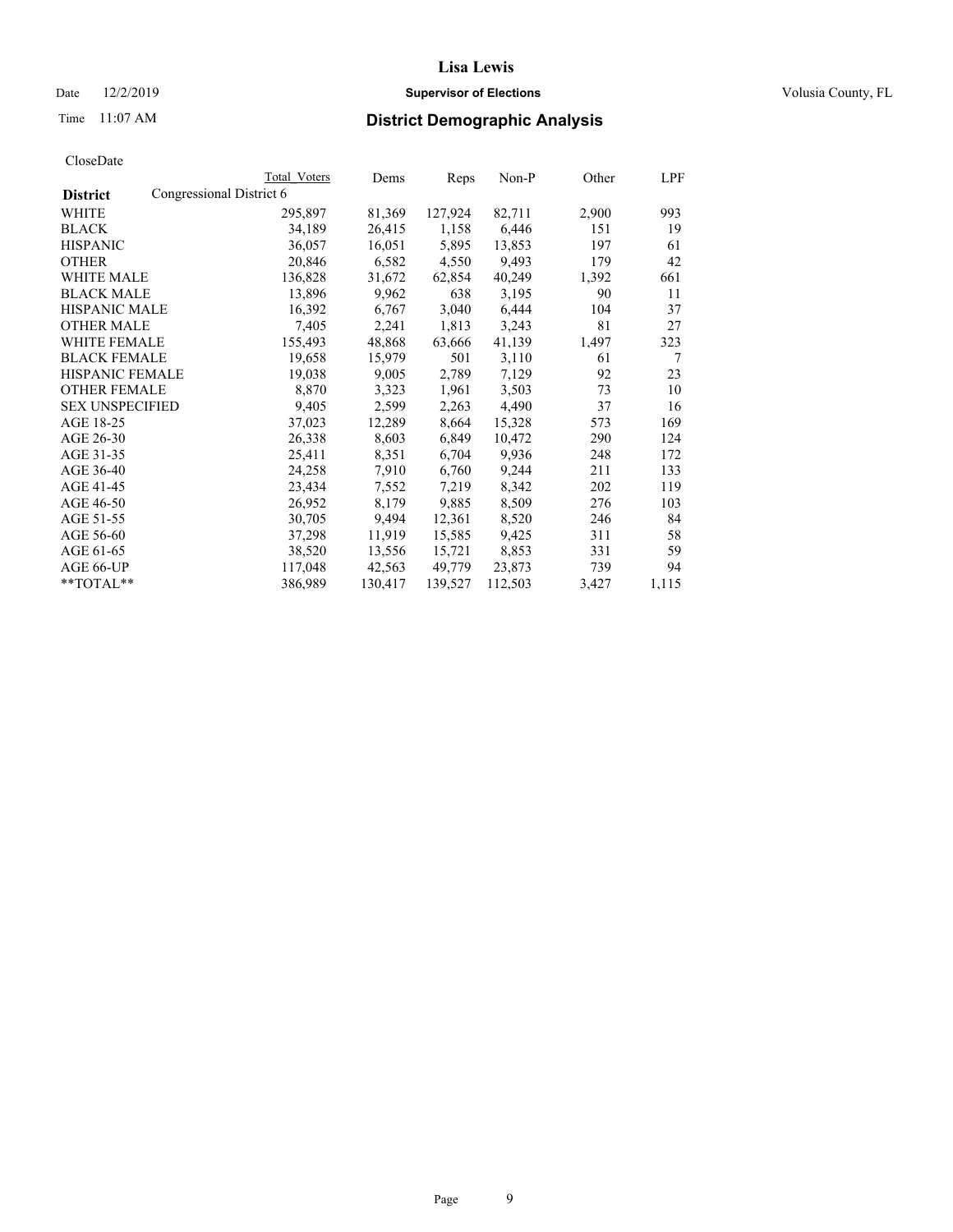# Lisa Lewis

Date 12/2/2019 **Supervisor of Elections** Volusia County, FL

Time 11:07 AM **District Demographic Analysis**

CloseDate

| | Total Voters | Dems | Reps | Non-P | Other | LPF |
|---|---|---|---|---|---|---|
| **District** Congressional District 6 | | | | | | |
| WHITE | 295,897 | 81,369 | 127,924 | 82,711 | 2,900 | 993 |
| BLACK | 34,189 | 26,415 | 1,158 | 6,446 | 151 | 19 |
| HISPANIC | 36,057 | 16,051 | 5,895 | 13,853 | 197 | 61 |
| OTHER | 20,846 | 6,582 | 4,550 | 9,493 | 179 | 42 |
| WHITE MALE | 136,828 | 31,672 | 62,854 | 40,249 | 1,392 | 661 |
| BLACK MALE | 13,896 | 9,962 | 638 | 3,195 | 90 | 11 |
| HISPANIC MALE | 16,392 | 6,767 | 3,040 | 6,444 | 104 | 37 |
| OTHER MALE | 7,405 | 2,241 | 1,813 | 3,243 | 81 | 27 |
| WHITE FEMALE | 155,493 | 48,868 | 63,666 | 41,139 | 1,497 | 323 |
| BLACK FEMALE | 19,658 | 15,979 | 501 | 3,110 | 61 | 7 |
| HISPANIC FEMALE | 19,038 | 9,005 | 2,789 | 7,129 | 92 | 23 |
| OTHER FEMALE | 8,870 | 3,323 | 1,961 | 3,503 | 73 | 10 |
| SEX UNSPECIFIED | 9,405 | 2,599 | 2,263 | 4,490 | 37 | 16 |
| AGE 18-25 | 37,023 | 12,289 | 8,664 | 15,328 | 573 | 169 |
| AGE 26-30 | 26,338 | 8,603 | 6,849 | 10,472 | 290 | 124 |
| AGE 31-35 | 25,411 | 8,351 | 6,704 | 9,936 | 248 | 172 |
| AGE 36-40 | 24,258 | 7,910 | 6,760 | 9,244 | 211 | 133 |
| AGE 41-45 | 23,434 | 7,552 | 7,219 | 8,342 | 202 | 119 |
| AGE 46-50 | 26,952 | 8,179 | 9,885 | 8,509 | 276 | 103 |
| AGE 51-55 | 30,705 | 9,494 | 12,361 | 8,520 | 246 | 84 |
| AGE 56-60 | 37,298 | 11,919 | 15,585 | 9,425 | 311 | 58 |
| AGE 61-65 | 38,520 | 13,556 | 15,721 | 8,853 | 331 | 59 |
| AGE 66-UP | 117,048 | 42,563 | 49,779 | 23,873 | 739 | 94 |
| **TOTAL** | 386,989 | 130,417 | 139,527 | 112,503 | 3,427 | 1,115 |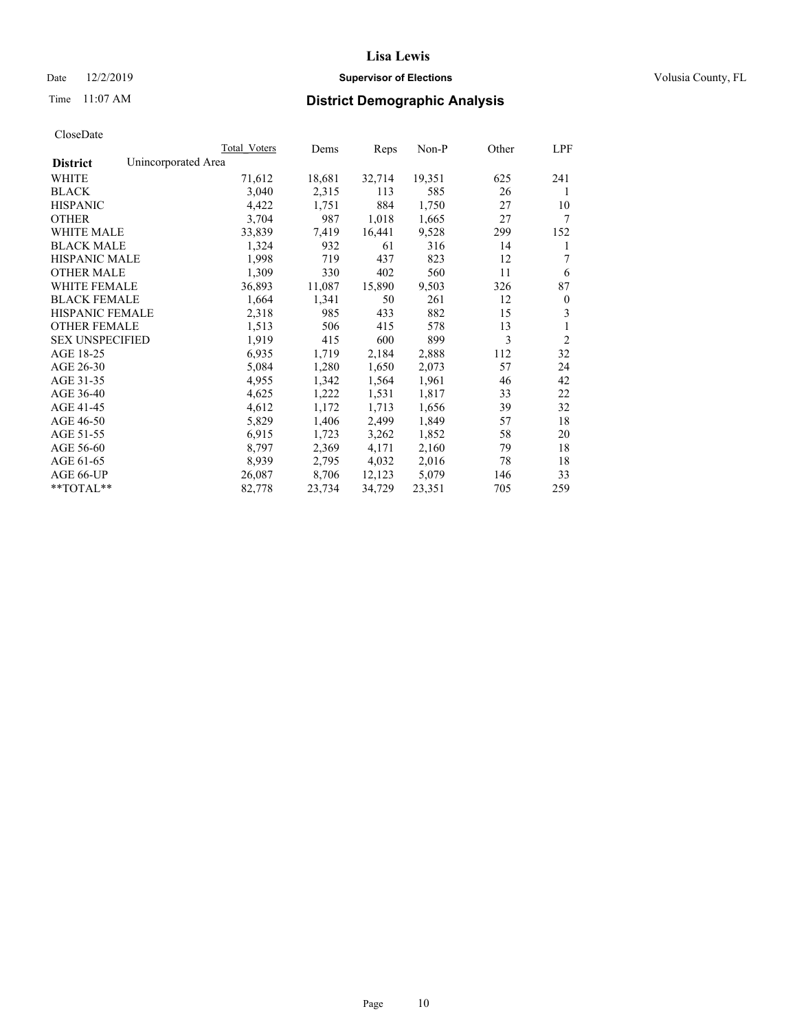# Lisa Lewis

Date 12/2/2019 **Supervisor of Elections** Volusia County, FL

Time 11:07 AM **District Demographic Analysis**

CloseDate

| | Total_Voters | Dems | Reps | Non-P | Other | LPF |
|---|---|---|---|---|---|---|
| **District** Unincorporated Area | | | | | | |
| WHITE | 71,612 | 18,681 | 32,714 | 19,351 | 625 | 241 |
| BLACK | 3,040 | 2,315 | 113 | 585 | 26 | 1 |
| HISPANIC | 4,422 | 1,751 | 884 | 1,750 | 27 | 10 |
| OTHER | 3,704 | 987 | 1,018 | 1,665 | 27 | 7 |
| WHITE MALE | 33,839 | 7,419 | 16,441 | 9,528 | 299 | 152 |
| BLACK MALE | 1,324 | 932 | 61 | 316 | 14 | 1 |
| HISPANIC MALE | 1,998 | 719 | 437 | 823 | 12 | 7 |
| OTHER MALE | 1,309 | 330 | 402 | 560 | 11 | 6 |
| WHITE FEMALE | 36,893 | 11,087 | 15,890 | 9,503 | 326 | 87 |
| BLACK FEMALE | 1,664 | 1,341 | 50 | 261 | 12 | 0 |
| HISPANIC FEMALE | 2,318 | 985 | 433 | 882 | 15 | 3 |
| OTHER FEMALE | 1,513 | 506 | 415 | 578 | 13 | 1 |
| SEX UNSPECIFIED | 1,919 | 415 | 600 | 899 | 3 | 2 |
| AGE 18-25 | 6,935 | 1,719 | 2,184 | 2,888 | 112 | 32 |
| AGE 26-30 | 5,084 | 1,280 | 1,650 | 2,073 | 57 | 24 |
| AGE 31-35 | 4,955 | 1,342 | 1,564 | 1,961 | 46 | 42 |
| AGE 36-40 | 4,625 | 1,222 | 1,531 | 1,817 | 33 | 22 |
| AGE 41-45 | 4,612 | 1,172 | 1,713 | 1,656 | 39 | 32 |
| AGE 46-50 | 5,829 | 1,406 | 2,499 | 1,849 | 57 | 18 |
| AGE 51-55 | 6,915 | 1,723 | 3,262 | 1,852 | 58 | 20 |
| AGE 56-60 | 8,797 | 2,369 | 4,171 | 2,160 | 79 | 18 |
| AGE 61-65 | 8,939 | 2,795 | 4,032 | 2,016 | 78 | 18 |
| AGE 66-UP | 26,087 | 8,706 | 12,123 | 5,079 | 146 | 33 |
| **TOTAL** | 82,778 | 23,734 | 34,729 | 23,351 | 705 | 259 |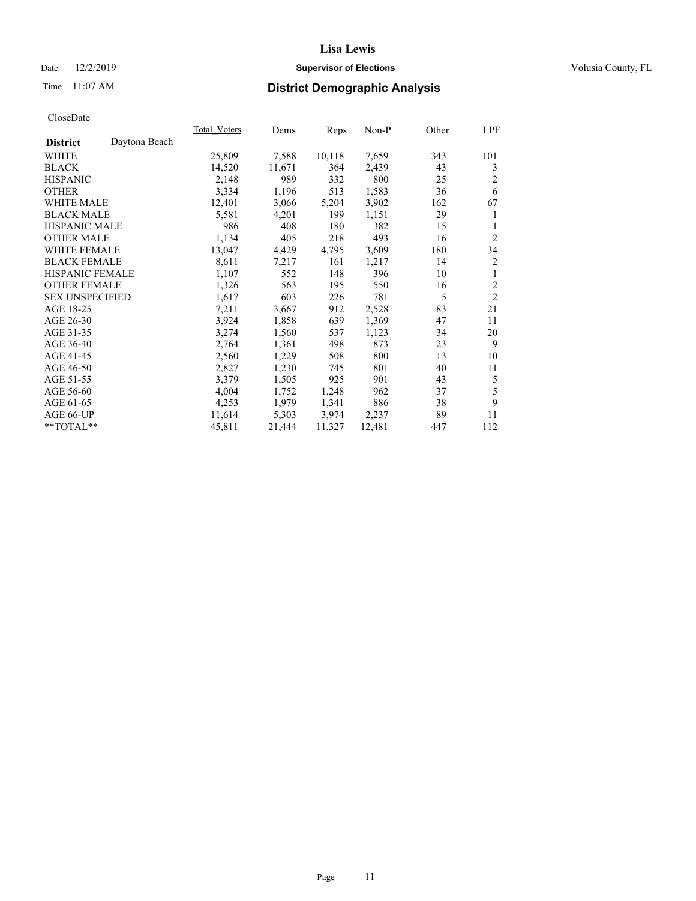# Lisa Lewis

Date 12/2/2019 **Supervisor of Elections** Volusia County, FL

Time 11:07 AM **District Demographic Analysis**

CloseDate

| **District** Daytona Beach | Total_Voters | Dems | Reps | Non-P | Other | LPF |
|---|---|---|---|---|---|---|
| WHITE | 25,809 | 7,588 | 10,118 | 7,659 | 343 | 101 |
| BLACK | 14,520 | 11,671 | 364 | 2,439 | 43 | 3 |
| HISPANIC | 2,148 | 989 | 332 | 800 | 25 | 2 |
| OTHER | 3,334 | 1,196 | 513 | 1,583 | 36 | 6 |
| WHITE MALE | 12,401 | 3,066 | 5,204 | 3,902 | 162 | 67 |
| BLACK MALE | 5,581 | 4,201 | 199 | 1,151 | 29 | 1 |
| HISPANIC MALE | 986 | 408 | 180 | 382 | 15 | 1 |
| OTHER MALE | 1,134 | 405 | 218 | 493 | 16 | 2 |
| WHITE FEMALE | 13,047 | 4,429 | 4,795 | 3,609 | 180 | 34 |
| BLACK FEMALE | 8,611 | 7,217 | 161 | 1,217 | 14 | 2 |
| HISPANIC FEMALE | 1,107 | 552 | 148 | 396 | 10 | 1 |
| OTHER FEMALE | 1,326 | 563 | 195 | 550 | 16 | 2 |
| SEX UNSPECIFIED | 1,617 | 603 | 226 | 781 | 5 | 2 |
| AGE 18-25 | 7,211 | 3,667 | 912 | 2,528 | 83 | 21 |
| AGE 26-30 | 3,924 | 1,858 | 639 | 1,369 | 47 | 11 |
| AGE 31-35 | 3,274 | 1,560 | 537 | 1,123 | 34 | 20 |
| AGE 36-40 | 2,764 | 1,361 | 498 | 873 | 23 | 9 |
| AGE 41-45 | 2,560 | 1,229 | 508 | 800 | 13 | 10 |
| AGE 46-50 | 2,827 | 1,230 | 745 | 801 | 40 | 11 |
| AGE 51-55 | 3,379 | 1,505 | 925 | 901 | 43 | 5 |
| AGE 56-60 | 4,004 | 1,752 | 1,248 | 962 | 37 | 5 |
| AGE 61-65 | 4,253 | 1,979 | 1,341 | 886 | 38 | 9 |
| AGE 66-UP | 11,614 | 5,303 | 3,974 | 2,237 | 89 | 11 |
| **TOTAL** | 45,811 | 21,444 | 11,327 | 12,481 | 447 | 112 |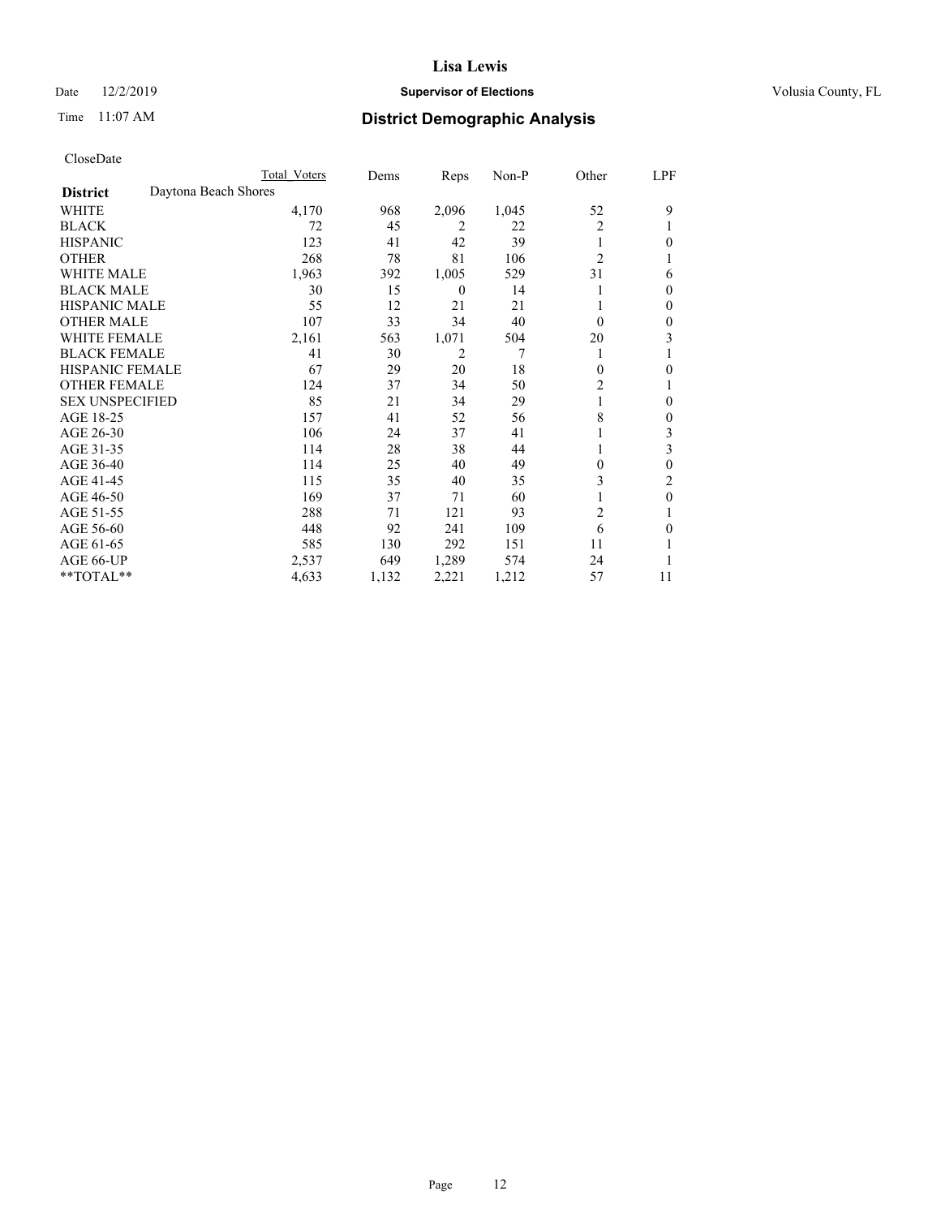# Lisa Lewis

Date 12/2/2019 **Supervisor of Elections** Volusia County, FL

Time 11:07 AM **District Demographic Analysis**

CloseDate

| | Total Voters | Dems | Reps | Non-P | Other | LPF |
|---|---|---|---|---|---|---|
| **District** Daytona Beach Shores | | | | | | |
| WHITE | 4,170 | 968 | 2,096 | 1,045 | 52 | 9 |
| BLACK | 72 | 45 | 2 | 22 | 2 | 1 |
| HISPANIC | 123 | 41 | 42 | 39 | 1 | 0 |
| OTHER | 268 | 78 | 81 | 106 | 2 | 1 |
| WHITE MALE | 1,963 | 392 | 1,005 | 529 | 31 | 6 |
| BLACK MALE | 30 | 15 | 0 | 14 | 1 | 0 |
| HISPANIC MALE | 55 | 12 | 21 | 21 | 1 | 0 |
| OTHER MALE | 107 | 33 | 34 | 40 | 0 | 0 |
| WHITE FEMALE | 2,161 | 563 | 1,071 | 504 | 20 | 3 |
| BLACK FEMALE | 41 | 30 | 2 | 7 | 1 | 1 |
| HISPANIC FEMALE | 67 | 29 | 20 | 18 | 0 | 0 |
| OTHER FEMALE | 124 | 37 | 34 | 50 | 2 | 1 |
| SEX UNSPECIFIED | 85 | 21 | 34 | 29 | 1 | 0 |
| AGE 18-25 | 157 | 41 | 52 | 56 | 8 | 0 |
| AGE 26-30 | 106 | 24 | 37 | 41 | 1 | 3 |
| AGE 31-35 | 114 | 28 | 38 | 44 | 1 | 3 |
| AGE 36-40 | 114 | 25 | 40 | 49 | 0 | 0 |
| AGE 41-45 | 115 | 35 | 40 | 35 | 3 | 2 |
| AGE 46-50 | 169 | 37 | 71 | 60 | 1 | 0 |
| AGE 51-55 | 288 | 71 | 121 | 93 | 2 | 1 |
| AGE 56-60 | 448 | 92 | 241 | 109 | 6 | 0 |
| AGE 61-65 | 585 | 130 | 292 | 151 | 11 | 1 |
| AGE 66-UP | 2,537 | 649 | 1,289 | 574 | 24 | 1 |
| **TOTAL** | 4,633 | 1,132 | 2,221 | 1,212 | 57 | 11 |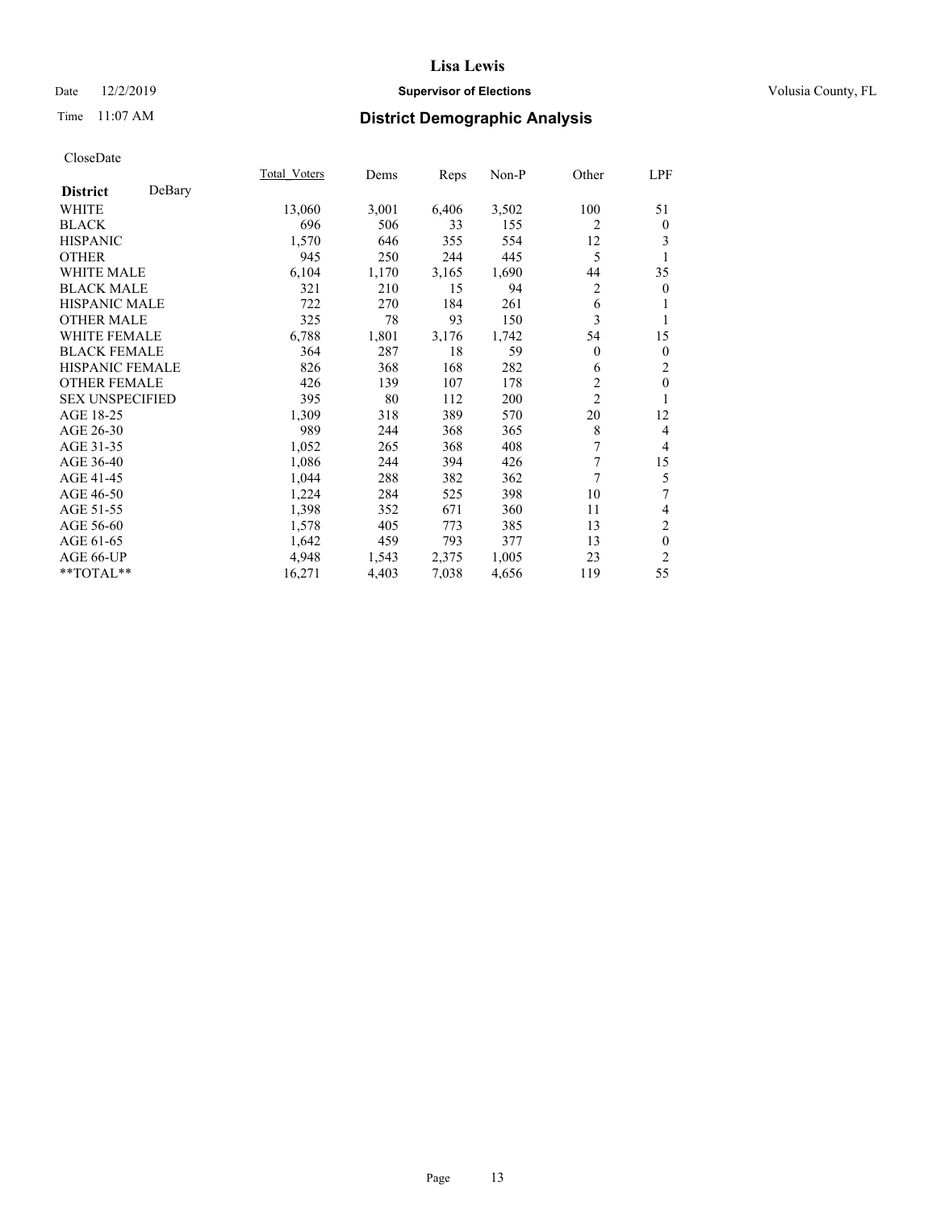Lisa Lewis

Date 12/2/2019 **Supervisor of Elections** Volusia County, FL

Time 11:07 AM **District Demographic Analysis**

CloseDate

| **District** DeBary | Total_Voters | Dems | Reps | Non-P | Other | LPF |
|---|---|---|---|---|---|---|
| WHITE | 13,060 | 3,001 | 6,406 | 3,502 | 100 | 51 |
| BLACK | 696 | 506 | 33 | 155 | 2 | 0 |
| HISPANIC | 1,570 | 646 | 355 | 554 | 12 | 3 |
| OTHER | 945 | 250 | 244 | 445 | 5 | 1 |
| WHITE MALE | 6,104 | 1,170 | 3,165 | 1,690 | 44 | 35 |
| BLACK MALE | 321 | 210 | 15 | 94 | 2 | 0 |
| HISPANIC MALE | 722 | 270 | 184 | 261 | 6 | 1 |
| OTHER MALE | 325 | 78 | 93 | 150 | 3 | 1 |
| WHITE FEMALE | 6,788 | 1,801 | 3,176 | 1,742 | 54 | 15 |
| BLACK FEMALE | 364 | 287 | 18 | 59 | 0 | 0 |
| HISPANIC FEMALE | 826 | 368 | 168 | 282 | 6 | 2 |
| OTHER FEMALE | 426 | 139 | 107 | 178 | 2 | 0 |
| SEX UNSPECIFIED | 395 | 80 | 112 | 200 | 2 | 1 |
| AGE 18-25 | 1,309 | 318 | 389 | 570 | 20 | 12 |
| AGE 26-30 | 989 | 244 | 368 | 365 | 8 | 4 |
| AGE 31-35 | 1,052 | 265 | 368 | 408 | 7 | 4 |
| AGE 36-40 | 1,086 | 244 | 394 | 426 | 7 | 15 |
| AGE 41-45 | 1,044 | 288 | 382 | 362 | 7 | 5 |
| AGE 46-50 | 1,224 | 284 | 525 | 398 | 10 | 7 |
| AGE 51-55 | 1,398 | 352 | 671 | 360 | 11 | 4 |
| AGE 56-60 | 1,578 | 405 | 773 | 385 | 13 | 2 |
| AGE 61-65 | 1,642 | 459 | 793 | 377 | 13 | 0 |
| AGE 66-UP | 4,948 | 1,543 | 2,375 | 1,005 | 23 | 2 |
| **TOTAL** | 16,271 | 4,403 | 7,038 | 4,656 | 119 | 55 |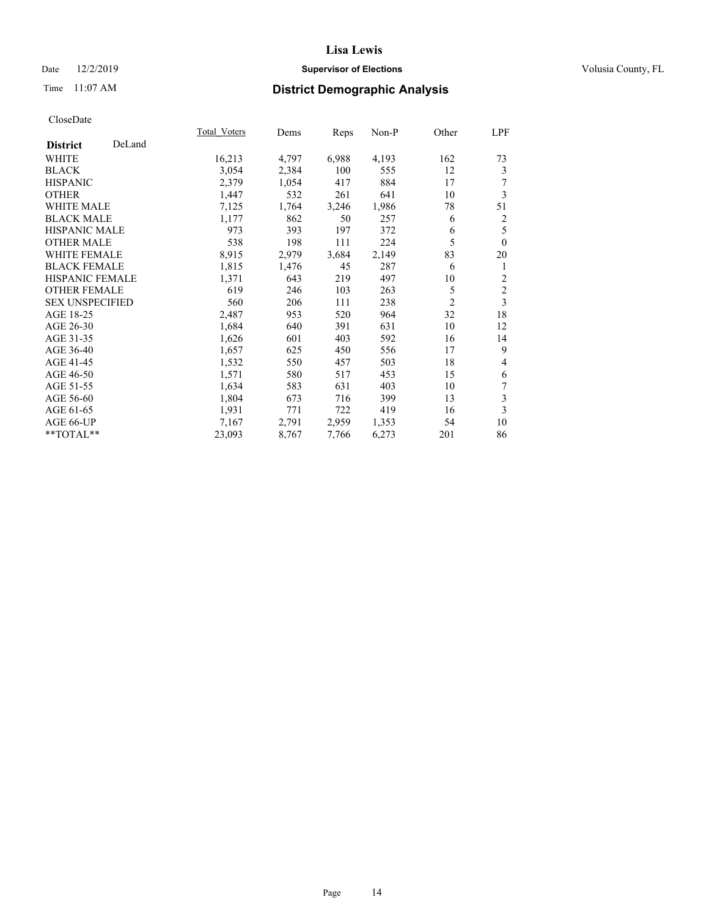# Lisa Lewis

Date 12/2/2019 **Supervisor of Elections** Volusia County, FL

Time 11:07 AM **District Demographic Analysis**

CloseDate

| **District** DeLand | Total_Voters | Dems | Reps | Non-P | Other | LPF |
|---|---|---|---|---|---|---|
| WHITE | 16,213 | 4,797 | 6,988 | 4,193 | 162 | 73 |
| BLACK | 3,054 | 2,384 | 100 | 555 | 12 | 3 |
| HISPANIC | 2,379 | 1,054 | 417 | 884 | 17 | 7 |
| OTHER | 1,447 | 532 | 261 | 641 | 10 | 3 |
| WHITE MALE | 7,125 | 1,764 | 3,246 | 1,986 | 78 | 51 |
| BLACK MALE | 1,177 | 862 | 50 | 257 | 6 | 2 |
| HISPANIC MALE | 973 | 393 | 197 | 372 | 6 | 5 |
| OTHER MALE | 538 | 198 | 111 | 224 | 5 | 0 |
| WHITE FEMALE | 8,915 | 2,979 | 3,684 | 2,149 | 83 | 20 |
| BLACK FEMALE | 1,815 | 1,476 | 45 | 287 | 6 | 1 |
| HISPANIC FEMALE | 1,371 | 643 | 219 | 497 | 10 | 2 |
| OTHER FEMALE | 619 | 246 | 103 | 263 | 5 | 2 |
| SEX UNSPECIFIED | 560 | 206 | 111 | 238 | 2 | 3 |
| AGE 18-25 | 2,487 | 953 | 520 | 964 | 32 | 18 |
| AGE 26-30 | 1,684 | 640 | 391 | 631 | 10 | 12 |
| AGE 31-35 | 1,626 | 601 | 403 | 592 | 16 | 14 |
| AGE 36-40 | 1,657 | 625 | 450 | 556 | 17 | 9 |
| AGE 41-45 | 1,532 | 550 | 457 | 503 | 18 | 4 |
| AGE 46-50 | 1,571 | 580 | 517 | 453 | 15 | 6 |
| AGE 51-55 | 1,634 | 583 | 631 | 403 | 10 | 7 |
| AGE 56-60 | 1,804 | 673 | 716 | 399 | 13 | 3 |
| AGE 61-65 | 1,931 | 771 | 722 | 419 | 16 | 3 |
| AGE 66-UP | 7,167 | 2,791 | 2,959 | 1,353 | 54 | 10 |
| **TOTAL** | 23,093 | 8,767 | 7,766 | 6,273 | 201 | 86 |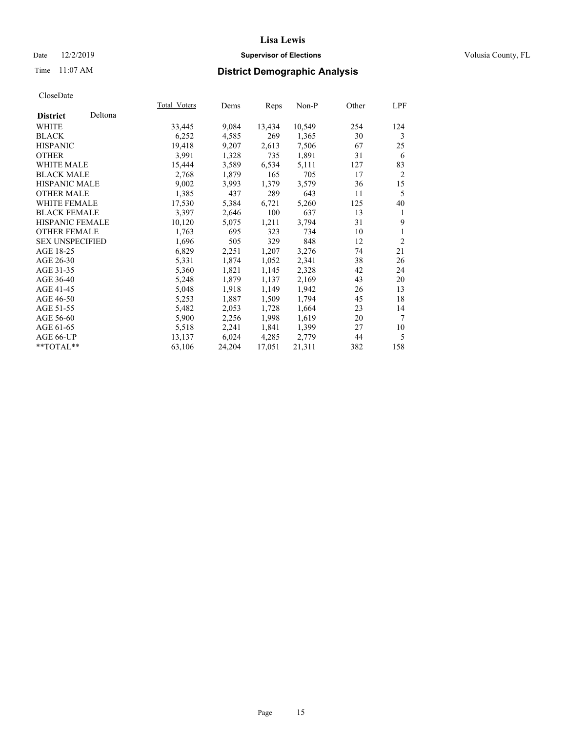# Lisa Lewis

Date 12/2/2019 **Supervisor of Elections** Volusia County, FL

Time 11:07 AM **District Demographic Analysis**

CloseDate

| **District** Deltona | Total_Voters | Dems | Reps | Non-P | Other | LPF |
|---|---|---|---|---|---|---|
| WHITE | 33,445 | 9,084 | 13,434 | 10,549 | 254 | 124 |
| BLACK | 6,252 | 4,585 | 269 | 1,365 | 30 | 3 |
| HISPANIC | 19,418 | 9,207 | 2,613 | 7,506 | 67 | 25 |
| OTHER | 3,991 | 1,328 | 735 | 1,891 | 31 | 6 |
| WHITE MALE | 15,444 | 3,589 | 6,534 | 5,111 | 127 | 83 |
| BLACK MALE | 2,768 | 1,879 | 165 | 705 | 17 | 2 |
| HISPANIC MALE | 9,002 | 3,993 | 1,379 | 3,579 | 36 | 15 |
| OTHER MALE | 1,385 | 437 | 289 | 643 | 11 | 5 |
| WHITE FEMALE | 17,530 | 5,384 | 6,721 | 5,260 | 125 | 40 |
| BLACK FEMALE | 3,397 | 2,646 | 100 | 637 | 13 | 1 |
| HISPANIC FEMALE | 10,120 | 5,075 | 1,211 | 3,794 | 31 | 9 |
| OTHER FEMALE | 1,763 | 695 | 323 | 734 | 10 | 1 |
| SEX UNSPECIFIED | 1,696 | 505 | 329 | 848 | 12 | 2 |
| AGE 18-25 | 6,829 | 2,251 | 1,207 | 3,276 | 74 | 21 |
| AGE 26-30 | 5,331 | 1,874 | 1,052 | 2,341 | 38 | 26 |
| AGE 31-35 | 5,360 | 1,821 | 1,145 | 2,328 | 42 | 24 |
| AGE 36-40 | 5,248 | 1,879 | 1,137 | 2,169 | 43 | 20 |
| AGE 41-45 | 5,048 | 1,918 | 1,149 | 1,942 | 26 | 13 |
| AGE 46-50 | 5,253 | 1,887 | 1,509 | 1,794 | 45 | 18 |
| AGE 51-55 | 5,482 | 2,053 | 1,728 | 1,664 | 23 | 14 |
| AGE 56-60 | 5,900 | 2,256 | 1,998 | 1,619 | 20 | 7 |
| AGE 61-65 | 5,518 | 2,241 | 1,841 | 1,399 | 27 | 10 |
| AGE 66-UP | 13,137 | 6,024 | 4,285 | 2,779 | 44 | 5 |
| **TOTAL** | 63,106 | 24,204 | 17,051 | 21,311 | 382 | 158 |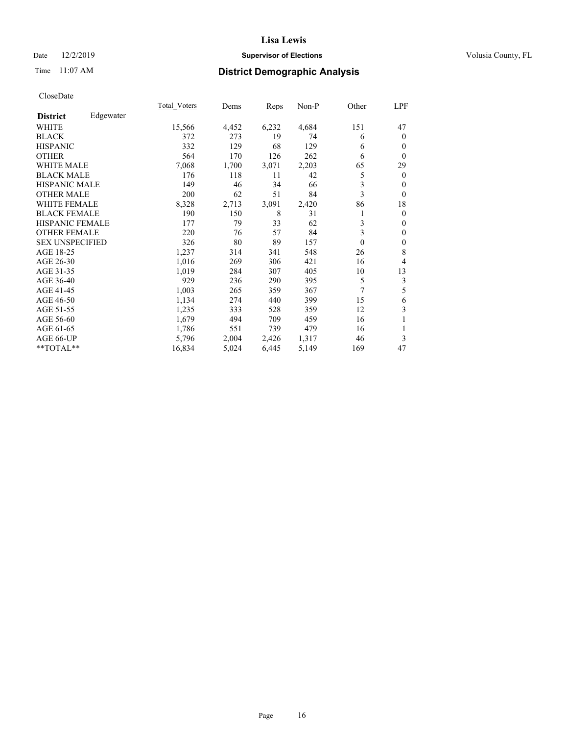# Lisa Lewis

Date 12/2/2019 **Supervisor of Elections** Volusia County, FL

Time 11:07 AM **District Demographic Analysis**

CloseDate

| **District** Edgewater | Total_Voters | Dems | Reps | Non-P | Other | LPF |
|---|---|---|---|---|---|---|
| WHITE | 15,566 | 4,452 | 6,232 | 4,684 | 151 | 47 |
| BLACK | 372 | 273 | 19 | 74 | 6 | 0 |
| HISPANIC | 332 | 129 | 68 | 129 | 6 | 0 |
| OTHER | 564 | 170 | 126 | 262 | 6 | 0 |
| WHITE MALE | 7,068 | 1,700 | 3,071 | 2,203 | 65 | 29 |
| BLACK MALE | 176 | 118 | 11 | 42 | 5 | 0 |
| HISPANIC MALE | 149 | 46 | 34 | 66 | 3 | 0 |
| OTHER MALE | 200 | 62 | 51 | 84 | 3 | 0 |
| WHITE FEMALE | 8,328 | 2,713 | 3,091 | 2,420 | 86 | 18 |
| BLACK FEMALE | 190 | 150 | 8 | 31 | 1 | 0 |
| HISPANIC FEMALE | 177 | 79 | 33 | 62 | 3 | 0 |
| OTHER FEMALE | 220 | 76 | 57 | 84 | 3 | 0 |
| SEX UNSPECIFIED | 326 | 80 | 89 | 157 | 0 | 0 |
| AGE 18-25 | 1,237 | 314 | 341 | 548 | 26 | 8 |
| AGE 26-30 | 1,016 | 269 | 306 | 421 | 16 | 4 |
| AGE 31-35 | 1,019 | 284 | 307 | 405 | 10 | 13 |
| AGE 36-40 | 929 | 236 | 290 | 395 | 5 | 3 |
| AGE 41-45 | 1,003 | 265 | 359 | 367 | 7 | 5 |
| AGE 46-50 | 1,134 | 274 | 440 | 399 | 15 | 6 |
| AGE 51-55 | 1,235 | 333 | 528 | 359 | 12 | 3 |
| AGE 56-60 | 1,679 | 494 | 709 | 459 | 16 | 1 |
| AGE 61-65 | 1,786 | 551 | 739 | 479 | 16 | 1 |
| AGE 66-UP | 5,796 | 2,004 | 2,426 | 1,317 | 46 | 3 |
| **TOTAL** | 16,834 | 5,024 | 6,445 | 5,149 | 169 | 47 |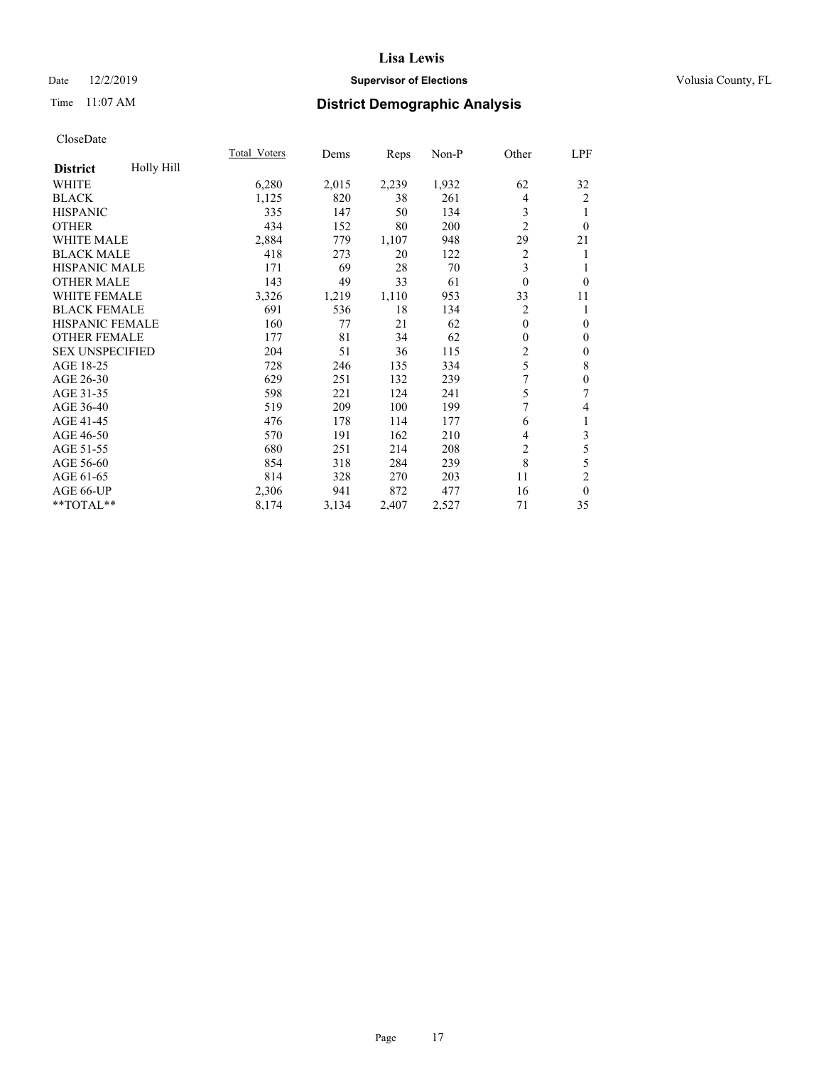# Lisa Lewis

Date 12/2/2019 **Supervisor of Elections** Volusia County, FL

Time 11:07 AM **District Demographic Analysis**

CloseDate

| **District** Holly Hill | Total_Voters | Dems | Reps | Non-P | Other | LPF |
|---|---|---|---|---|---|---|
| WHITE | 6,280 | 2,015 | 2,239 | 1,932 | 62 | 32 |
| BLACK | 1,125 | 820 | 38 | 261 | 4 | 2 |
| HISPANIC | 335 | 147 | 50 | 134 | 3 | 1 |
| OTHER | 434 | 152 | 80 | 200 | 2 | 0 |
| WHITE MALE | 2,884 | 779 | 1,107 | 948 | 29 | 21 |
| BLACK MALE | 418 | 273 | 20 | 122 | 2 | 1 |
| HISPANIC MALE | 171 | 69 | 28 | 70 | 3 | 1 |
| OTHER MALE | 143 | 49 | 33 | 61 | 0 | 0 |
| WHITE FEMALE | 3,326 | 1,219 | 1,110 | 953 | 33 | 11 |
| BLACK FEMALE | 691 | 536 | 18 | 134 | 2 | 1 |
| HISPANIC FEMALE | 160 | 77 | 21 | 62 | 0 | 0 |
| OTHER FEMALE | 177 | 81 | 34 | 62 | 0 | 0 |
| SEX UNSPECIFIED | 204 | 51 | 36 | 115 | 2 | 0 |
| AGE 18-25 | 728 | 246 | 135 | 334 | 5 | 8 |
| AGE 26-30 | 629 | 251 | 132 | 239 | 7 | 0 |
| AGE 31-35 | 598 | 221 | 124 | 241 | 5 | 7 |
| AGE 36-40 | 519 | 209 | 100 | 199 | 7 | 4 |
| AGE 41-45 | 476 | 178 | 114 | 177 | 6 | 1 |
| AGE 46-50 | 570 | 191 | 162 | 210 | 4 | 3 |
| AGE 51-55 | 680 | 251 | 214 | 208 | 2 | 5 |
| AGE 56-60 | 854 | 318 | 284 | 239 | 8 | 5 |
| AGE 61-65 | 814 | 328 | 270 | 203 | 11 | 2 |
| AGE 66-UP | 2,306 | 941 | 872 | 477 | 16 | 0 |
| **TOTAL** | 8,174 | 3,134 | 2,407 | 2,527 | 71 | 35 |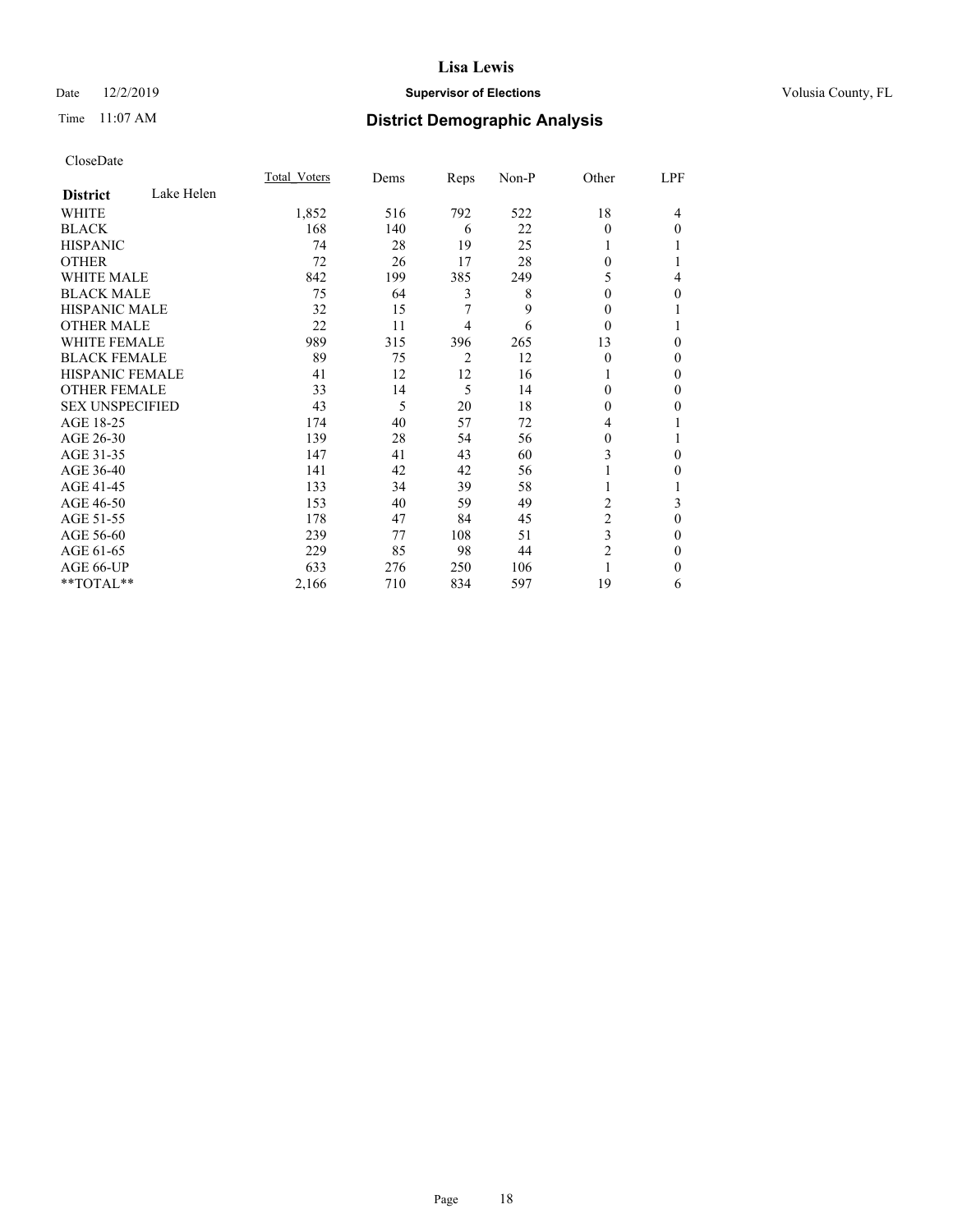# Lisa Lewis

Date 12/2/2019 **Supervisor of Elections** Volusia County, FL

Time 11:07 AM **District Demographic Analysis**

CloseDate

| **District** Lake Helen | Total_Voters | Dems | Reps | Non-P | Other | LPF |
|---|---|---|---|---|---|---|
| WHITE | 1,852 | 516 | 792 | 522 | 18 | 4 |
| BLACK | 168 | 140 | 6 | 22 | 0 | 0 |
| HISPANIC | 74 | 28 | 19 | 25 | 1 | 1 |
| OTHER | 72 | 26 | 17 | 28 | 0 | 1 |
| WHITE MALE | 842 | 199 | 385 | 249 | 5 | 4 |
| BLACK MALE | 75 | 64 | 3 | 8 | 0 | 0 |
| HISPANIC MALE | 32 | 15 | 7 | 9 | 0 | 1 |
| OTHER MALE | 22 | 11 | 4 | 6 | 0 | 1 |
| WHITE FEMALE | 989 | 315 | 396 | 265 | 13 | 0 |
| BLACK FEMALE | 89 | 75 | 2 | 12 | 0 | 0 |
| HISPANIC FEMALE | 41 | 12 | 12 | 16 | 1 | 0 |
| OTHER FEMALE | 33 | 14 | 5 | 14 | 0 | 0 |
| SEX UNSPECIFIED | 43 | 5 | 20 | 18 | 0 | 0 |
| AGE 18-25 | 174 | 40 | 57 | 72 | 4 | 1 |
| AGE 26-30 | 139 | 28 | 54 | 56 | 0 | 1 |
| AGE 31-35 | 147 | 41 | 43 | 60 | 3 | 0 |
| AGE 36-40 | 141 | 42 | 42 | 56 | 1 | 0 |
| AGE 41-45 | 133 | 34 | 39 | 58 | 1 | 1 |
| AGE 46-50 | 153 | 40 | 59 | 49 | 2 | 3 |
| AGE 51-55 | 178 | 47 | 84 | 45 | 2 | 0 |
| AGE 56-60 | 239 | 77 | 108 | 51 | 3 | 0 |
| AGE 61-65 | 229 | 85 | 98 | 44 | 2 | 0 |
| AGE 66-UP | 633 | 276 | 250 | 106 | 1 | 0 |
| **TOTAL** | 2,166 | 710 | 834 | 597 | 19 | 6 |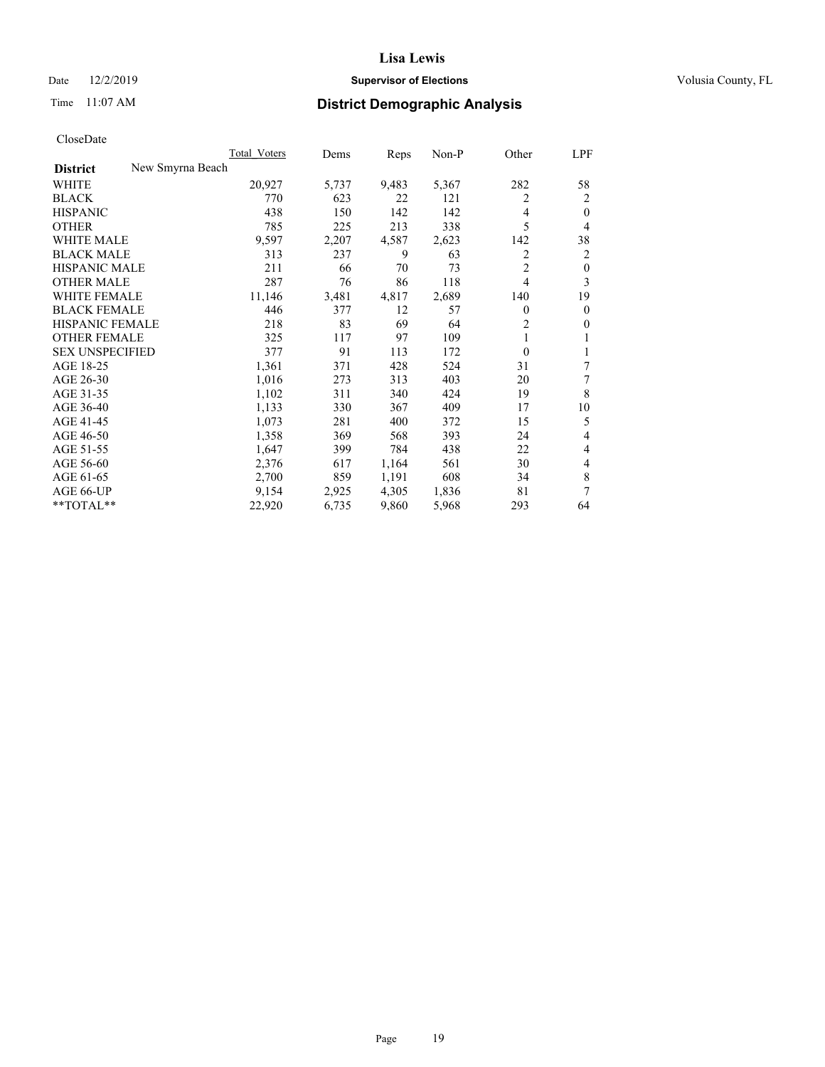CloseDate

| District | New Smyrna Beach | Total_Voters | Dems | Reps | Non-P | Other | LPF |
|---|---|---|---|---|---|---|---|
| WHITE | | 20,927 | 5,737 | 9,483 | 5,367 | 282 | 58 |
| BLACK | | 770 | 623 | 22 | 121 | 2 | 2 |
| HISPANIC | | 438 | 150 | 142 | 142 | 4 | 0 |
| OTHER | | 785 | 225 | 213 | 338 | 5 | 4 |
| WHITE MALE | | 9,597 | 2,207 | 4,587 | 2,623 | 142 | 38 |
| BLACK MALE | | 313 | 237 | 9 | 63 | 2 | 2 |
| HISPANIC MALE | | 211 | 66 | 70 | 73 | 2 | 0 |
| OTHER MALE | | 287 | 76 | 86 | 118 | 4 | 3 |
| WHITE FEMALE | | 11,146 | 3,481 | 4,817 | 2,689 | 140 | 19 |
| BLACK FEMALE | | 446 | 377 | 12 | 57 | 0 | 0 |
| HISPANIC FEMALE | | 218 | 83 | 69 | 64 | 2 | 0 |
| OTHER FEMALE | | 325 | 117 | 97 | 109 | 1 | 1 |
| SEX UNSPECIFIED | | 377 | 91 | 113 | 172 | 0 | 1 |
| AGE 18-25 | | 1,361 | 371 | 428 | 524 | 31 | 7 |
| AGE 26-30 | | 1,016 | 273 | 313 | 403 | 20 | 7 |
| AGE 31-35 | | 1,102 | 311 | 340 | 424 | 19 | 8 |
| AGE 36-40 | | 1,133 | 330 | 367 | 409 | 17 | 10 |
| AGE 41-45 | | 1,073 | 281 | 400 | 372 | 15 | 5 |
| AGE 46-50 | | 1,358 | 369 | 568 | 393 | 24 | 4 |
| AGE 51-55 | | 1,647 | 399 | 784 | 438 | 22 | 4 |
| AGE 56-60 | | 2,376 | 617 | 1,164 | 561 | 30 | 4 |
| AGE 61-65 | | 2,700 | 859 | 1,191 | 608 | 34 | 8 |
| AGE 66-UP | | 9,154 | 2,925 | 4,305 | 1,836 | 81 | 7 |
| **TOTAL** | | 22,920 | 6,735 | 9,860 | 5,968 | 293 | 64 |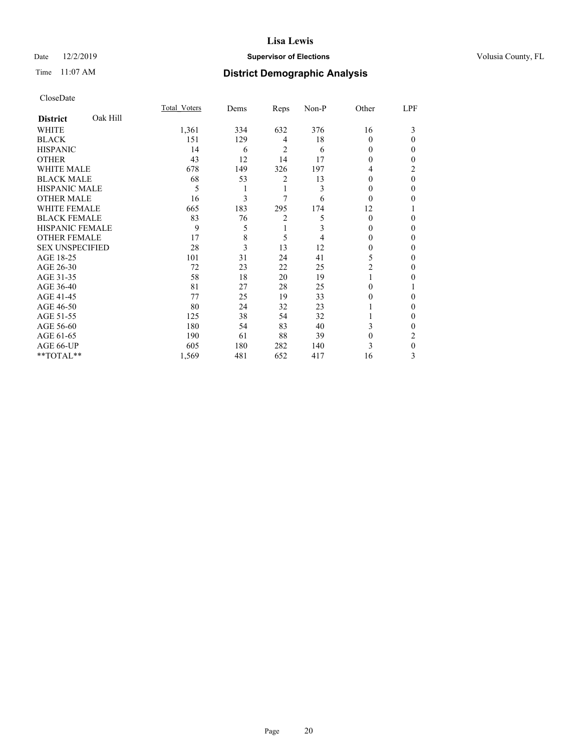# Lisa Lewis

Date 12/2/2019 **Supervisor of Elections** Volusia County, FL

Time 11:07 AM **District Demographic Analysis**

CloseDate

| **District** Oak Hill | Total_Voters | Dems | Reps | Non-P | Other | LPF |
|---|---|---|---|---|---|---|
| WHITE | 1,361 | 334 | 632 | 376 | 16 | 3 |
| BLACK | 151 | 129 | 4 | 18 | 0 | 0 |
| HISPANIC | 14 | 6 | 2 | 6 | 0 | 0 |
| OTHER | 43 | 12 | 14 | 17 | 0 | 0 |
| WHITE MALE | 678 | 149 | 326 | 197 | 4 | 2 |
| BLACK MALE | 68 | 53 | 2 | 13 | 0 | 0 |
| HISPANIC MALE | 5 | 1 | 1 | 3 | 0 | 0 |
| OTHER MALE | 16 | 3 | 7 | 6 | 0 | 0 |
| WHITE FEMALE | 665 | 183 | 295 | 174 | 12 | 1 |
| BLACK FEMALE | 83 | 76 | 2 | 5 | 0 | 0 |
| HISPANIC FEMALE | 9 | 5 | 1 | 3 | 0 | 0 |
| OTHER FEMALE | 17 | 8 | 5 | 4 | 0 | 0 |
| SEX UNSPECIFIED | 28 | 3 | 13 | 12 | 0 | 0 |
| AGE 18-25 | 101 | 31 | 24 | 41 | 5 | 0 |
| AGE 26-30 | 72 | 23 | 22 | 25 | 2 | 0 |
| AGE 31-35 | 58 | 18 | 20 | 19 | 1 | 0 |
| AGE 36-40 | 81 | 27 | 28 | 25 | 0 | 1 |
| AGE 41-45 | 77 | 25 | 19 | 33 | 0 | 0 |
| AGE 46-50 | 80 | 24 | 32 | 23 | 1 | 0 |
| AGE 51-55 | 125 | 38 | 54 | 32 | 1 | 0 |
| AGE 56-60 | 180 | 54 | 83 | 40 | 3 | 0 |
| AGE 61-65 | 190 | 61 | 88 | 39 | 0 | 2 |
| AGE 66-UP | 605 | 180 | 282 | 140 | 3 | 0 |
| **TOTAL** | 1,569 | 481 | 652 | 417 | 16 | 3 |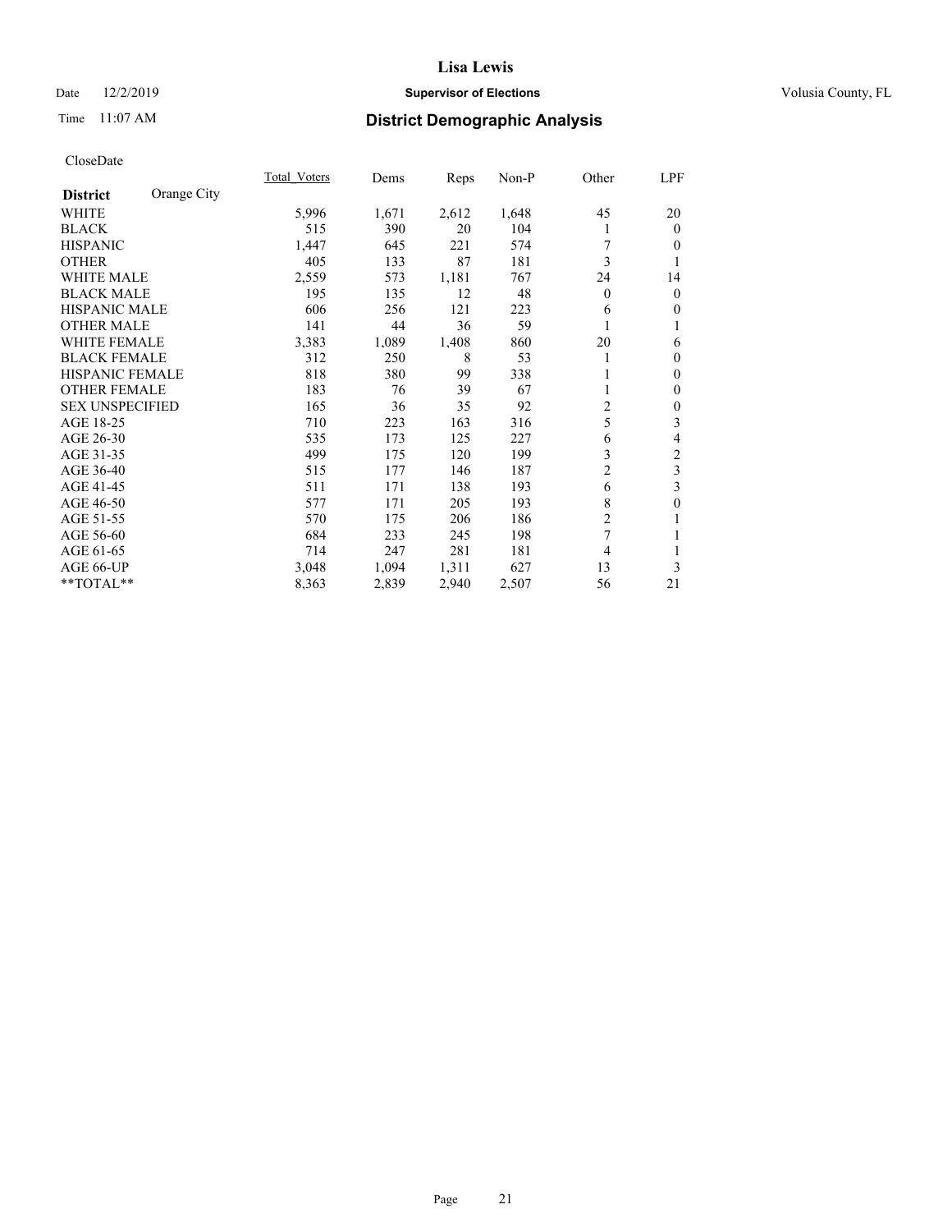# Lisa Lewis

Date 12/2/2019 **Supervisor of Elections** Volusia County, FL

Time 11:07 AM **District Demographic Analysis**

CloseDate

| **District** Orange City | Total_Voters | Dems | Reps | Non-P | Other | LPF |
|---|---|---|---|---|---|---|
| WHITE | 5,996 | 1,671 | 2,612 | 1,648 | 45 | 20 |
| BLACK | 515 | 390 | 20 | 104 | 1 | 0 |
| HISPANIC | 1,447 | 645 | 221 | 574 | 7 | 0 |
| OTHER | 405 | 133 | 87 | 181 | 3 | 1 |
| WHITE MALE | 2,559 | 573 | 1,181 | 767 | 24 | 14 |
| BLACK MALE | 195 | 135 | 12 | 48 | 0 | 0 |
| HISPANIC MALE | 606 | 256 | 121 | 223 | 6 | 0 |
| OTHER MALE | 141 | 44 | 36 | 59 | 1 | 1 |
| WHITE FEMALE | 3,383 | 1,089 | 1,408 | 860 | 20 | 6 |
| BLACK FEMALE | 312 | 250 | 8 | 53 | 1 | 0 |
| HISPANIC FEMALE | 818 | 380 | 99 | 338 | 1 | 0 |
| OTHER FEMALE | 183 | 76 | 39 | 67 | 1 | 0 |
| SEX UNSPECIFIED | 165 | 36 | 35 | 92 | 2 | 0 |
| AGE 18-25 | 710 | 223 | 163 | 316 | 5 | 3 |
| AGE 26-30 | 535 | 173 | 125 | 227 | 6 | 4 |
| AGE 31-35 | 499 | 175 | 120 | 199 | 3 | 2 |
| AGE 36-40 | 515 | 177 | 146 | 187 | 2 | 3 |
| AGE 41-45 | 511 | 171 | 138 | 193 | 6 | 3 |
| AGE 46-50 | 577 | 171 | 205 | 193 | 8 | 0 |
| AGE 51-55 | 570 | 175 | 206 | 186 | 2 | 1 |
| AGE 56-60 | 684 | 233 | 245 | 198 | 7 | 1 |
| AGE 61-65 | 714 | 247 | 281 | 181 | 4 | 1 |
| AGE 66-UP | 3,048 | 1,094 | 1,311 | 627 | 13 | 3 |
| **TOTAL** | 8,363 | 2,839 | 2,940 | 2,507 | 56 | 21 |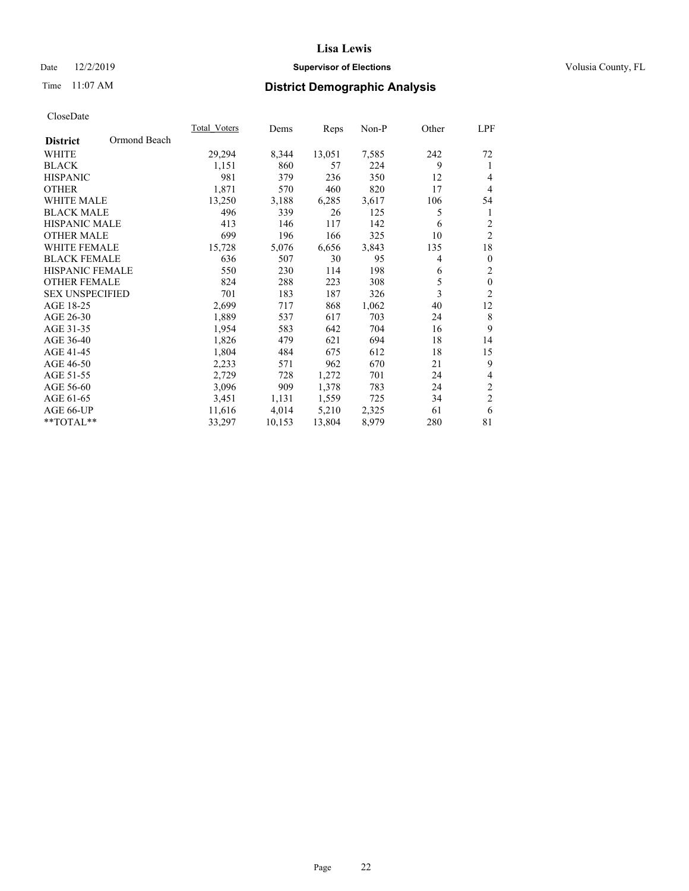# Lisa Lewis

Date 12/2/2019 **Supervisor of Elections** Volusia County, FL

Time 11:07 AM **District Demographic Analysis**

CloseDate

| District | Ormond Beach | Total_Voters | Dems | Reps | Non-P | Other | LPF |
|---|---|---|---|---|---|---|---|
| WHITE | | 29,294 | 8,344 | 13,051 | 7,585 | 242 | 72 |
| BLACK | | 1,151 | 860 | 57 | 224 | 9 | 1 |
| HISPANIC | | 981 | 379 | 236 | 350 | 12 | 4 |
| OTHER | | 1,871 | 570 | 460 | 820 | 17 | 4 |
| WHITE MALE | | 13,250 | 3,188 | 6,285 | 3,617 | 106 | 54 |
| BLACK MALE | | 496 | 339 | 26 | 125 | 5 | 1 |
| HISPANIC MALE | | 413 | 146 | 117 | 142 | 6 | 2 |
| OTHER MALE | | 699 | 196 | 166 | 325 | 10 | 2 |
| WHITE FEMALE | | 15,728 | 5,076 | 6,656 | 3,843 | 135 | 18 |
| BLACK FEMALE | | 636 | 507 | 30 | 95 | 4 | 0 |
| HISPANIC FEMALE | | 550 | 230 | 114 | 198 | 6 | 2 |
| OTHER FEMALE | | 824 | 288 | 223 | 308 | 5 | 0 |
| SEX UNSPECIFIED | | 701 | 183 | 187 | 326 | 3 | 2 |
| AGE 18-25 | | 2,699 | 717 | 868 | 1,062 | 40 | 12 |
| AGE 26-30 | | 1,889 | 537 | 617 | 703 | 24 | 8 |
| AGE 31-35 | | 1,954 | 583 | 642 | 704 | 16 | 9 |
| AGE 36-40 | | 1,826 | 479 | 621 | 694 | 18 | 14 |
| AGE 41-45 | | 1,804 | 484 | 675 | 612 | 18 | 15 |
| AGE 46-50 | | 2,233 | 571 | 962 | 670 | 21 | 9 |
| AGE 51-55 | | 2,729 | 728 | 1,272 | 701 | 24 | 4 |
| AGE 56-60 | | 3,096 | 909 | 1,378 | 783 | 24 | 2 |
| AGE 61-65 | | 3,451 | 1,131 | 1,559 | 725 | 34 | 2 |
| AGE 66-UP | | 11,616 | 4,014 | 5,210 | 2,325 | 61 | 6 |
| **TOTAL** | | 33,297 | 10,153 | 13,804 | 8,979 | 280 | 81 |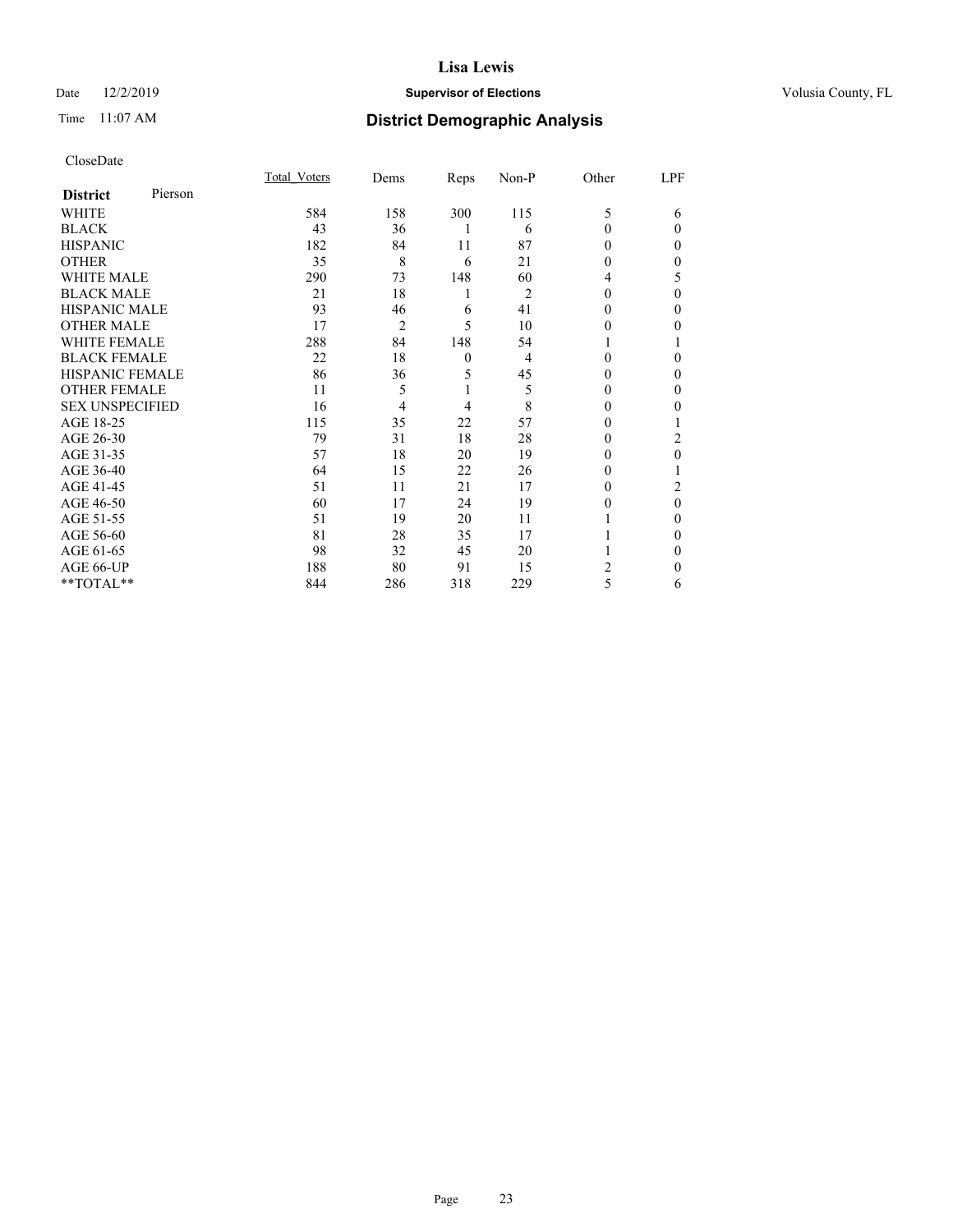# Lisa Lewis

Date 12/2/2019 **Supervisor of Elections** Volusia County, FL

Time 11:07 AM **District Demographic Analysis**

CloseDate

| **District** Pierson | Total_Voters | Dems | Reps | Non-P | Other | LPF |
|---|---|---|---|---|---|---|
| WHITE | 584 | 158 | 300 | 115 | 5 | 6 |
| BLACK | 43 | 36 | 1 | 6 | 0 | 0 |
| HISPANIC | 182 | 84 | 11 | 87 | 0 | 0 |
| OTHER | 35 | 8 | 6 | 21 | 0 | 0 |
| WHITE MALE | 290 | 73 | 148 | 60 | 4 | 5 |
| BLACK MALE | 21 | 18 | 1 | 2 | 0 | 0 |
| HISPANIC MALE | 93 | 46 | 6 | 41 | 0 | 0 |
| OTHER MALE | 17 | 2 | 5 | 10 | 0 | 0 |
| WHITE FEMALE | 288 | 84 | 148 | 54 | 1 | 1 |
| BLACK FEMALE | 22 | 18 | 0 | 4 | 0 | 0 |
| HISPANIC FEMALE | 86 | 36 | 5 | 45 | 0 | 0 |
| OTHER FEMALE | 11 | 5 | 1 | 5 | 0 | 0 |
| SEX UNSPECIFIED | 16 | 4 | 4 | 8 | 0 | 0 |
| AGE 18-25 | 115 | 35 | 22 | 57 | 0 | 1 |
| AGE 26-30 | 79 | 31 | 18 | 28 | 0 | 2 |
| AGE 31-35 | 57 | 18 | 20 | 19 | 0 | 0 |
| AGE 36-40 | 64 | 15 | 22 | 26 | 0 | 1 |
| AGE 41-45 | 51 | 11 | 21 | 17 | 0 | 2 |
| AGE 46-50 | 60 | 17 | 24 | 19 | 0 | 0 |
| AGE 51-55 | 51 | 19 | 20 | 11 | 1 | 0 |
| AGE 56-60 | 81 | 28 | 35 | 17 | 1 | 0 |
| AGE 61-65 | 98 | 32 | 45 | 20 | 1 | 0 |
| AGE 66-UP | 188 | 80 | 91 | 15 | 2 | 0 |
| **TOTAL** | 844 | 286 | 318 | 229 | 5 | 6 |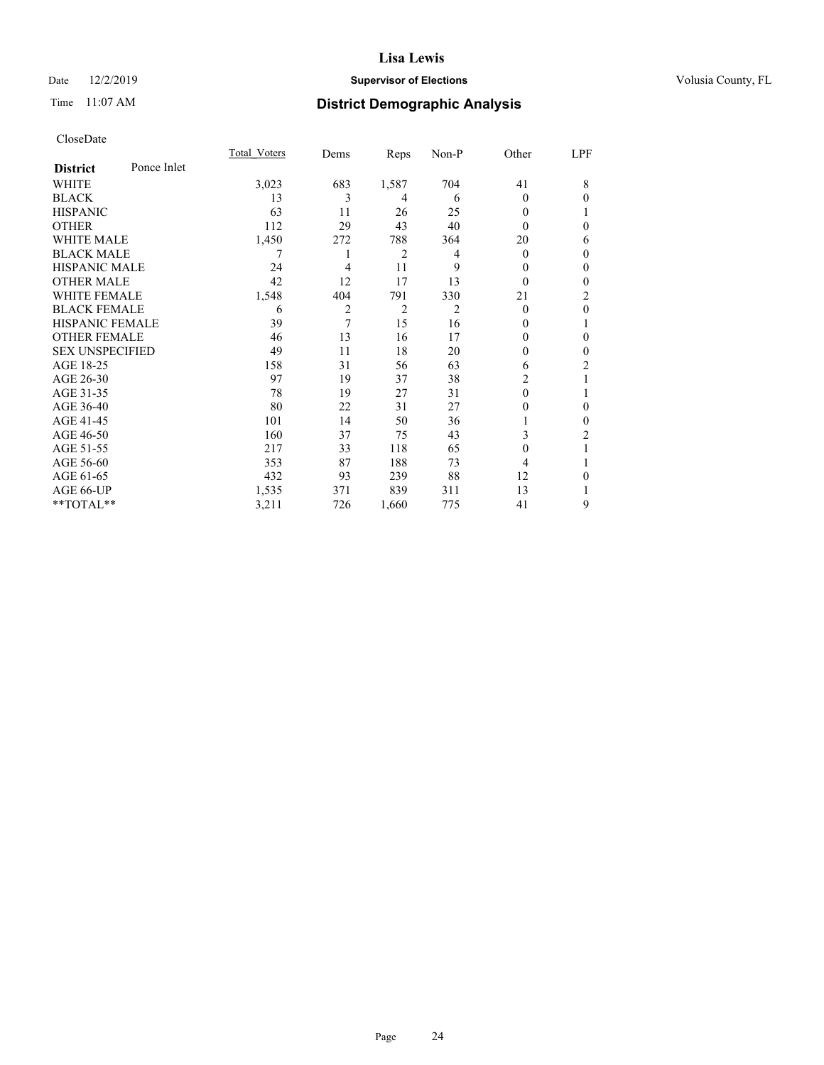CloseDate

| District | Ponce Inlet | Total_Voters | Dems | Reps | Non-P | Other | LPF |
|---|---|---|---|---|---|---|---|
| WHITE | | 3,023 | 683 | 1,587 | 704 | 41 | 8 |
| BLACK | | 13 | 3 | 4 | 6 | 0 | 0 |
| HISPANIC | | 63 | 11 | 26 | 25 | 0 | 1 |
| OTHER | | 112 | 29 | 43 | 40 | 0 | 0 |
| WHITE MALE | | 1,450 | 272 | 788 | 364 | 20 | 6 |
| BLACK MALE | | 7 | 1 | 2 | 4 | 0 | 0 |
| HISPANIC MALE | | 24 | 4 | 11 | 9 | 0 | 0 |
| OTHER MALE | | 42 | 12 | 17 | 13 | 0 | 0 |
| WHITE FEMALE | | 1,548 | 404 | 791 | 330 | 21 | 2 |
| BLACK FEMALE | | 6 | 2 | 2 | 2 | 0 | 0 |
| HISPANIC FEMALE | | 39 | 7 | 15 | 16 | 0 | 1 |
| OTHER FEMALE | | 46 | 13 | 16 | 17 | 0 | 0 |
| SEX UNSPECIFIED | | 49 | 11 | 18 | 20 | 0 | 0 |
| AGE 18-25 | | 158 | 31 | 56 | 63 | 6 | 2 |
| AGE 26-30 | | 97 | 19 | 37 | 38 | 2 | 1 |
| AGE 31-35 | | 78 | 19 | 27 | 31 | 0 | 1 |
| AGE 36-40 | | 80 | 22 | 31 | 27 | 0 | 0 |
| AGE 41-45 | | 101 | 14 | 50 | 36 | 1 | 0 |
| AGE 46-50 | | 160 | 37 | 75 | 43 | 3 | 2 |
| AGE 51-55 | | 217 | 33 | 118 | 65 | 0 | 1 |
| AGE 56-60 | | 353 | 87 | 188 | 73 | 4 | 1 |
| AGE 61-65 | | 432 | 93 | 239 | 88 | 12 | 0 |
| AGE 66-UP | | 1,535 | 371 | 839 | 311 | 13 | 1 |
| **TOTAL** | | 3,211 | 726 | 1,660 | 775 | 41 | 9 |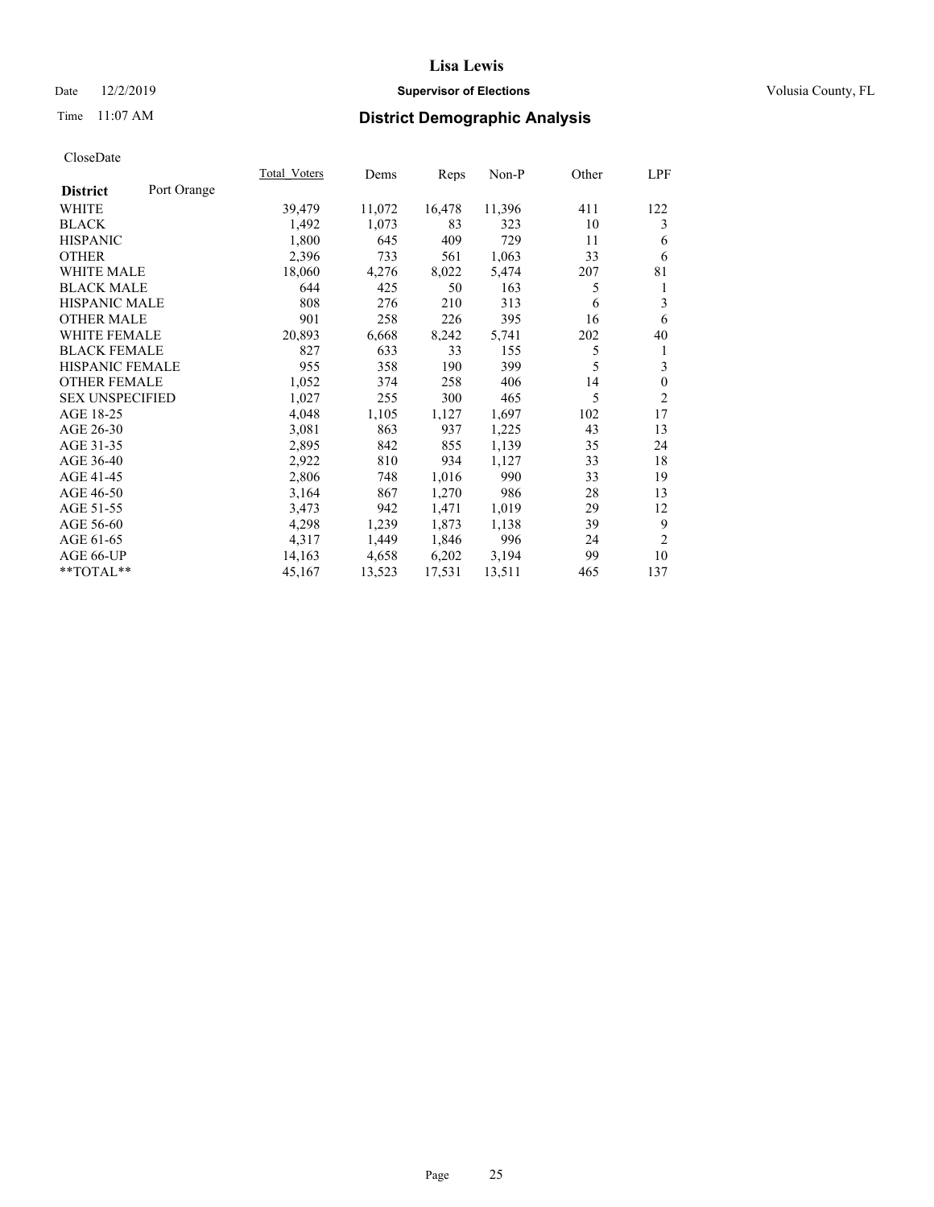**Lisa Lewis**

Date 12/2/2019 **Supervisor of Elections** Volusia County, FL

Time 11:07 AM **District Demographic Analysis**

CloseDate

| **District** Port Orange | Total_Voters | Dems | Reps | Non-P | Other | LPF |
|---|---|---|---|---|---|---|
| WHITE | 39,479 | 11,072 | 16,478 | 11,396 | 411 | 122 |
| BLACK | 1,492 | 1,073 | 83 | 323 | 10 | 3 |
| HISPANIC | 1,800 | 645 | 409 | 729 | 11 | 6 |
| OTHER | 2,396 | 733 | 561 | 1,063 | 33 | 6 |
| WHITE MALE | 18,060 | 4,276 | 8,022 | 5,474 | 207 | 81 |
| BLACK MALE | 644 | 425 | 50 | 163 | 5 | 1 |
| HISPANIC MALE | 808 | 276 | 210 | 313 | 6 | 3 |
| OTHER MALE | 901 | 258 | 226 | 395 | 16 | 6 |
| WHITE FEMALE | 20,893 | 6,668 | 8,242 | 5,741 | 202 | 40 |
| BLACK FEMALE | 827 | 633 | 33 | 155 | 5 | 1 |
| HISPANIC FEMALE | 955 | 358 | 190 | 399 | 5 | 3 |
| OTHER FEMALE | 1,052 | 374 | 258 | 406 | 14 | 0 |
| SEX UNSPECIFIED | 1,027 | 255 | 300 | 465 | 5 | 2 |
| AGE 18-25 | 4,048 | 1,105 | 1,127 | 1,697 | 102 | 17 |
| AGE 26-30 | 3,081 | 863 | 937 | 1,225 | 43 | 13 |
| AGE 31-35 | 2,895 | 842 | 855 | 1,139 | 35 | 24 |
| AGE 36-40 | 2,922 | 810 | 934 | 1,127 | 33 | 18 |
| AGE 41-45 | 2,806 | 748 | 1,016 | 990 | 33 | 19 |
| AGE 46-50 | 3,164 | 867 | 1,270 | 986 | 28 | 13 |
| AGE 51-55 | 3,473 | 942 | 1,471 | 1,019 | 29 | 12 |
| AGE 56-60 | 4,298 | 1,239 | 1,873 | 1,138 | 39 | 9 |
| AGE 61-65 | 4,317 | 1,449 | 1,846 | 996 | 24 | 2 |
| AGE 66-UP | 14,163 | 4,658 | 6,202 | 3,194 | 99 | 10 |
| **TOTAL** | 45,167 | 13,523 | 17,531 | 13,511 | 465 | 137 |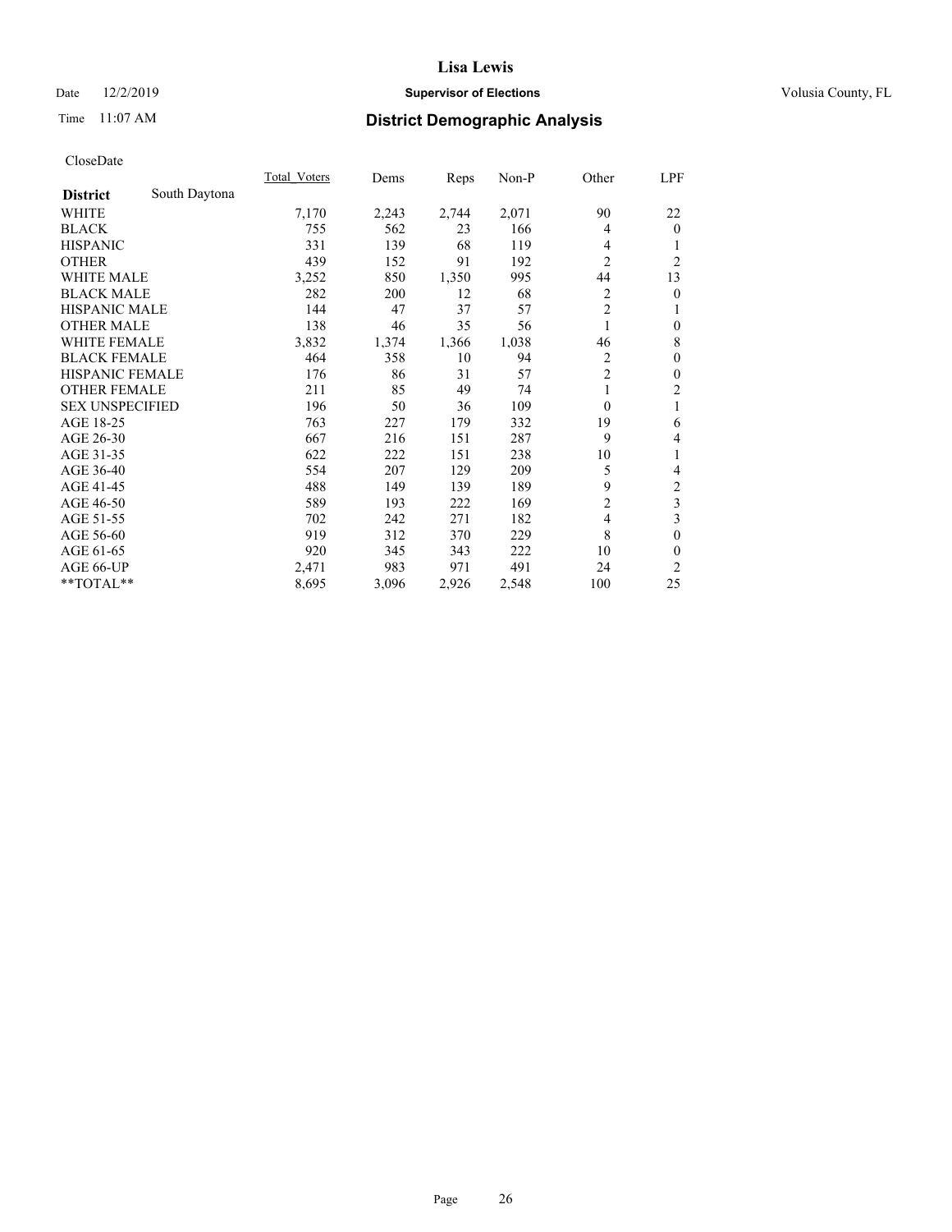# Lisa Lewis

Date 12/2/2019 **Supervisor of Elections** Volusia County, FL

Time 11:07 AM

## District Demographic Analysis

CloseDate

| District | South Daytona | Total_Voters | Dems | Reps | Non-P | Other | LPF |
|---|---|---|---|---|---|---|---|
| WHITE | | 7,170 | 2,243 | 2,744 | 2,071 | 90 | 22 |
| BLACK | | 755 | 562 | 23 | 166 | 4 | 0 |
| HISPANIC | | 331 | 139 | 68 | 119 | 4 | 1 |
| OTHER | | 439 | 152 | 91 | 192 | 2 | 2 |
| WHITE MALE | | 3,252 | 850 | 1,350 | 995 | 44 | 13 |
| BLACK MALE | | 282 | 200 | 12 | 68 | 2 | 0 |
| HISPANIC MALE | | 144 | 47 | 37 | 57 | 2 | 1 |
| OTHER MALE | | 138 | 46 | 35 | 56 | 1 | 0 |
| WHITE FEMALE | | 3,832 | 1,374 | 1,366 | 1,038 | 46 | 8 |
| BLACK FEMALE | | 464 | 358 | 10 | 94 | 2 | 0 |
| HISPANIC FEMALE | | 176 | 86 | 31 | 57 | 2 | 0 |
| OTHER FEMALE | | 211 | 85 | 49 | 74 | 1 | 2 |
| SEX UNSPECIFIED | | 196 | 50 | 36 | 109 | 0 | 1 |
| AGE 18-25 | | 763 | 227 | 179 | 332 | 19 | 6 |
| AGE 26-30 | | 667 | 216 | 151 | 287 | 9 | 4 |
| AGE 31-35 | | 622 | 222 | 151 | 238 | 10 | 1 |
| AGE 36-40 | | 554 | 207 | 129 | 209 | 5 | 4 |
| AGE 41-45 | | 488 | 149 | 139 | 189 | 9 | 2 |
| AGE 46-50 | | 589 | 193 | 222 | 169 | 2 | 3 |
| AGE 51-55 | | 702 | 242 | 271 | 182 | 4 | 3 |
| AGE 56-60 | | 919 | 312 | 370 | 229 | 8 | 0 |
| AGE 61-65 | | 920 | 345 | 343 | 222 | 10 | 0 |
| AGE 66-UP | | 2,471 | 983 | 971 | 491 | 24 | 2 |
| **TOTAL** | | 8,695 | 3,096 | 2,926 | 2,548 | 100 | 25 |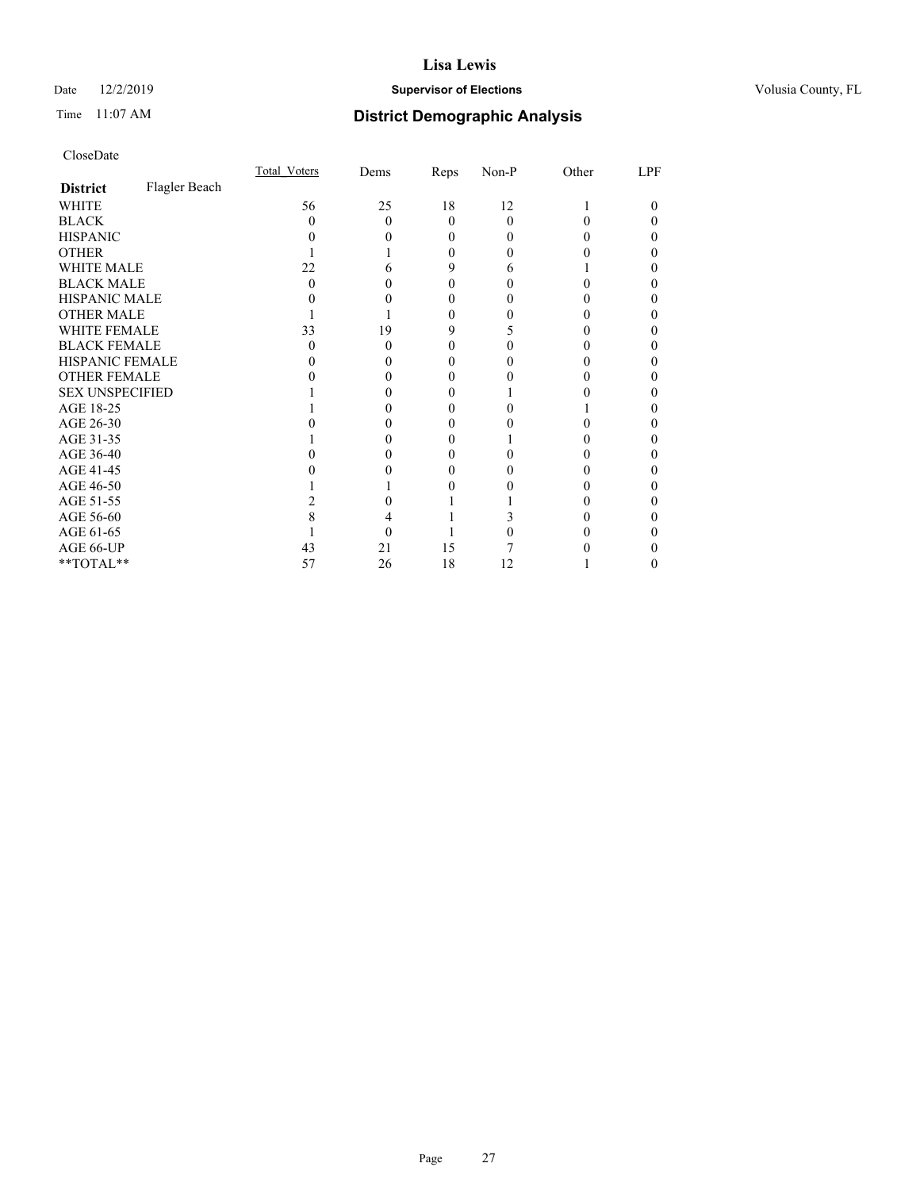# Lisa Lewis

Date 12/2/2019 **Supervisor of Elections** Volusia County, FL

Time 11:07 AM **District Demographic Analysis**

CloseDate

| **District** Flagler Beach | Total_Voters | Dems | Reps | Non-P | Other | LPF |
|---|---|---|---|---|---|---|
| WHITE | 56 | 25 | 18 | 12 | 1 | 0 |
| BLACK | 0 | 0 | 0 | 0 | 0 | 0 |
| HISPANIC | 0 | 0 | 0 | 0 | 0 | 0 |
| OTHER | 1 | 1 | 0 | 0 | 0 | 0 |
| WHITE MALE | 22 | 6 | 9 | 6 | 1 | 0 |
| BLACK MALE | 0 | 0 | 0 | 0 | 0 | 0 |
| HISPANIC MALE | 0 | 0 | 0 | 0 | 0 | 0 |
| OTHER MALE | 1 | 1 | 0 | 0 | 0 | 0 |
| WHITE FEMALE | 33 | 19 | 9 | 5 | 0 | 0 |
| BLACK FEMALE | 0 | 0 | 0 | 0 | 0 | 0 |
| HISPANIC FEMALE | 0 | 0 | 0 | 0 | 0 | 0 |
| OTHER FEMALE | 0 | 0 | 0 | 0 | 0 | 0 |
| SEX UNSPECIFIED | 1 | 0 | 0 | 1 | 0 | 0 |
| AGE 18-25 | 1 | 0 | 0 | 0 | 1 | 0 |
| AGE 26-30 | 0 | 0 | 0 | 0 | 0 | 0 |
| AGE 31-35 | 1 | 0 | 0 | 1 | 0 | 0 |
| AGE 36-40 | 0 | 0 | 0 | 0 | 0 | 0 |
| AGE 41-45 | 0 | 0 | 0 | 0 | 0 | 0 |
| AGE 46-50 | 1 | 1 | 0 | 0 | 0 | 0 |
| AGE 51-55 | 2 | 0 | 1 | 1 | 0 | 0 |
| AGE 56-60 | 8 | 4 | 1 | 3 | 0 | 0 |
| AGE 61-65 | 1 | 0 | 1 | 0 | 0 | 0 |
| AGE 66-UP | 43 | 21 | 15 | 7 | 0 | 0 |
| **TOTAL** | 57 | 26 | 18 | 12 | 1 | 0 |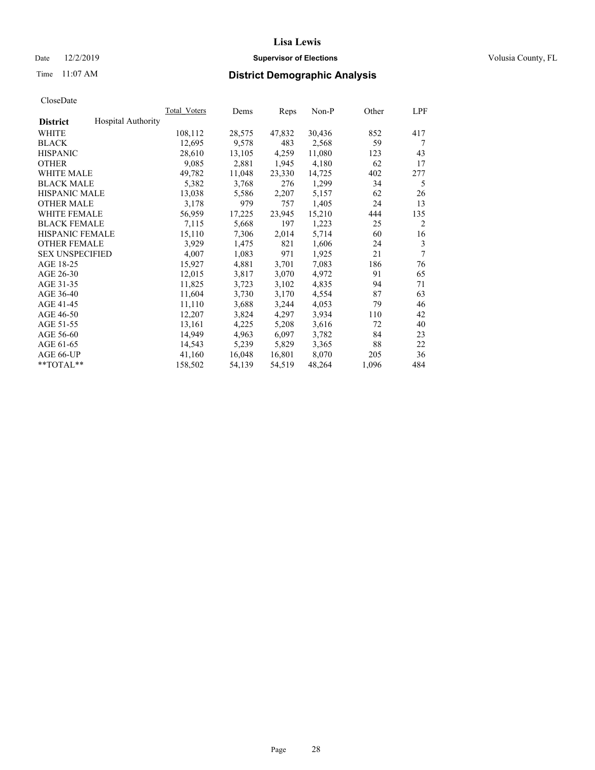**Lisa Lewis**

Date 12/2/2019 **Supervisor of Elections** Volusia County, FL

Time 11:07 AM

## District Demographic Analysis

CloseDate

| District | Hospital Authority | Total_Voters | Dems | Reps | Non-P | Other | LPF |
|---|---|---|---|---|---|---|---|
| WHITE | | 108,112 | 28,575 | 47,832 | 30,436 | 852 | 417 |
| BLACK | | 12,695 | 9,578 | 483 | 2,568 | 59 | 7 |
| HISPANIC | | 28,610 | 13,105 | 4,259 | 11,080 | 123 | 43 |
| OTHER | | 9,085 | 2,881 | 1,945 | 4,180 | 62 | 17 |
| WHITE MALE | | 49,782 | 11,048 | 23,330 | 14,725 | 402 | 277 |
| BLACK MALE | | 5,382 | 3,768 | 276 | 1,299 | 34 | 5 |
| HISPANIC MALE | | 13,038 | 5,586 | 2,207 | 5,157 | 62 | 26 |
| OTHER MALE | | 3,178 | 979 | 757 | 1,405 | 24 | 13 |
| WHITE FEMALE | | 56,959 | 17,225 | 23,945 | 15,210 | 444 | 135 |
| BLACK FEMALE | | 7,115 | 5,668 | 197 | 1,223 | 25 | 2 |
| HISPANIC FEMALE | | 15,110 | 7,306 | 2,014 | 5,714 | 60 | 16 |
| OTHER FEMALE | | 3,929 | 1,475 | 821 | 1,606 | 24 | 3 |
| SEX UNSPECIFIED | | 4,007 | 1,083 | 971 | 1,925 | 21 | 7 |
| AGE 18-25 | | 15,927 | 4,881 | 3,701 | 7,083 | 186 | 76 |
| AGE 26-30 | | 12,015 | 3,817 | 3,070 | 4,972 | 91 | 65 |
| AGE 31-35 | | 11,825 | 3,723 | 3,102 | 4,835 | 94 | 71 |
| AGE 36-40 | | 11,604 | 3,730 | 3,170 | 4,554 | 87 | 63 |
| AGE 41-45 | | 11,110 | 3,688 | 3,244 | 4,053 | 79 | 46 |
| AGE 46-50 | | 12,207 | 3,824 | 4,297 | 3,934 | 110 | 42 |
| AGE 51-55 | | 13,161 | 4,225 | 5,208 | 3,616 | 72 | 40 |
| AGE 56-60 | | 14,949 | 4,963 | 6,097 | 3,782 | 84 | 23 |
| AGE 61-65 | | 14,543 | 5,239 | 5,829 | 3,365 | 88 | 22 |
| AGE 66-UP | | 41,160 | 16,048 | 16,801 | 8,070 | 205 | 36 |
| **TOTAL** | | 158,502 | 54,139 | 54,519 | 48,264 | 1,096 | 484 |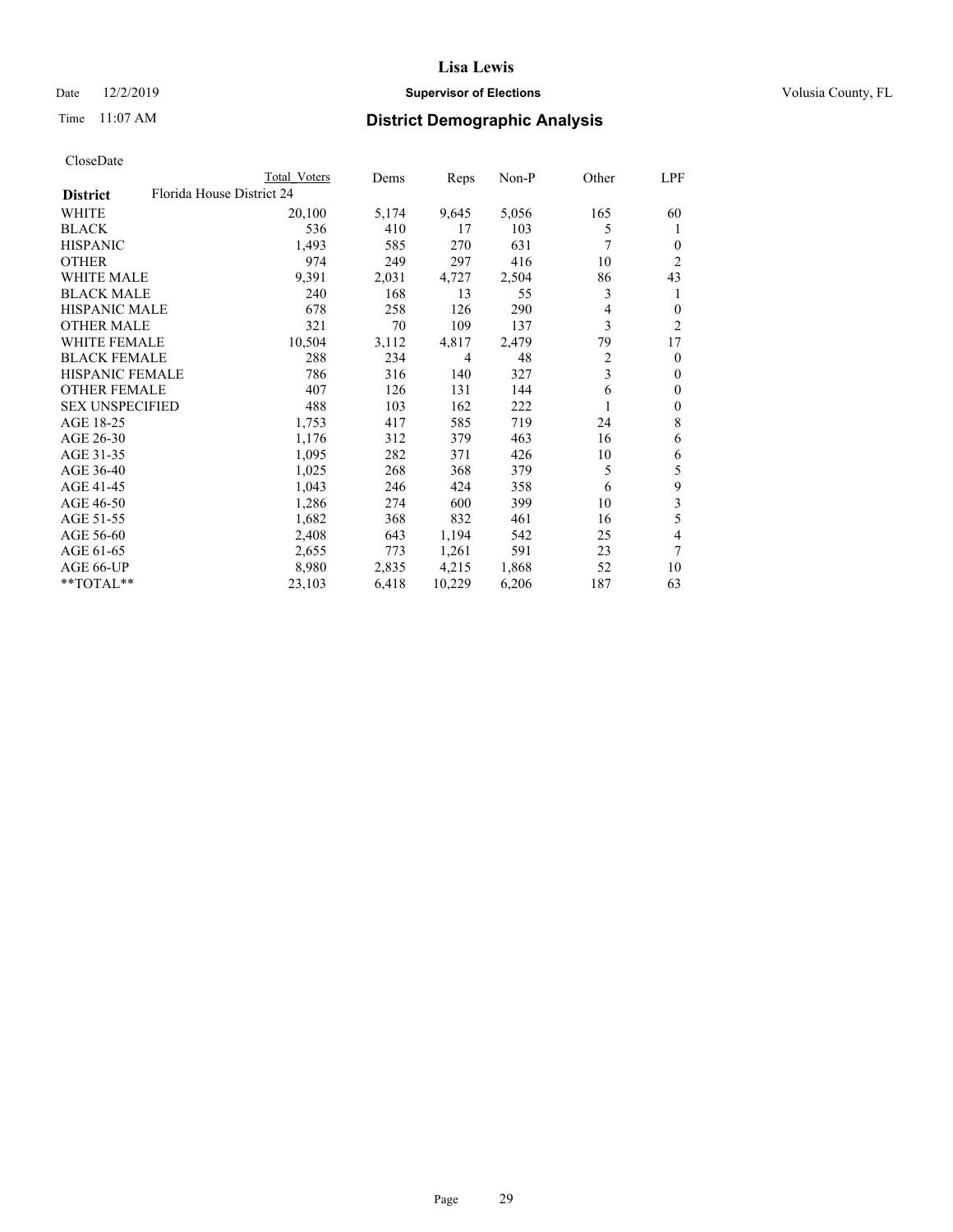# Lisa Lewis

Date 12/2/2019 **Supervisor of Elections** Volusia County, FL

Time 11:07 AM **District Demographic Analysis**

CloseDate

| District | Total Voters | Dems | Reps | Non-P | Other | LPF |
|---|---|---|---|---|---|---|
| Florida House District 24 | | | | | | |
| WHITE | 20,100 | 5,174 | 9,645 | 5,056 | 165 | 60 |
| BLACK | 536 | 410 | 17 | 103 | 5 | 1 |
| HISPANIC | 1,493 | 585 | 270 | 631 | 7 | 0 |
| OTHER | 974 | 249 | 297 | 416 | 10 | 2 |
| WHITE MALE | 9,391 | 2,031 | 4,727 | 2,504 | 86 | 43 |
| BLACK MALE | 240 | 168 | 13 | 55 | 3 | 1 |
| HISPANIC MALE | 678 | 258 | 126 | 290 | 4 | 0 |
| OTHER MALE | 321 | 70 | 109 | 137 | 3 | 2 |
| WHITE FEMALE | 10,504 | 3,112 | 4,817 | 2,479 | 79 | 17 |
| BLACK FEMALE | 288 | 234 | 4 | 48 | 2 | 0 |
| HISPANIC FEMALE | 786 | 316 | 140 | 327 | 3 | 0 |
| OTHER FEMALE | 407 | 126 | 131 | 144 | 6 | 0 |
| SEX UNSPECIFIED | 488 | 103 | 162 | 222 | 1 | 0 |
| AGE 18-25 | 1,753 | 417 | 585 | 719 | 24 | 8 |
| AGE 26-30 | 1,176 | 312 | 379 | 463 | 16 | 6 |
| AGE 31-35 | 1,095 | 282 | 371 | 426 | 10 | 6 |
| AGE 36-40 | 1,025 | 268 | 368 | 379 | 5 | 5 |
| AGE 41-45 | 1,043 | 246 | 424 | 358 | 6 | 9 |
| AGE 46-50 | 1,286 | 274 | 600 | 399 | 10 | 3 |
| AGE 51-55 | 1,682 | 368 | 832 | 461 | 16 | 5 |
| AGE 56-60 | 2,408 | 643 | 1,194 | 542 | 25 | 4 |
| AGE 61-65 | 2,655 | 773 | 1,261 | 591 | 23 | 7 |
| AGE 66-UP | 8,980 | 2,835 | 4,215 | 1,868 | 52 | 10 |
| **TOTAL** | 23,103 | 6,418 | 10,229 | 6,206 | 187 | 63 |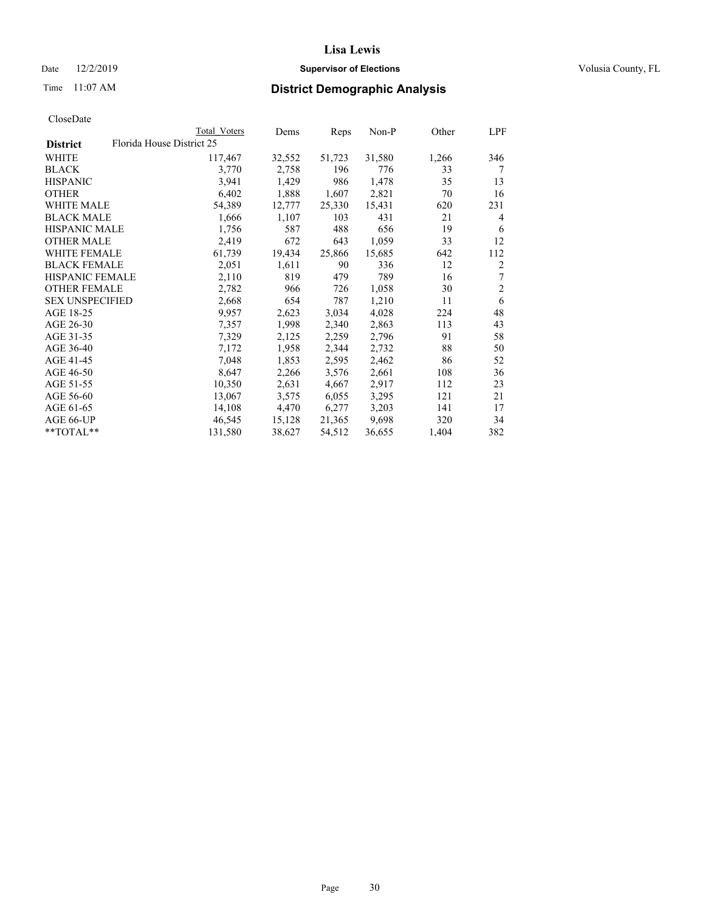# Lisa Lewis

Date 12/2/2019 **Supervisor of Elections** Volusia County, FL

Time 11:07 AM **District Demographic Analysis**

CloseDate

| | Total Voters | Dems | Reps | Non-P | Other | LPF |
|---|---|---|---|---|---|---|
| **District** Florida House District 25 | | | | | | |
| WHITE | 117,467 | 32,552 | 51,723 | 31,580 | 1,266 | 346 |
| BLACK | 3,770 | 2,758 | 196 | 776 | 33 | 7 |
| HISPANIC | 3,941 | 1,429 | 986 | 1,478 | 35 | 13 |
| OTHER | 6,402 | 1,888 | 1,607 | 2,821 | 70 | 16 |
| WHITE MALE | 54,389 | 12,777 | 25,330 | 15,431 | 620 | 231 |
| BLACK MALE | 1,666 | 1,107 | 103 | 431 | 21 | 4 |
| HISPANIC MALE | 1,756 | 587 | 488 | 656 | 19 | 6 |
| OTHER MALE | 2,419 | 672 | 643 | 1,059 | 33 | 12 |
| WHITE FEMALE | 61,739 | 19,434 | 25,866 | 15,685 | 642 | 112 |
| BLACK FEMALE | 2,051 | 1,611 | 90 | 336 | 12 | 2 |
| HISPANIC FEMALE | 2,110 | 819 | 479 | 789 | 16 | 7 |
| OTHER FEMALE | 2,782 | 966 | 726 | 1,058 | 30 | 2 |
| SEX UNSPECIFIED | 2,668 | 654 | 787 | 1,210 | 11 | 6 |
| AGE 18-25 | 9,957 | 2,623 | 3,034 | 4,028 | 224 | 48 |
| AGE 26-30 | 7,357 | 1,998 | 2,340 | 2,863 | 113 | 43 |
| AGE 31-35 | 7,329 | 2,125 | 2,259 | 2,796 | 91 | 58 |
| AGE 36-40 | 7,172 | 1,958 | 2,344 | 2,732 | 88 | 50 |
| AGE 41-45 | 7,048 | 1,853 | 2,595 | 2,462 | 86 | 52 |
| AGE 46-50 | 8,647 | 2,266 | 3,576 | 2,661 | 108 | 36 |
| AGE 51-55 | 10,350 | 2,631 | 4,667 | 2,917 | 112 | 23 |
| AGE 56-60 | 13,067 | 3,575 | 6,055 | 3,295 | 121 | 21 |
| AGE 61-65 | 14,108 | 4,470 | 6,277 | 3,203 | 141 | 17 |
| AGE 66-UP | 46,545 | 15,128 | 21,365 | 9,698 | 320 | 34 |
| **TOTAL** | 131,580 | 38,627 | 54,512 | 36,655 | 1,404 | 382 |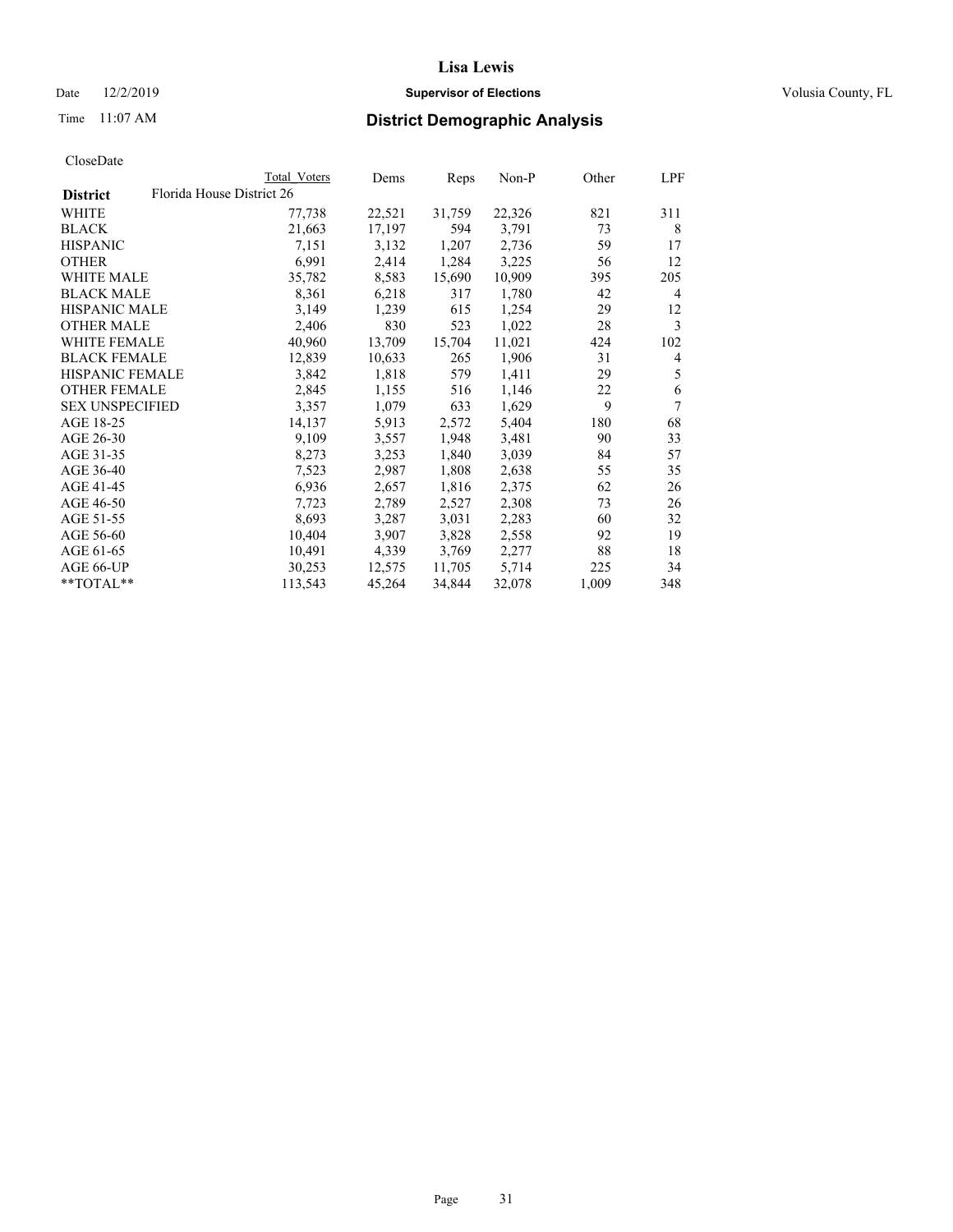CloseDate

| District | Florida House District 26 | Total Voters | Dems | Reps | Non-P | Other | LPF |
|---|---|---|---|---|---|---|---|
| WHITE | | 77,738 | 22,521 | 31,759 | 22,326 | 821 | 311 |
| BLACK | | 21,663 | 17,197 | 594 | 3,791 | 73 | 8 |
| HISPANIC | | 7,151 | 3,132 | 1,207 | 2,736 | 59 | 17 |
| OTHER | | 6,991 | 2,414 | 1,284 | 3,225 | 56 | 12 |
| WHITE MALE | | 35,782 | 8,583 | 15,690 | 10,909 | 395 | 205 |
| BLACK MALE | | 8,361 | 6,218 | 317 | 1,780 | 42 | 4 |
| HISPANIC MALE | | 3,149 | 1,239 | 615 | 1,254 | 29 | 12 |
| OTHER MALE | | 2,406 | 830 | 523 | 1,022 | 28 | 3 |
| WHITE FEMALE | | 40,960 | 13,709 | 15,704 | 11,021 | 424 | 102 |
| BLACK FEMALE | | 12,839 | 10,633 | 265 | 1,906 | 31 | 4 |
| HISPANIC FEMALE | | 3,842 | 1,818 | 579 | 1,411 | 29 | 5 |
| OTHER FEMALE | | 2,845 | 1,155 | 516 | 1,146 | 22 | 6 |
| SEX UNSPECIFIED | | 3,357 | 1,079 | 633 | 1,629 | 9 | 7 |
| AGE 18-25 | | 14,137 | 5,913 | 2,572 | 5,404 | 180 | 68 |
| AGE 26-30 | | 9,109 | 3,557 | 1,948 | 3,481 | 90 | 33 |
| AGE 31-35 | | 8,273 | 3,253 | 1,840 | 3,039 | 84 | 57 |
| AGE 36-40 | | 7,523 | 2,987 | 1,808 | 2,638 | 55 | 35 |
| AGE 41-45 | | 6,936 | 2,657 | 1,816 | 2,375 | 62 | 26 |
| AGE 46-50 | | 7,723 | 2,789 | 2,527 | 2,308 | 73 | 26 |
| AGE 51-55 | | 8,693 | 3,287 | 3,031 | 2,283 | 60 | 32 |
| AGE 56-60 | | 10,404 | 3,907 | 3,828 | 2,558 | 92 | 19 |
| AGE 61-65 | | 10,491 | 4,339 | 3,769 | 2,277 | 88 | 18 |
| AGE 66-UP | | 30,253 | 12,575 | 11,705 | 5,714 | 225 | 34 |
| **TOTAL** | | 113,543 | 45,264 | 34,844 | 32,078 | 1,009 | 348 |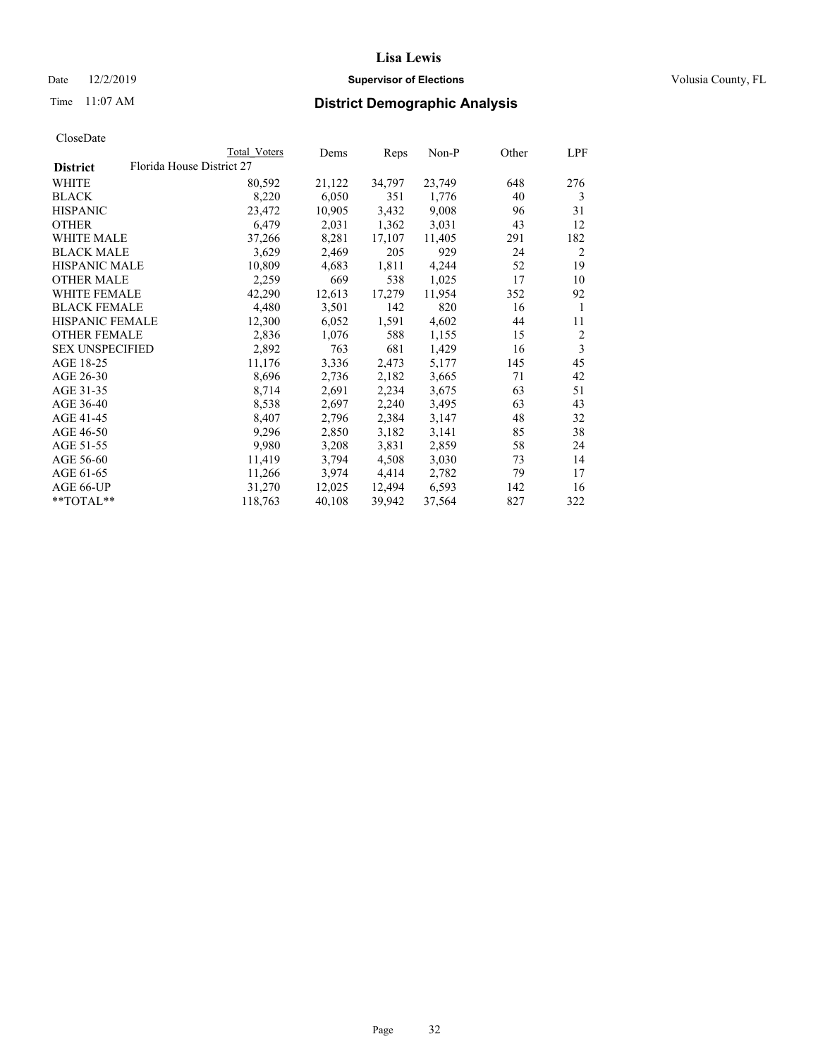**Lisa Lewis**

Date 12/2/2019 **Supervisor of Elections** Volusia County, FL

Time 11:07 AM **District Demographic Analysis**

CloseDate

| District | Total Voters | Dems | Reps | Non-P | Other | LPF |
|---|---|---|---|---|---|---|
| Florida House District 27 | | | | | | |
| WHITE | 80,592 | 21,122 | 34,797 | 23,749 | 648 | 276 |
| BLACK | 8,220 | 6,050 | 351 | 1,776 | 40 | 3 |
| HISPANIC | 23,472 | 10,905 | 3,432 | 9,008 | 96 | 31 |
| OTHER | 6,479 | 2,031 | 1,362 | 3,031 | 43 | 12 |
| WHITE MALE | 37,266 | 8,281 | 17,107 | 11,405 | 291 | 182 |
| BLACK MALE | 3,629 | 2,469 | 205 | 929 | 24 | 2 |
| HISPANIC MALE | 10,809 | 4,683 | 1,811 | 4,244 | 52 | 19 |
| OTHER MALE | 2,259 | 669 | 538 | 1,025 | 17 | 10 |
| WHITE FEMALE | 42,290 | 12,613 | 17,279 | 11,954 | 352 | 92 |
| BLACK FEMALE | 4,480 | 3,501 | 142 | 820 | 16 | 1 |
| HISPANIC FEMALE | 12,300 | 6,052 | 1,591 | 4,602 | 44 | 11 |
| OTHER FEMALE | 2,836 | 1,076 | 588 | 1,155 | 15 | 2 |
| SEX UNSPECIFIED | 2,892 | 763 | 681 | 1,429 | 16 | 3 |
| AGE 18-25 | 11,176 | 3,336 | 2,473 | 5,177 | 145 | 45 |
| AGE 26-30 | 8,696 | 2,736 | 2,182 | 3,665 | 71 | 42 |
| AGE 31-35 | 8,714 | 2,691 | 2,234 | 3,675 | 63 | 51 |
| AGE 36-40 | 8,538 | 2,697 | 2,240 | 3,495 | 63 | 43 |
| AGE 41-45 | 8,407 | 2,796 | 2,384 | 3,147 | 48 | 32 |
| AGE 46-50 | 9,296 | 2,850 | 3,182 | 3,141 | 85 | 38 |
| AGE 51-55 | 9,980 | 3,208 | 3,831 | 2,859 | 58 | 24 |
| AGE 56-60 | 11,419 | 3,794 | 4,508 | 3,030 | 73 | 14 |
| AGE 61-65 | 11,266 | 3,974 | 4,414 | 2,782 | 79 | 17 |
| AGE 66-UP | 31,270 | 12,025 | 12,494 | 6,593 | 142 | 16 |
| **TOTAL** | 118,763 | 40,108 | 39,942 | 37,564 | 827 | 322 |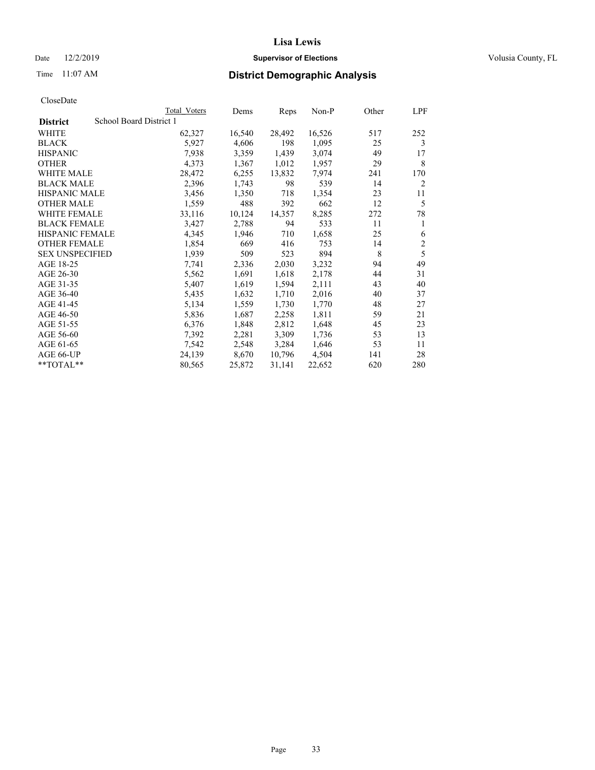CloseDate

| District | School Board District 1 | Total Voters | Dems | Reps | Non-P | Other | LPF |
|---|---|---|---|---|---|---|---|
| WHITE | | 62,327 | 16,540 | 28,492 | 16,526 | 517 | 252 |
| BLACK | | 5,927 | 4,606 | 198 | 1,095 | 25 | 3 |
| HISPANIC | | 7,938 | 3,359 | 1,439 | 3,074 | 49 | 17 |
| OTHER | | 4,373 | 1,367 | 1,012 | 1,957 | 29 | 8 |
| WHITE MALE | | 28,472 | 6,255 | 13,832 | 7,974 | 241 | 170 |
| BLACK MALE | | 2,396 | 1,743 | 98 | 539 | 14 | 2 |
| HISPANIC MALE | | 3,456 | 1,350 | 718 | 1,354 | 23 | 11 |
| OTHER MALE | | 1,559 | 488 | 392 | 662 | 12 | 5 |
| WHITE FEMALE | | 33,116 | 10,124 | 14,357 | 8,285 | 272 | 78 |
| BLACK FEMALE | | 3,427 | 2,788 | 94 | 533 | 11 | 1 |
| HISPANIC FEMALE | | 4,345 | 1,946 | 710 | 1,658 | 25 | 6 |
| OTHER FEMALE | | 1,854 | 669 | 416 | 753 | 14 | 2 |
| SEX UNSPECIFIED | | 1,939 | 509 | 523 | 894 | 8 | 5 |
| AGE 18-25 | | 7,741 | 2,336 | 2,030 | 3,232 | 94 | 49 |
| AGE 26-30 | | 5,562 | 1,691 | 1,618 | 2,178 | 44 | 31 |
| AGE 31-35 | | 5,407 | 1,619 | 1,594 | 2,111 | 43 | 40 |
| AGE 36-40 | | 5,435 | 1,632 | 1,710 | 2,016 | 40 | 37 |
| AGE 41-45 | | 5,134 | 1,559 | 1,730 | 1,770 | 48 | 27 |
| AGE 46-50 | | 5,836 | 1,687 | 2,258 | 1,811 | 59 | 21 |
| AGE 51-55 | | 6,376 | 1,848 | 2,812 | 1,648 | 45 | 23 |
| AGE 56-60 | | 7,392 | 2,281 | 3,309 | 1,736 | 53 | 13 |
| AGE 61-65 | | 7,542 | 2,548 | 3,284 | 1,646 | 53 | 11 |
| AGE 66-UP | | 24,139 | 8,670 | 10,796 | 4,504 | 141 | 28 |
| **TOTAL** | | 80,565 | 25,872 | 31,141 | 22,652 | 620 | 280 |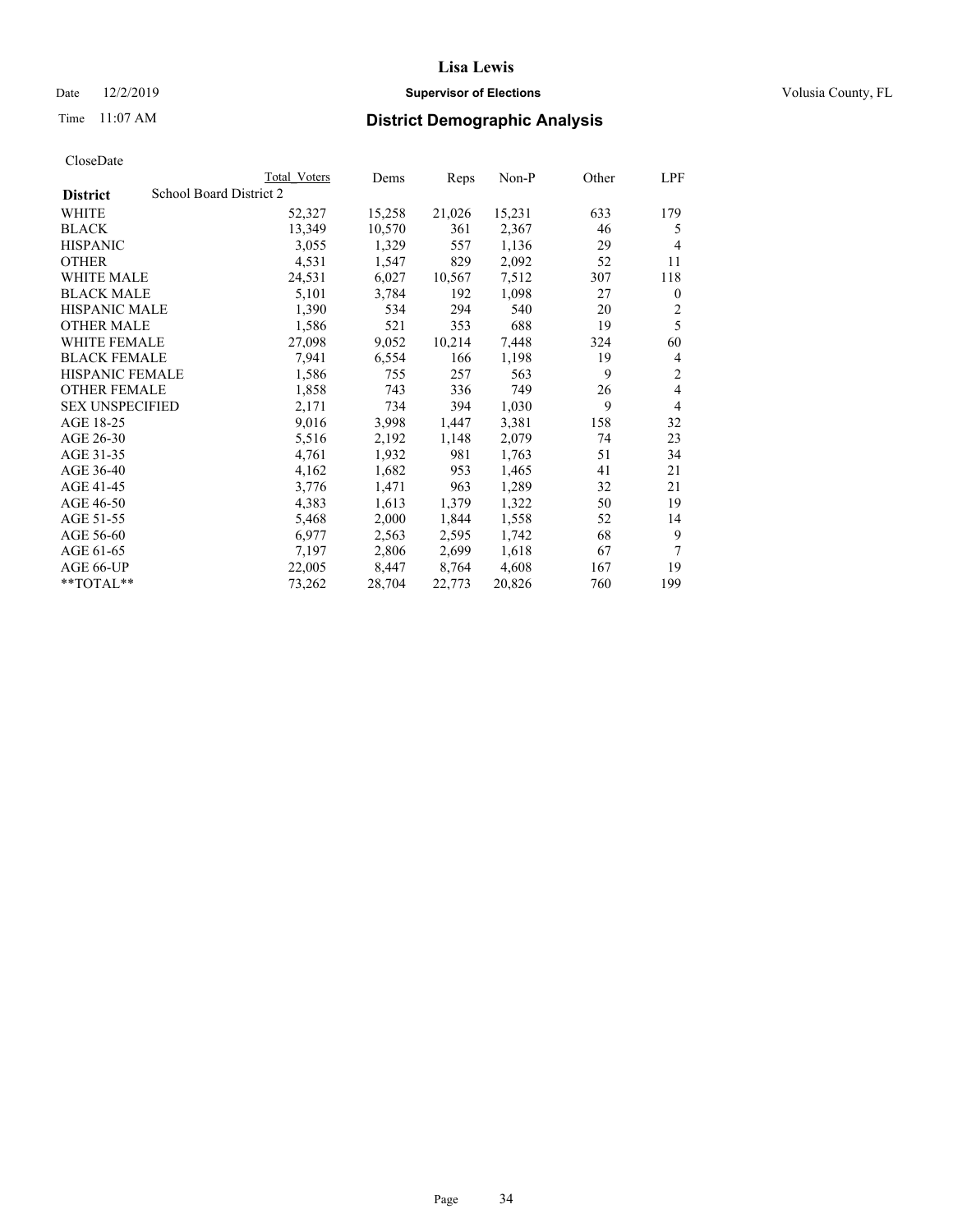# Lisa Lewis

Date 12/2/2019 **Supervisor of Elections** Volusia County, FL

Time 11:07 AM

## District Demographic Analysis

CloseDate

| District | Total Voters | Dems | Reps | Non-P | Other | LPF |
|---|---|---|---|---|---|---|
| School Board District 2 | | | | | | |
| WHITE | 52,327 | 15,258 | 21,026 | 15,231 | 633 | 179 |
| BLACK | 13,349 | 10,570 | 361 | 2,367 | 46 | 5 |
| HISPANIC | 3,055 | 1,329 | 557 | 1,136 | 29 | 4 |
| OTHER | 4,531 | 1,547 | 829 | 2,092 | 52 | 11 |
| WHITE MALE | 24,531 | 6,027 | 10,567 | 7,512 | 307 | 118 |
| BLACK MALE | 5,101 | 3,784 | 192 | 1,098 | 27 | 0 |
| HISPANIC MALE | 1,390 | 534 | 294 | 540 | 20 | 2 |
| OTHER MALE | 1,586 | 521 | 353 | 688 | 19 | 5 |
| WHITE FEMALE | 27,098 | 9,052 | 10,214 | 7,448 | 324 | 60 |
| BLACK FEMALE | 7,941 | 6,554 | 166 | 1,198 | 19 | 4 |
| HISPANIC FEMALE | 1,586 | 755 | 257 | 563 | 9 | 2 |
| OTHER FEMALE | 1,858 | 743 | 336 | 749 | 26 | 4 |
| SEX UNSPECIFIED | 2,171 | 734 | 394 | 1,030 | 9 | 4 |
| AGE 18-25 | 9,016 | 3,998 | 1,447 | 3,381 | 158 | 32 |
| AGE 26-30 | 5,516 | 2,192 | 1,148 | 2,079 | 74 | 23 |
| AGE 31-35 | 4,761 | 1,932 | 981 | 1,763 | 51 | 34 |
| AGE 36-40 | 4,162 | 1,682 | 953 | 1,465 | 41 | 21 |
| AGE 41-45 | 3,776 | 1,471 | 963 | 1,289 | 32 | 21 |
| AGE 46-50 | 4,383 | 1,613 | 1,379 | 1,322 | 50 | 19 |
| AGE 51-55 | 5,468 | 2,000 | 1,844 | 1,558 | 52 | 14 |
| AGE 56-60 | 6,977 | 2,563 | 2,595 | 1,742 | 68 | 9 |
| AGE 61-65 | 7,197 | 2,806 | 2,699 | 1,618 | 67 | 7 |
| AGE 66-UP | 22,005 | 8,447 | 8,764 | 4,608 | 167 | 19 |
| **TOTAL** | 73,262 | 28,704 | 22,773 | 20,826 | 760 | 199 |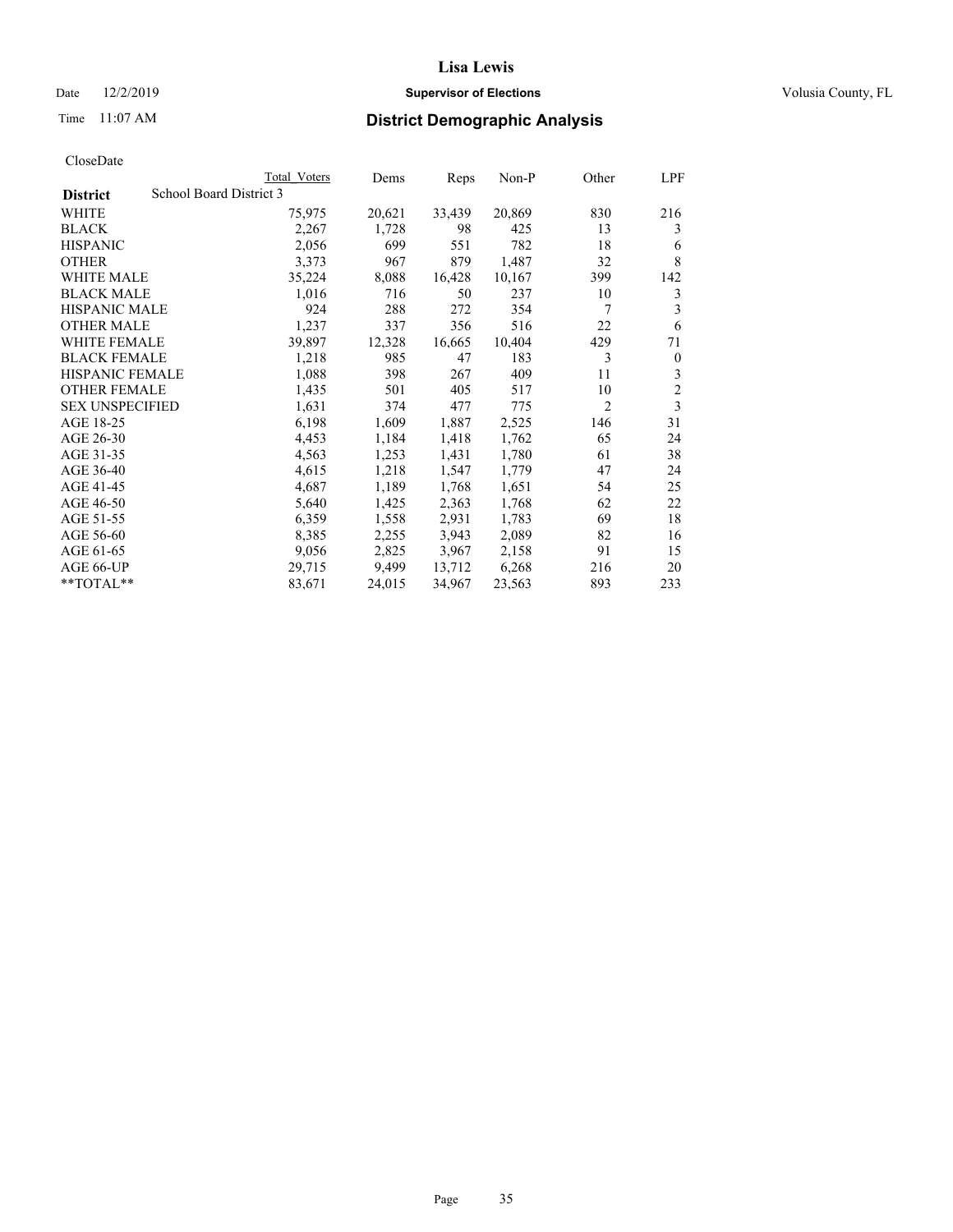# Lisa Lewis

Date 12/2/2019 **Supervisor of Elections** Volusia County, FL

Time 11:07 AM **District Demographic Analysis**

CloseDate

| **District** | School Board District 3 | Total Voters | Dems | Reps | Non-P | Other | LPF |
|---|---|---|---|---|---|---|---|
| WHITE | | 75,975 | 20,621 | 33,439 | 20,869 | 830 | 216 |
| BLACK | | 2,267 | 1,728 | 98 | 425 | 13 | 3 |
| HISPANIC | | 2,056 | 699 | 551 | 782 | 18 | 6 |
| OTHER | | 3,373 | 967 | 879 | 1,487 | 32 | 8 |
| WHITE MALE | | 35,224 | 8,088 | 16,428 | 10,167 | 399 | 142 |
| BLACK MALE | | 1,016 | 716 | 50 | 237 | 10 | 3 |
| HISPANIC MALE | | 924 | 288 | 272 | 354 | 7 | 3 |
| OTHER MALE | | 1,237 | 337 | 356 | 516 | 22 | 6 |
| WHITE FEMALE | | 39,897 | 12,328 | 16,665 | 10,404 | 429 | 71 |
| BLACK FEMALE | | 1,218 | 985 | 47 | 183 | 3 | 0 |
| HISPANIC FEMALE | | 1,088 | 398 | 267 | 409 | 11 | 3 |
| OTHER FEMALE | | 1,435 | 501 | 405 | 517 | 10 | 2 |
| SEX UNSPECIFIED | | 1,631 | 374 | 477 | 775 | 2 | 3 |
| AGE 18-25 | | 6,198 | 1,609 | 1,887 | 2,525 | 146 | 31 |
| AGE 26-30 | | 4,453 | 1,184 | 1,418 | 1,762 | 65 | 24 |
| AGE 31-35 | | 4,563 | 1,253 | 1,431 | 1,780 | 61 | 38 |
| AGE 36-40 | | 4,615 | 1,218 | 1,547 | 1,779 | 47 | 24 |
| AGE 41-45 | | 4,687 | 1,189 | 1,768 | 1,651 | 54 | 25 |
| AGE 46-50 | | 5,640 | 1,425 | 2,363 | 1,768 | 62 | 22 |
| AGE 51-55 | | 6,359 | 1,558 | 2,931 | 1,783 | 69 | 18 |
| AGE 56-60 | | 8,385 | 2,255 | 3,943 | 2,089 | 82 | 16 |
| AGE 61-65 | | 9,056 | 2,825 | 3,967 | 2,158 | 91 | 15 |
| AGE 66-UP | | 29,715 | 9,499 | 13,712 | 6,268 | 216 | 20 |
| **TOTAL** | | 83,671 | 24,015 | 34,967 | 23,563 | 893 | 233 |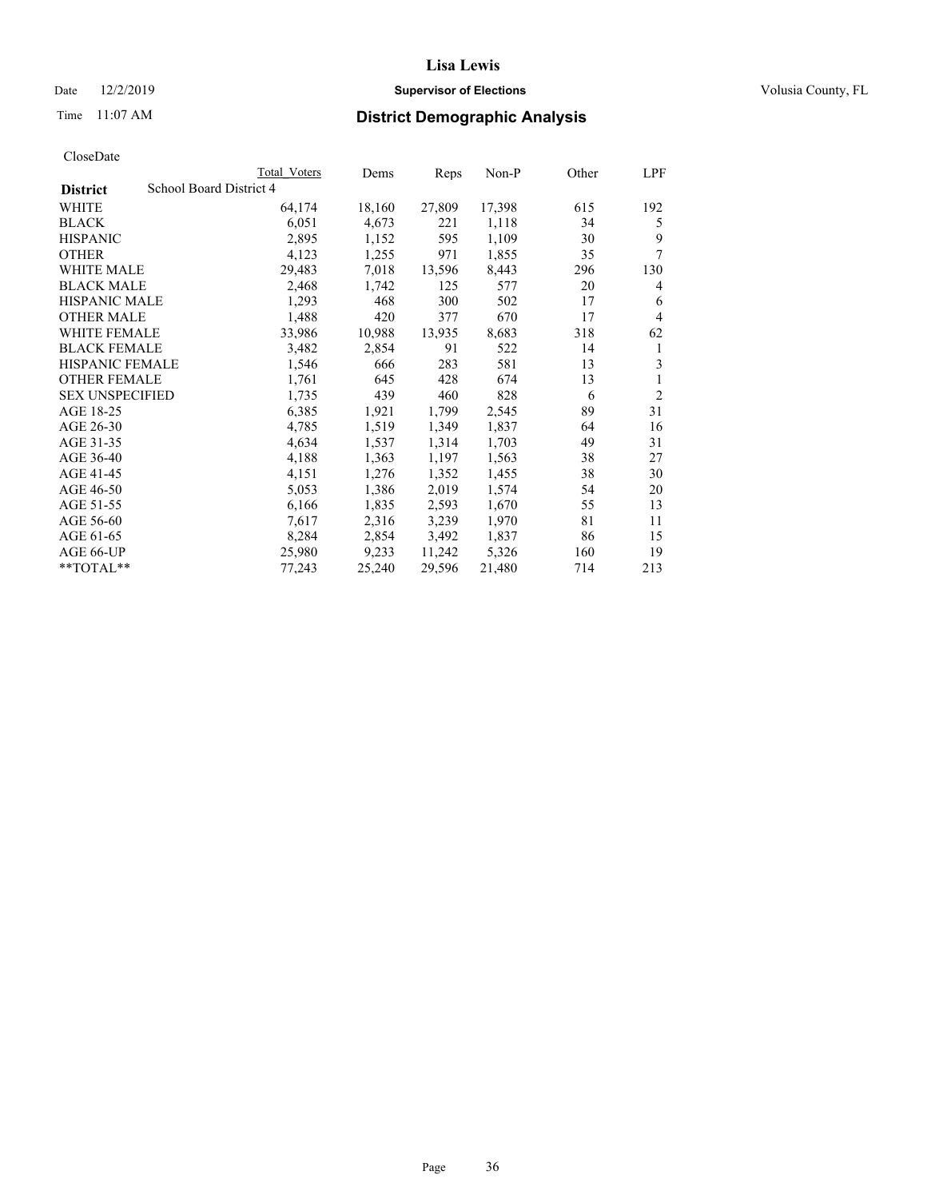# Lisa Lewis

Date 12/2/2019 **Supervisor of Elections** Volusia County, FL

Time 11:07 AM **District Demographic Analysis**

CloseDate

| District | School Board District 4 | Total Voters | Dems | Reps | Non-P | Other | LPF |
|---|---|---|---|---|---|---|---|
| WHITE | | 64,174 | 18,160 | 27,809 | 17,398 | 615 | 192 |
| BLACK | | 6,051 | 4,673 | 221 | 1,118 | 34 | 5 |
| HISPANIC | | 2,895 | 1,152 | 595 | 1,109 | 30 | 9 |
| OTHER | | 4,123 | 1,255 | 971 | 1,855 | 35 | 7 |
| WHITE MALE | | 29,483 | 7,018 | 13,596 | 8,443 | 296 | 130 |
| BLACK MALE | | 2,468 | 1,742 | 125 | 577 | 20 | 4 |
| HISPANIC MALE | | 1,293 | 468 | 300 | 502 | 17 | 6 |
| OTHER MALE | | 1,488 | 420 | 377 | 670 | 17 | 4 |
| WHITE FEMALE | | 33,986 | 10,988 | 13,935 | 8,683 | 318 | 62 |
| BLACK FEMALE | | 3,482 | 2,854 | 91 | 522 | 14 | 1 |
| HISPANIC FEMALE | | 1,546 | 666 | 283 | 581 | 13 | 3 |
| OTHER FEMALE | | 1,761 | 645 | 428 | 674 | 13 | 1 |
| SEX UNSPECIFIED | | 1,735 | 439 | 460 | 828 | 6 | 2 |
| AGE 18-25 | | 6,385 | 1,921 | 1,799 | 2,545 | 89 | 31 |
| AGE 26-30 | | 4,785 | 1,519 | 1,349 | 1,837 | 64 | 16 |
| AGE 31-35 | | 4,634 | 1,537 | 1,314 | 1,703 | 49 | 31 |
| AGE 36-40 | | 4,188 | 1,363 | 1,197 | 1,563 | 38 | 27 |
| AGE 41-45 | | 4,151 | 1,276 | 1,352 | 1,455 | 38 | 30 |
| AGE 46-50 | | 5,053 | 1,386 | 2,019 | 1,574 | 54 | 20 |
| AGE 51-55 | | 6,166 | 1,835 | 2,593 | 1,670 | 55 | 13 |
| AGE 56-60 | | 7,617 | 2,316 | 3,239 | 1,970 | 81 | 11 |
| AGE 61-65 | | 8,284 | 2,854 | 3,492 | 1,837 | 86 | 15 |
| AGE 66-UP | | 25,980 | 9,233 | 11,242 | 5,326 | 160 | 19 |
| **TOTAL** | | 77,243 | 25,240 | 29,596 | 21,480 | 714 | 213 |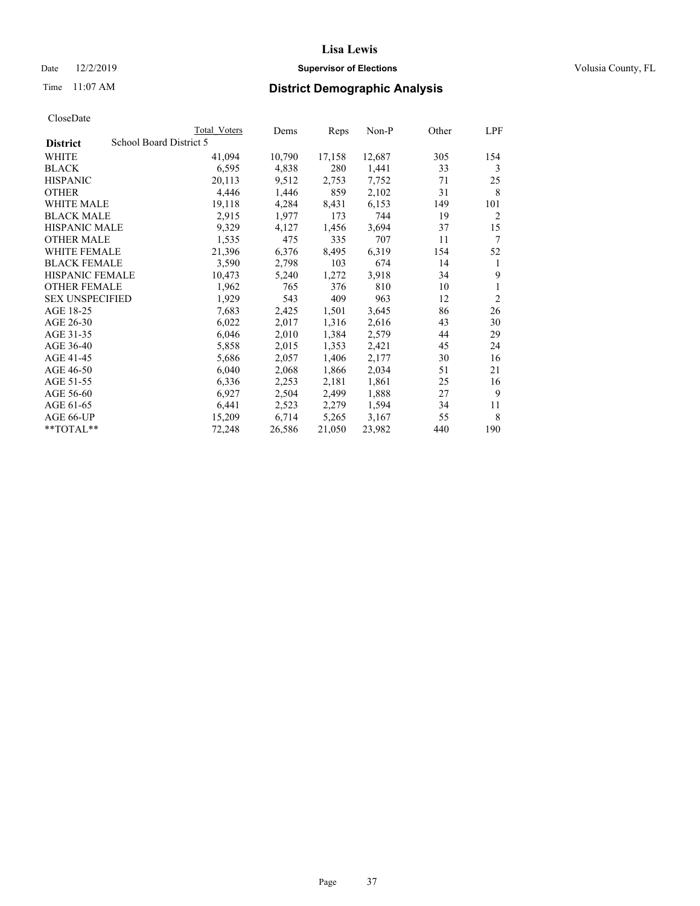# Lisa Lewis

Date 12/2/2019 **Supervisor of Elections** Volusia County, FL

Time 11:07 AM **District Demographic Analysis**

CloseDate

| **District** | School Board District 5 | Total Voters | Dems | Reps | Non-P | Other | LPF |
|---|---|---|---|---|---|---|---|
| WHITE | | 41,094 | 10,790 | 17,158 | 12,687 | 305 | 154 |
| BLACK | | 6,595 | 4,838 | 280 | 1,441 | 33 | 3 |
| HISPANIC | | 20,113 | 9,512 | 2,753 | 7,752 | 71 | 25 |
| OTHER | | 4,446 | 1,446 | 859 | 2,102 | 31 | 8 |
| WHITE MALE | | 19,118 | 4,284 | 8,431 | 6,153 | 149 | 101 |
| BLACK MALE | | 2,915 | 1,977 | 173 | 744 | 19 | 2 |
| HISPANIC MALE | | 9,329 | 4,127 | 1,456 | 3,694 | 37 | 15 |
| OTHER MALE | | 1,535 | 475 | 335 | 707 | 11 | 7 |
| WHITE FEMALE | | 21,396 | 6,376 | 8,495 | 6,319 | 154 | 52 |
| BLACK FEMALE | | 3,590 | 2,798 | 103 | 674 | 14 | 1 |
| HISPANIC FEMALE | | 10,473 | 5,240 | 1,272 | 3,918 | 34 | 9 |
| OTHER FEMALE | | 1,962 | 765 | 376 | 810 | 10 | 1 |
| SEX UNSPECIFIED | | 1,929 | 543 | 409 | 963 | 12 | 2 |
| AGE 18-25 | | 7,683 | 2,425 | 1,501 | 3,645 | 86 | 26 |
| AGE 26-30 | | 6,022 | 2,017 | 1,316 | 2,616 | 43 | 30 |
| AGE 31-35 | | 6,046 | 2,010 | 1,384 | 2,579 | 44 | 29 |
| AGE 36-40 | | 5,858 | 2,015 | 1,353 | 2,421 | 45 | 24 |
| AGE 41-45 | | 5,686 | 2,057 | 1,406 | 2,177 | 30 | 16 |
| AGE 46-50 | | 6,040 | 2,068 | 1,866 | 2,034 | 51 | 21 |
| AGE 51-55 | | 6,336 | 2,253 | 2,181 | 1,861 | 25 | 16 |
| AGE 56-60 | | 6,927 | 2,504 | 2,499 | 1,888 | 27 | 9 |
| AGE 61-65 | | 6,441 | 2,523 | 2,279 | 1,594 | 34 | 11 |
| AGE 66-UP | | 15,209 | 6,714 | 5,265 | 3,167 | 55 | 8 |
| **TOTAL** | | 72,248 | 26,586 | 21,050 | 23,982 | 440 | 190 |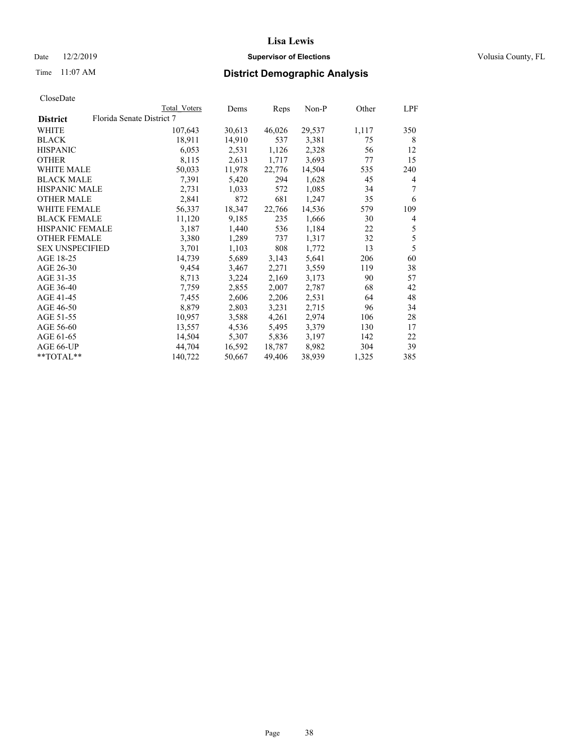**Lisa Lewis**

Date 12/2/2019 **Supervisor of Elections** Volusia County, FL

Time 11:07 AM **District Demographic Analysis**

CloseDate

| District | Florida Senate District 7 Total Voters | Dems | Reps | Non-P | Other | LPF |
|---|---|---|---|---|---|---|
| WHITE | 107,643 | 30,613 | 46,026 | 29,537 | 1,117 | 350 |
| BLACK | 18,911 | 14,910 | 537 | 3,381 | 75 | 8 |
| HISPANIC | 6,053 | 2,531 | 1,126 | 2,328 | 56 | 12 |
| OTHER | 8,115 | 2,613 | 1,717 | 3,693 | 77 | 15 |
| WHITE MALE | 50,033 | 11,978 | 22,776 | 14,504 | 535 | 240 |
| BLACK MALE | 7,391 | 5,420 | 294 | 1,628 | 45 | 4 |
| HISPANIC MALE | 2,731 | 1,033 | 572 | 1,085 | 34 | 7 |
| OTHER MALE | 2,841 | 872 | 681 | 1,247 | 35 | 6 |
| WHITE FEMALE | 56,337 | 18,347 | 22,766 | 14,536 | 579 | 109 |
| BLACK FEMALE | 11,120 | 9,185 | 235 | 1,666 | 30 | 4 |
| HISPANIC FEMALE | 3,187 | 1,440 | 536 | 1,184 | 22 | 5 |
| OTHER FEMALE | 3,380 | 1,289 | 737 | 1,317 | 32 | 5 |
| SEX UNSPECIFIED | 3,701 | 1,103 | 808 | 1,772 | 13 | 5 |
| AGE 18-25 | 14,739 | 5,689 | 3,143 | 5,641 | 206 | 60 |
| AGE 26-30 | 9,454 | 3,467 | 2,271 | 3,559 | 119 | 38 |
| AGE 31-35 | 8,713 | 3,224 | 2,169 | 3,173 | 90 | 57 |
| AGE 36-40 | 7,759 | 2,855 | 2,007 | 2,787 | 68 | 42 |
| AGE 41-45 | 7,455 | 2,606 | 2,206 | 2,531 | 64 | 48 |
| AGE 46-50 | 8,879 | 2,803 | 3,231 | 2,715 | 96 | 34 |
| AGE 51-55 | 10,957 | 3,588 | 4,261 | 2,974 | 106 | 28 |
| AGE 56-60 | 13,557 | 4,536 | 5,495 | 3,379 | 130 | 17 |
| AGE 61-65 | 14,504 | 5,307 | 5,836 | 3,197 | 142 | 22 |
| AGE 66-UP | 44,704 | 16,592 | 18,787 | 8,982 | 304 | 39 |
| **TOTAL** | 140,722 | 50,667 | 49,406 | 38,939 | 1,325 | 385 |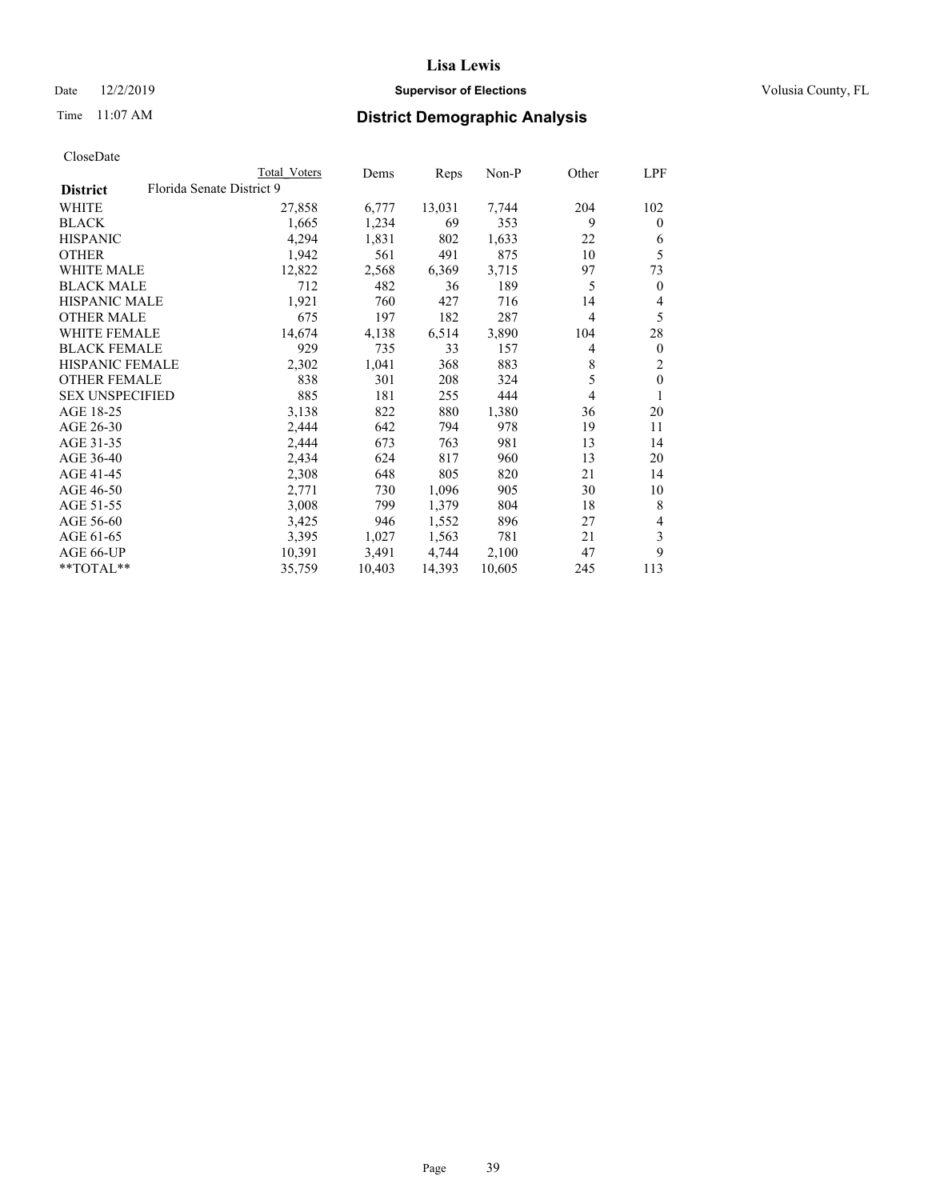Date 12/2/2019

Time 11:07 AM

# Lisa Lewis

## Supervisor of Elections

Volusia County, FL

## District Demographic Analysis

CloseDate

| District | Florida Senate District 9 Total Voters | Dems | Reps | Non-P | Other | LPF |
|---|---|---|---|---|---|---|
| WHITE | 27,858 | 6,777 | 13,031 | 7,744 | 204 | 102 |
| BLACK | 1,665 | 1,234 | 69 | 353 | 9 | 0 |
| HISPANIC | 4,294 | 1,831 | 802 | 1,633 | 22 | 6 |
| OTHER | 1,942 | 561 | 491 | 875 | 10 | 5 |
| WHITE MALE | 12,822 | 2,568 | 6,369 | 3,715 | 97 | 73 |
| BLACK MALE | 712 | 482 | 36 | 189 | 5 | 0 |
| HISPANIC MALE | 1,921 | 760 | 427 | 716 | 14 | 4 |
| OTHER MALE | 675 | 197 | 182 | 287 | 4 | 5 |
| WHITE FEMALE | 14,674 | 4,138 | 6,514 | 3,890 | 104 | 28 |
| BLACK FEMALE | 929 | 735 | 33 | 157 | 4 | 0 |
| HISPANIC FEMALE | 2,302 | 1,041 | 368 | 883 | 8 | 2 |
| OTHER FEMALE | 838 | 301 | 208 | 324 | 5 | 0 |
| SEX UNSPECIFIED | 885 | 181 | 255 | 444 | 4 | 1 |
| AGE 18-25 | 3,138 | 822 | 880 | 1,380 | 36 | 20 |
| AGE 26-30 | 2,444 | 642 | 794 | 978 | 19 | 11 |
| AGE 31-35 | 2,444 | 673 | 763 | 981 | 13 | 14 |
| AGE 36-40 | 2,434 | 624 | 817 | 960 | 13 | 20 |
| AGE 41-45 | 2,308 | 648 | 805 | 820 | 21 | 14 |
| AGE 46-50 | 2,771 | 730 | 1,096 | 905 | 30 | 10 |
| AGE 51-55 | 3,008 | 799 | 1,379 | 804 | 18 | 8 |
| AGE 56-60 | 3,425 | 946 | 1,552 | 896 | 27 | 4 |
| AGE 61-65 | 3,395 | 1,027 | 1,563 | 781 | 21 | 3 |
| AGE 66-UP | 10,391 | 3,491 | 4,744 | 2,100 | 47 | 9 |
| **TOTAL** | 35,759 | 10,403 | 14,393 | 10,605 | 245 | 113 |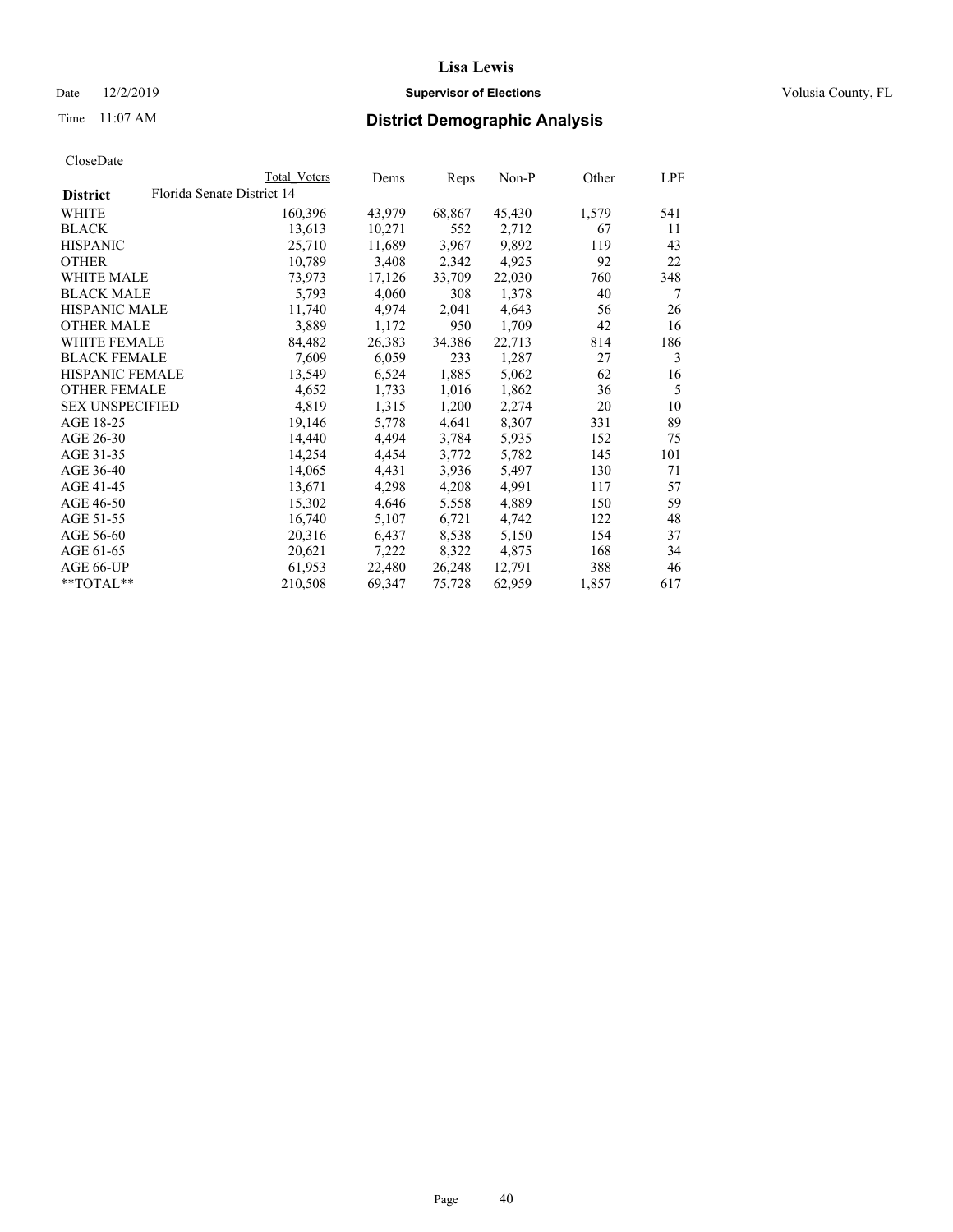# Lisa Lewis

Date 12/2/2019 **Supervisor of Elections** Volusia County, FL

Time 11:07 AM **District Demographic Analysis**

CloseDate

| District | Total Voters | Dems | Reps | Non-P | Other | LPF |
|---|---|---|---|---|---|---|
| Florida Senate District 14 | | | | | | |
| WHITE | 160,396 | 43,979 | 68,867 | 45,430 | 1,579 | 541 |
| BLACK | 13,613 | 10,271 | 552 | 2,712 | 67 | 11 |
| HISPANIC | 25,710 | 11,689 | 3,967 | 9,892 | 119 | 43 |
| OTHER | 10,789 | 3,408 | 2,342 | 4,925 | 92 | 22 |
| WHITE MALE | 73,973 | 17,126 | 33,709 | 22,030 | 760 | 348 |
| BLACK MALE | 5,793 | 4,060 | 308 | 1,378 | 40 | 7 |
| HISPANIC MALE | 11,740 | 4,974 | 2,041 | 4,643 | 56 | 26 |
| OTHER MALE | 3,889 | 1,172 | 950 | 1,709 | 42 | 16 |
| WHITE FEMALE | 84,482 | 26,383 | 34,386 | 22,713 | 814 | 186 |
| BLACK FEMALE | 7,609 | 6,059 | 233 | 1,287 | 27 | 3 |
| HISPANIC FEMALE | 13,549 | 6,524 | 1,885 | 5,062 | 62 | 16 |
| OTHER FEMALE | 4,652 | 1,733 | 1,016 | 1,862 | 36 | 5 |
| SEX UNSPECIFIED | 4,819 | 1,315 | 1,200 | 2,274 | 20 | 10 |
| AGE 18-25 | 19,146 | 5,778 | 4,641 | 8,307 | 331 | 89 |
| AGE 26-30 | 14,440 | 4,494 | 3,784 | 5,935 | 152 | 75 |
| AGE 31-35 | 14,254 | 4,454 | 3,772 | 5,782 | 145 | 101 |
| AGE 36-40 | 14,065 | 4,431 | 3,936 | 5,497 | 130 | 71 |
| AGE 41-45 | 13,671 | 4,298 | 4,208 | 4,991 | 117 | 57 |
| AGE 46-50 | 15,302 | 4,646 | 5,558 | 4,889 | 150 | 59 |
| AGE 51-55 | 16,740 | 5,107 | 6,721 | 4,742 | 122 | 48 |
| AGE 56-60 | 20,316 | 6,437 | 8,538 | 5,150 | 154 | 37 |
| AGE 61-65 | 20,621 | 7,222 | 8,322 | 4,875 | 168 | 34 |
| AGE 66-UP | 61,953 | 22,480 | 26,248 | 12,791 | 388 | 46 |
| **TOTAL** | 210,508 | 69,347 | 75,728 | 62,959 | 1,857 | 617 |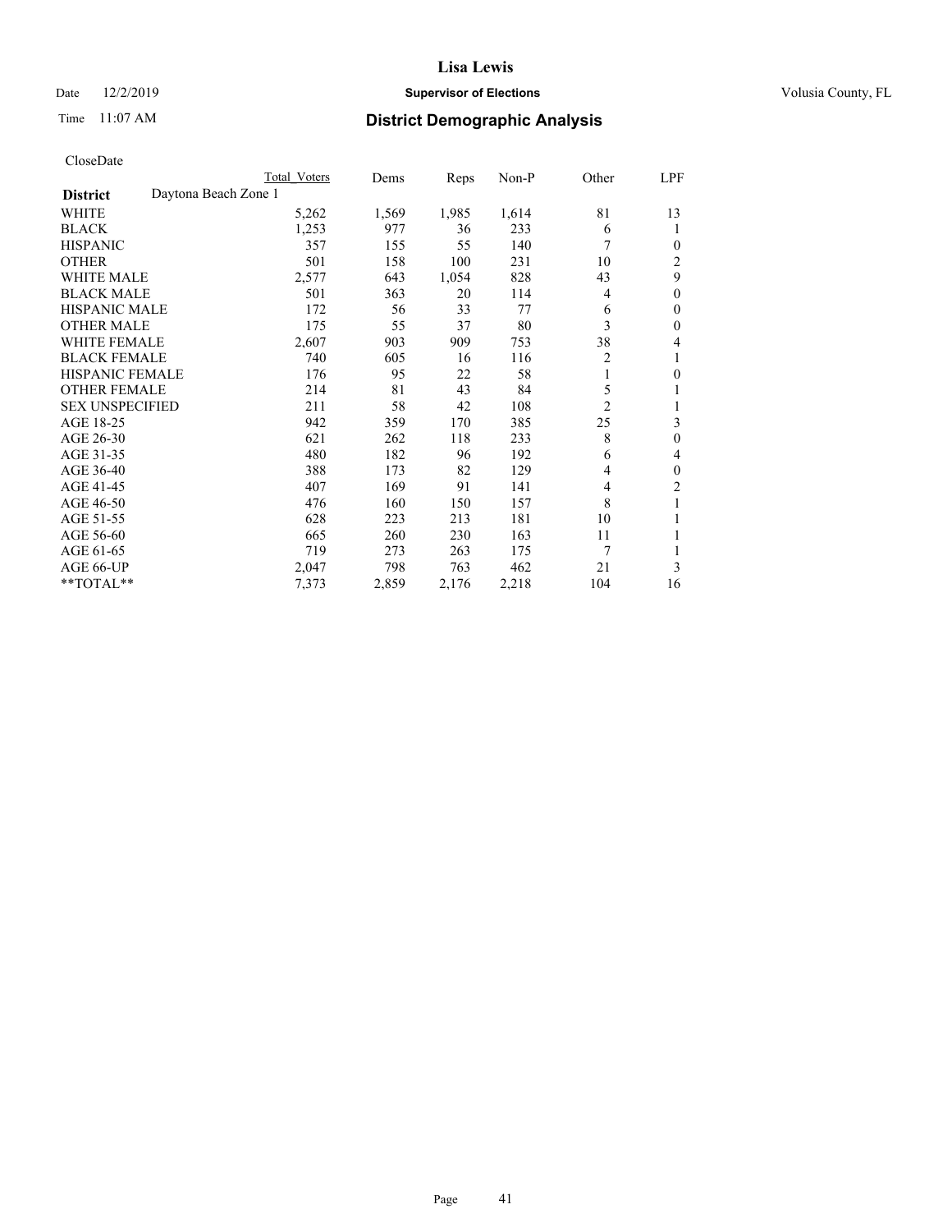# District Demographic Analysis

CloseDate

| District | Daytona Beach Zone 1 | Total Voters | Dems | Reps | Non-P | Other | LPF |
|---|---|---|---|---|---|---|---|
| WHITE | | 5,262 | 1,569 | 1,985 | 1,614 | 81 | 13 |
| BLACK | | 1,253 | 977 | 36 | 233 | 6 | 1 |
| HISPANIC | | 357 | 155 | 55 | 140 | 7 | 0 |
| OTHER | | 501 | 158 | 100 | 231 | 10 | 2 |
| WHITE MALE | | 2,577 | 643 | 1,054 | 828 | 43 | 9 |
| BLACK MALE | | 501 | 363 | 20 | 114 | 4 | 0 |
| HISPANIC MALE | | 172 | 56 | 33 | 77 | 6 | 0 |
| OTHER MALE | | 175 | 55 | 37 | 80 | 3 | 0 |
| WHITE FEMALE | | 2,607 | 903 | 909 | 753 | 38 | 4 |
| BLACK FEMALE | | 740 | 605 | 16 | 116 | 2 | 1 |
| HISPANIC FEMALE | | 176 | 95 | 22 | 58 | 1 | 0 |
| OTHER FEMALE | | 214 | 81 | 43 | 84 | 5 | 1 |
| SEX UNSPECIFIED | | 211 | 58 | 42 | 108 | 2 | 1 |
| AGE 18-25 | | 942 | 359 | 170 | 385 | 25 | 3 |
| AGE 26-30 | | 621 | 262 | 118 | 233 | 8 | 0 |
| AGE 31-35 | | 480 | 182 | 96 | 192 | 6 | 4 |
| AGE 36-40 | | 388 | 173 | 82 | 129 | 4 | 0 |
| AGE 41-45 | | 407 | 169 | 91 | 141 | 4 | 2 |
| AGE 46-50 | | 476 | 160 | 150 | 157 | 8 | 1 |
| AGE 51-55 | | 628 | 223 | 213 | 181 | 10 | 1 |
| AGE 56-60 | | 665 | 260 | 230 | 163 | 11 | 1 |
| AGE 61-65 | | 719 | 273 | 263 | 175 | 7 | 1 |
| AGE 66-UP | | 2,047 | 798 | 763 | 462 | 21 | 3 |
| **TOTAL** | | 7,373 | 2,859 | 2,176 | 2,218 | 104 | 16 |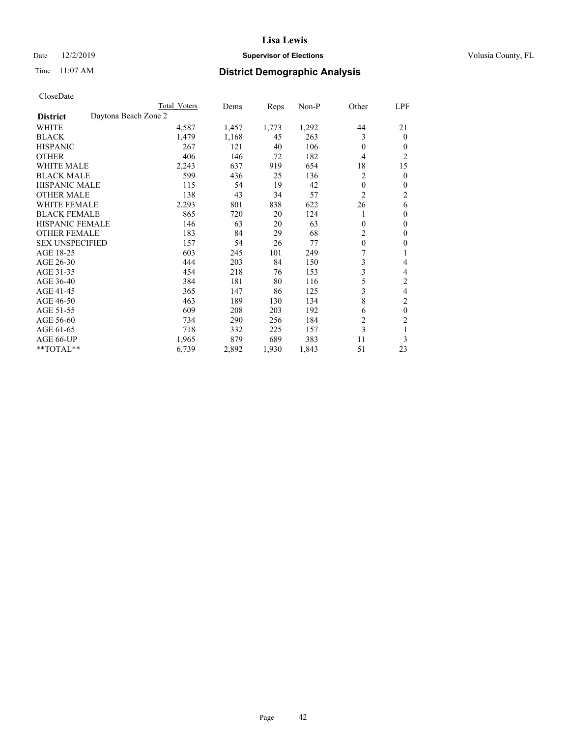# Lisa Lewis

Date 12/2/2019 **Supervisor of Elections** Volusia County, FL

Time 11:07 AM **District Demographic Analysis**

CloseDate

| District | Total Voters | Dems | Reps | Non-P | Other | LPF |
|---|---|---|---|---|---|---|
| **Daytona Beach Zone 2** | | | | | | |
| WHITE | 4,587 | 1,457 | 1,773 | 1,292 | 44 | 21 |
| BLACK | 1,479 | 1,168 | 45 | 263 | 3 | 0 |
| HISPANIC | 267 | 121 | 40 | 106 | 0 | 0 |
| OTHER | 406 | 146 | 72 | 182 | 4 | 2 |
| WHITE MALE | 2,243 | 637 | 919 | 654 | 18 | 15 |
| BLACK MALE | 599 | 436 | 25 | 136 | 2 | 0 |
| HISPANIC MALE | 115 | 54 | 19 | 42 | 0 | 0 |
| OTHER MALE | 138 | 43 | 34 | 57 | 2 | 2 |
| WHITE FEMALE | 2,293 | 801 | 838 | 622 | 26 | 6 |
| BLACK FEMALE | 865 | 720 | 20 | 124 | 1 | 0 |
| HISPANIC FEMALE | 146 | 63 | 20 | 63 | 0 | 0 |
| OTHER FEMALE | 183 | 84 | 29 | 68 | 2 | 0 |
| SEX UNSPECIFIED | 157 | 54 | 26 | 77 | 0 | 0 |
| AGE 18-25 | 603 | 245 | 101 | 249 | 7 | 1 |
| AGE 26-30 | 444 | 203 | 84 | 150 | 3 | 4 |
| AGE 31-35 | 454 | 218 | 76 | 153 | 3 | 4 |
| AGE 36-40 | 384 | 181 | 80 | 116 | 5 | 2 |
| AGE 41-45 | 365 | 147 | 86 | 125 | 3 | 4 |
| AGE 46-50 | 463 | 189 | 130 | 134 | 8 | 2 |
| AGE 51-55 | 609 | 208 | 203 | 192 | 6 | 0 |
| AGE 56-60 | 734 | 290 | 256 | 184 | 2 | 2 |
| AGE 61-65 | 718 | 332 | 225 | 157 | 3 | 1 |
| AGE 66-UP | 1,965 | 879 | 689 | 383 | 11 | 3 |
| **TOTAL** | 6,739 | 2,892 | 1,930 | 1,843 | 51 | 23 |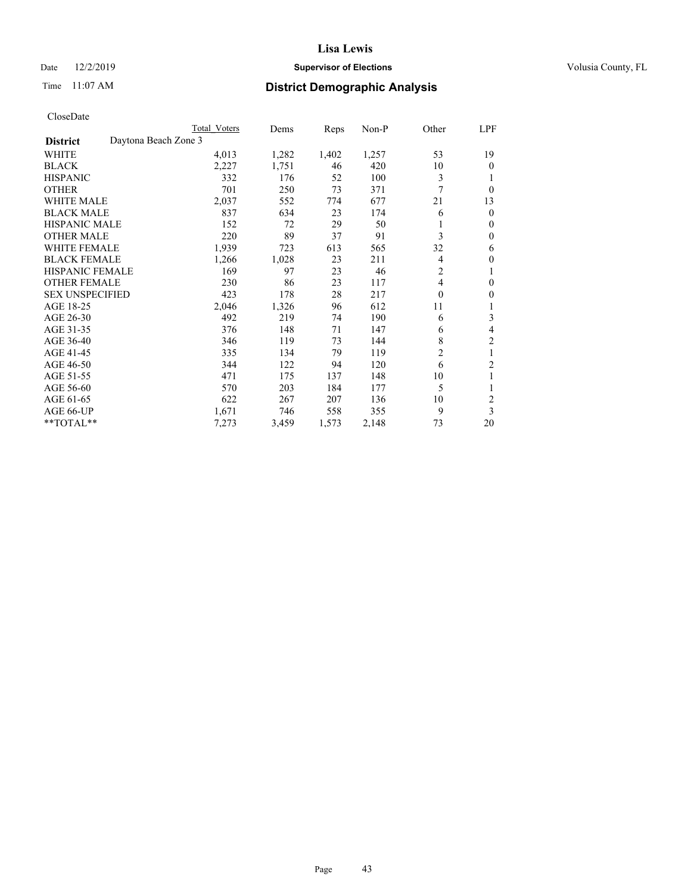# Lisa Lewis

Date 12/2/2019 **Supervisor of Elections** Volusia County, FL

Time 11:07 AM **District Demographic Analysis**

CloseDate

| | Total Voters | Dems | Reps | Non-P | Other | LPF |
|---|---|---|---|---|---|---|
| **District** Daytona Beach Zone 3 | | | | | | |
| WHITE | 4,013 | 1,282 | 1,402 | 1,257 | 53 | 19 |
| BLACK | 2,227 | 1,751 | 46 | 420 | 10 | 0 |
| HISPANIC | 332 | 176 | 52 | 100 | 3 | 1 |
| OTHER | 701 | 250 | 73 | 371 | 7 | 0 |
| WHITE MALE | 2,037 | 552 | 774 | 677 | 21 | 13 |
| BLACK MALE | 837 | 634 | 23 | 174 | 6 | 0 |
| HISPANIC MALE | 152 | 72 | 29 | 50 | 1 | 0 |
| OTHER MALE | 220 | 89 | 37 | 91 | 3 | 0 |
| WHITE FEMALE | 1,939 | 723 | 613 | 565 | 32 | 6 |
| BLACK FEMALE | 1,266 | 1,028 | 23 | 211 | 4 | 0 |
| HISPANIC FEMALE | 169 | 97 | 23 | 46 | 2 | 1 |
| OTHER FEMALE | 230 | 86 | 23 | 117 | 4 | 0 |
| SEX UNSPECIFIED | 423 | 178 | 28 | 217 | 0 | 0 |
| AGE 18-25 | 2,046 | 1,326 | 96 | 612 | 11 | 1 |
| AGE 26-30 | 492 | 219 | 74 | 190 | 6 | 3 |
| AGE 31-35 | 376 | 148 | 71 | 147 | 6 | 4 |
| AGE 36-40 | 346 | 119 | 73 | 144 | 8 | 2 |
| AGE 41-45 | 335 | 134 | 79 | 119 | 2 | 1 |
| AGE 46-50 | 344 | 122 | 94 | 120 | 6 | 2 |
| AGE 51-55 | 471 | 175 | 137 | 148 | 10 | 1 |
| AGE 56-60 | 570 | 203 | 184 | 177 | 5 | 1 |
| AGE 61-65 | 622 | 267 | 207 | 136 | 10 | 2 |
| AGE 66-UP | 1,671 | 746 | 558 | 355 | 9 | 3 |
| **TOTAL** | 7,273 | 3,459 | 1,573 | 2,148 | 73 | 20 |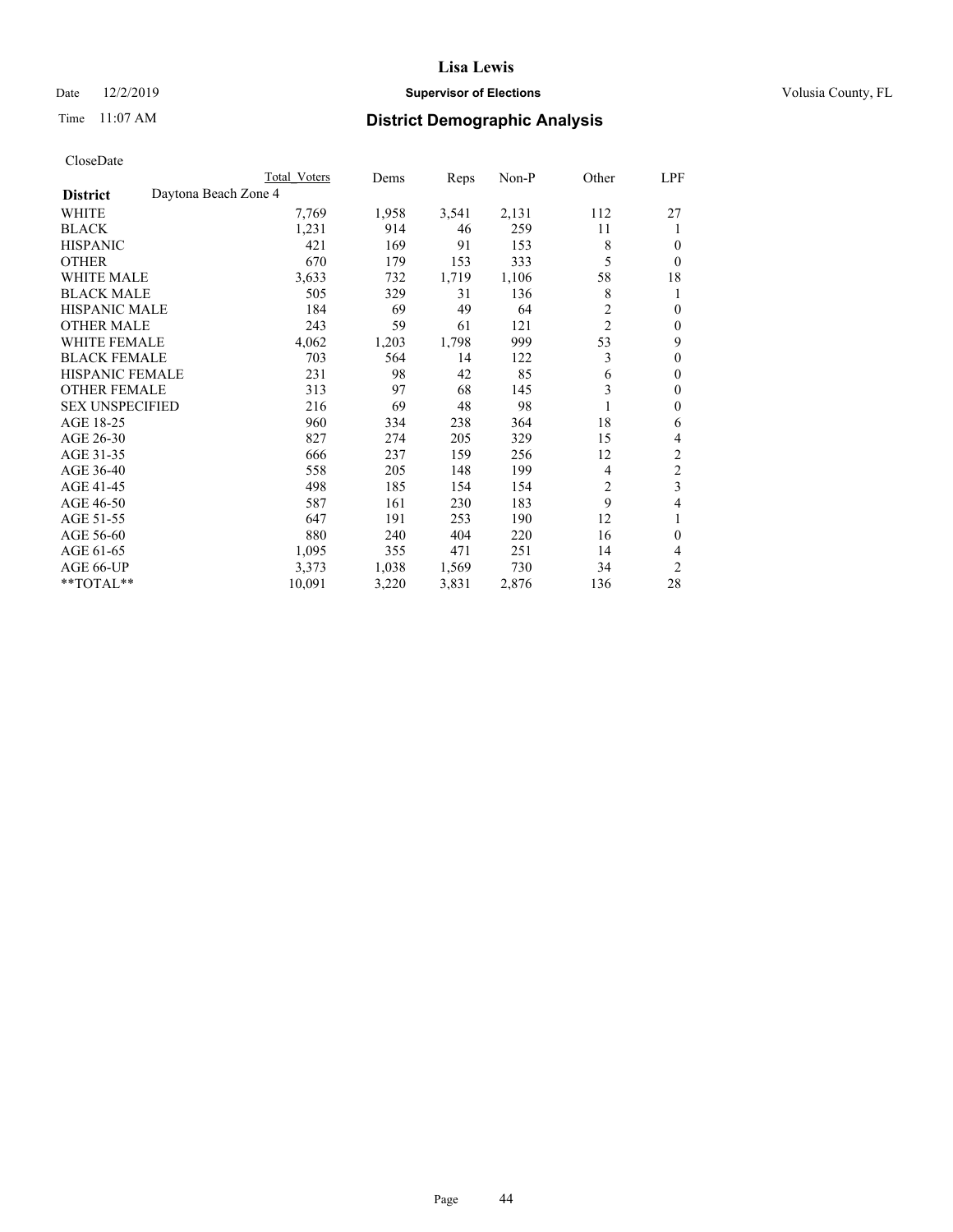# Lisa Lewis

Date 12/2/2019 **Supervisor of Elections** Volusia County, FL

Time 11:07 AM **District Demographic Analysis**

CloseDate

| **District** Daytona Beach Zone 4 | Total Voters | Dems | Reps | Non-P | Other | LPF |
|---|---|---|---|---|---|---|
| WHITE | 7,769 | 1,958 | 3,541 | 2,131 | 112 | 27 |
| BLACK | 1,231 | 914 | 46 | 259 | 11 | 1 |
| HISPANIC | 421 | 169 | 91 | 153 | 8 | 0 |
| OTHER | 670 | 179 | 153 | 333 | 5 | 0 |
| WHITE MALE | 3,633 | 732 | 1,719 | 1,106 | 58 | 18 |
| BLACK MALE | 505 | 329 | 31 | 136 | 8 | 1 |
| HISPANIC MALE | 184 | 69 | 49 | 64 | 2 | 0 |
| OTHER MALE | 243 | 59 | 61 | 121 | 2 | 0 |
| WHITE FEMALE | 4,062 | 1,203 | 1,798 | 999 | 53 | 9 |
| BLACK FEMALE | 703 | 564 | 14 | 122 | 3 | 0 |
| HISPANIC FEMALE | 231 | 98 | 42 | 85 | 6 | 0 |
| OTHER FEMALE | 313 | 97 | 68 | 145 | 3 | 0 |
| SEX UNSPECIFIED | 216 | 69 | 48 | 98 | 1 | 0 |
| AGE 18-25 | 960 | 334 | 238 | 364 | 18 | 6 |
| AGE 26-30 | 827 | 274 | 205 | 329 | 15 | 4 |
| AGE 31-35 | 666 | 237 | 159 | 256 | 12 | 2 |
| AGE 36-40 | 558 | 205 | 148 | 199 | 4 | 2 |
| AGE 41-45 | 498 | 185 | 154 | 154 | 2 | 3 |
| AGE 46-50 | 587 | 161 | 230 | 183 | 9 | 4 |
| AGE 51-55 | 647 | 191 | 253 | 190 | 12 | 1 |
| AGE 56-60 | 880 | 240 | 404 | 220 | 16 | 0 |
| AGE 61-65 | 1,095 | 355 | 471 | 251 | 14 | 4 |
| AGE 66-UP | 3,373 | 1,038 | 1,569 | 730 | 34 | 2 |
| **TOTAL** | 10,091 | 3,220 | 3,831 | 2,876 | 136 | 28 |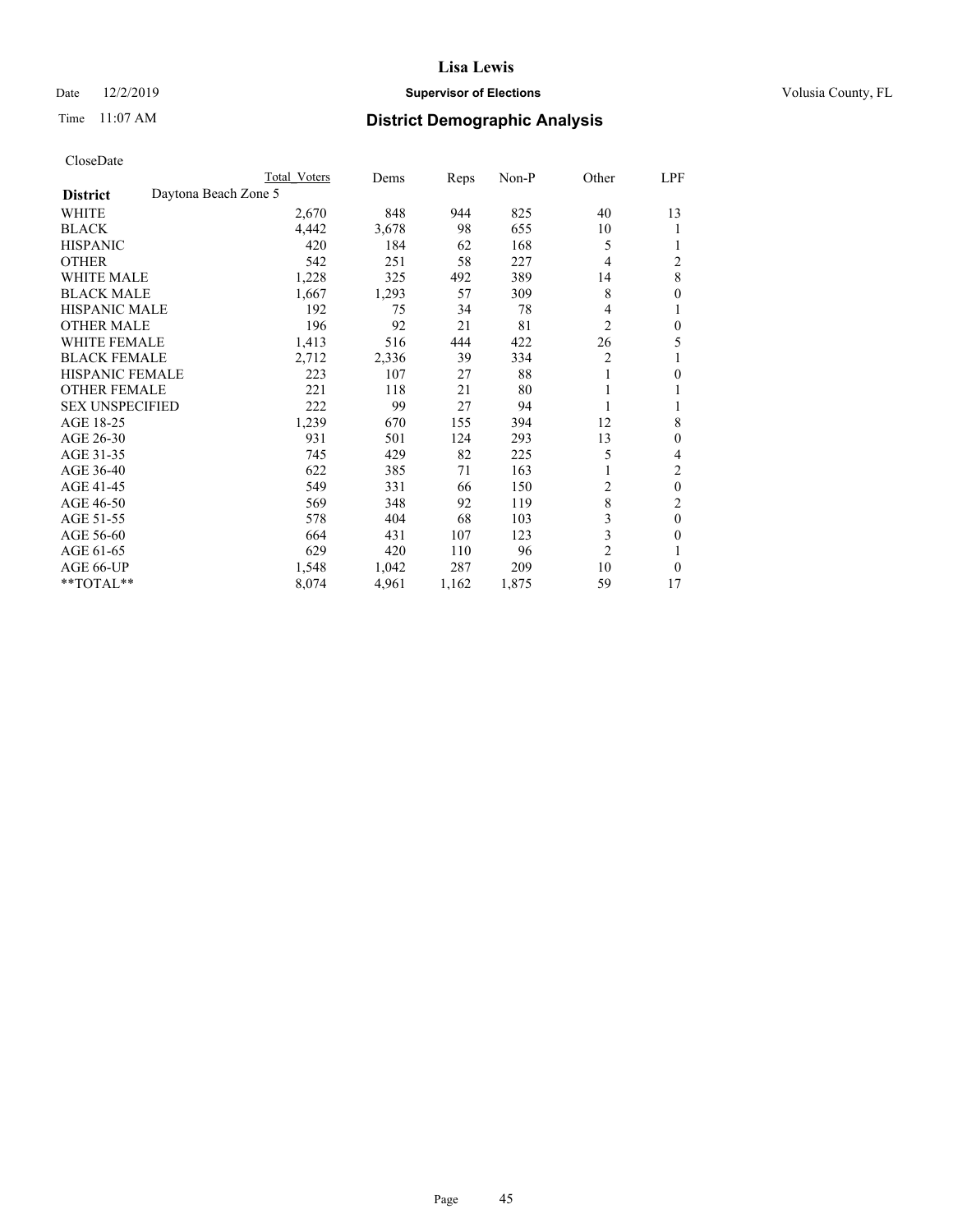# Lisa Lewis

Date 12/2/2019 **Supervisor of Elections** Volusia County, FL

Time 11:07 AM **District Demographic Analysis**

CloseDate

| | Total Voters | Dems | Reps | Non-P | Other | LPF |
|---|---|---|---|---|---|---|
| **District** Daytona Beach Zone 5 | | | | | | |
| WHITE | 2,670 | 848 | 944 | 825 | 40 | 13 |
| BLACK | 4,442 | 3,678 | 98 | 655 | 10 | 1 |
| HISPANIC | 420 | 184 | 62 | 168 | 5 | 1 |
| OTHER | 542 | 251 | 58 | 227 | 4 | 2 |
| WHITE MALE | 1,228 | 325 | 492 | 389 | 14 | 8 |
| BLACK MALE | 1,667 | 1,293 | 57 | 309 | 8 | 0 |
| HISPANIC MALE | 192 | 75 | 34 | 78 | 4 | 1 |
| OTHER MALE | 196 | 92 | 21 | 81 | 2 | 0 |
| WHITE FEMALE | 1,413 | 516 | 444 | 422 | 26 | 5 |
| BLACK FEMALE | 2,712 | 2,336 | 39 | 334 | 2 | 1 |
| HISPANIC FEMALE | 223 | 107 | 27 | 88 | 1 | 0 |
| OTHER FEMALE | 221 | 118 | 21 | 80 | 1 | 1 |
| SEX UNSPECIFIED | 222 | 99 | 27 | 94 | 1 | 1 |
| AGE 18-25 | 1,239 | 670 | 155 | 394 | 12 | 8 |
| AGE 26-30 | 931 | 501 | 124 | 293 | 13 | 0 |
| AGE 31-35 | 745 | 429 | 82 | 225 | 5 | 4 |
| AGE 36-40 | 622 | 385 | 71 | 163 | 1 | 2 |
| AGE 41-45 | 549 | 331 | 66 | 150 | 2 | 0 |
| AGE 46-50 | 569 | 348 | 92 | 119 | 8 | 2 |
| AGE 51-55 | 578 | 404 | 68 | 103 | 3 | 0 |
| AGE 56-60 | 664 | 431 | 107 | 123 | 3 | 0 |
| AGE 61-65 | 629 | 420 | 110 | 96 | 2 | 1 |
| AGE 66-UP | 1,548 | 1,042 | 287 | 209 | 10 | 0 |
| **TOTAL** | 8,074 | 4,961 | 1,162 | 1,875 | 59 | 17 |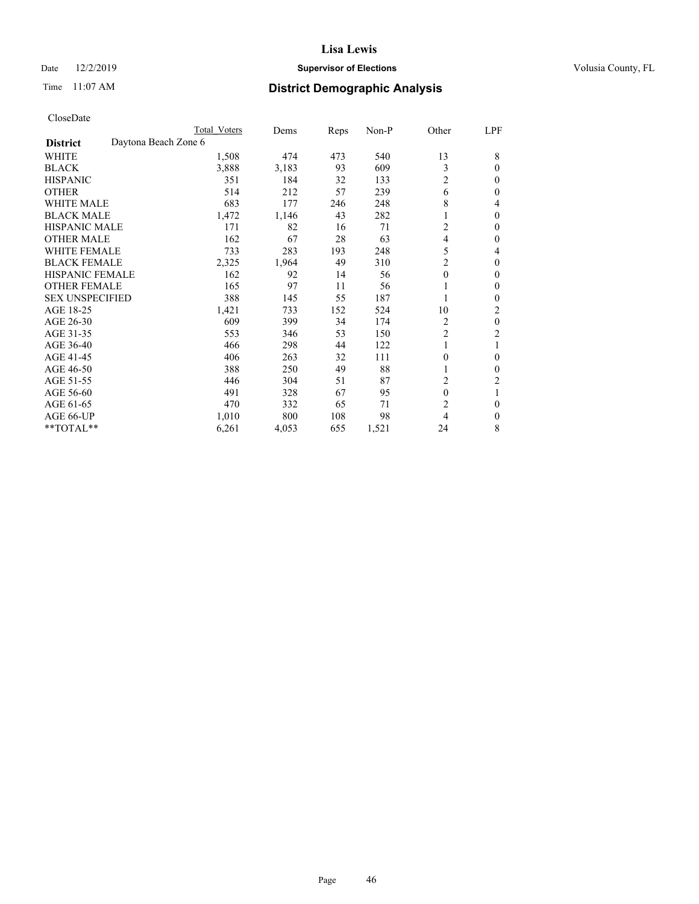# Lisa Lewis

Date 12/2/2019 **Supervisor of Elections** Volusia County, FL

Time 11:07 AM **District Demographic Analysis**

CloseDate

| | Total Voters | Dems | Reps | Non-P | Other | LPF |
|---|---|---|---|---|---|---|
| **District** Daytona Beach Zone 6 | | | | | | |
| WHITE | 1,508 | 474 | 473 | 540 | 13 | 8 |
| BLACK | 3,888 | 3,183 | 93 | 609 | 3 | 0 |
| HISPANIC | 351 | 184 | 32 | 133 | 2 | 0 |
| OTHER | 514 | 212 | 57 | 239 | 6 | 0 |
| WHITE MALE | 683 | 177 | 246 | 248 | 8 | 4 |
| BLACK MALE | 1,472 | 1,146 | 43 | 282 | 1 | 0 |
| HISPANIC MALE | 171 | 82 | 16 | 71 | 2 | 0 |
| OTHER MALE | 162 | 67 | 28 | 63 | 4 | 0 |
| WHITE FEMALE | 733 | 283 | 193 | 248 | 5 | 4 |
| BLACK FEMALE | 2,325 | 1,964 | 49 | 310 | 2 | 0 |
| HISPANIC FEMALE | 162 | 92 | 14 | 56 | 0 | 0 |
| OTHER FEMALE | 165 | 97 | 11 | 56 | 1 | 0 |
| SEX UNSPECIFIED | 388 | 145 | 55 | 187 | 1 | 0 |
| AGE 18-25 | 1,421 | 733 | 152 | 524 | 10 | 2 |
| AGE 26-30 | 609 | 399 | 34 | 174 | 2 | 0 |
| AGE 31-35 | 553 | 346 | 53 | 150 | 2 | 2 |
| AGE 36-40 | 466 | 298 | 44 | 122 | 1 | 1 |
| AGE 41-45 | 406 | 263 | 32 | 111 | 0 | 0 |
| AGE 46-50 | 388 | 250 | 49 | 88 | 1 | 0 |
| AGE 51-55 | 446 | 304 | 51 | 87 | 2 | 2 |
| AGE 56-60 | 491 | 328 | 67 | 95 | 0 | 1 |
| AGE 61-65 | 470 | 332 | 65 | 71 | 2 | 0 |
| AGE 66-UP | 1,010 | 800 | 108 | 98 | 4 | 0 |
| **TOTAL** | 6,261 | 4,053 | 655 | 1,521 | 24 | 8 |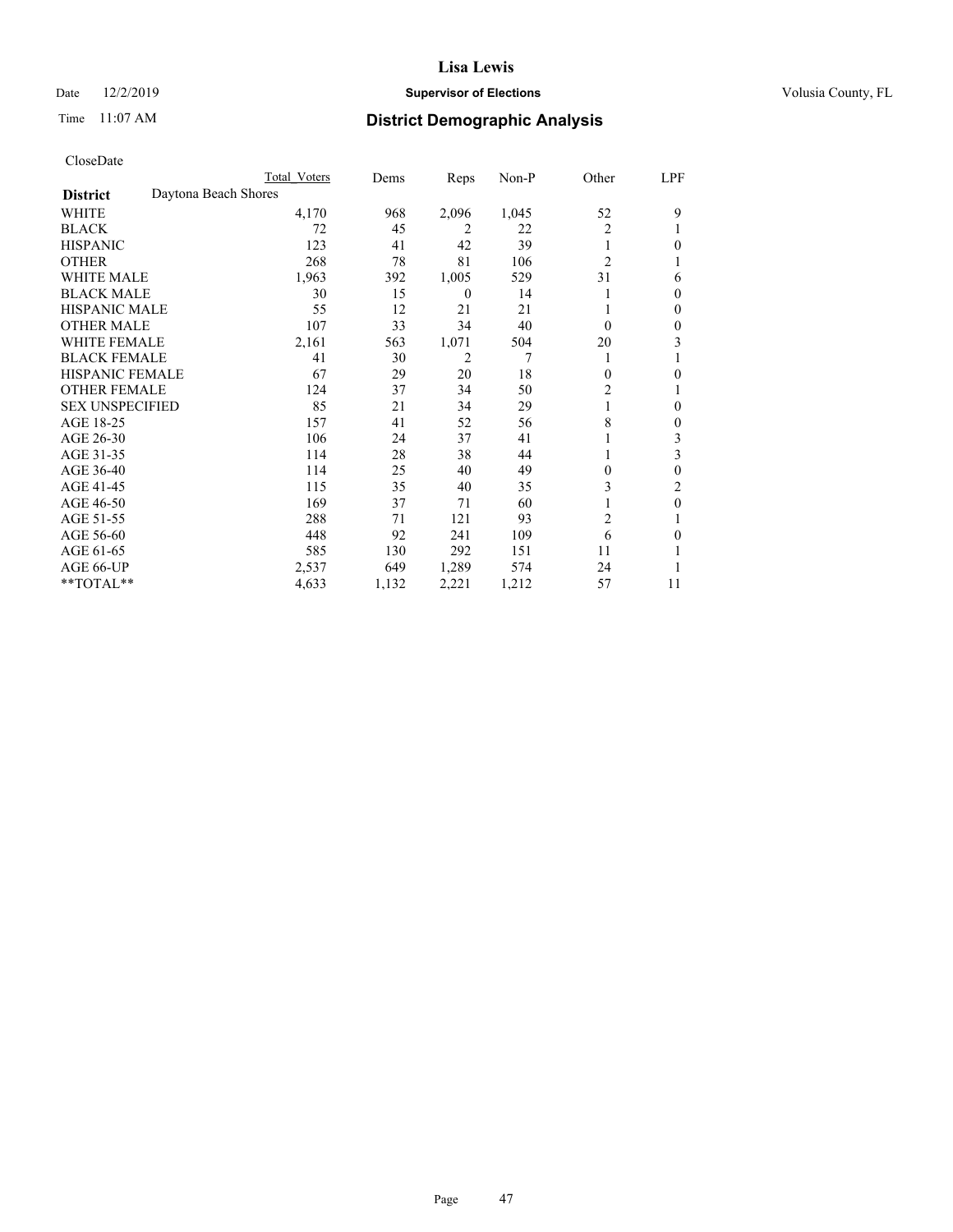# Lisa Lewis

Date 12/2/2019 **Supervisor of Elections** Volusia County, FL

Time 11:07 AM **District Demographic Analysis**

CloseDate

| | Total Voters | Dems | Reps | Non-P | Other | LPF |
|---|---|---|---|---|---|---|
| **District** Daytona Beach Shores | | | | | | |
| WHITE | 4,170 | 968 | 2,096 | 1,045 | 52 | 9 |
| BLACK | 72 | 45 | 2 | 22 | 2 | 1 |
| HISPANIC | 123 | 41 | 42 | 39 | 1 | 0 |
| OTHER | 268 | 78 | 81 | 106 | 2 | 1 |
| WHITE MALE | 1,963 | 392 | 1,005 | 529 | 31 | 6 |
| BLACK MALE | 30 | 15 | 0 | 14 | 1 | 0 |
| HISPANIC MALE | 55 | 12 | 21 | 21 | 1 | 0 |
| OTHER MALE | 107 | 33 | 34 | 40 | 0 | 0 |
| WHITE FEMALE | 2,161 | 563 | 1,071 | 504 | 20 | 3 |
| BLACK FEMALE | 41 | 30 | 2 | 7 | 1 | 1 |
| HISPANIC FEMALE | 67 | 29 | 20 | 18 | 0 | 0 |
| OTHER FEMALE | 124 | 37 | 34 | 50 | 2 | 1 |
| SEX UNSPECIFIED | 85 | 21 | 34 | 29 | 1 | 0 |
| AGE 18-25 | 157 | 41 | 52 | 56 | 8 | 0 |
| AGE 26-30 | 106 | 24 | 37 | 41 | 1 | 3 |
| AGE 31-35 | 114 | 28 | 38 | 44 | 1 | 3 |
| AGE 36-40 | 114 | 25 | 40 | 49 | 0 | 0 |
| AGE 41-45 | 115 | 35 | 40 | 35 | 3 | 2 |
| AGE 46-50 | 169 | 37 | 71 | 60 | 1 | 0 |
| AGE 51-55 | 288 | 71 | 121 | 93 | 2 | 1 |
| AGE 56-60 | 448 | 92 | 241 | 109 | 6 | 0 |
| AGE 61-65 | 585 | 130 | 292 | 151 | 11 | 1 |
| AGE 66-UP | 2,537 | 649 | 1,289 | 574 | 24 | 1 |
| **TOTAL** | 4,633 | 1,132 | 2,221 | 1,212 | 57 | 11 |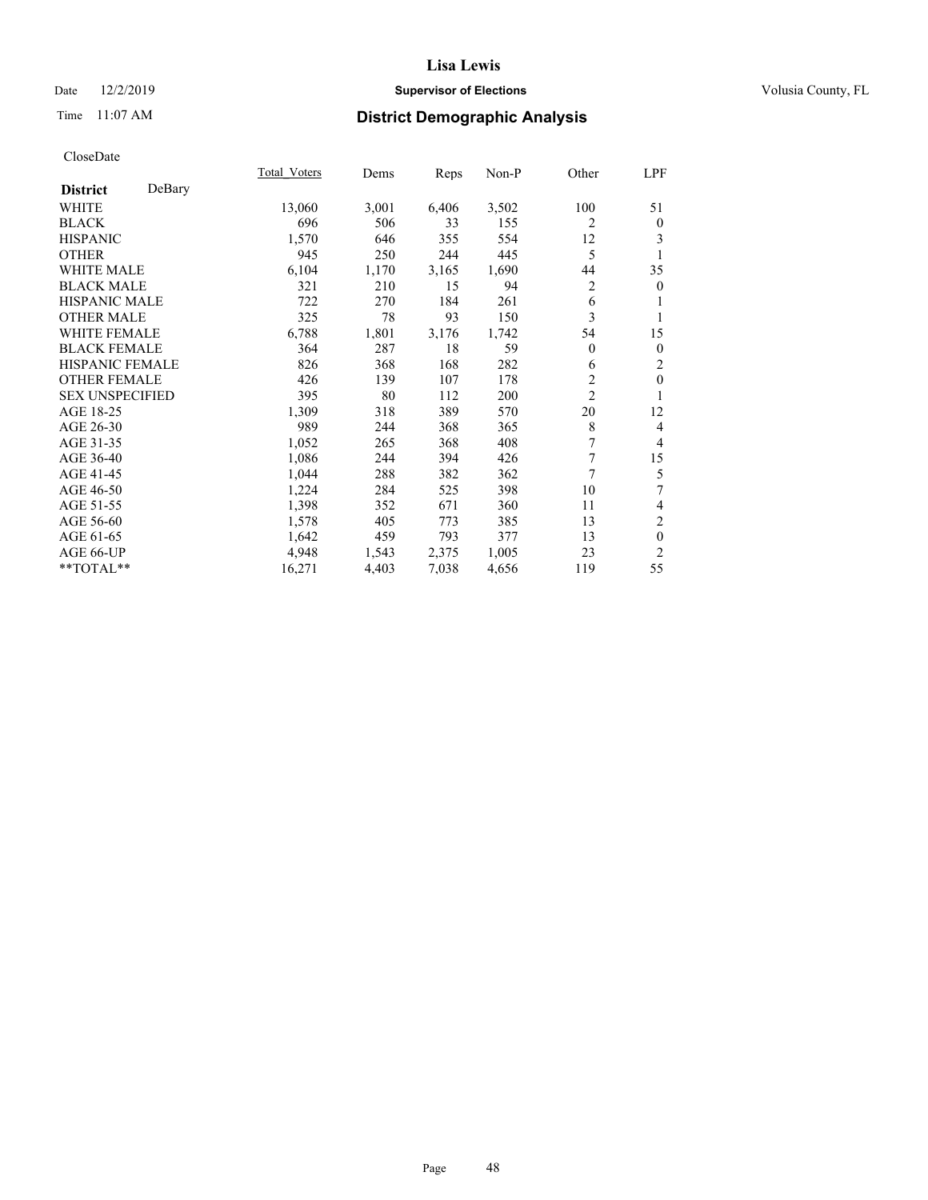CloseDate

| District DeBary | Total_Voters | Dems | Reps | Non-P | Other | LPF |
|---|---|---|---|---|---|---|
| WHITE | 13,060 | 3,001 | 6,406 | 3,502 | 100 | 51 |
| BLACK | 696 | 506 | 33 | 155 | 2 | 0 |
| HISPANIC | 1,570 | 646 | 355 | 554 | 12 | 3 |
| OTHER | 945 | 250 | 244 | 445 | 5 | 1 |
| WHITE MALE | 6,104 | 1,170 | 3,165 | 1,690 | 44 | 35 |
| BLACK MALE | 321 | 210 | 15 | 94 | 2 | 0 |
| HISPANIC MALE | 722 | 270 | 184 | 261 | 6 | 1 |
| OTHER MALE | 325 | 78 | 93 | 150 | 3 | 1 |
| WHITE FEMALE | 6,788 | 1,801 | 3,176 | 1,742 | 54 | 15 |
| BLACK FEMALE | 364 | 287 | 18 | 59 | 0 | 0 |
| HISPANIC FEMALE | 826 | 368 | 168 | 282 | 6 | 2 |
| OTHER FEMALE | 426 | 139 | 107 | 178 | 2 | 0 |
| SEX UNSPECIFIED | 395 | 80 | 112 | 200 | 2 | 1 |
| AGE 18-25 | 1,309 | 318 | 389 | 570 | 20 | 12 |
| AGE 26-30 | 989 | 244 | 368 | 365 | 8 | 4 |
| AGE 31-35 | 1,052 | 265 | 368 | 408 | 7 | 4 |
| AGE 36-40 | 1,086 | 244 | 394 | 426 | 7 | 15 |
| AGE 41-45 | 1,044 | 288 | 382 | 362 | 7 | 5 |
| AGE 46-50 | 1,224 | 284 | 525 | 398 | 10 | 7 |
| AGE 51-55 | 1,398 | 352 | 671 | 360 | 11 | 4 |
| AGE 56-60 | 1,578 | 405 | 773 | 385 | 13 | 2 |
| AGE 61-65 | 1,642 | 459 | 793 | 377 | 13 | 0 |
| AGE 66-UP | 4,948 | 1,543 | 2,375 | 1,005 | 23 | 2 |
| **TOTAL** | 16,271 | 4,403 | 7,038 | 4,656 | 119 | 55 |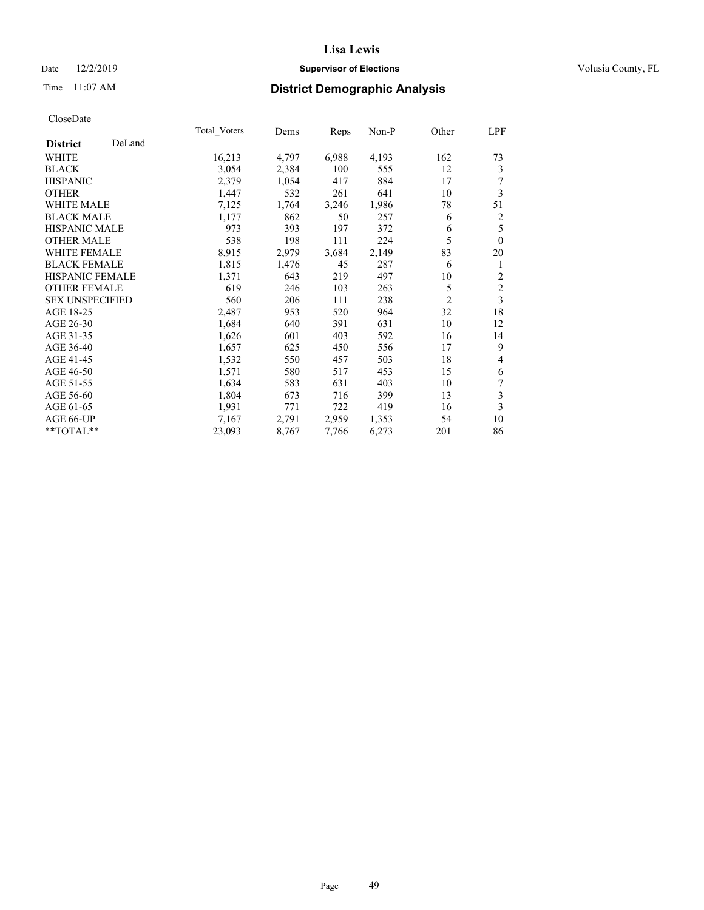**Lisa Lewis**

Date 12/2/2019 **Supervisor of Elections** Volusia County, FL

Time 11:07 AM

## District Demographic Analysis

CloseDate

| District: DeLand | Total_Voters | Dems | Reps | Non-P | Other | LPF |
|---|---|---|---|---|---|---|
| WHITE | 16,213 | 4,797 | 6,988 | 4,193 | 162 | 73 |
| BLACK | 3,054 | 2,384 | 100 | 555 | 12 | 3 |
| HISPANIC | 2,379 | 1,054 | 417 | 884 | 17 | 7 |
| OTHER | 1,447 | 532 | 261 | 641 | 10 | 3 |
| WHITE MALE | 7,125 | 1,764 | 3,246 | 1,986 | 78 | 51 |
| BLACK MALE | 1,177 | 862 | 50 | 257 | 6 | 2 |
| HISPANIC MALE | 973 | 393 | 197 | 372 | 6 | 5 |
| OTHER MALE | 538 | 198 | 111 | 224 | 5 | 0 |
| WHITE FEMALE | 8,915 | 2,979 | 3,684 | 2,149 | 83 | 20 |
| BLACK FEMALE | 1,815 | 1,476 | 45 | 287 | 6 | 1 |
| HISPANIC FEMALE | 1,371 | 643 | 219 | 497 | 10 | 2 |
| OTHER FEMALE | 619 | 246 | 103 | 263 | 5 | 2 |
| SEX UNSPECIFIED | 560 | 206 | 111 | 238 | 2 | 3 |
| AGE 18-25 | 2,487 | 953 | 520 | 964 | 32 | 18 |
| AGE 26-30 | 1,684 | 640 | 391 | 631 | 10 | 12 |
| AGE 31-35 | 1,626 | 601 | 403 | 592 | 16 | 14 |
| AGE 36-40 | 1,657 | 625 | 450 | 556 | 17 | 9 |
| AGE 41-45 | 1,532 | 550 | 457 | 503 | 18 | 4 |
| AGE 46-50 | 1,571 | 580 | 517 | 453 | 15 | 6 |
| AGE 51-55 | 1,634 | 583 | 631 | 403 | 10 | 7 |
| AGE 56-60 | 1,804 | 673 | 716 | 399 | 13 | 3 |
| AGE 61-65 | 1,931 | 771 | 722 | 419 | 16 | 3 |
| AGE 66-UP | 7,167 | 2,791 | 2,959 | 1,353 | 54 | 10 |
| **TOTAL** | 23,093 | 8,767 | 7,766 | 6,273 | 201 | 86 |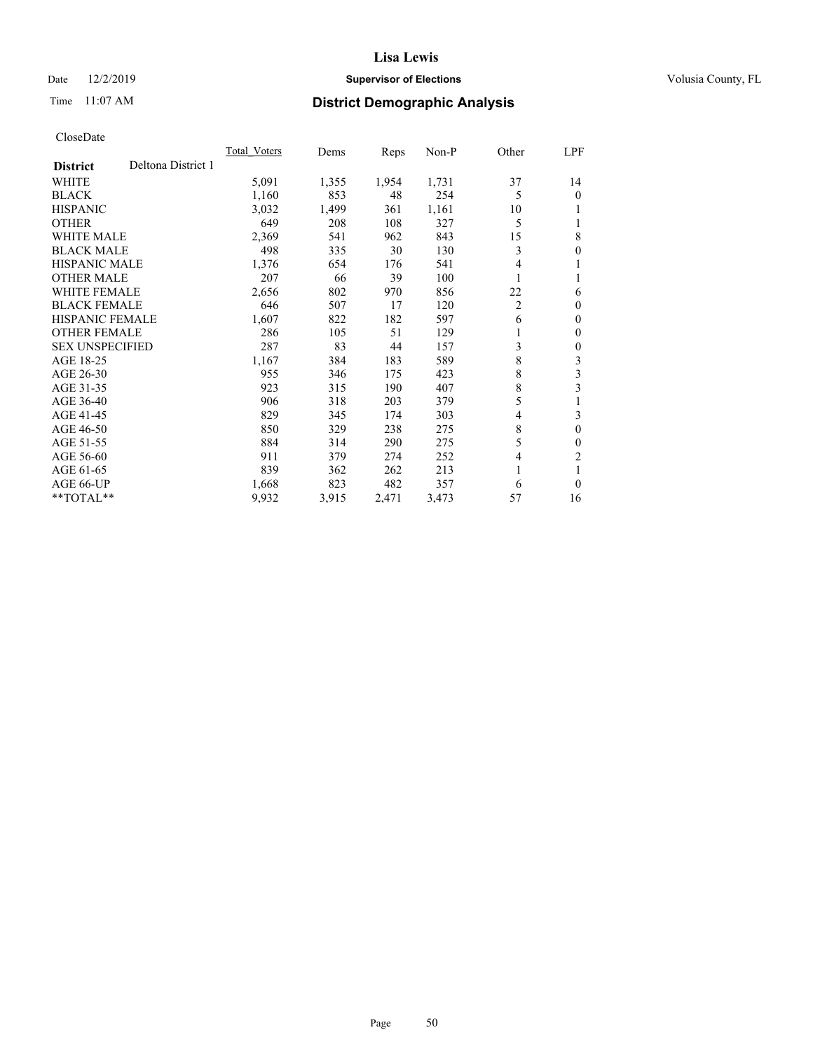# Lisa Lewis

Date 12/2/2019 **Supervisor of Elections** Volusia County, FL

Time 11:07 AM **District Demographic Analysis**

CloseDate

| **District** Deltona District 1 | Total_Voters | Dems | Reps | Non-P | Other | LPF |
|---|---|---|---|---|---|---|
| WHITE | 5,091 | 1,355 | 1,954 | 1,731 | 37 | 14 |
| BLACK | 1,160 | 853 | 48 | 254 | 5 | 0 |
| HISPANIC | 3,032 | 1,499 | 361 | 1,161 | 10 | 1 |
| OTHER | 649 | 208 | 108 | 327 | 5 | 1 |
| WHITE MALE | 2,369 | 541 | 962 | 843 | 15 | 8 |
| BLACK MALE | 498 | 335 | 30 | 130 | 3 | 0 |
| HISPANIC MALE | 1,376 | 654 | 176 | 541 | 4 | 1 |
| OTHER MALE | 207 | 66 | 39 | 100 | 1 | 1 |
| WHITE FEMALE | 2,656 | 802 | 970 | 856 | 22 | 6 |
| BLACK FEMALE | 646 | 507 | 17 | 120 | 2 | 0 |
| HISPANIC FEMALE | 1,607 | 822 | 182 | 597 | 6 | 0 |
| OTHER FEMALE | 286 | 105 | 51 | 129 | 1 | 0 |
| SEX UNSPECIFIED | 287 | 83 | 44 | 157 | 3 | 0 |
| AGE 18-25 | 1,167 | 384 | 183 | 589 | 8 | 3 |
| AGE 26-30 | 955 | 346 | 175 | 423 | 8 | 3 |
| AGE 31-35 | 923 | 315 | 190 | 407 | 8 | 3 |
| AGE 36-40 | 906 | 318 | 203 | 379 | 5 | 1 |
| AGE 41-45 | 829 | 345 | 174 | 303 | 4 | 3 |
| AGE 46-50 | 850 | 329 | 238 | 275 | 8 | 0 |
| AGE 51-55 | 884 | 314 | 290 | 275 | 5 | 0 |
| AGE 56-60 | 911 | 379 | 274 | 252 | 4 | 2 |
| AGE 61-65 | 839 | 362 | 262 | 213 | 1 | 1 |
| AGE 66-UP | 1,668 | 823 | 482 | 357 | 6 | 0 |
| **TOTAL** | 9,932 | 3,915 | 2,471 | 3,473 | 57 | 16 |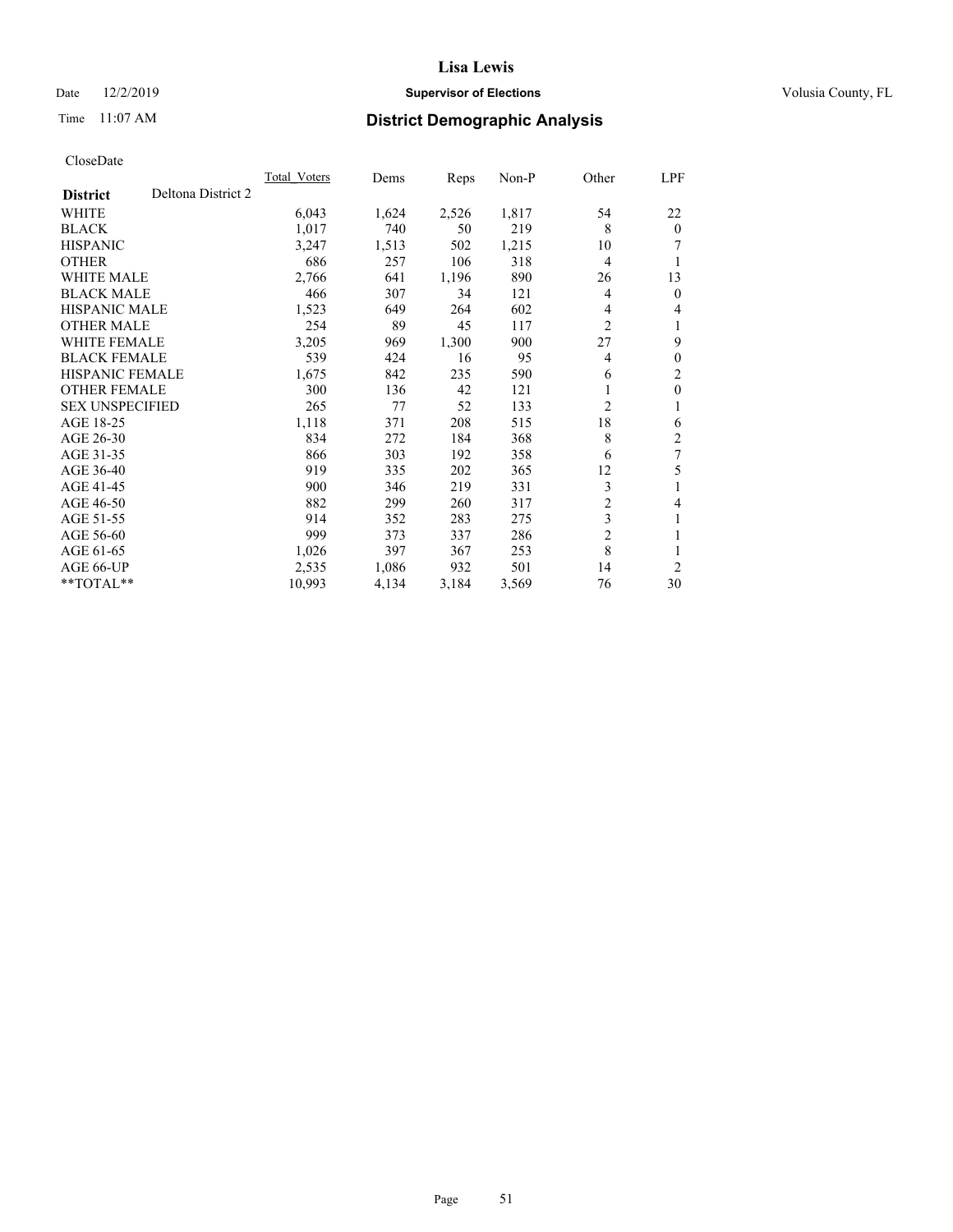# District Demographic Analysis

Lisa Lewis
Supervisor of Elections
Volusia County, FL

Date 12/2/2019
Time 11:07 AM

CloseDate

| District | Deltona District 2 | Total_Voters | Dems | Reps | Non-P | Other | LPF |
|---|---|---|---|---|---|---|---|
| WHITE | | 6,043 | 1,624 | 2,526 | 1,817 | 54 | 22 |
| BLACK | | 1,017 | 740 | 50 | 219 | 8 | 0 |
| HISPANIC | | 3,247 | 1,513 | 502 | 1,215 | 10 | 7 |
| OTHER | | 686 | 257 | 106 | 318 | 4 | 1 |
| WHITE MALE | | 2,766 | 641 | 1,196 | 890 | 26 | 13 |
| BLACK MALE | | 466 | 307 | 34 | 121 | 4 | 0 |
| HISPANIC MALE | | 1,523 | 649 | 264 | 602 | 4 | 4 |
| OTHER MALE | | 254 | 89 | 45 | 117 | 2 | 1 |
| WHITE FEMALE | | 3,205 | 969 | 1,300 | 900 | 27 | 9 |
| BLACK FEMALE | | 539 | 424 | 16 | 95 | 4 | 0 |
| HISPANIC FEMALE | | 1,675 | 842 | 235 | 590 | 6 | 2 |
| OTHER FEMALE | | 300 | 136 | 42 | 121 | 1 | 0 |
| SEX UNSPECIFIED | | 265 | 77 | 52 | 133 | 2 | 1 |
| AGE 18-25 | | 1,118 | 371 | 208 | 515 | 18 | 6 |
| AGE 26-30 | | 834 | 272 | 184 | 368 | 8 | 2 |
| AGE 31-35 | | 866 | 303 | 192 | 358 | 6 | 7 |
| AGE 36-40 | | 919 | 335 | 202 | 365 | 12 | 5 |
| AGE 41-45 | | 900 | 346 | 219 | 331 | 3 | 1 |
| AGE 46-50 | | 882 | 299 | 260 | 317 | 2 | 4 |
| AGE 51-55 | | 914 | 352 | 283 | 275 | 3 | 1 |
| AGE 56-60 | | 999 | 373 | 337 | 286 | 2 | 1 |
| AGE 61-65 | | 1,026 | 397 | 367 | 253 | 8 | 1 |
| AGE 66-UP | | 2,535 | 1,086 | 932 | 501 | 14 | 2 |
| **TOTAL** | | 10,993 | 4,134 | 3,184 | 3,569 | 76 | 30 |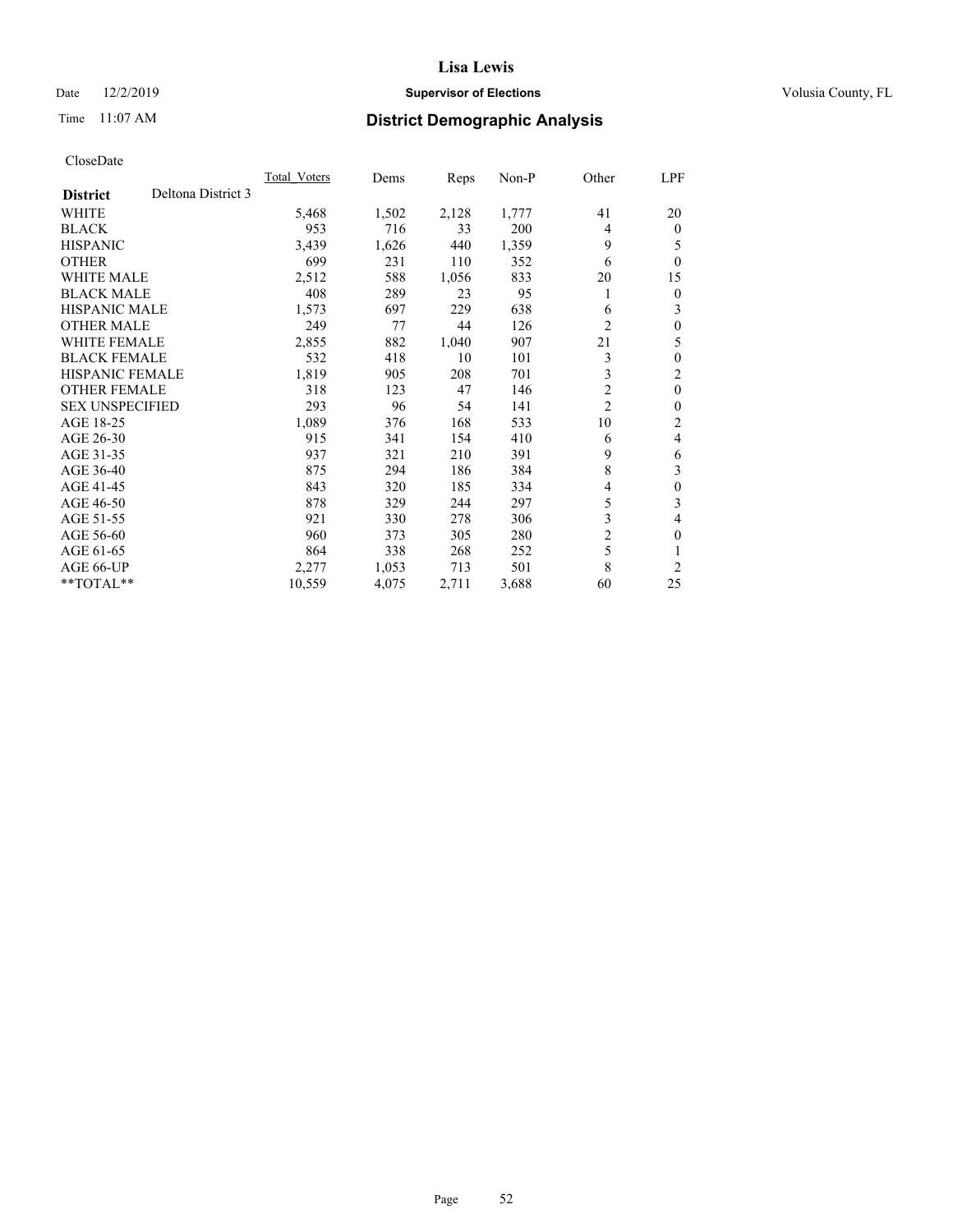# Lisa Lewis

Date 12/2/2019 **Supervisor of Elections** Volusia County, FL

Time 11:07 AM **District Demographic Analysis**

CloseDate

| **District** Deltona District 3 | Total_Voters | Dems | Reps | Non-P | Other | LPF |
|---|---|---|---|---|---|---|
| WHITE | 5,468 | 1,502 | 2,128 | 1,777 | 41 | 20 |
| BLACK | 953 | 716 | 33 | 200 | 4 | 0 |
| HISPANIC | 3,439 | 1,626 | 440 | 1,359 | 9 | 5 |
| OTHER | 699 | 231 | 110 | 352 | 6 | 0 |
| WHITE MALE | 2,512 | 588 | 1,056 | 833 | 20 | 15 |
| BLACK MALE | 408 | 289 | 23 | 95 | 1 | 0 |
| HISPANIC MALE | 1,573 | 697 | 229 | 638 | 6 | 3 |
| OTHER MALE | 249 | 77 | 44 | 126 | 2 | 0 |
| WHITE FEMALE | 2,855 | 882 | 1,040 | 907 | 21 | 5 |
| BLACK FEMALE | 532 | 418 | 10 | 101 | 3 | 0 |
| HISPANIC FEMALE | 1,819 | 905 | 208 | 701 | 3 | 2 |
| OTHER FEMALE | 318 | 123 | 47 | 146 | 2 | 0 |
| SEX UNSPECIFIED | 293 | 96 | 54 | 141 | 2 | 0 |
| AGE 18-25 | 1,089 | 376 | 168 | 533 | 10 | 2 |
| AGE 26-30 | 915 | 341 | 154 | 410 | 6 | 4 |
| AGE 31-35 | 937 | 321 | 210 | 391 | 9 | 6 |
| AGE 36-40 | 875 | 294 | 186 | 384 | 8 | 3 |
| AGE 41-45 | 843 | 320 | 185 | 334 | 4 | 0 |
| AGE 46-50 | 878 | 329 | 244 | 297 | 5 | 3 |
| AGE 51-55 | 921 | 330 | 278 | 306 | 3 | 4 |
| AGE 56-60 | 960 | 373 | 305 | 280 | 2 | 0 |
| AGE 61-65 | 864 | 338 | 268 | 252 | 5 | 1 |
| AGE 66-UP | 2,277 | 1,053 | 713 | 501 | 8 | 2 |
| **TOTAL** | 10,559 | 4,075 | 2,711 | 3,688 | 60 | 25 |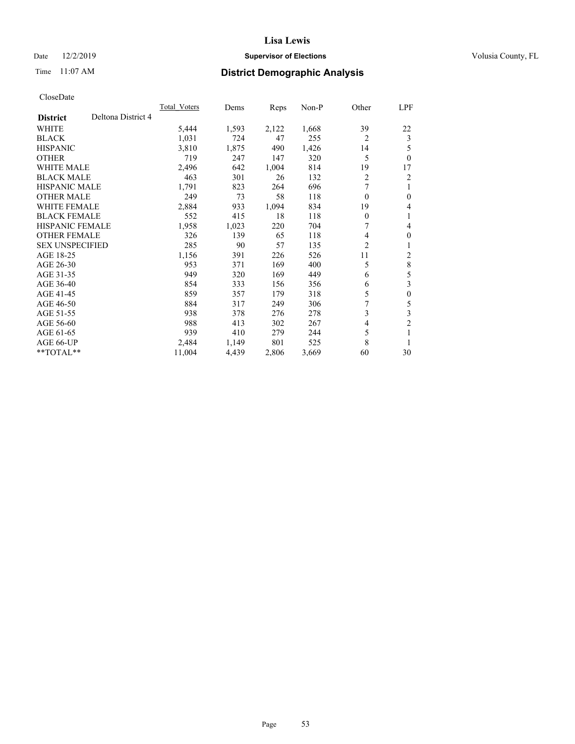# Lisa Lewis

Date 12/2/2019 **Supervisor of Elections** Volusia County, FL

Time 11:07 AM **District Demographic Analysis**

CloseDate

| **District** Deltona District 4 | Total_Voters | Dems | Reps | Non-P | Other | LPF |
|---|---|---|---|---|---|---|
| WHITE | 5,444 | 1,593 | 2,122 | 1,668 | 39 | 22 |
| BLACK | 1,031 | 724 | 47 | 255 | 2 | 3 |
| HISPANIC | 3,810 | 1,875 | 490 | 1,426 | 14 | 5 |
| OTHER | 719 | 247 | 147 | 320 | 5 | 0 |
| WHITE MALE | 2,496 | 642 | 1,004 | 814 | 19 | 17 |
| BLACK MALE | 463 | 301 | 26 | 132 | 2 | 2 |
| HISPANIC MALE | 1,791 | 823 | 264 | 696 | 7 | 1 |
| OTHER MALE | 249 | 73 | 58 | 118 | 0 | 0 |
| WHITE FEMALE | 2,884 | 933 | 1,094 | 834 | 19 | 4 |
| BLACK FEMALE | 552 | 415 | 18 | 118 | 0 | 1 |
| HISPANIC FEMALE | 1,958 | 1,023 | 220 | 704 | 7 | 4 |
| OTHER FEMALE | 326 | 139 | 65 | 118 | 4 | 0 |
| SEX UNSPECIFIED | 285 | 90 | 57 | 135 | 2 | 1 |
| AGE 18-25 | 1,156 | 391 | 226 | 526 | 11 | 2 |
| AGE 26-30 | 953 | 371 | 169 | 400 | 5 | 8 |
| AGE 31-35 | 949 | 320 | 169 | 449 | 6 | 5 |
| AGE 36-40 | 854 | 333 | 156 | 356 | 6 | 3 |
| AGE 41-45 | 859 | 357 | 179 | 318 | 5 | 0 |
| AGE 46-50 | 884 | 317 | 249 | 306 | 7 | 5 |
| AGE 51-55 | 938 | 378 | 276 | 278 | 3 | 3 |
| AGE 56-60 | 988 | 413 | 302 | 267 | 4 | 2 |
| AGE 61-65 | 939 | 410 | 279 | 244 | 5 | 1 |
| AGE 66-UP | 2,484 | 1,149 | 801 | 525 | 8 | 1 |
| **TOTAL** | 11,004 | 4,439 | 2,806 | 3,669 | 60 | 30 |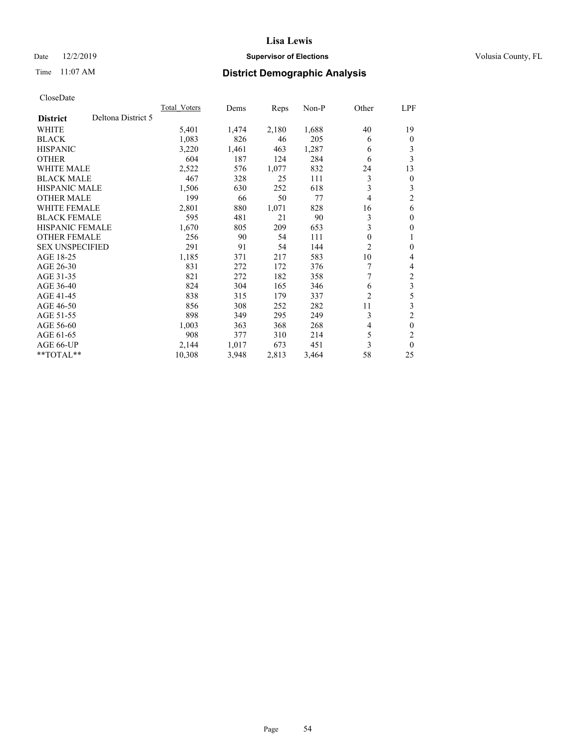# Lisa Lewis

Date 12/2/2019 **Supervisor of Elections** Volusia County, FL

Time 11:07 AM **District Demographic Analysis**

CloseDate

| **District** Deltona District 5 | Total_Voters | Dems | Reps | Non-P | Other | LPF |
|---|---|---|---|---|---|---|
| WHITE | 5,401 | 1,474 | 2,180 | 1,688 | 40 | 19 |
| BLACK | 1,083 | 826 | 46 | 205 | 6 | 0 |
| HISPANIC | 3,220 | 1,461 | 463 | 1,287 | 6 | 3 |
| OTHER | 604 | 187 | 124 | 284 | 6 | 3 |
| WHITE MALE | 2,522 | 576 | 1,077 | 832 | 24 | 13 |
| BLACK MALE | 467 | 328 | 25 | 111 | 3 | 0 |
| HISPANIC MALE | 1,506 | 630 | 252 | 618 | 3 | 3 |
| OTHER MALE | 199 | 66 | 50 | 77 | 4 | 2 |
| WHITE FEMALE | 2,801 | 880 | 1,071 | 828 | 16 | 6 |
| BLACK FEMALE | 595 | 481 | 21 | 90 | 3 | 0 |
| HISPANIC FEMALE | 1,670 | 805 | 209 | 653 | 3 | 0 |
| OTHER FEMALE | 256 | 90 | 54 | 111 | 0 | 1 |
| SEX UNSPECIFIED | 291 | 91 | 54 | 144 | 2 | 0 |
| AGE 18-25 | 1,185 | 371 | 217 | 583 | 10 | 4 |
| AGE 26-30 | 831 | 272 | 172 | 376 | 7 | 4 |
| AGE 31-35 | 821 | 272 | 182 | 358 | 7 | 2 |
| AGE 36-40 | 824 | 304 | 165 | 346 | 6 | 3 |
| AGE 41-45 | 838 | 315 | 179 | 337 | 2 | 5 |
| AGE 46-50 | 856 | 308 | 252 | 282 | 11 | 3 |
| AGE 51-55 | 898 | 349 | 295 | 249 | 3 | 2 |
| AGE 56-60 | 1,003 | 363 | 368 | 268 | 4 | 0 |
| AGE 61-65 | 908 | 377 | 310 | 214 | 5 | 2 |
| AGE 66-UP | 2,144 | 1,017 | 673 | 451 | 3 | 0 |
| **TOTAL** | 10,308 | 3,948 | 2,813 | 3,464 | 58 | 25 |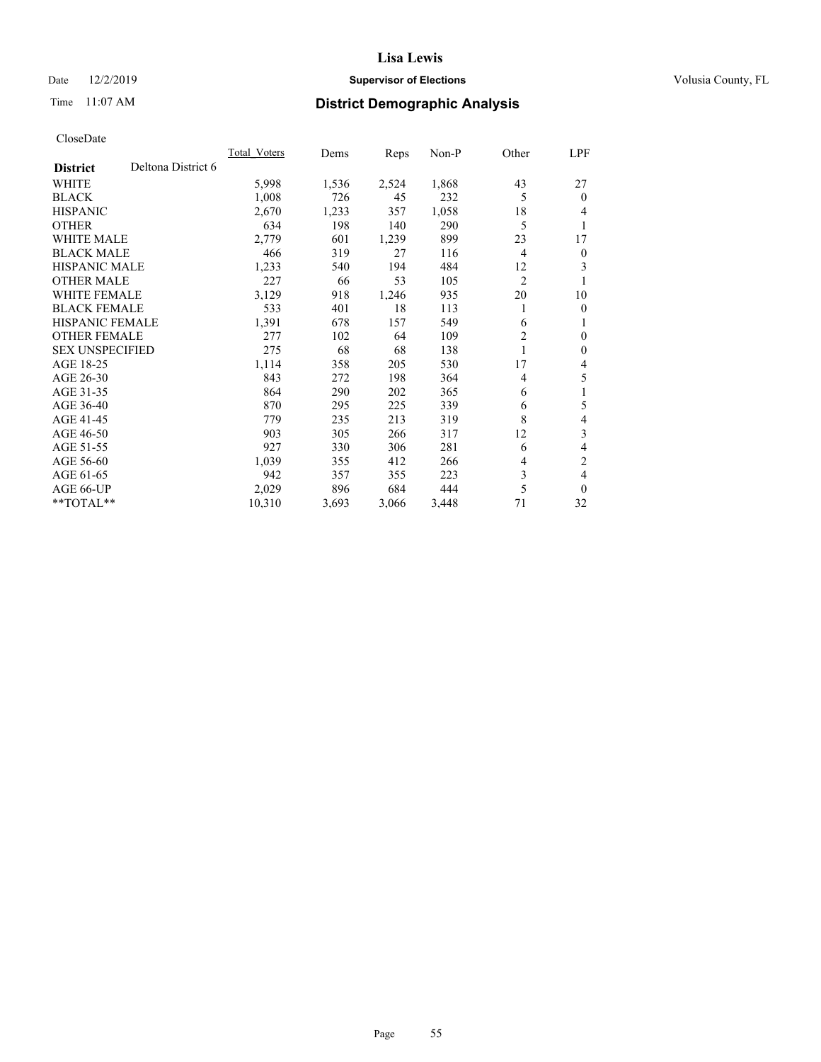**Lisa Lewis**

Date 12/2/2019 **Supervisor of Elections** Volusia County, FL

Time 11:07 AM

## District Demographic Analysis

CloseDate

| District | Deltona District 6 | Total_Voters | Dems | Reps | Non-P | Other | LPF |
|---|---|---|---|---|---|---|---|
| WHITE | | 5,998 | 1,536 | 2,524 | 1,868 | 43 | 27 |
| BLACK | | 1,008 | 726 | 45 | 232 | 5 | 0 |
| HISPANIC | | 2,670 | 1,233 | 357 | 1,058 | 18 | 4 |
| OTHER | | 634 | 198 | 140 | 290 | 5 | 1 |
| WHITE MALE | | 2,779 | 601 | 1,239 | 899 | 23 | 17 |
| BLACK MALE | | 466 | 319 | 27 | 116 | 4 | 0 |
| HISPANIC MALE | | 1,233 | 540 | 194 | 484 | 12 | 3 |
| OTHER MALE | | 227 | 66 | 53 | 105 | 2 | 1 |
| WHITE FEMALE | | 3,129 | 918 | 1,246 | 935 | 20 | 10 |
| BLACK FEMALE | | 533 | 401 | 18 | 113 | 1 | 0 |
| HISPANIC FEMALE | | 1,391 | 678 | 157 | 549 | 6 | 1 |
| OTHER FEMALE | | 277 | 102 | 64 | 109 | 2 | 0 |
| SEX UNSPECIFIED | | 275 | 68 | 68 | 138 | 1 | 0 |
| AGE 18-25 | | 1,114 | 358 | 205 | 530 | 17 | 4 |
| AGE 26-30 | | 843 | 272 | 198 | 364 | 4 | 5 |
| AGE 31-35 | | 864 | 290 | 202 | 365 | 6 | 1 |
| AGE 36-40 | | 870 | 295 | 225 | 339 | 6 | 5 |
| AGE 41-45 | | 779 | 235 | 213 | 319 | 8 | 4 |
| AGE 46-50 | | 903 | 305 | 266 | 317 | 12 | 3 |
| AGE 51-55 | | 927 | 330 | 306 | 281 | 6 | 4 |
| AGE 56-60 | | 1,039 | 355 | 412 | 266 | 4 | 2 |
| AGE 61-65 | | 942 | 357 | 355 | 223 | 3 | 4 |
| AGE 66-UP | | 2,029 | 896 | 684 | 444 | 5 | 0 |
| **TOTAL** | | 10,310 | 3,693 | 3,066 | 3,448 | 71 | 32 |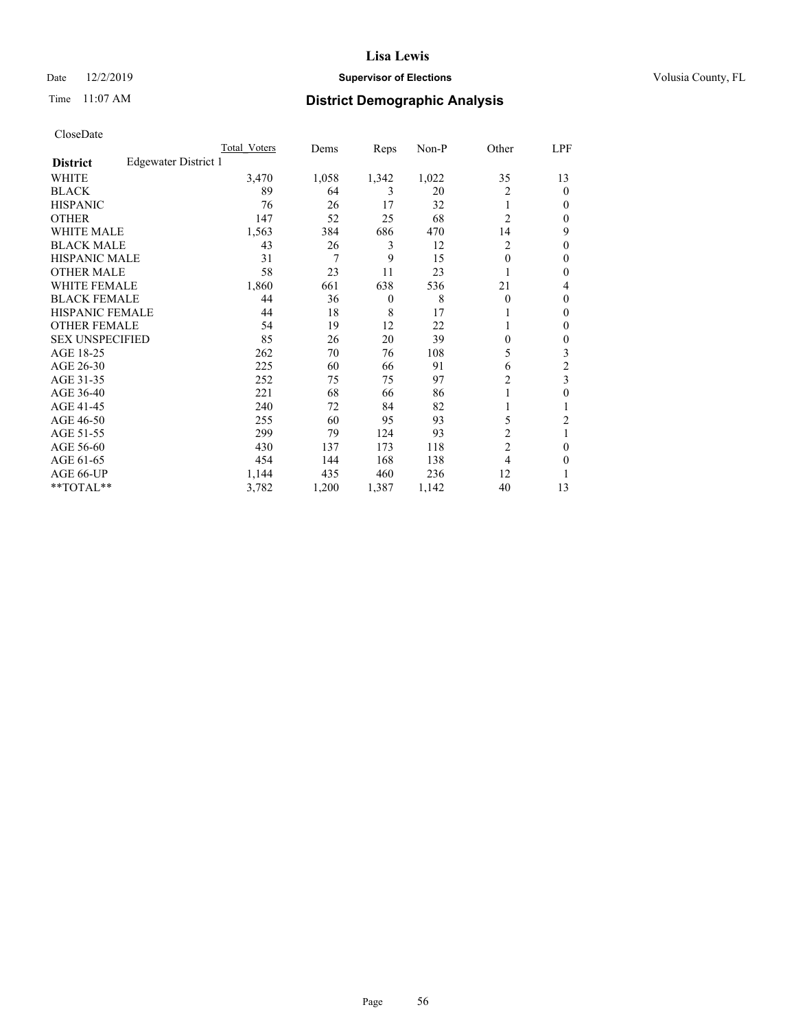# Lisa Lewis

Date 12/2/2019 **Supervisor of Elections** Volusia County, FL

Time 11:07 AM **District Demographic Analysis**

CloseDate

| **District** Edgewater District 1 | Total Voters | Dems | Reps | Non-P | Other | LPF |
|---|---|---|---|---|---|---|
| WHITE | 3,470 | 1,058 | 1,342 | 1,022 | 35 | 13 |
| BLACK | 89 | 64 | 3 | 20 | 2 | 0 |
| HISPANIC | 76 | 26 | 17 | 32 | 1 | 0 |
| OTHER | 147 | 52 | 25 | 68 | 2 | 0 |
| WHITE MALE | 1,563 | 384 | 686 | 470 | 14 | 9 |
| BLACK MALE | 43 | 26 | 3 | 12 | 2 | 0 |
| HISPANIC MALE | 31 | 7 | 9 | 15 | 0 | 0 |
| OTHER MALE | 58 | 23 | 11 | 23 | 1 | 0 |
| WHITE FEMALE | 1,860 | 661 | 638 | 536 | 21 | 4 |
| BLACK FEMALE | 44 | 36 | 0 | 8 | 0 | 0 |
| HISPANIC FEMALE | 44 | 18 | 8 | 17 | 1 | 0 |
| OTHER FEMALE | 54 | 19 | 12 | 22 | 1 | 0 |
| SEX UNSPECIFIED | 85 | 26 | 20 | 39 | 0 | 0 |
| AGE 18-25 | 262 | 70 | 76 | 108 | 5 | 3 |
| AGE 26-30 | 225 | 60 | 66 | 91 | 6 | 2 |
| AGE 31-35 | 252 | 75 | 75 | 97 | 2 | 3 |
| AGE 36-40 | 221 | 68 | 66 | 86 | 1 | 0 |
| AGE 41-45 | 240 | 72 | 84 | 82 | 1 | 1 |
| AGE 46-50 | 255 | 60 | 95 | 93 | 5 | 2 |
| AGE 51-55 | 299 | 79 | 124 | 93 | 2 | 1 |
| AGE 56-60 | 430 | 137 | 173 | 118 | 2 | 0 |
| AGE 61-65 | 454 | 144 | 168 | 138 | 4 | 0 |
| AGE 66-UP | 1,144 | 435 | 460 | 236 | 12 | 1 |
| **TOTAL** | 3,782 | 1,200 | 1,387 | 1,142 | 40 | 13 |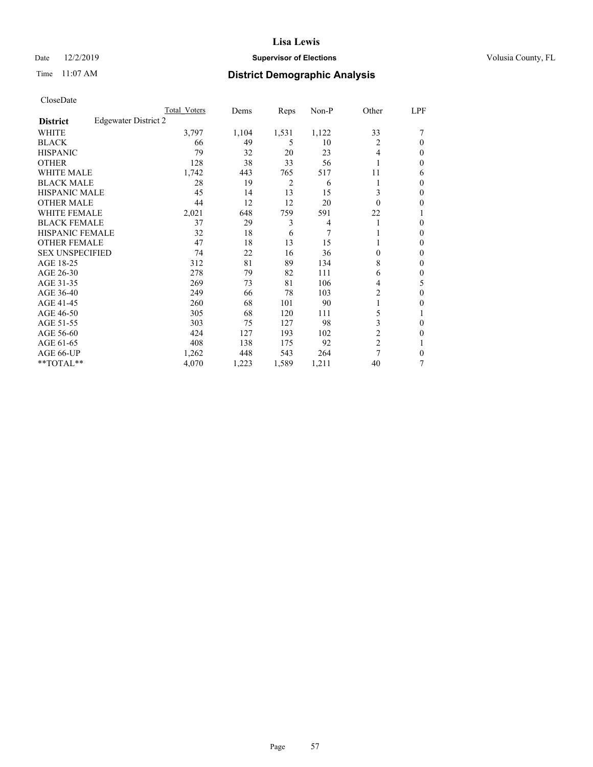# District Demographic Analysis

CloseDate

| District | Edgewater District 2 | Total Voters | Dems | Reps | Non-P | Other | LPF |
|---|---|---|---|---|---|---|---|
| WHITE | | 3,797 | 1,104 | 1,531 | 1,122 | 33 | 7 |
| BLACK | | 66 | 49 | 5 | 10 | 2 | 0 |
| HISPANIC | | 79 | 32 | 20 | 23 | 4 | 0 |
| OTHER | | 128 | 38 | 33 | 56 | 1 | 0 |
| WHITE MALE | | 1,742 | 443 | 765 | 517 | 11 | 6 |
| BLACK MALE | | 28 | 19 | 2 | 6 | 1 | 0 |
| HISPANIC MALE | | 45 | 14 | 13 | 15 | 3 | 0 |
| OTHER MALE | | 44 | 12 | 12 | 20 | 0 | 0 |
| WHITE FEMALE | | 2,021 | 648 | 759 | 591 | 22 | 1 |
| BLACK FEMALE | | 37 | 29 | 3 | 4 | 1 | 0 |
| HISPANIC FEMALE | | 32 | 18 | 6 | 7 | 1 | 0 |
| OTHER FEMALE | | 47 | 18 | 13 | 15 | 1 | 0 |
| SEX UNSPECIFIED | | 74 | 22 | 16 | 36 | 0 | 0 |
| AGE 18-25 | | 312 | 81 | 89 | 134 | 8 | 0 |
| AGE 26-30 | | 278 | 79 | 82 | 111 | 6 | 0 |
| AGE 31-35 | | 269 | 73 | 81 | 106 | 4 | 5 |
| AGE 36-40 | | 249 | 66 | 78 | 103 | 2 | 0 |
| AGE 41-45 | | 260 | 68 | 101 | 90 | 1 | 0 |
| AGE 46-50 | | 305 | 68 | 120 | 111 | 5 | 1 |
| AGE 51-55 | | 303 | 75 | 127 | 98 | 3 | 0 |
| AGE 56-60 | | 424 | 127 | 193 | 102 | 2 | 0 |
| AGE 61-65 | | 408 | 138 | 175 | 92 | 2 | 1 |
| AGE 66-UP | | 1,262 | 448 | 543 | 264 | 7 | 0 |
| **TOTAL** | | 4,070 | 1,223 | 1,589 | 1,211 | 40 | 7 |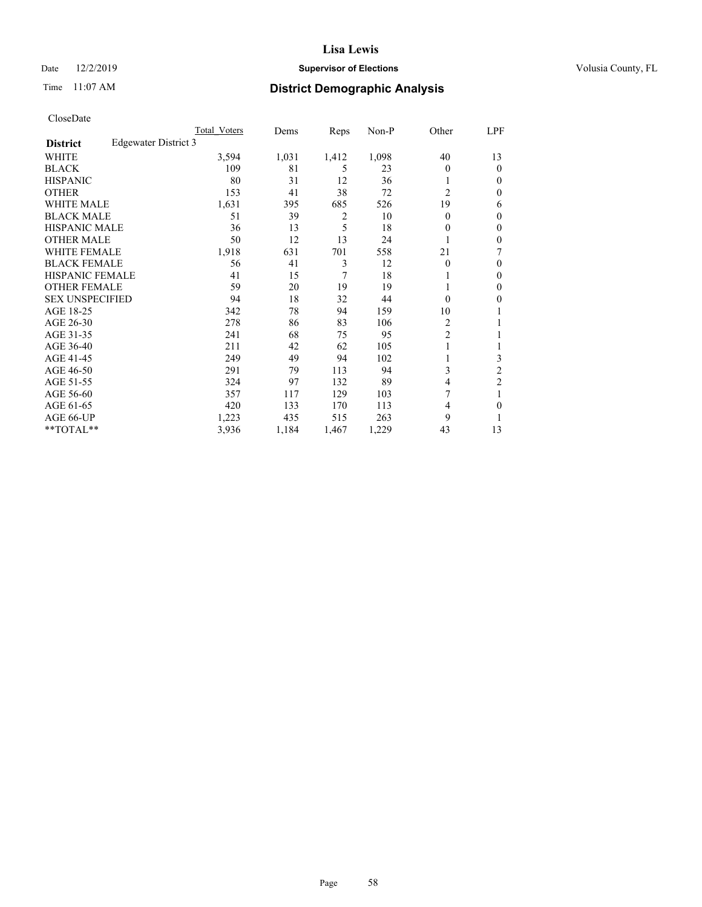# Lisa Lewis

Date 12/2/2019 **Supervisor of Elections** Volusia County, FL

Time 11:07 AM **District Demographic Analysis**

CloseDate

| **District** Edgewater District 3 | Total Voters | Dems | Reps | Non-P | Other | LPF |
|---|---|---|---|---|---|---|
| WHITE | 3,594 | 1,031 | 1,412 | 1,098 | 40 | 13 |
| BLACK | 109 | 81 | 5 | 23 | 0 | 0 |
| HISPANIC | 80 | 31 | 12 | 36 | 1 | 0 |
| OTHER | 153 | 41 | 38 | 72 | 2 | 0 |
| WHITE MALE | 1,631 | 395 | 685 | 526 | 19 | 6 |
| BLACK MALE | 51 | 39 | 2 | 10 | 0 | 0 |
| HISPANIC MALE | 36 | 13 | 5 | 18 | 0 | 0 |
| OTHER MALE | 50 | 12 | 13 | 24 | 1 | 0 |
| WHITE FEMALE | 1,918 | 631 | 701 | 558 | 21 | 7 |
| BLACK FEMALE | 56 | 41 | 3 | 12 | 0 | 0 |
| HISPANIC FEMALE | 41 | 15 | 7 | 18 | 1 | 0 |
| OTHER FEMALE | 59 | 20 | 19 | 19 | 1 | 0 |
| SEX UNSPECIFIED | 94 | 18 | 32 | 44 | 0 | 0 |
| AGE 18-25 | 342 | 78 | 94 | 159 | 10 | 1 |
| AGE 26-30 | 278 | 86 | 83 | 106 | 2 | 1 |
| AGE 31-35 | 241 | 68 | 75 | 95 | 2 | 1 |
| AGE 36-40 | 211 | 42 | 62 | 105 | 1 | 1 |
| AGE 41-45 | 249 | 49 | 94 | 102 | 1 | 3 |
| AGE 46-50 | 291 | 79 | 113 | 94 | 3 | 2 |
| AGE 51-55 | 324 | 97 | 132 | 89 | 4 | 2 |
| AGE 56-60 | 357 | 117 | 129 | 103 | 7 | 1 |
| AGE 61-65 | 420 | 133 | 170 | 113 | 4 | 0 |
| AGE 66-UP | 1,223 | 435 | 515 | 263 | 9 | 1 |
| **TOTAL** | 3,936 | 1,184 | 1,467 | 1,229 | 43 | 13 |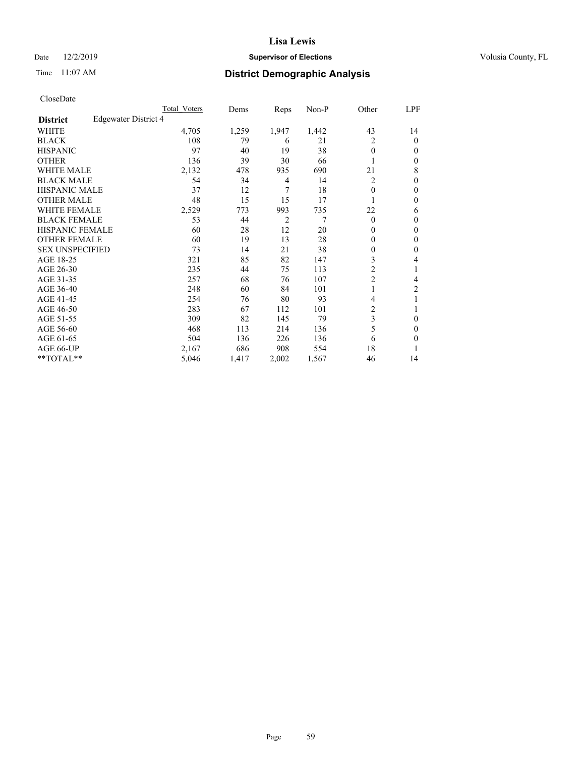# Lisa Lewis

Date 12/2/2019 **Supervisor of Elections** Volusia County, FL

Time 11:07 AM **District Demographic Analysis**

CloseDate

| | Total Voters | Dems | Reps | Non-P | Other | LPF |
|---|---|---|---|---|---|---|
| **District** Edgewater District 4 | | | | | | |
| WHITE | 4,705 | 1,259 | 1,947 | 1,442 | 43 | 14 |
| BLACK | 108 | 79 | 6 | 21 | 2 | 0 |
| HISPANIC | 97 | 40 | 19 | 38 | 0 | 0 |
| OTHER | 136 | 39 | 30 | 66 | 1 | 0 |
| WHITE MALE | 2,132 | 478 | 935 | 690 | 21 | 8 |
| BLACK MALE | 54 | 34 | 4 | 14 | 2 | 0 |
| HISPANIC MALE | 37 | 12 | 7 | 18 | 0 | 0 |
| OTHER MALE | 48 | 15 | 15 | 17 | 1 | 0 |
| WHITE FEMALE | 2,529 | 773 | 993 | 735 | 22 | 6 |
| BLACK FEMALE | 53 | 44 | 2 | 7 | 0 | 0 |
| HISPANIC FEMALE | 60 | 28 | 12 | 20 | 0 | 0 |
| OTHER FEMALE | 60 | 19 | 13 | 28 | 0 | 0 |
| SEX UNSPECIFIED | 73 | 14 | 21 | 38 | 0 | 0 |
| AGE 18-25 | 321 | 85 | 82 | 147 | 3 | 4 |
| AGE 26-30 | 235 | 44 | 75 | 113 | 2 | 1 |
| AGE 31-35 | 257 | 68 | 76 | 107 | 2 | 4 |
| AGE 36-40 | 248 | 60 | 84 | 101 | 1 | 2 |
| AGE 41-45 | 254 | 76 | 80 | 93 | 4 | 1 |
| AGE 46-50 | 283 | 67 | 112 | 101 | 2 | 1 |
| AGE 51-55 | 309 | 82 | 145 | 79 | 3 | 0 |
| AGE 56-60 | 468 | 113 | 214 | 136 | 5 | 0 |
| AGE 61-65 | 504 | 136 | 226 | 136 | 6 | 0 |
| AGE 66-UP | 2,167 | 686 | 908 | 554 | 18 | 1 |
| **TOTAL** | 5,046 | 1,417 | 2,002 | 1,567 | 46 | 14 |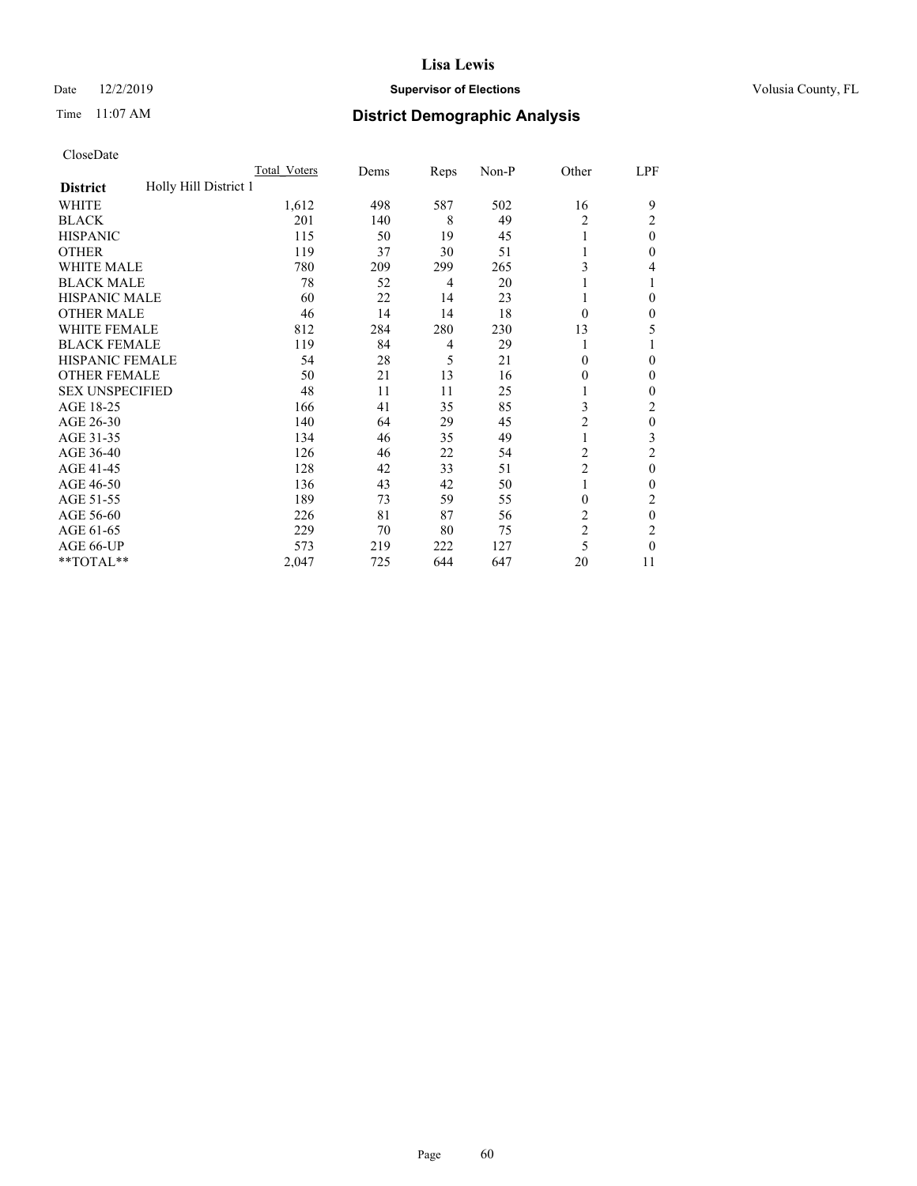Lisa Lewis

Date 12/2/2019 **Supervisor of Elections** Volusia County, FL

Time 11:07 AM **District Demographic Analysis**

CloseDate

| District: Holly Hill District 1 | Total_Voters | Dems | Reps | Non-P | Other | LPF |
|---|---|---|---|---|---|---|
| WHITE | 1,612 | 498 | 587 | 502 | 16 | 9 |
| BLACK | 201 | 140 | 8 | 49 | 2 | 2 |
| HISPANIC | 115 | 50 | 19 | 45 | 1 | 0 |
| OTHER | 119 | 37 | 30 | 51 | 1 | 0 |
| WHITE MALE | 780 | 209 | 299 | 265 | 3 | 4 |
| BLACK MALE | 78 | 52 | 4 | 20 | 1 | 1 |
| HISPANIC MALE | 60 | 22 | 14 | 23 | 1 | 0 |
| OTHER MALE | 46 | 14 | 14 | 18 | 0 | 0 |
| WHITE FEMALE | 812 | 284 | 280 | 230 | 13 | 5 |
| BLACK FEMALE | 119 | 84 | 4 | 29 | 1 | 1 |
| HISPANIC FEMALE | 54 | 28 | 5 | 21 | 0 | 0 |
| OTHER FEMALE | 50 | 21 | 13 | 16 | 0 | 0 |
| SEX UNSPECIFIED | 48 | 11 | 11 | 25 | 1 | 0 |
| AGE 18-25 | 166 | 41 | 35 | 85 | 3 | 2 |
| AGE 26-30 | 140 | 64 | 29 | 45 | 2 | 0 |
| AGE 31-35 | 134 | 46 | 35 | 49 | 1 | 3 |
| AGE 36-40 | 126 | 46 | 22 | 54 | 2 | 2 |
| AGE 41-45 | 128 | 42 | 33 | 51 | 2 | 0 |
| AGE 46-50 | 136 | 43 | 42 | 50 | 1 | 0 |
| AGE 51-55 | 189 | 73 | 59 | 55 | 0 | 2 |
| AGE 56-60 | 226 | 81 | 87 | 56 | 2 | 0 |
| AGE 61-65 | 229 | 70 | 80 | 75 | 2 | 2 |
| AGE 66-UP | 573 | 219 | 222 | 127 | 5 | 0 |
| **TOTAL** | 2,047 | 725 | 644 | 647 | 20 | 11 |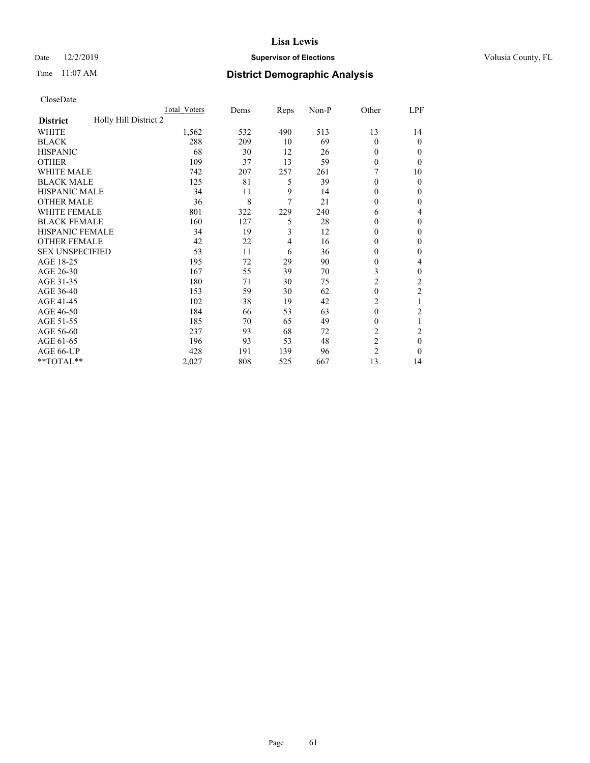# Lisa Lewis

Date 12/2/2019 **Supervisor of Elections** Volusia County, FL

Time 11:07 AM **District Demographic Analysis**

CloseDate

| | Total_Voters | Dems | Reps | Non-P | Other | LPF |
|---|---|---|---|---|---|---|
| **District** Holly Hill District 2 | | | | | | |
| WHITE | 1,562 | 532 | 490 | 513 | 13 | 14 |
| BLACK | 288 | 209 | 10 | 69 | 0 | 0 |
| HISPANIC | 68 | 30 | 12 | 26 | 0 | 0 |
| OTHER | 109 | 37 | 13 | 59 | 0 | 0 |
| WHITE MALE | 742 | 207 | 257 | 261 | 7 | 10 |
| BLACK MALE | 125 | 81 | 5 | 39 | 0 | 0 |
| HISPANIC MALE | 34 | 11 | 9 | 14 | 0 | 0 |
| OTHER MALE | 36 | 8 | 7 | 21 | 0 | 0 |
| WHITE FEMALE | 801 | 322 | 229 | 240 | 6 | 4 |
| BLACK FEMALE | 160 | 127 | 5 | 28 | 0 | 0 |
| HISPANIC FEMALE | 34 | 19 | 3 | 12 | 0 | 0 |
| OTHER FEMALE | 42 | 22 | 4 | 16 | 0 | 0 |
| SEX UNSPECIFIED | 53 | 11 | 6 | 36 | 0 | 0 |
| AGE 18-25 | 195 | 72 | 29 | 90 | 0 | 4 |
| AGE 26-30 | 167 | 55 | 39 | 70 | 3 | 0 |
| AGE 31-35 | 180 | 71 | 30 | 75 | 2 | 2 |
| AGE 36-40 | 153 | 59 | 30 | 62 | 0 | 2 |
| AGE 41-45 | 102 | 38 | 19 | 42 | 2 | 1 |
| AGE 46-50 | 184 | 66 | 53 | 63 | 0 | 2 |
| AGE 51-55 | 185 | 70 | 65 | 49 | 0 | 1 |
| AGE 56-60 | 237 | 93 | 68 | 72 | 2 | 2 |
| AGE 61-65 | 196 | 93 | 53 | 48 | 2 | 0 |
| AGE 66-UP | 428 | 191 | 139 | 96 | 2 | 0 |
| **TOTAL** | 2,027 | 808 | 525 | 667 | 13 | 14 |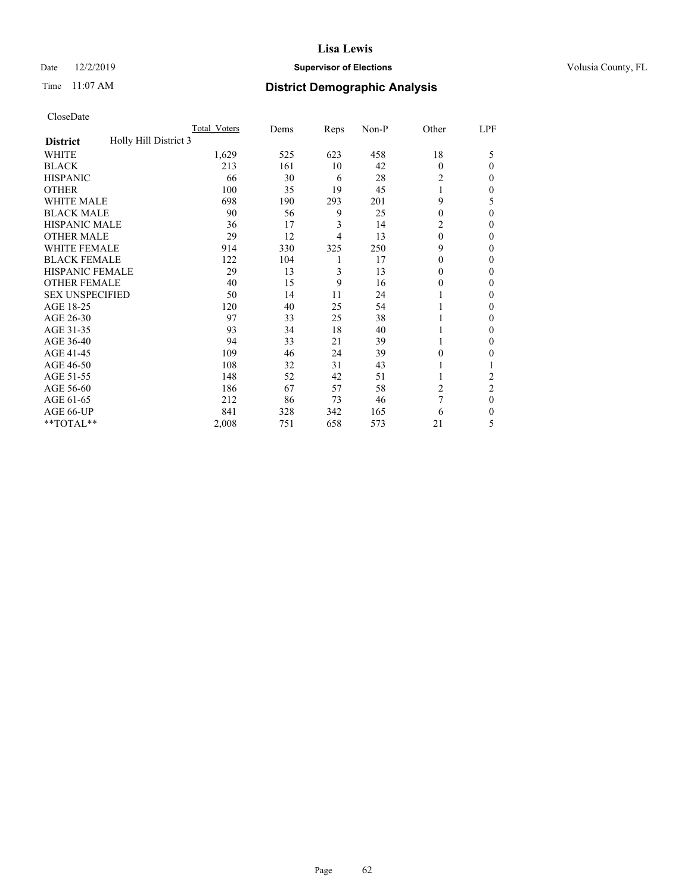# Lisa Lewis

Date 12/2/2019 **Supervisor of Elections** Volusia County, FL

Time 11:07 AM **District Demographic Analysis**

CloseDate

| **District** | Holly Hill District 3 | Total_Voters | Dems | Reps | Non-P | Other | LPF |
|---|---|---|---|---|---|---|---|
| WHITE | | 1,629 | 525 | 623 | 458 | 18 | 5 |
| BLACK | | 213 | 161 | 10 | 42 | 0 | 0 |
| HISPANIC | | 66 | 30 | 6 | 28 | 2 | 0 |
| OTHER | | 100 | 35 | 19 | 45 | 1 | 0 |
| WHITE MALE | | 698 | 190 | 293 | 201 | 9 | 5 |
| BLACK MALE | | 90 | 56 | 9 | 25 | 0 | 0 |
| HISPANIC MALE | | 36 | 17 | 3 | 14 | 2 | 0 |
| OTHER MALE | | 29 | 12 | 4 | 13 | 0 | 0 |
| WHITE FEMALE | | 914 | 330 | 325 | 250 | 9 | 0 |
| BLACK FEMALE | | 122 | 104 | 1 | 17 | 0 | 0 |
| HISPANIC FEMALE | | 29 | 13 | 3 | 13 | 0 | 0 |
| OTHER FEMALE | | 40 | 15 | 9 | 16 | 0 | 0 |
| SEX UNSPECIFIED | | 50 | 14 | 11 | 24 | 1 | 0 |
| AGE 18-25 | | 120 | 40 | 25 | 54 | 1 | 0 |
| AGE 26-30 | | 97 | 33 | 25 | 38 | 1 | 0 |
| AGE 31-35 | | 93 | 34 | 18 | 40 | 1 | 0 |
| AGE 36-40 | | 94 | 33 | 21 | 39 | 1 | 0 |
| AGE 41-45 | | 109 | 46 | 24 | 39 | 0 | 0 |
| AGE 46-50 | | 108 | 32 | 31 | 43 | 1 | 1 |
| AGE 51-55 | | 148 | 52 | 42 | 51 | 1 | 2 |
| AGE 56-60 | | 186 | 67 | 57 | 58 | 2 | 2 |
| AGE 61-65 | | 212 | 86 | 73 | 46 | 7 | 0 |
| AGE 66-UP | | 841 | 328 | 342 | 165 | 6 | 0 |
| **TOTAL** | | 2,008 | 751 | 658 | 573 | 21 | 5 |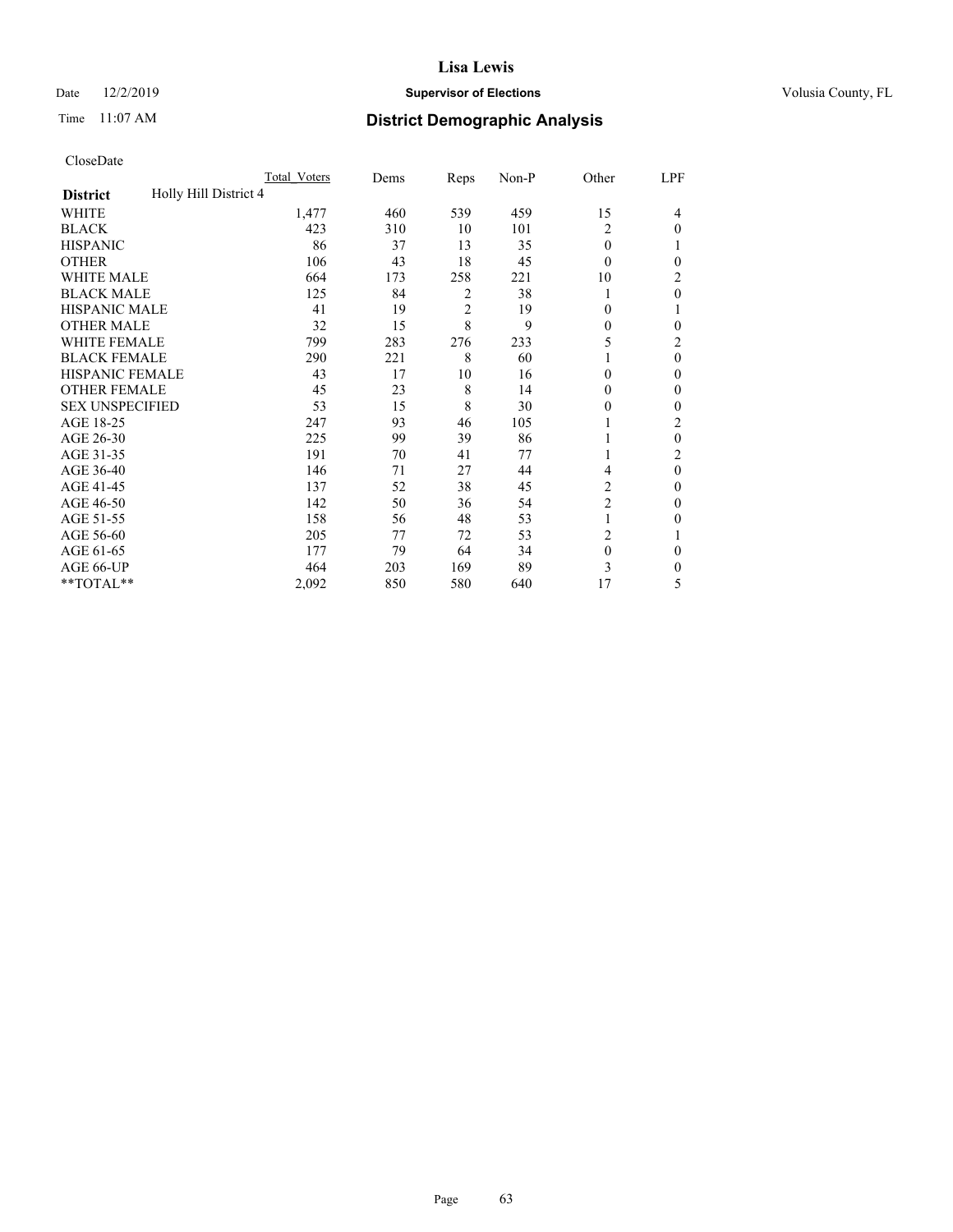# Lisa Lewis

Date 12/2/2019 **Supervisor of Elections** Volusia County, FL

Time 11:07 AM **District Demographic Analysis**

CloseDate

| | Total_Voters | Dems | Reps | Non-P | Other | LPF |
|---|---|---|---|---|---|---|
| **District** Holly Hill District 4 | | | | | | |
| WHITE | 1,477 | 460 | 539 | 459 | 15 | 4 |
| BLACK | 423 | 310 | 10 | 101 | 2 | 0 |
| HISPANIC | 86 | 37 | 13 | 35 | 0 | 1 |
| OTHER | 106 | 43 | 18 | 45 | 0 | 0 |
| WHITE MALE | 664 | 173 | 258 | 221 | 10 | 2 |
| BLACK MALE | 125 | 84 | 2 | 38 | 1 | 0 |
| HISPANIC MALE | 41 | 19 | 2 | 19 | 0 | 1 |
| OTHER MALE | 32 | 15 | 8 | 9 | 0 | 0 |
| WHITE FEMALE | 799 | 283 | 276 | 233 | 5 | 2 |
| BLACK FEMALE | 290 | 221 | 8 | 60 | 1 | 0 |
| HISPANIC FEMALE | 43 | 17 | 10 | 16 | 0 | 0 |
| OTHER FEMALE | 45 | 23 | 8 | 14 | 0 | 0 |
| SEX UNSPECIFIED | 53 | 15 | 8 | 30 | 0 | 0 |
| AGE 18-25 | 247 | 93 | 46 | 105 | 1 | 2 |
| AGE 26-30 | 225 | 99 | 39 | 86 | 1 | 0 |
| AGE 31-35 | 191 | 70 | 41 | 77 | 1 | 2 |
| AGE 36-40 | 146 | 71 | 27 | 44 | 4 | 0 |
| AGE 41-45 | 137 | 52 | 38 | 45 | 2 | 0 |
| AGE 46-50 | 142 | 50 | 36 | 54 | 2 | 0 |
| AGE 51-55 | 158 | 56 | 48 | 53 | 1 | 0 |
| AGE 56-60 | 205 | 77 | 72 | 53 | 2 | 1 |
| AGE 61-65 | 177 | 79 | 64 | 34 | 0 | 0 |
| AGE 66-UP | 464 | 203 | 169 | 89 | 3 | 0 |
| **TOTAL** | 2,092 | 850 | 580 | 640 | 17 | 5 |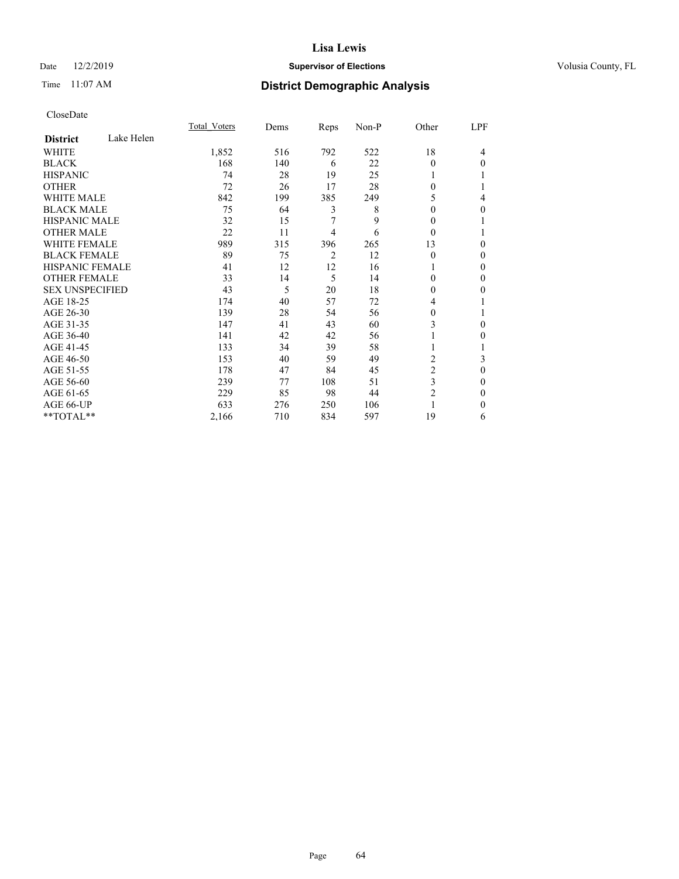**Lisa Lewis**

Date 12/2/2019 **Supervisor of Elections** Volusia County, FL

Time 11:07 AM **District Demographic Analysis**

CloseDate

| District | Lake Helen | Total_Voters | Dems | Reps | Non-P | Other | LPF |
|---|---|---|---|---|---|---|---|
| WHITE | | 1,852 | 516 | 792 | 522 | 18 | 4 |
| BLACK | | 168 | 140 | 6 | 22 | 0 | 0 |
| HISPANIC | | 74 | 28 | 19 | 25 | 1 | 1 |
| OTHER | | 72 | 26 | 17 | 28 | 0 | 1 |
| WHITE MALE | | 842 | 199 | 385 | 249 | 5 | 4 |
| BLACK MALE | | 75 | 64 | 3 | 8 | 0 | 0 |
| HISPANIC MALE | | 32 | 15 | 7 | 9 | 0 | 1 |
| OTHER MALE | | 22 | 11 | 4 | 6 | 0 | 1 |
| WHITE FEMALE | | 989 | 315 | 396 | 265 | 13 | 0 |
| BLACK FEMALE | | 89 | 75 | 2 | 12 | 0 | 0 |
| HISPANIC FEMALE | | 41 | 12 | 12 | 16 | 1 | 0 |
| OTHER FEMALE | | 33 | 14 | 5 | 14 | 0 | 0 |
| SEX UNSPECIFIED | | 43 | 5 | 20 | 18 | 0 | 0 |
| AGE 18-25 | | 174 | 40 | 57 | 72 | 4 | 1 |
| AGE 26-30 | | 139 | 28 | 54 | 56 | 0 | 1 |
| AGE 31-35 | | 147 | 41 | 43 | 60 | 3 | 0 |
| AGE 36-40 | | 141 | 42 | 42 | 56 | 1 | 0 |
| AGE 41-45 | | 133 | 34 | 39 | 58 | 1 | 1 |
| AGE 46-50 | | 153 | 40 | 59 | 49 | 2 | 3 |
| AGE 51-55 | | 178 | 47 | 84 | 45 | 2 | 0 |
| AGE 56-60 | | 239 | 77 | 108 | 51 | 3 | 0 |
| AGE 61-65 | | 229 | 85 | 98 | 44 | 2 | 0 |
| AGE 66-UP | | 633 | 276 | 250 | 106 | 1 | 0 |
| **TOTAL** | | 2,166 | 710 | 834 | 597 | 19 | 6 |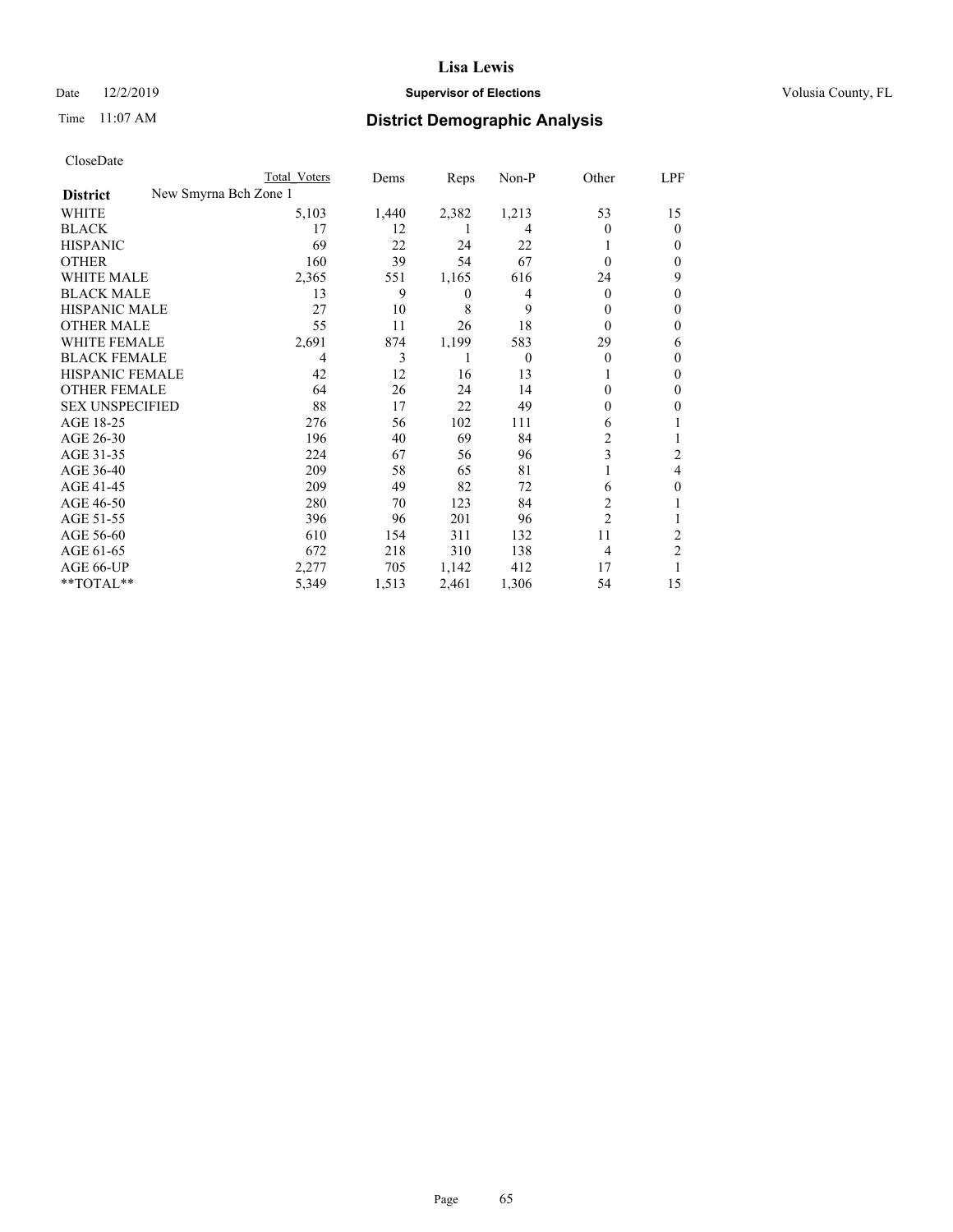**Lisa Lewis**

Date 12/2/2019 **Supervisor of Elections** Volusia County, FL

Time 11:07 AM

## District Demographic Analysis

CloseDate

| District: New Smyrna Bch Zone 1 | Total Voters | Dems | Reps | Non-P | Other | LPF |
|---|---|---|---|---|---|---|
| WHITE | 5,103 | 1,440 | 2,382 | 1,213 | 53 | 15 |
| BLACK | 17 | 12 | 1 | 4 | 0 | 0 |
| HISPANIC | 69 | 22 | 24 | 22 | 1 | 0 |
| OTHER | 160 | 39 | 54 | 67 | 0 | 0 |
| WHITE MALE | 2,365 | 551 | 1,165 | 616 | 24 | 9 |
| BLACK MALE | 13 | 9 | 0 | 4 | 0 | 0 |
| HISPANIC MALE | 27 | 10 | 8 | 9 | 0 | 0 |
| OTHER MALE | 55 | 11 | 26 | 18 | 0 | 0 |
| WHITE FEMALE | 2,691 | 874 | 1,199 | 583 | 29 | 6 |
| BLACK FEMALE | 4 | 3 | 1 | 0 | 0 | 0 |
| HISPANIC FEMALE | 42 | 12 | 16 | 13 | 1 | 0 |
| OTHER FEMALE | 64 | 26 | 24 | 14 | 0 | 0 |
| SEX UNSPECIFIED | 88 | 17 | 22 | 49 | 0 | 0 |
| AGE 18-25 | 276 | 56 | 102 | 111 | 6 | 1 |
| AGE 26-30 | 196 | 40 | 69 | 84 | 2 | 1 |
| AGE 31-35 | 224 | 67 | 56 | 96 | 3 | 2 |
| AGE 36-40 | 209 | 58 | 65 | 81 | 1 | 4 |
| AGE 41-45 | 209 | 49 | 82 | 72 | 6 | 0 |
| AGE 46-50 | 280 | 70 | 123 | 84 | 2 | 1 |
| AGE 51-55 | 396 | 96 | 201 | 96 | 2 | 1 |
| AGE 56-60 | 610 | 154 | 311 | 132 | 11 | 2 |
| AGE 61-65 | 672 | 218 | 310 | 138 | 4 | 2 |
| AGE 66-UP | 2,277 | 705 | 1,142 | 412 | 17 | 1 |
| **TOTAL** | 5,349 | 1,513 | 2,461 | 1,306 | 54 | 15 |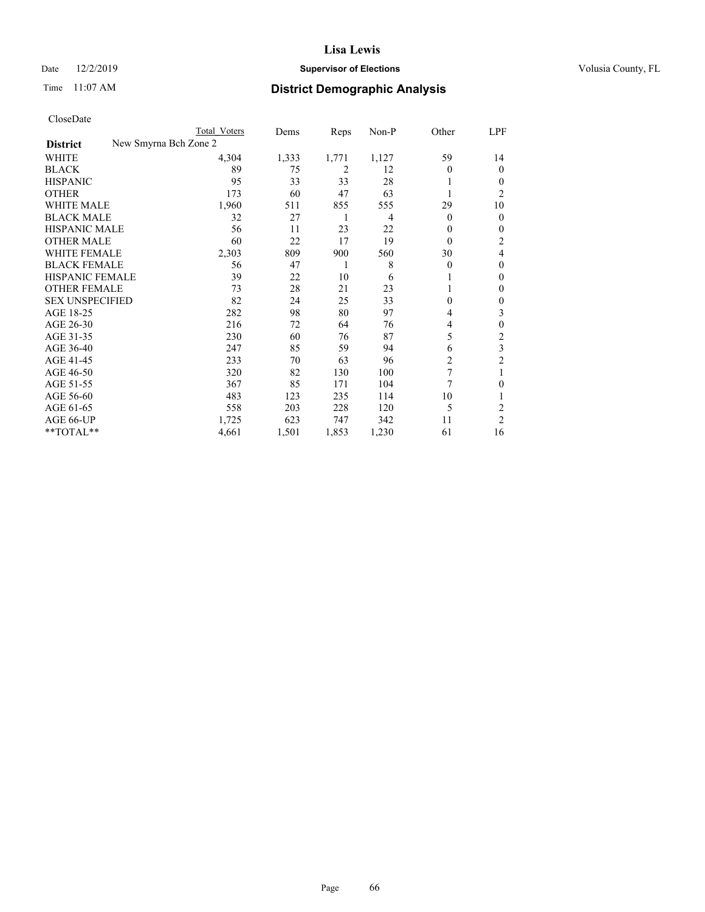# District Demographic Analysis

CloseDate

| District | New Smyrna Bch Zone 2 | Total Voters | Dems | Reps | Non-P | Other | LPF |
|---|---|---|---|---|---|---|---|
| WHITE | | 4,304 | 1,333 | 1,771 | 1,127 | 59 | 14 |
| BLACK | | 89 | 75 | 2 | 12 | 0 | 0 |
| HISPANIC | | 95 | 33 | 33 | 28 | 1 | 0 |
| OTHER | | 173 | 60 | 47 | 63 | 1 | 2 |
| WHITE MALE | | 1,960 | 511 | 855 | 555 | 29 | 10 |
| BLACK MALE | | 32 | 27 | 1 | 4 | 0 | 0 |
| HISPANIC MALE | | 56 | 11 | 23 | 22 | 0 | 0 |
| OTHER MALE | | 60 | 22 | 17 | 19 | 0 | 2 |
| WHITE FEMALE | | 2,303 | 809 | 900 | 560 | 30 | 4 |
| BLACK FEMALE | | 56 | 47 | 1 | 8 | 0 | 0 |
| HISPANIC FEMALE | | 39 | 22 | 10 | 6 | 1 | 0 |
| OTHER FEMALE | | 73 | 28 | 21 | 23 | 1 | 0 |
| SEX UNSPECIFIED | | 82 | 24 | 25 | 33 | 0 | 0 |
| AGE 18-25 | | 282 | 98 | 80 | 97 | 4 | 3 |
| AGE 26-30 | | 216 | 72 | 64 | 76 | 4 | 0 |
| AGE 31-35 | | 230 | 60 | 76 | 87 | 5 | 2 |
| AGE 36-40 | | 247 | 85 | 59 | 94 | 6 | 3 |
| AGE 41-45 | | 233 | 70 | 63 | 96 | 2 | 2 |
| AGE 46-50 | | 320 | 82 | 130 | 100 | 7 | 1 |
| AGE 51-55 | | 367 | 85 | 171 | 104 | 7 | 0 |
| AGE 56-60 | | 483 | 123 | 235 | 114 | 10 | 1 |
| AGE 61-65 | | 558 | 203 | 228 | 120 | 5 | 2 |
| AGE 66-UP | | 1,725 | 623 | 747 | 342 | 11 | 2 |
| **TOTAL** | | 4,661 | 1,501 | 1,853 | 1,230 | 61 | 16 |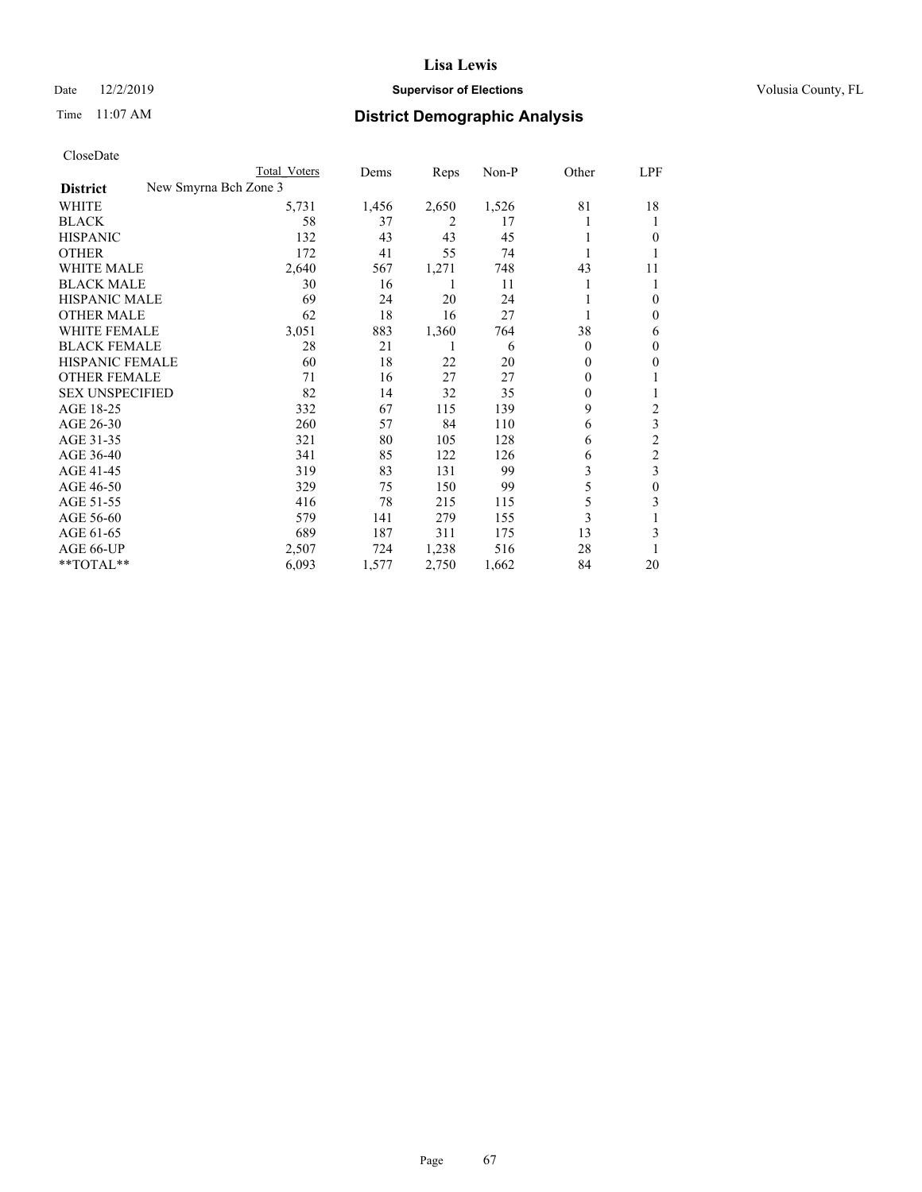# Lisa Lewis

Date 12/2/2019 **Supervisor of Elections** Volusia County, FL

Time 11:07 AM **District Demographic Analysis**

CloseDate

| District | New Smyrna Bch Zone 3 | Total Voters | Dems | Reps | Non-P | Other | LPF |
|---|---|---|---|---|---|---|---|
| WHITE | | 5,731 | 1,456 | 2,650 | 1,526 | 81 | 18 |
| BLACK | | 58 | 37 | 2 | 17 | 1 | 1 |
| HISPANIC | | 132 | 43 | 43 | 45 | 1 | 0 |
| OTHER | | 172 | 41 | 55 | 74 | 1 | 1 |
| WHITE MALE | | 2,640 | 567 | 1,271 | 748 | 43 | 11 |
| BLACK MALE | | 30 | 16 | 1 | 11 | 1 | 1 |
| HISPANIC MALE | | 69 | 24 | 20 | 24 | 1 | 0 |
| OTHER MALE | | 62 | 18 | 16 | 27 | 1 | 0 |
| WHITE FEMALE | | 3,051 | 883 | 1,360 | 764 | 38 | 6 |
| BLACK FEMALE | | 28 | 21 | 1 | 6 | 0 | 0 |
| HISPANIC FEMALE | | 60 | 18 | 22 | 20 | 0 | 0 |
| OTHER FEMALE | | 71 | 16 | 27 | 27 | 0 | 1 |
| SEX UNSPECIFIED | | 82 | 14 | 32 | 35 | 0 | 1 |
| AGE 18-25 | | 332 | 67 | 115 | 139 | 9 | 2 |
| AGE 26-30 | | 260 | 57 | 84 | 110 | 6 | 3 |
| AGE 31-35 | | 321 | 80 | 105 | 128 | 6 | 2 |
| AGE 36-40 | | 341 | 85 | 122 | 126 | 6 | 2 |
| AGE 41-45 | | 319 | 83 | 131 | 99 | 3 | 3 |
| AGE 46-50 | | 329 | 75 | 150 | 99 | 5 | 0 |
| AGE 51-55 | | 416 | 78 | 215 | 115 | 5 | 3 |
| AGE 56-60 | | 579 | 141 | 279 | 155 | 3 | 1 |
| AGE 61-65 | | 689 | 187 | 311 | 175 | 13 | 3 |
| AGE 66-UP | | 2,507 | 724 | 1,238 | 516 | 28 | 1 |
| **TOTAL** | | 6,093 | 1,577 | 2,750 | 1,662 | 84 | 20 |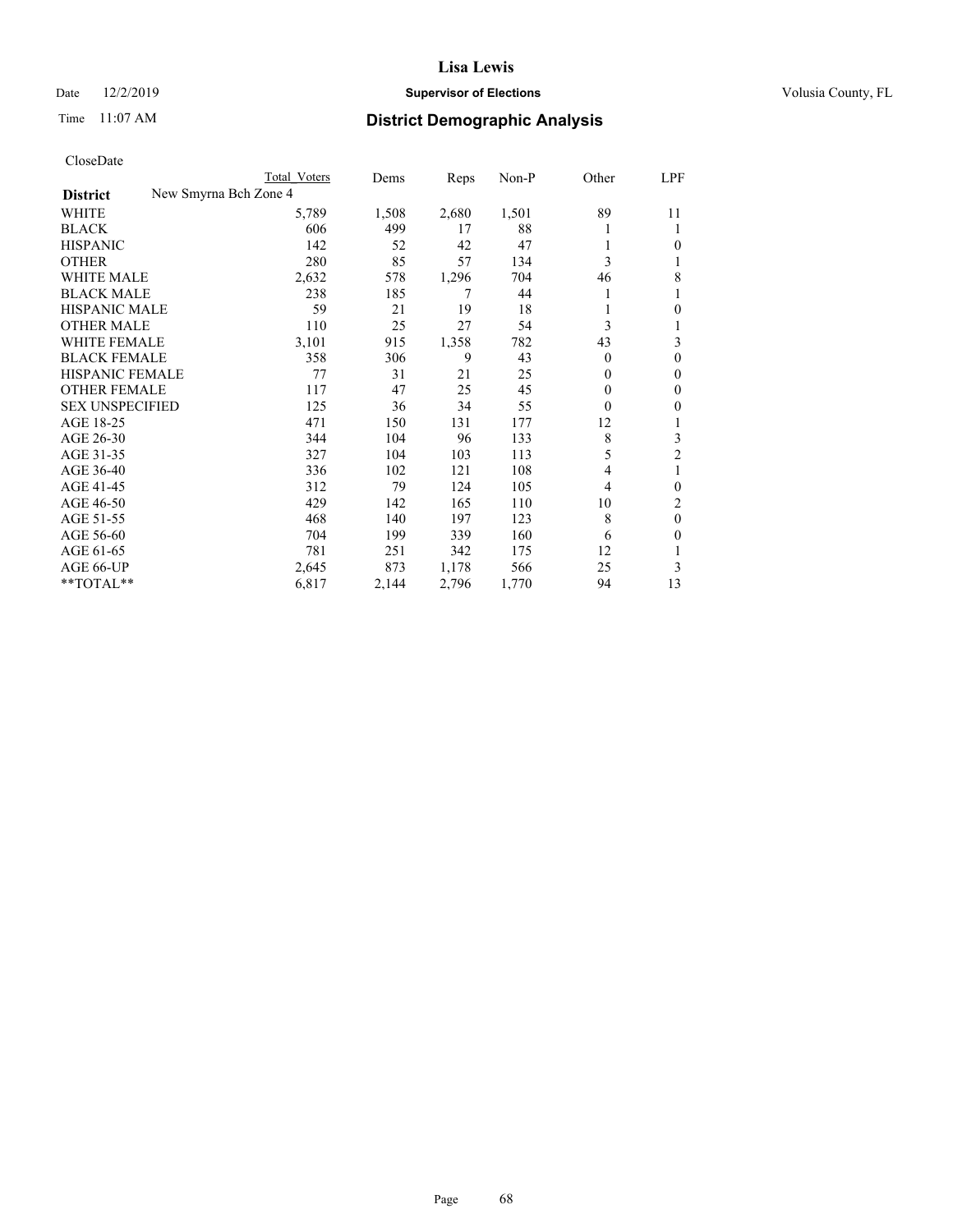# District Demographic Analysis

CloseDate

| District | Total Voters | Dems | Reps | Non-P | Other | LPF |
|---|---|---|---|---|---|---|
| **New Smyrna Bch Zone 4** | | | | | | |
| WHITE | 5,789 | 1,508 | 2,680 | 1,501 | 89 | 11 |
| BLACK | 606 | 499 | 17 | 88 | 1 | 1 |
| HISPANIC | 142 | 52 | 42 | 47 | 1 | 0 |
| OTHER | 280 | 85 | 57 | 134 | 3 | 1 |
| WHITE MALE | 2,632 | 578 | 1,296 | 704 | 46 | 8 |
| BLACK MALE | 238 | 185 | 7 | 44 | 1 | 1 |
| HISPANIC MALE | 59 | 21 | 19 | 18 | 1 | 0 |
| OTHER MALE | 110 | 25 | 27 | 54 | 3 | 1 |
| WHITE FEMALE | 3,101 | 915 | 1,358 | 782 | 43 | 3 |
| BLACK FEMALE | 358 | 306 | 9 | 43 | 0 | 0 |
| HISPANIC FEMALE | 77 | 31 | 21 | 25 | 0 | 0 |
| OTHER FEMALE | 117 | 47 | 25 | 45 | 0 | 0 |
| SEX UNSPECIFIED | 125 | 36 | 34 | 55 | 0 | 0 |
| AGE 18-25 | 471 | 150 | 131 | 177 | 12 | 1 |
| AGE 26-30 | 344 | 104 | 96 | 133 | 8 | 3 |
| AGE 31-35 | 327 | 104 | 103 | 113 | 5 | 2 |
| AGE 36-40 | 336 | 102 | 121 | 108 | 4 | 1 |
| AGE 41-45 | 312 | 79 | 124 | 105 | 4 | 0 |
| AGE 46-50 | 429 | 142 | 165 | 110 | 10 | 2 |
| AGE 51-55 | 468 | 140 | 197 | 123 | 8 | 0 |
| AGE 56-60 | 704 | 199 | 339 | 160 | 6 | 0 |
| AGE 61-65 | 781 | 251 | 342 | 175 | 12 | 1 |
| AGE 66-UP | 2,645 | 873 | 1,178 | 566 | 25 | 3 |
| **TOTAL** | 6,817 | 2,144 | 2,796 | 1,770 | 94 | 13 |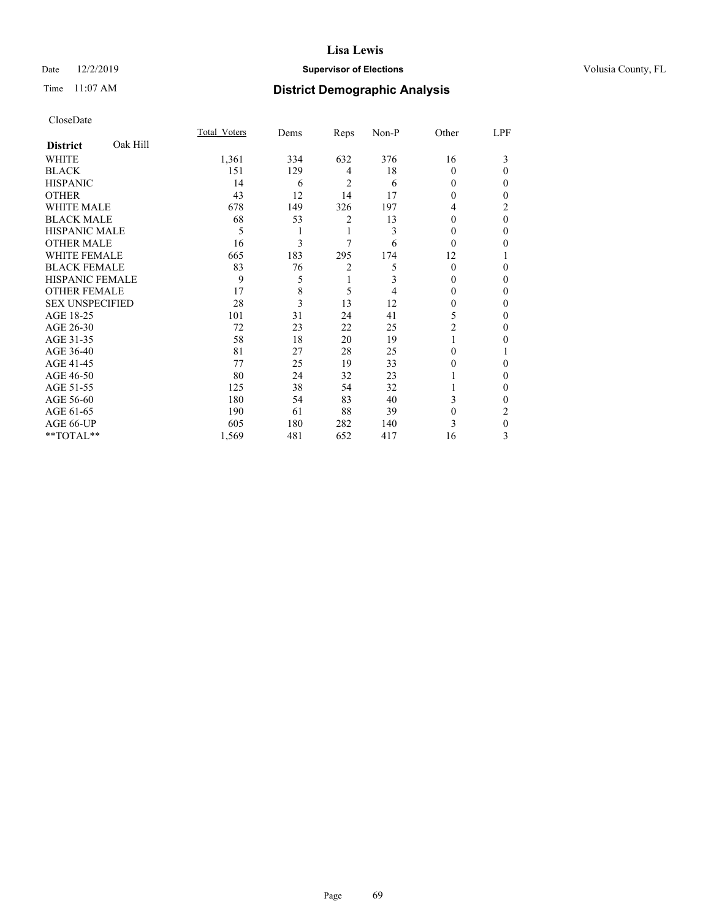# Lisa Lewis

Date 12/2/2019 **Supervisor of Elections** Volusia County, FL

Time 11:07 AM **District Demographic Analysis**

CloseDate

| **District** Oak Hill | Total_Voters | Dems | Reps | Non-P | Other | LPF |
|---|---|---|---|---|---|---|
| WHITE | 1,361 | 334 | 632 | 376 | 16 | 3 |
| BLACK | 151 | 129 | 4 | 18 | 0 | 0 |
| HISPANIC | 14 | 6 | 2 | 6 | 0 | 0 |
| OTHER | 43 | 12 | 14 | 17 | 0 | 0 |
| WHITE MALE | 678 | 149 | 326 | 197 | 4 | 2 |
| BLACK MALE | 68 | 53 | 2 | 13 | 0 | 0 |
| HISPANIC MALE | 5 | 1 | 1 | 3 | 0 | 0 |
| OTHER MALE | 16 | 3 | 7 | 6 | 0 | 0 |
| WHITE FEMALE | 665 | 183 | 295 | 174 | 12 | 1 |
| BLACK FEMALE | 83 | 76 | 2 | 5 | 0 | 0 |
| HISPANIC FEMALE | 9 | 5 | 1 | 3 | 0 | 0 |
| OTHER FEMALE | 17 | 8 | 5 | 4 | 0 | 0 |
| SEX UNSPECIFIED | 28 | 3 | 13 | 12 | 0 | 0 |
| AGE 18-25 | 101 | 31 | 24 | 41 | 5 | 0 |
| AGE 26-30 | 72 | 23 | 22 | 25 | 2 | 0 |
| AGE 31-35 | 58 | 18 | 20 | 19 | 1 | 0 |
| AGE 36-40 | 81 | 27 | 28 | 25 | 0 | 1 |
| AGE 41-45 | 77 | 25 | 19 | 33 | 0 | 0 |
| AGE 46-50 | 80 | 24 | 32 | 23 | 1 | 0 |
| AGE 51-55 | 125 | 38 | 54 | 32 | 1 | 0 |
| AGE 56-60 | 180 | 54 | 83 | 40 | 3 | 0 |
| AGE 61-65 | 190 | 61 | 88 | 39 | 0 | 2 |
| AGE 66-UP | 605 | 180 | 282 | 140 | 3 | 0 |
| **TOTAL** | 1,569 | 481 | 652 | 417 | 16 | 3 |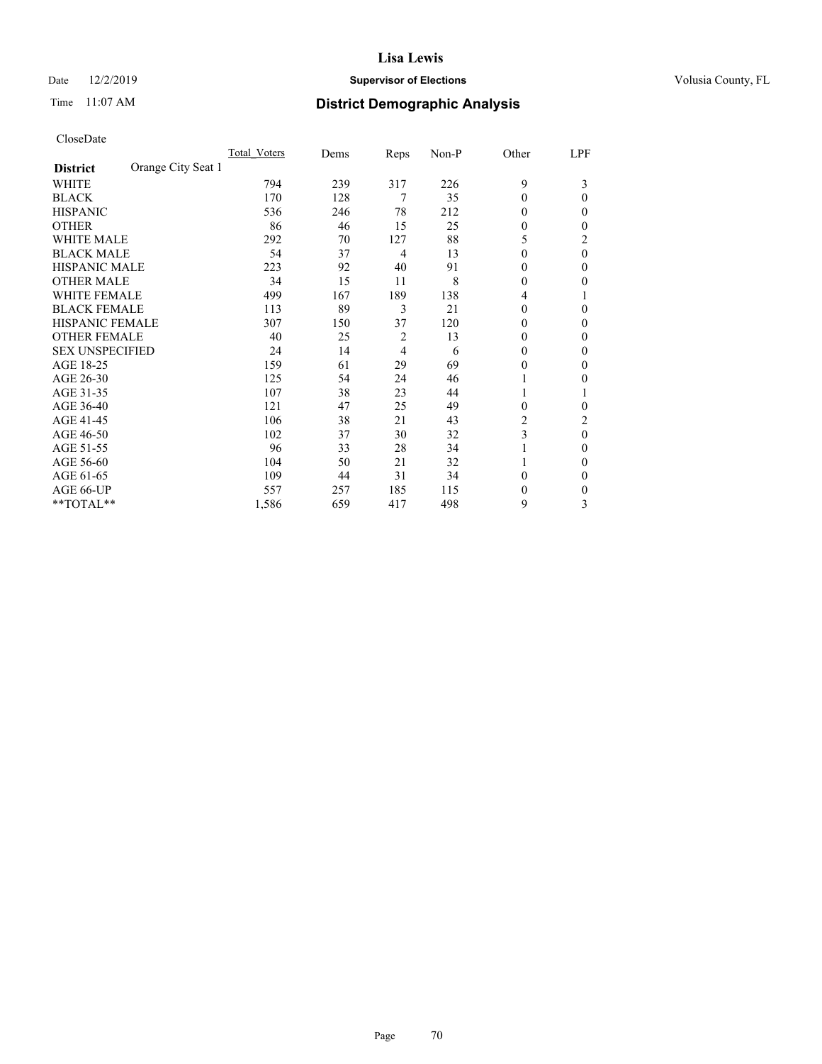# Lisa Lewis

Date 12/2/2019 **Supervisor of Elections** Volusia County, FL

Time 11:07 AM **District Demographic Analysis**

CloseDate

| District: Orange City Seat 1 | Total_Voters | Dems | Reps | Non-P | Other | LPF |
|---|---|---|---|---|---|---|
| WHITE | 794 | 239 | 317 | 226 | 9 | 3 |
| BLACK | 170 | 128 | 7 | 35 | 0 | 0 |
| HISPANIC | 536 | 246 | 78 | 212 | 0 | 0 |
| OTHER | 86 | 46 | 15 | 25 | 0 | 0 |
| WHITE MALE | 292 | 70 | 127 | 88 | 5 | 2 |
| BLACK MALE | 54 | 37 | 4 | 13 | 0 | 0 |
| HISPANIC MALE | 223 | 92 | 40 | 91 | 0 | 0 |
| OTHER MALE | 34 | 15 | 11 | 8 | 0 | 0 |
| WHITE FEMALE | 499 | 167 | 189 | 138 | 4 | 1 |
| BLACK FEMALE | 113 | 89 | 3 | 21 | 0 | 0 |
| HISPANIC FEMALE | 307 | 150 | 37 | 120 | 0 | 0 |
| OTHER FEMALE | 40 | 25 | 2 | 13 | 0 | 0 |
| SEX UNSPECIFIED | 24 | 14 | 4 | 6 | 0 | 0 |
| AGE 18-25 | 159 | 61 | 29 | 69 | 0 | 0 |
| AGE 26-30 | 125 | 54 | 24 | 46 | 1 | 0 |
| AGE 31-35 | 107 | 38 | 23 | 44 | 1 | 1 |
| AGE 36-40 | 121 | 47 | 25 | 49 | 0 | 0 |
| AGE 41-45 | 106 | 38 | 21 | 43 | 2 | 2 |
| AGE 46-50 | 102 | 37 | 30 | 32 | 3 | 0 |
| AGE 51-55 | 96 | 33 | 28 | 34 | 1 | 0 |
| AGE 56-60 | 104 | 50 | 21 | 32 | 1 | 0 |
| AGE 61-65 | 109 | 44 | 31 | 34 | 0 | 0 |
| AGE 66-UP | 557 | 257 | 185 | 115 | 0 | 0 |
| **TOTAL** | 1,586 | 659 | 417 | 498 | 9 | 3 |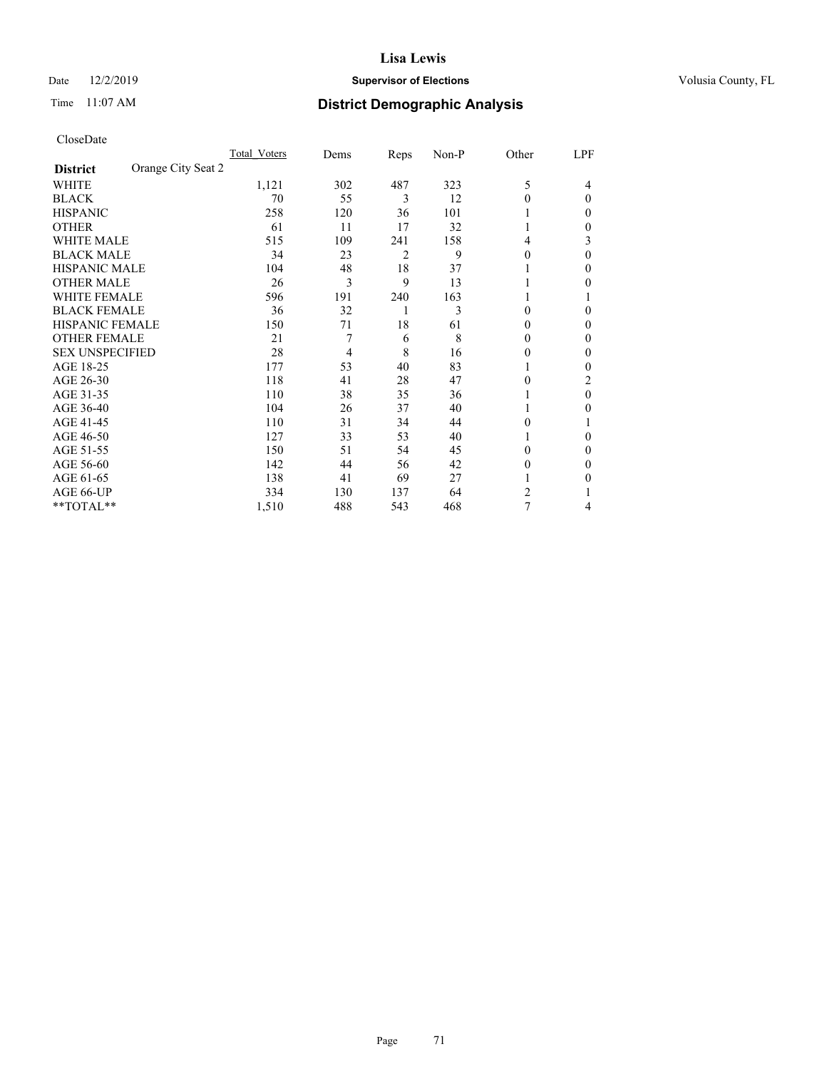# Lisa Lewis

Date 12/2/2019 **Supervisor of Elections** Volusia County, FL

Time 11:07 AM **District Demographic Analysis**

CloseDate

| **District** Orange City Seat 2 | Total_Voters | Dems | Reps | Non-P | Other | LPF |
|---|---|---|---|---|---|---|
| WHITE | 1,121 | 302 | 487 | 323 | 5 | 4 |
| BLACK | 70 | 55 | 3 | 12 | 0 | 0 |
| HISPANIC | 258 | 120 | 36 | 101 | 1 | 0 |
| OTHER | 61 | 11 | 17 | 32 | 1 | 0 |
| WHITE MALE | 515 | 109 | 241 | 158 | 4 | 3 |
| BLACK MALE | 34 | 23 | 2 | 9 | 0 | 0 |
| HISPANIC MALE | 104 | 48 | 18 | 37 | 1 | 0 |
| OTHER MALE | 26 | 3 | 9 | 13 | 1 | 0 |
| WHITE FEMALE | 596 | 191 | 240 | 163 | 1 | 1 |
| BLACK FEMALE | 36 | 32 | 1 | 3 | 0 | 0 |
| HISPANIC FEMALE | 150 | 71 | 18 | 61 | 0 | 0 |
| OTHER FEMALE | 21 | 7 | 6 | 8 | 0 | 0 |
| SEX UNSPECIFIED | 28 | 4 | 8 | 16 | 0 | 0 |
| AGE 18-25 | 177 | 53 | 40 | 83 | 1 | 0 |
| AGE 26-30 | 118 | 41 | 28 | 47 | 0 | 2 |
| AGE 31-35 | 110 | 38 | 35 | 36 | 1 | 0 |
| AGE 36-40 | 104 | 26 | 37 | 40 | 1 | 0 |
| AGE 41-45 | 110 | 31 | 34 | 44 | 0 | 1 |
| AGE 46-50 | 127 | 33 | 53 | 40 | 1 | 0 |
| AGE 51-55 | 150 | 51 | 54 | 45 | 0 | 0 |
| AGE 56-60 | 142 | 44 | 56 | 42 | 0 | 0 |
| AGE 61-65 | 138 | 41 | 69 | 27 | 1 | 0 |
| AGE 66-UP | 334 | 130 | 137 | 64 | 2 | 1 |
| **TOTAL** | 1,510 | 488 | 543 | 468 | 7 | 4 |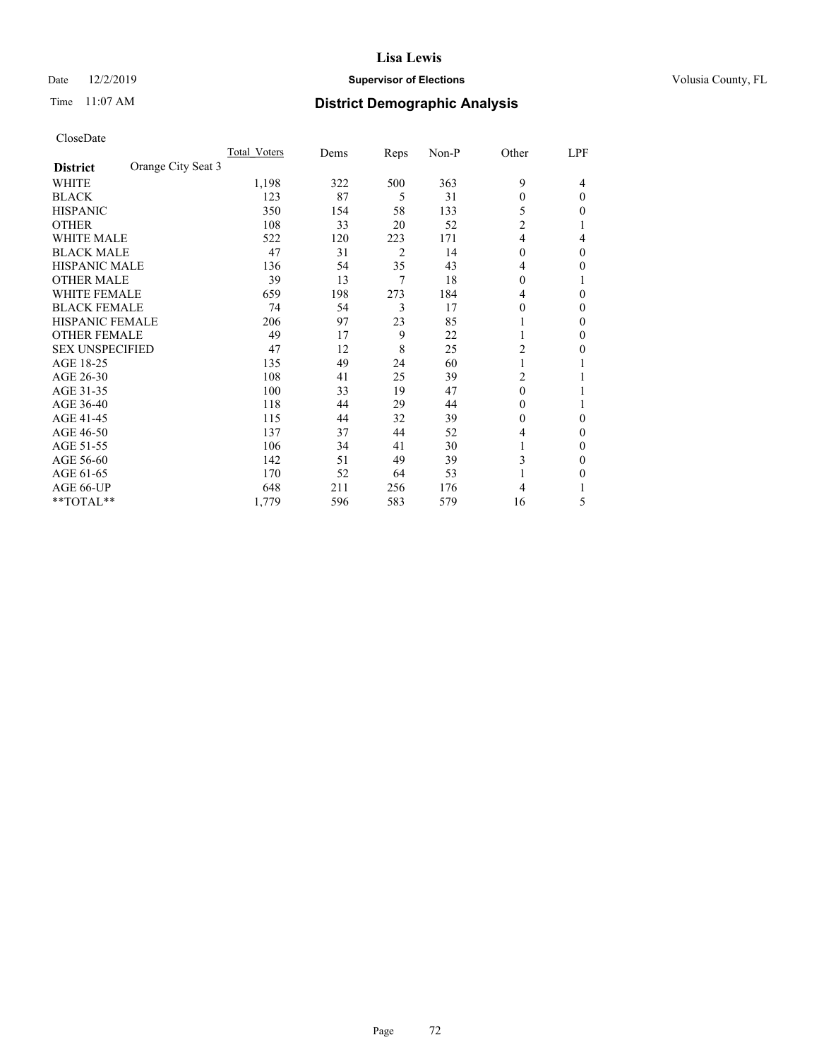# Lisa Lewis

Date 12/2/2019 **Supervisor of Elections** Volusia County, FL

Time 11:07 AM **District Demographic Analysis**

CloseDate

| **District** Orange City Seat 3 | Total Voters | Dems | Reps | Non-P | Other | LPF |
|---|---|---|---|---|---|---|
| WHITE | 1,198 | 322 | 500 | 363 | 9 | 4 |
| BLACK | 123 | 87 | 5 | 31 | 0 | 0 |
| HISPANIC | 350 | 154 | 58 | 133 | 5 | 0 |
| OTHER | 108 | 33 | 20 | 52 | 2 | 1 |
| WHITE MALE | 522 | 120 | 223 | 171 | 4 | 4 |
| BLACK MALE | 47 | 31 | 2 | 14 | 0 | 0 |
| HISPANIC MALE | 136 | 54 | 35 | 43 | 4 | 0 |
| OTHER MALE | 39 | 13 | 7 | 18 | 0 | 1 |
| WHITE FEMALE | 659 | 198 | 273 | 184 | 4 | 0 |
| BLACK FEMALE | 74 | 54 | 3 | 17 | 0 | 0 |
| HISPANIC FEMALE | 206 | 97 | 23 | 85 | 1 | 0 |
| OTHER FEMALE | 49 | 17 | 9 | 22 | 1 | 0 |
| SEX UNSPECIFIED | 47 | 12 | 8 | 25 | 2 | 0 |
| AGE 18-25 | 135 | 49 | 24 | 60 | 1 | 1 |
| AGE 26-30 | 108 | 41 | 25 | 39 | 2 | 1 |
| AGE 31-35 | 100 | 33 | 19 | 47 | 0 | 1 |
| AGE 36-40 | 118 | 44 | 29 | 44 | 0 | 1 |
| AGE 41-45 | 115 | 44 | 32 | 39 | 0 | 0 |
| AGE 46-50 | 137 | 37 | 44 | 52 | 4 | 0 |
| AGE 51-55 | 106 | 34 | 41 | 30 | 1 | 0 |
| AGE 56-60 | 142 | 51 | 49 | 39 | 3 | 0 |
| AGE 61-65 | 170 | 52 | 64 | 53 | 1 | 0 |
| AGE 66-UP | 648 | 211 | 256 | 176 | 4 | 1 |
| **TOTAL** | 1,779 | 596 | 583 | 579 | 16 | 5 |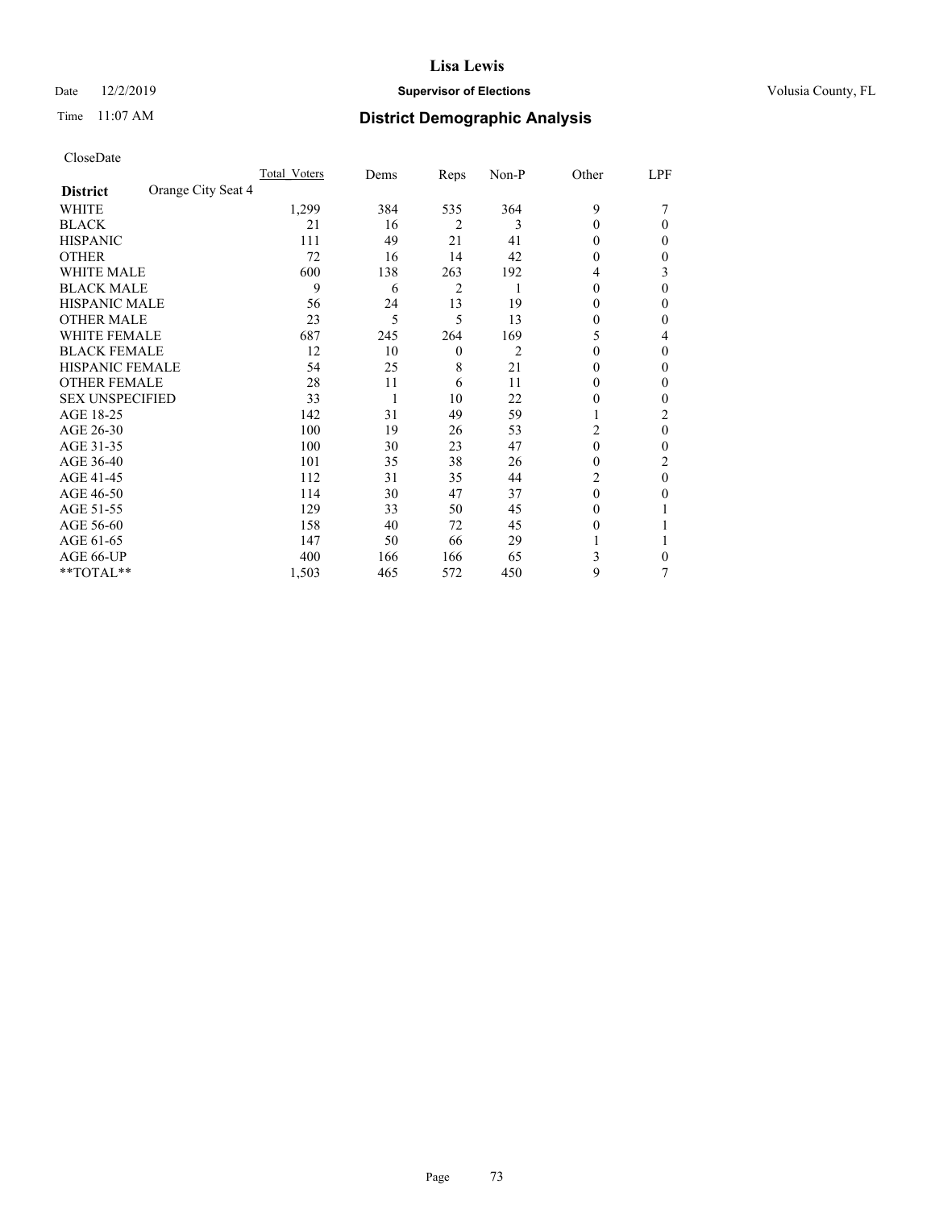# Lisa Lewis

Date 12/2/2019 **Supervisor of Elections** Volusia County, FL

Time 11:07 AM **District Demographic Analysis**

CloseDate

| **District** Orange City Seat 4 | Total_Voters | Dems | Reps | Non-P | Other | LPF |
|---|---|---|---|---|---|---|
| WHITE | 1,299 | 384 | 535 | 364 | 9 | 7 |
| BLACK | 21 | 16 | 2 | 3 | 0 | 0 |
| HISPANIC | 111 | 49 | 21 | 41 | 0 | 0 |
| OTHER | 72 | 16 | 14 | 42 | 0 | 0 |
| WHITE MALE | 600 | 138 | 263 | 192 | 4 | 3 |
| BLACK MALE | 9 | 6 | 2 | 1 | 0 | 0 |
| HISPANIC MALE | 56 | 24 | 13 | 19 | 0 | 0 |
| OTHER MALE | 23 | 5 | 5 | 13 | 0 | 0 |
| WHITE FEMALE | 687 | 245 | 264 | 169 | 5 | 4 |
| BLACK FEMALE | 12 | 10 | 0 | 2 | 0 | 0 |
| HISPANIC FEMALE | 54 | 25 | 8 | 21 | 0 | 0 |
| OTHER FEMALE | 28 | 11 | 6 | 11 | 0 | 0 |
| SEX UNSPECIFIED | 33 | 1 | 10 | 22 | 0 | 0 |
| AGE 18-25 | 142 | 31 | 49 | 59 | 1 | 2 |
| AGE 26-30 | 100 | 19 | 26 | 53 | 2 | 0 |
| AGE 31-35 | 100 | 30 | 23 | 47 | 0 | 0 |
| AGE 36-40 | 101 | 35 | 38 | 26 | 0 | 2 |
| AGE 41-45 | 112 | 31 | 35 | 44 | 2 | 0 |
| AGE 46-50 | 114 | 30 | 47 | 37 | 0 | 0 |
| AGE 51-55 | 129 | 33 | 50 | 45 | 0 | 1 |
| AGE 56-60 | 158 | 40 | 72 | 45 | 0 | 1 |
| AGE 61-65 | 147 | 50 | 66 | 29 | 1 | 1 |
| AGE 66-UP | 400 | 166 | 166 | 65 | 3 | 0 |
| **TOTAL** | 1,503 | 465 | 572 | 450 | 9 | 7 |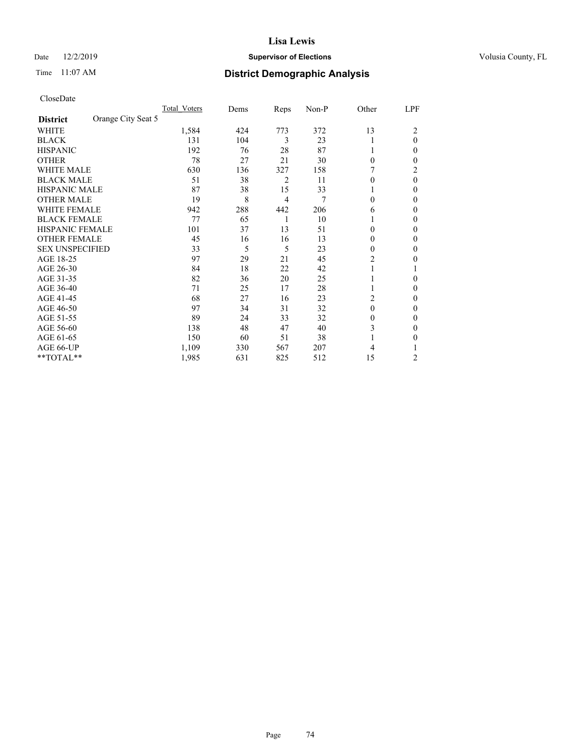# Lisa Lewis

Date 12/2/2019 **Supervisor of Elections** Volusia County, FL

Time 11:07 AM **District Demographic Analysis**

CloseDate

| **District** | Orange City Seat 5 | Total_Voters | Dems | Reps | Non-P | Other | LPF |
|---|---|---|---|---|---|---|---|
| WHITE | | 1,584 | 424 | 773 | 372 | 13 | 2 |
| BLACK | | 131 | 104 | 3 | 23 | 1 | 0 |
| HISPANIC | | 192 | 76 | 28 | 87 | 1 | 0 |
| OTHER | | 78 | 27 | 21 | 30 | 0 | 0 |
| WHITE MALE | | 630 | 136 | 327 | 158 | 7 | 2 |
| BLACK MALE | | 51 | 38 | 2 | 11 | 0 | 0 |
| HISPANIC MALE | | 87 | 38 | 15 | 33 | 1 | 0 |
| OTHER MALE | | 19 | 8 | 4 | 7 | 0 | 0 |
| WHITE FEMALE | | 942 | 288 | 442 | 206 | 6 | 0 |
| BLACK FEMALE | | 77 | 65 | 1 | 10 | 1 | 0 |
| HISPANIC FEMALE | | 101 | 37 | 13 | 51 | 0 | 0 |
| OTHER FEMALE | | 45 | 16 | 16 | 13 | 0 | 0 |
| SEX UNSPECIFIED | | 33 | 5 | 5 | 23 | 0 | 0 |
| AGE 18-25 | | 97 | 29 | 21 | 45 | 2 | 0 |
| AGE 26-30 | | 84 | 18 | 22 | 42 | 1 | 1 |
| AGE 31-35 | | 82 | 36 | 20 | 25 | 1 | 0 |
| AGE 36-40 | | 71 | 25 | 17 | 28 | 1 | 0 |
| AGE 41-45 | | 68 | 27 | 16 | 23 | 2 | 0 |
| AGE 46-50 | | 97 | 34 | 31 | 32 | 0 | 0 |
| AGE 51-55 | | 89 | 24 | 33 | 32 | 0 | 0 |
| AGE 56-60 | | 138 | 48 | 47 | 40 | 3 | 0 |
| AGE 61-65 | | 150 | 60 | 51 | 38 | 1 | 0 |
| AGE 66-UP | | 1,109 | 330 | 567 | 207 | 4 | 1 |
| **TOTAL** | | 1,985 | 631 | 825 | 512 | 15 | 2 |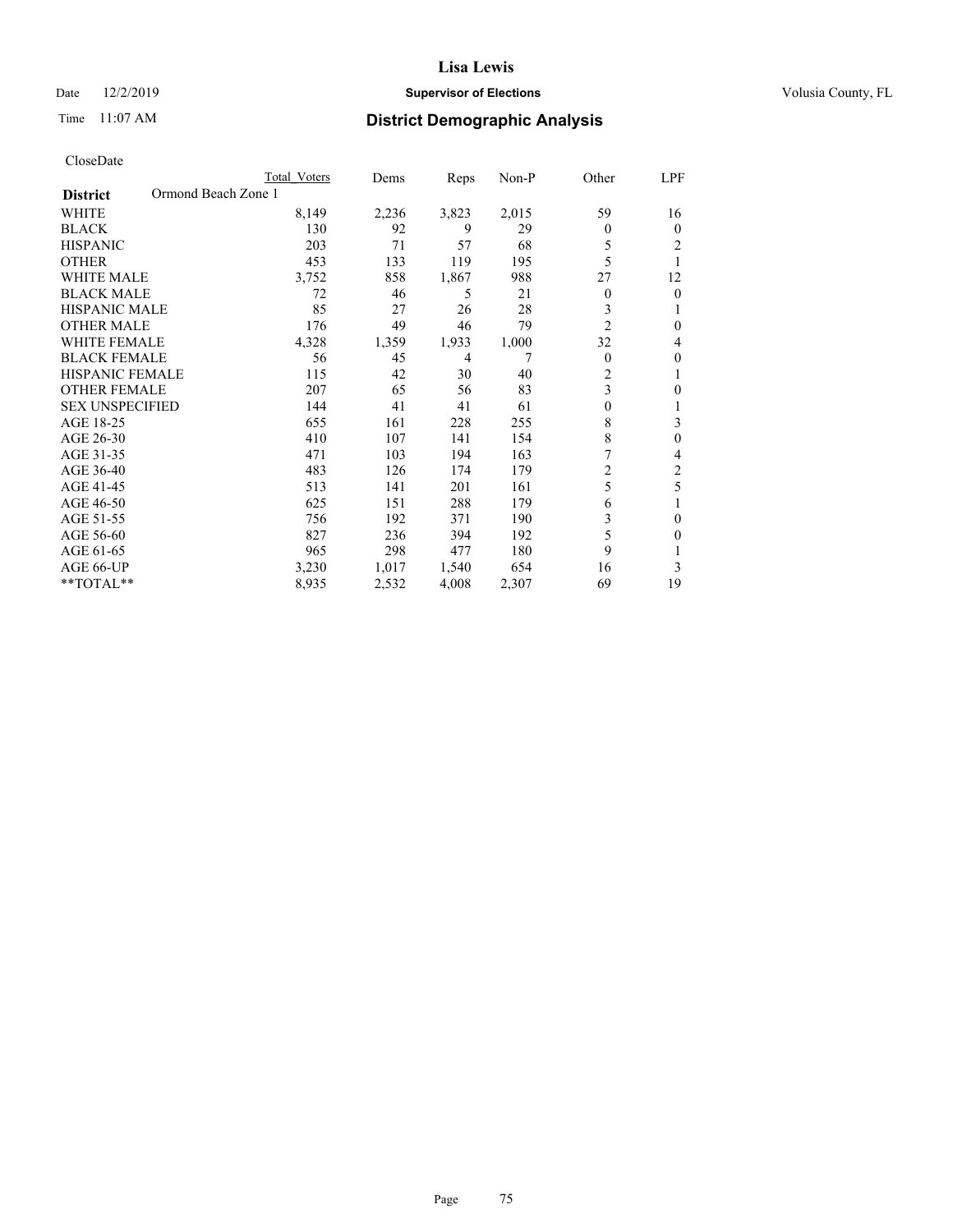# Lisa Lewis

Date 12/2/2019 **Supervisor of Elections** Volusia County, FL

Time 11:07 AM **District Demographic Analysis**

CloseDate

| District | Ormond Beach Zone 1 | Total Voters | Dems | Reps | Non-P | Other | LPF |
|---|---|---|---|---|---|---|---|
| WHITE | | 8,149 | 2,236 | 3,823 | 2,015 | 59 | 16 |
| BLACK | | 130 | 92 | 9 | 29 | 0 | 0 |
| HISPANIC | | 203 | 71 | 57 | 68 | 5 | 2 |
| OTHER | | 453 | 133 | 119 | 195 | 5 | 1 |
| WHITE MALE | | 3,752 | 858 | 1,867 | 988 | 27 | 12 |
| BLACK MALE | | 72 | 46 | 5 | 21 | 0 | 0 |
| HISPANIC MALE | | 85 | 27 | 26 | 28 | 3 | 1 |
| OTHER MALE | | 176 | 49 | 46 | 79 | 2 | 0 |
| WHITE FEMALE | | 4,328 | 1,359 | 1,933 | 1,000 | 32 | 4 |
| BLACK FEMALE | | 56 | 45 | 4 | 7 | 0 | 0 |
| HISPANIC FEMALE | | 115 | 42 | 30 | 40 | 2 | 1 |
| OTHER FEMALE | | 207 | 65 | 56 | 83 | 3 | 0 |
| SEX UNSPECIFIED | | 144 | 41 | 41 | 61 | 0 | 1 |
| AGE 18-25 | | 655 | 161 | 228 | 255 | 8 | 3 |
| AGE 26-30 | | 410 | 107 | 141 | 154 | 8 | 0 |
| AGE 31-35 | | 471 | 103 | 194 | 163 | 7 | 4 |
| AGE 36-40 | | 483 | 126 | 174 | 179 | 2 | 2 |
| AGE 41-45 | | 513 | 141 | 201 | 161 | 5 | 5 |
| AGE 46-50 | | 625 | 151 | 288 | 179 | 6 | 1 |
| AGE 51-55 | | 756 | 192 | 371 | 190 | 3 | 0 |
| AGE 56-60 | | 827 | 236 | 394 | 192 | 5 | 0 |
| AGE 61-65 | | 965 | 298 | 477 | 180 | 9 | 1 |
| AGE 66-UP | | 3,230 | 1,017 | 1,540 | 654 | 16 | 3 |
| **TOTAL** | | 8,935 | 2,532 | 4,008 | 2,307 | 69 | 19 |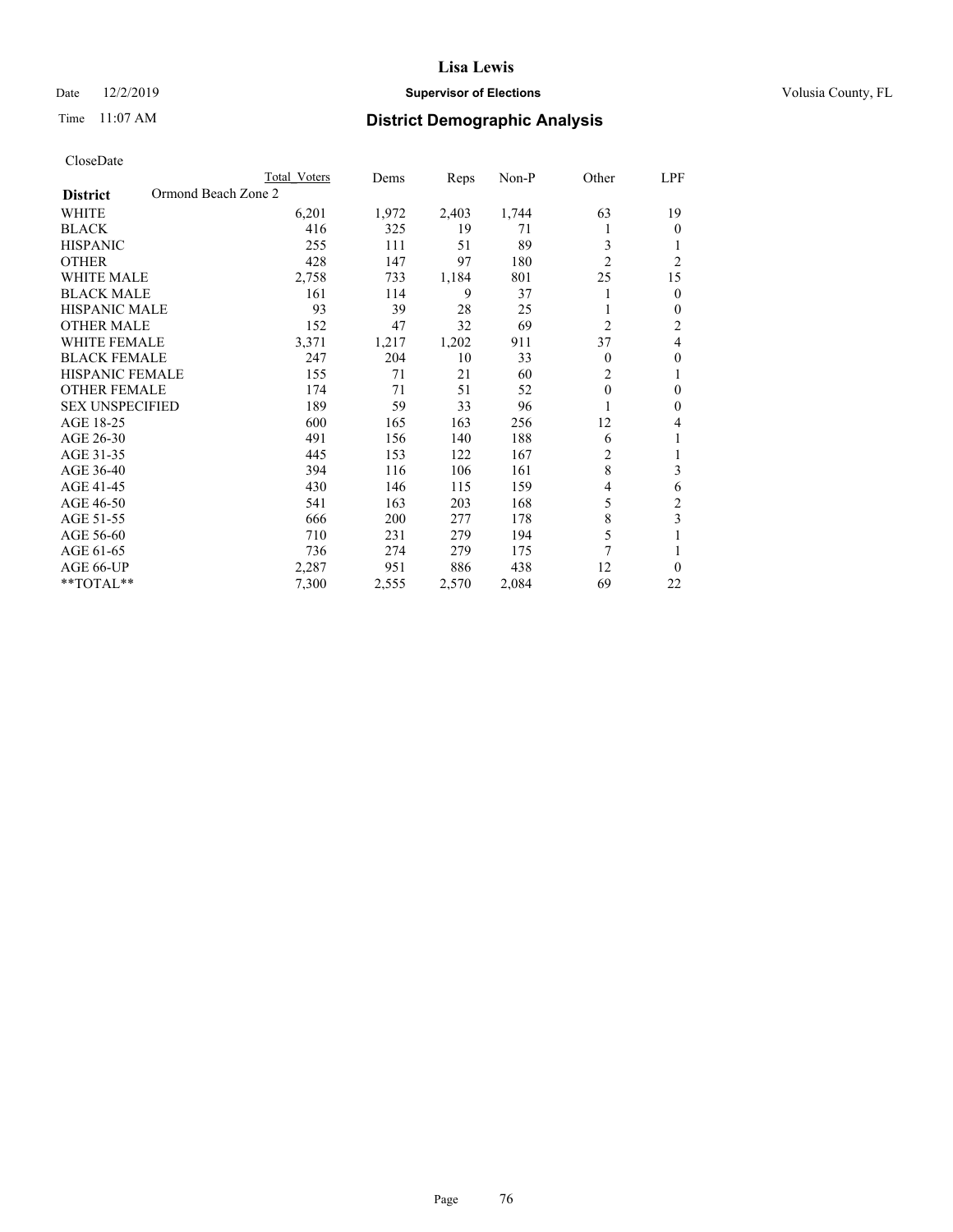# Lisa Lewis

Date 12/2/2019 **Supervisor of Elections** Volusia County, FL

Time 11:07 AM **District Demographic Analysis**

CloseDate

| **District** Ormond Beach Zone 2 | Total Voters | Dems | Reps | Non-P | Other | LPF |
|---|---|---|---|---|---|---|
| WHITE | 6,201 | 1,972 | 2,403 | 1,744 | 63 | 19 |
| BLACK | 416 | 325 | 19 | 71 | 1 | 0 |
| HISPANIC | 255 | 111 | 51 | 89 | 3 | 1 |
| OTHER | 428 | 147 | 97 | 180 | 2 | 2 |
| WHITE MALE | 2,758 | 733 | 1,184 | 801 | 25 | 15 |
| BLACK MALE | 161 | 114 | 9 | 37 | 1 | 0 |
| HISPANIC MALE | 93 | 39 | 28 | 25 | 1 | 0 |
| OTHER MALE | 152 | 47 | 32 | 69 | 2 | 2 |
| WHITE FEMALE | 3,371 | 1,217 | 1,202 | 911 | 37 | 4 |
| BLACK FEMALE | 247 | 204 | 10 | 33 | 0 | 0 |
| HISPANIC FEMALE | 155 | 71 | 21 | 60 | 2 | 1 |
| OTHER FEMALE | 174 | 71 | 51 | 52 | 0 | 0 |
| SEX UNSPECIFIED | 189 | 59 | 33 | 96 | 1 | 0 |
| AGE 18-25 | 600 | 165 | 163 | 256 | 12 | 4 |
| AGE 26-30 | 491 | 156 | 140 | 188 | 6 | 1 |
| AGE 31-35 | 445 | 153 | 122 | 167 | 2 | 1 |
| AGE 36-40 | 394 | 116 | 106 | 161 | 8 | 3 |
| AGE 41-45 | 430 | 146 | 115 | 159 | 4 | 6 |
| AGE 46-50 | 541 | 163 | 203 | 168 | 5 | 2 |
| AGE 51-55 | 666 | 200 | 277 | 178 | 8 | 3 |
| AGE 56-60 | 710 | 231 | 279 | 194 | 5 | 1 |
| AGE 61-65 | 736 | 274 | 279 | 175 | 7 | 1 |
| AGE 66-UP | 2,287 | 951 | 886 | 438 | 12 | 0 |
| **TOTAL** | 7,300 | 2,555 | 2,570 | 2,084 | 69 | 22 |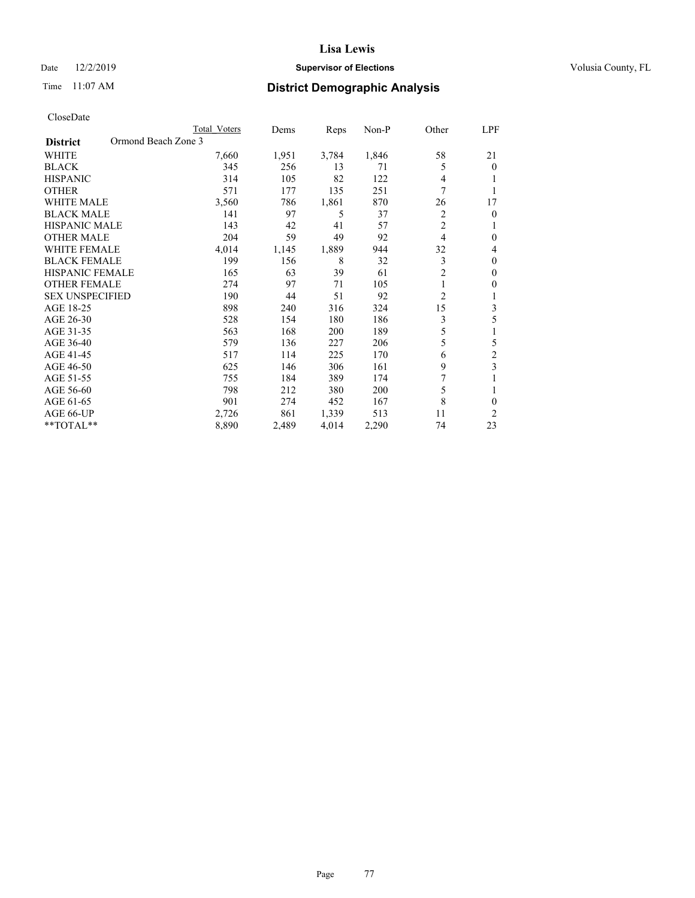# Lisa Lewis

Date 12/2/2019 **Supervisor of Elections** Volusia County, FL

Time 11:07 AM **District Demographic Analysis**

CloseDate

| **District** Ormond Beach Zone 3 | Total Voters | Dems | Reps | Non-P | Other | LPF |
|---|---|---|---|---|---|---|
| WHITE | 7,660 | 1,951 | 3,784 | 1,846 | 58 | 21 |
| BLACK | 345 | 256 | 13 | 71 | 5 | 0 |
| HISPANIC | 314 | 105 | 82 | 122 | 4 | 1 |
| OTHER | 571 | 177 | 135 | 251 | 7 | 1 |
| WHITE MALE | 3,560 | 786 | 1,861 | 870 | 26 | 17 |
| BLACK MALE | 141 | 97 | 5 | 37 | 2 | 0 |
| HISPANIC MALE | 143 | 42 | 41 | 57 | 2 | 1 |
| OTHER MALE | 204 | 59 | 49 | 92 | 4 | 0 |
| WHITE FEMALE | 4,014 | 1,145 | 1,889 | 944 | 32 | 4 |
| BLACK FEMALE | 199 | 156 | 8 | 32 | 3 | 0 |
| HISPANIC FEMALE | 165 | 63 | 39 | 61 | 2 | 0 |
| OTHER FEMALE | 274 | 97 | 71 | 105 | 1 | 0 |
| SEX UNSPECIFIED | 190 | 44 | 51 | 92 | 2 | 1 |
| AGE 18-25 | 898 | 240 | 316 | 324 | 15 | 3 |
| AGE 26-30 | 528 | 154 | 180 | 186 | 3 | 5 |
| AGE 31-35 | 563 | 168 | 200 | 189 | 5 | 1 |
| AGE 36-40 | 579 | 136 | 227 | 206 | 5 | 5 |
| AGE 41-45 | 517 | 114 | 225 | 170 | 6 | 2 |
| AGE 46-50 | 625 | 146 | 306 | 161 | 9 | 3 |
| AGE 51-55 | 755 | 184 | 389 | 174 | 7 | 1 |
| AGE 56-60 | 798 | 212 | 380 | 200 | 5 | 1 |
| AGE 61-65 | 901 | 274 | 452 | 167 | 8 | 0 |
| AGE 66-UP | 2,726 | 861 | 1,339 | 513 | 11 | 2 |
| **TOTAL** | 8,890 | 2,489 | 4,014 | 2,290 | 74 | 23 |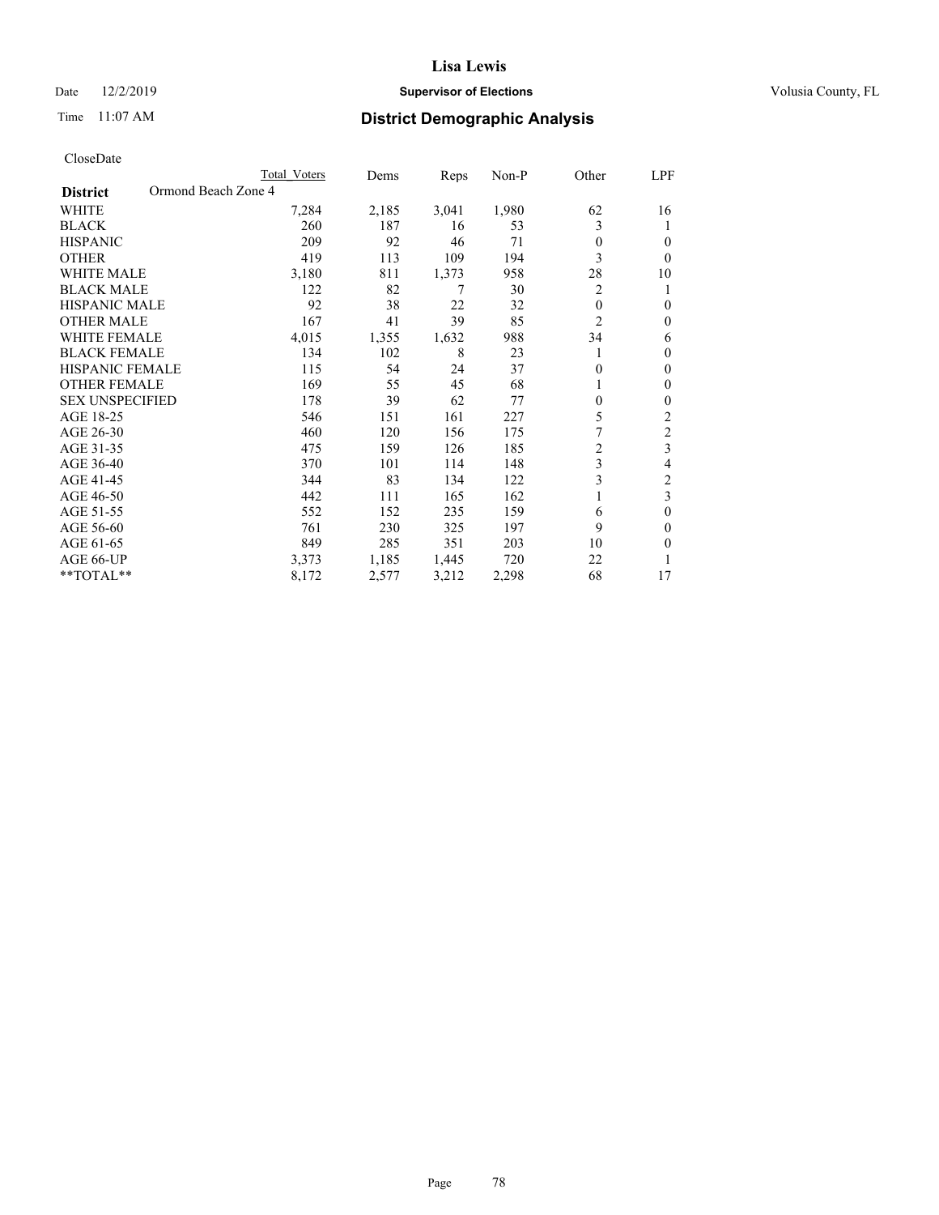# Lisa Lewis

Date 12/2/2019 **Supervisor of Elections** Volusia County, FL

Time 11:07 AM **District Demographic Analysis**

CloseDate

| **District** | Ormond Beach Zone 4 | Total Voters | Dems | Reps | Non-P | Other | LPF |
|---|---|---|---|---|---|---|---|
| WHITE | | 7,284 | 2,185 | 3,041 | 1,980 | 62 | 16 |
| BLACK | | 260 | 187 | 16 | 53 | 3 | 1 |
| HISPANIC | | 209 | 92 | 46 | 71 | 0 | 0 |
| OTHER | | 419 | 113 | 109 | 194 | 3 | 0 |
| WHITE MALE | | 3,180 | 811 | 1,373 | 958 | 28 | 10 |
| BLACK MALE | | 122 | 82 | 7 | 30 | 2 | 1 |
| HISPANIC MALE | | 92 | 38 | 22 | 32 | 0 | 0 |
| OTHER MALE | | 167 | 41 | 39 | 85 | 2 | 0 |
| WHITE FEMALE | | 4,015 | 1,355 | 1,632 | 988 | 34 | 6 |
| BLACK FEMALE | | 134 | 102 | 8 | 23 | 1 | 0 |
| HISPANIC FEMALE | | 115 | 54 | 24 | 37 | 0 | 0 |
| OTHER FEMALE | | 169 | 55 | 45 | 68 | 1 | 0 |
| SEX UNSPECIFIED | | 178 | 39 | 62 | 77 | 0 | 0 |
| AGE 18-25 | | 546 | 151 | 161 | 227 | 5 | 2 |
| AGE 26-30 | | 460 | 120 | 156 | 175 | 7 | 2 |
| AGE 31-35 | | 475 | 159 | 126 | 185 | 2 | 3 |
| AGE 36-40 | | 370 | 101 | 114 | 148 | 3 | 4 |
| AGE 41-45 | | 344 | 83 | 134 | 122 | 3 | 2 |
| AGE 46-50 | | 442 | 111 | 165 | 162 | 1 | 3 |
| AGE 51-55 | | 552 | 152 | 235 | 159 | 6 | 0 |
| AGE 56-60 | | 761 | 230 | 325 | 197 | 9 | 0 |
| AGE 61-65 | | 849 | 285 | 351 | 203 | 10 | 0 |
| AGE 66-UP | | 3,373 | 1,185 | 1,445 | 720 | 22 | 1 |
| **TOTAL** | | 8,172 | 2,577 | 3,212 | 2,298 | 68 | 17 |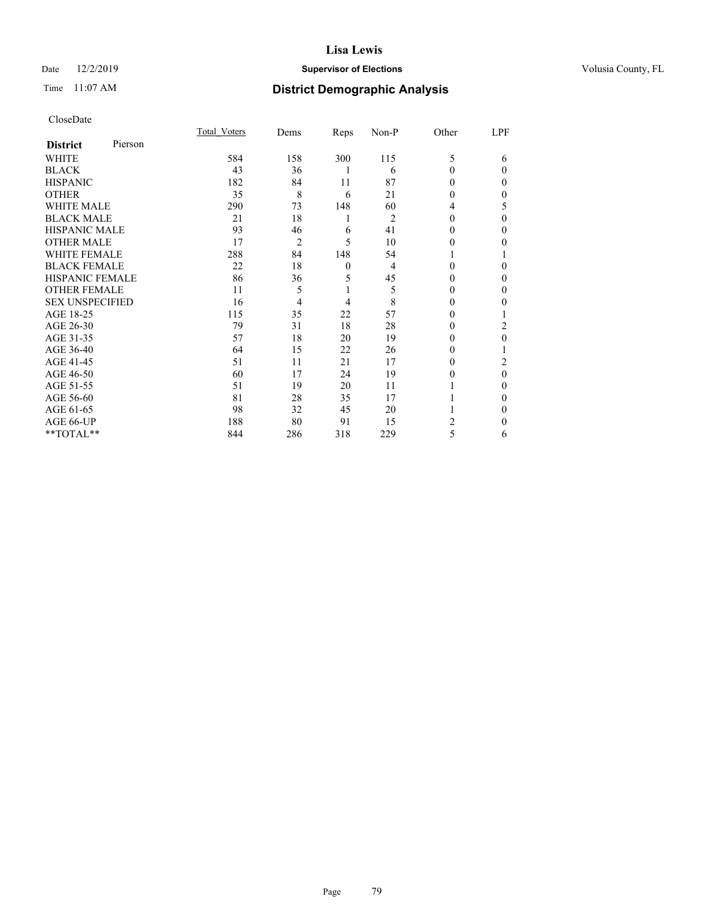# Lisa Lewis

Date 12/2/2019 **Supervisor of Elections** Volusia County, FL

Time 11:07 AM **District Demographic Analysis**

CloseDate

| **District** Pierson | Total_Voters | Dems | Reps | Non-P | Other | LPF |
|---|---|---|---|---|---|---|
| WHITE | 584 | 158 | 300 | 115 | 5 | 6 |
| BLACK | 43 | 36 | 1 | 6 | 0 | 0 |
| HISPANIC | 182 | 84 | 11 | 87 | 0 | 0 |
| OTHER | 35 | 8 | 6 | 21 | 0 | 0 |
| WHITE MALE | 290 | 73 | 148 | 60 | 4 | 5 |
| BLACK MALE | 21 | 18 | 1 | 2 | 0 | 0 |
| HISPANIC MALE | 93 | 46 | 6 | 41 | 0 | 0 |
| OTHER MALE | 17 | 2 | 5 | 10 | 0 | 0 |
| WHITE FEMALE | 288 | 84 | 148 | 54 | 1 | 1 |
| BLACK FEMALE | 22 | 18 | 0 | 4 | 0 | 0 |
| HISPANIC FEMALE | 86 | 36 | 5 | 45 | 0 | 0 |
| OTHER FEMALE | 11 | 5 | 1 | 5 | 0 | 0 |
| SEX UNSPECIFIED | 16 | 4 | 4 | 8 | 0 | 0 |
| AGE 18-25 | 115 | 35 | 22 | 57 | 0 | 1 |
| AGE 26-30 | 79 | 31 | 18 | 28 | 0 | 2 |
| AGE 31-35 | 57 | 18 | 20 | 19 | 0 | 0 |
| AGE 36-40 | 64 | 15 | 22 | 26 | 0 | 1 |
| AGE 41-45 | 51 | 11 | 21 | 17 | 0 | 2 |
| AGE 46-50 | 60 | 17 | 24 | 19 | 0 | 0 |
| AGE 51-55 | 51 | 19 | 20 | 11 | 1 | 0 |
| AGE 56-60 | 81 | 28 | 35 | 17 | 1 | 0 |
| AGE 61-65 | 98 | 32 | 45 | 20 | 1 | 0 |
| AGE 66-UP | 188 | 80 | 91 | 15 | 2 | 0 |
| **TOTAL** | 844 | 286 | 318 | 229 | 5 | 6 |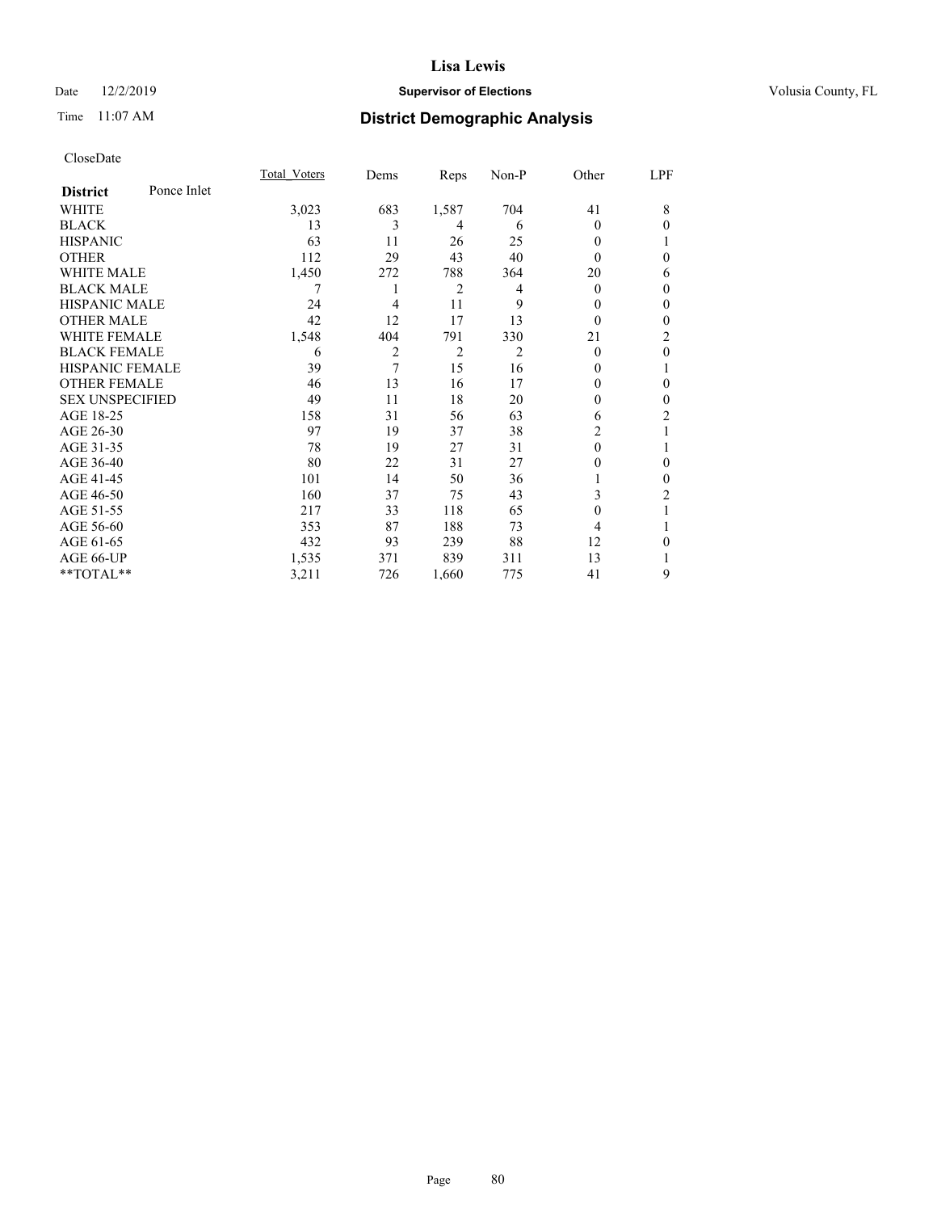**Lisa Lewis**

Date 12/2/2019 **Supervisor of Elections** Volusia County, FL

Time 11:07 AM

## District Demographic Analysis

CloseDate

| **District** Ponce Inlet | Total_Voters | Dems | Reps | Non-P | Other | LPF |
|---|---|---|---|---|---|---|
| WHITE | 3,023 | 683 | 1,587 | 704 | 41 | 8 |
| BLACK | 13 | 3 | 4 | 6 | 0 | 0 |
| HISPANIC | 63 | 11 | 26 | 25 | 0 | 1 |
| OTHER | 112 | 29 | 43 | 40 | 0 | 0 |
| WHITE MALE | 1,450 | 272 | 788 | 364 | 20 | 6 |
| BLACK MALE | 7 | 1 | 2 | 4 | 0 | 0 |
| HISPANIC MALE | 24 | 4 | 11 | 9 | 0 | 0 |
| OTHER MALE | 42 | 12 | 17 | 13 | 0 | 0 |
| WHITE FEMALE | 1,548 | 404 | 791 | 330 | 21 | 2 |
| BLACK FEMALE | 6 | 2 | 2 | 2 | 0 | 0 |
| HISPANIC FEMALE | 39 | 7 | 15 | 16 | 0 | 1 |
| OTHER FEMALE | 46 | 13 | 16 | 17 | 0 | 0 |
| SEX UNSPECIFIED | 49 | 11 | 18 | 20 | 0 | 0 |
| AGE 18-25 | 158 | 31 | 56 | 63 | 6 | 2 |
| AGE 26-30 | 97 | 19 | 37 | 38 | 2 | 1 |
| AGE 31-35 | 78 | 19 | 27 | 31 | 0 | 1 |
| AGE 36-40 | 80 | 22 | 31 | 27 | 0 | 0 |
| AGE 41-45 | 101 | 14 | 50 | 36 | 1 | 0 |
| AGE 46-50 | 160 | 37 | 75 | 43 | 3 | 2 |
| AGE 51-55 | 217 | 33 | 118 | 65 | 0 | 1 |
| AGE 56-60 | 353 | 87 | 188 | 73 | 4 | 1 |
| AGE 61-65 | 432 | 93 | 239 | 88 | 12 | 0 |
| AGE 66-UP | 1,535 | 371 | 839 | 311 | 13 | 1 |
| **TOTAL** | 3,211 | 726 | 1,660 | 775 | 41 | 9 |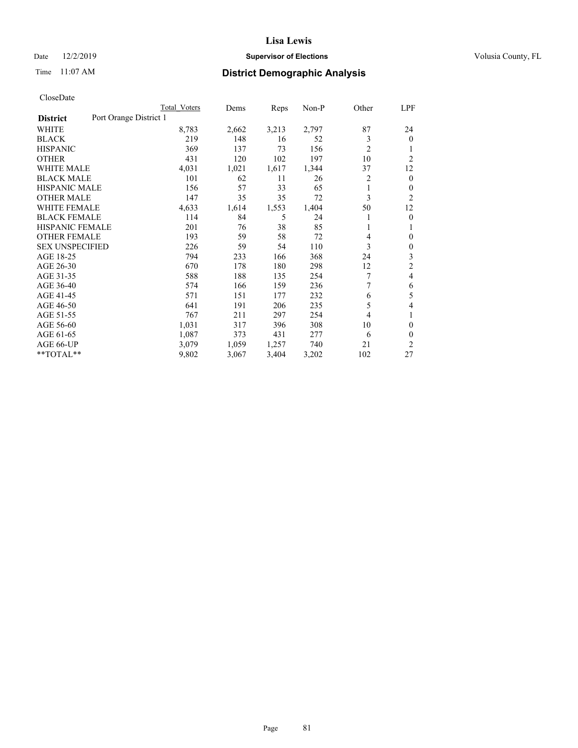# Lisa Lewis

Date 12/2/2019 **Supervisor of Elections** Volusia County, FL

Time 11:07 AM **District Demographic Analysis**

CloseDate

| **District** Port Orange District 1 | Total Voters | Dems | Reps | Non-P | Other | LPF |
|---|---|---|---|---|---|---|
| WHITE | 8,783 | 2,662 | 3,213 | 2,797 | 87 | 24 |
| BLACK | 219 | 148 | 16 | 52 | 3 | 0 |
| HISPANIC | 369 | 137 | 73 | 156 | 2 | 1 |
| OTHER | 431 | 120 | 102 | 197 | 10 | 2 |
| WHITE MALE | 4,031 | 1,021 | 1,617 | 1,344 | 37 | 12 |
| BLACK MALE | 101 | 62 | 11 | 26 | 2 | 0 |
| HISPANIC MALE | 156 | 57 | 33 | 65 | 1 | 0 |
| OTHER MALE | 147 | 35 | 35 | 72 | 3 | 2 |
| WHITE FEMALE | 4,633 | 1,614 | 1,553 | 1,404 | 50 | 12 |
| BLACK FEMALE | 114 | 84 | 5 | 24 | 1 | 0 |
| HISPANIC FEMALE | 201 | 76 | 38 | 85 | 1 | 1 |
| OTHER FEMALE | 193 | 59 | 58 | 72 | 4 | 0 |
| SEX UNSPECIFIED | 226 | 59 | 54 | 110 | 3 | 0 |
| AGE 18-25 | 794 | 233 | 166 | 368 | 24 | 3 |
| AGE 26-30 | 670 | 178 | 180 | 298 | 12 | 2 |
| AGE 31-35 | 588 | 188 | 135 | 254 | 7 | 4 |
| AGE 36-40 | 574 | 166 | 159 | 236 | 7 | 6 |
| AGE 41-45 | 571 | 151 | 177 | 232 | 6 | 5 |
| AGE 46-50 | 641 | 191 | 206 | 235 | 5 | 4 |
| AGE 51-55 | 767 | 211 | 297 | 254 | 4 | 1 |
| AGE 56-60 | 1,031 | 317 | 396 | 308 | 10 | 0 |
| AGE 61-65 | 1,087 | 373 | 431 | 277 | 6 | 0 |
| AGE 66-UP | 3,079 | 1,059 | 1,257 | 740 | 21 | 2 |
| **TOTAL** | 9,802 | 3,067 | 3,404 | 3,202 | 102 | 27 |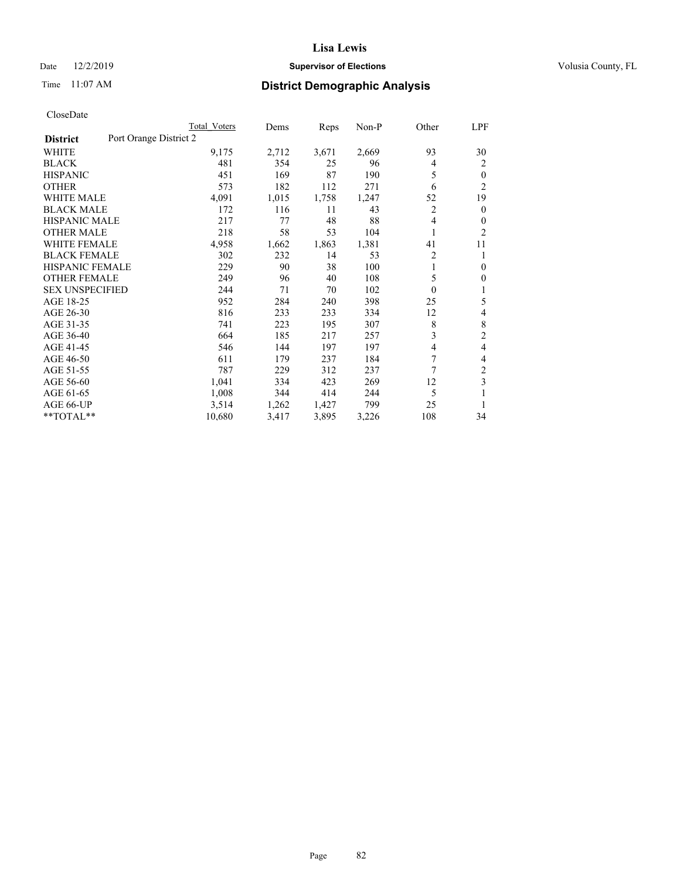# Lisa Lewis

Date 12/2/2019 **Supervisor of Elections** Volusia County, FL

Time 11:07 AM **District Demographic Analysis**

CloseDate

| District | Port Orange District 2 | Total Voters | Dems | Reps | Non-P | Other | LPF |
|---|---|---|---|---|---|---|---|
| WHITE | | 9,175 | 2,712 | 3,671 | 2,669 | 93 | 30 |
| BLACK | | 481 | 354 | 25 | 96 | 4 | 2 |
| HISPANIC | | 451 | 169 | 87 | 190 | 5 | 0 |
| OTHER | | 573 | 182 | 112 | 271 | 6 | 2 |
| WHITE MALE | | 4,091 | 1,015 | 1,758 | 1,247 | 52 | 19 |
| BLACK MALE | | 172 | 116 | 11 | 43 | 2 | 0 |
| HISPANIC MALE | | 217 | 77 | 48 | 88 | 4 | 0 |
| OTHER MALE | | 218 | 58 | 53 | 104 | 1 | 2 |
| WHITE FEMALE | | 4,958 | 1,662 | 1,863 | 1,381 | 41 | 11 |
| BLACK FEMALE | | 302 | 232 | 14 | 53 | 2 | 1 |
| HISPANIC FEMALE | | 229 | 90 | 38 | 100 | 1 | 0 |
| OTHER FEMALE | | 249 | 96 | 40 | 108 | 5 | 0 |
| SEX UNSPECIFIED | | 244 | 71 | 70 | 102 | 0 | 1 |
| AGE 18-25 | | 952 | 284 | 240 | 398 | 25 | 5 |
| AGE 26-30 | | 816 | 233 | 233 | 334 | 12 | 4 |
| AGE 31-35 | | 741 | 223 | 195 | 307 | 8 | 8 |
| AGE 36-40 | | 664 | 185 | 217 | 257 | 3 | 2 |
| AGE 41-45 | | 546 | 144 | 197 | 197 | 4 | 4 |
| AGE 46-50 | | 611 | 179 | 237 | 184 | 7 | 4 |
| AGE 51-55 | | 787 | 229 | 312 | 237 | 7 | 2 |
| AGE 56-60 | | 1,041 | 334 | 423 | 269 | 12 | 3 |
| AGE 61-65 | | 1,008 | 344 | 414 | 244 | 5 | 1 |
| AGE 66-UP | | 3,514 | 1,262 | 1,427 | 799 | 25 | 1 |
| **TOTAL** | | 10,680 | 3,417 | 3,895 | 3,226 | 108 | 34 |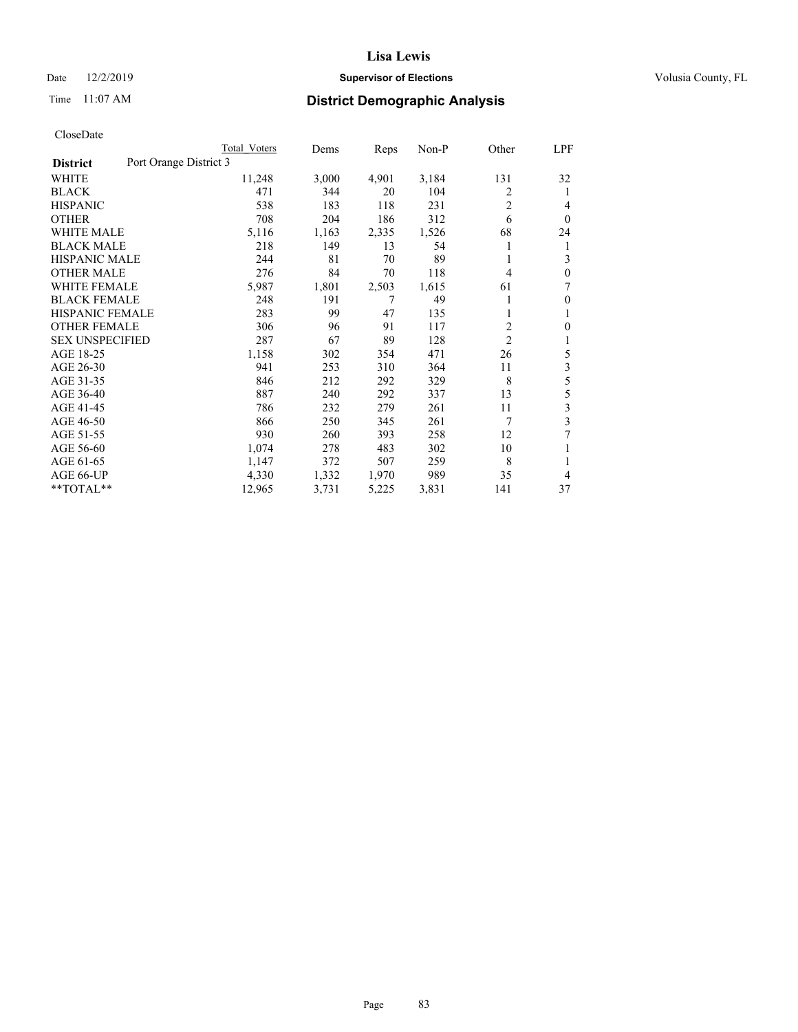# Lisa Lewis

Date 12/2/2019 **Supervisor of Elections** Volusia County, FL

Time 11:07 AM **District Demographic Analysis**

CloseDate

| | Total Voters | Dems | Reps | Non-P | Other | LPF |
|---|---|---|---|---|---|---|
| **District** Port Orange District 3 | | | | | | |
| WHITE | 11,248 | 3,000 | 4,901 | 3,184 | 131 | 32 |
| BLACK | 471 | 344 | 20 | 104 | 2 | 1 |
| HISPANIC | 538 | 183 | 118 | 231 | 2 | 4 |
| OTHER | 708 | 204 | 186 | 312 | 6 | 0 |
| WHITE MALE | 5,116 | 1,163 | 2,335 | 1,526 | 68 | 24 |
| BLACK MALE | 218 | 149 | 13 | 54 | 1 | 1 |
| HISPANIC MALE | 244 | 81 | 70 | 89 | 1 | 3 |
| OTHER MALE | 276 | 84 | 70 | 118 | 4 | 0 |
| WHITE FEMALE | 5,987 | 1,801 | 2,503 | 1,615 | 61 | 7 |
| BLACK FEMALE | 248 | 191 | 7 | 49 | 1 | 0 |
| HISPANIC FEMALE | 283 | 99 | 47 | 135 | 1 | 1 |
| OTHER FEMALE | 306 | 96 | 91 | 117 | 2 | 0 |
| SEX UNSPECIFIED | 287 | 67 | 89 | 128 | 2 | 1 |
| AGE 18-25 | 1,158 | 302 | 354 | 471 | 26 | 5 |
| AGE 26-30 | 941 | 253 | 310 | 364 | 11 | 3 |
| AGE 31-35 | 846 | 212 | 292 | 329 | 8 | 5 |
| AGE 36-40 | 887 | 240 | 292 | 337 | 13 | 5 |
| AGE 41-45 | 786 | 232 | 279 | 261 | 11 | 3 |
| AGE 46-50 | 866 | 250 | 345 | 261 | 7 | 3 |
| AGE 51-55 | 930 | 260 | 393 | 258 | 12 | 7 |
| AGE 56-60 | 1,074 | 278 | 483 | 302 | 10 | 1 |
| AGE 61-65 | 1,147 | 372 | 507 | 259 | 8 | 1 |
| AGE 66-UP | 4,330 | 1,332 | 1,970 | 989 | 35 | 4 |
| **TOTAL** | 12,965 | 3,731 | 5,225 | 3,831 | 141 | 37 |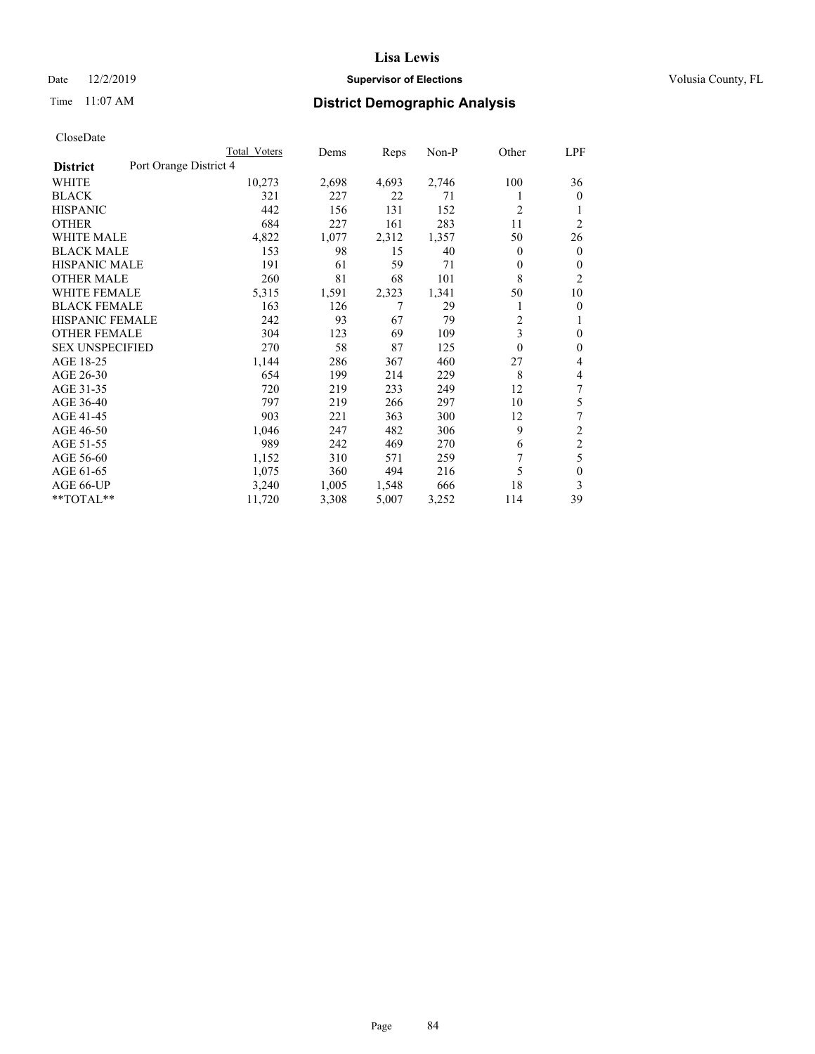# Lisa Lewis

Date 12/2/2019 **Supervisor of Elections** Volusia County, FL

Time 11:07 AM **District Demographic Analysis**

CloseDate

| **District** Port Orange District 4 | Total Voters | Dems | Reps | Non-P | Other | LPF |
|---|---|---|---|---|---|---|
| WHITE | 10,273 | 2,698 | 4,693 | 2,746 | 100 | 36 |
| BLACK | 321 | 227 | 22 | 71 | 1 | 0 |
| HISPANIC | 442 | 156 | 131 | 152 | 2 | 1 |
| OTHER | 684 | 227 | 161 | 283 | 11 | 2 |
| WHITE MALE | 4,822 | 1,077 | 2,312 | 1,357 | 50 | 26 |
| BLACK MALE | 153 | 98 | 15 | 40 | 0 | 0 |
| HISPANIC MALE | 191 | 61 | 59 | 71 | 0 | 0 |
| OTHER MALE | 260 | 81 | 68 | 101 | 8 | 2 |
| WHITE FEMALE | 5,315 | 1,591 | 2,323 | 1,341 | 50 | 10 |
| BLACK FEMALE | 163 | 126 | 7 | 29 | 1 | 0 |
| HISPANIC FEMALE | 242 | 93 | 67 | 79 | 2 | 1 |
| OTHER FEMALE | 304 | 123 | 69 | 109 | 3 | 0 |
| SEX UNSPECIFIED | 270 | 58 | 87 | 125 | 0 | 0 |
| AGE 18-25 | 1,144 | 286 | 367 | 460 | 27 | 4 |
| AGE 26-30 | 654 | 199 | 214 | 229 | 8 | 4 |
| AGE 31-35 | 720 | 219 | 233 | 249 | 12 | 7 |
| AGE 36-40 | 797 | 219 | 266 | 297 | 10 | 5 |
| AGE 41-45 | 903 | 221 | 363 | 300 | 12 | 7 |
| AGE 46-50 | 1,046 | 247 | 482 | 306 | 9 | 2 |
| AGE 51-55 | 989 | 242 | 469 | 270 | 6 | 2 |
| AGE 56-60 | 1,152 | 310 | 571 | 259 | 7 | 5 |
| AGE 61-65 | 1,075 | 360 | 494 | 216 | 5 | 0 |
| AGE 66-UP | 3,240 | 1,005 | 1,548 | 666 | 18 | 3 |
| **TOTAL** | 11,720 | 3,308 | 5,007 | 3,252 | 114 | 39 |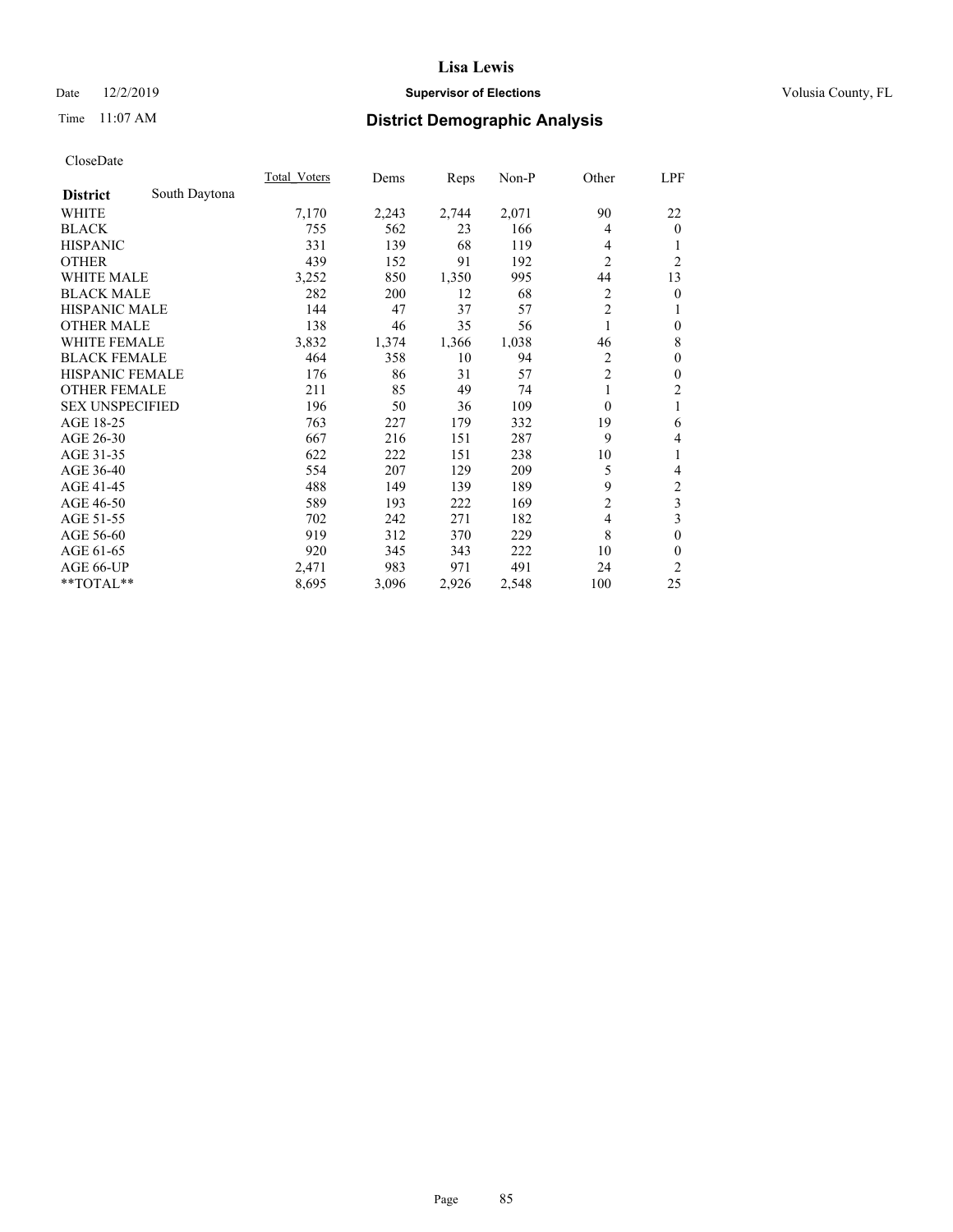# Lisa Lewis

Date 12/2/2019 **Supervisor of Elections** Volusia County, FL

Time 11:07 AM **District Demographic Analysis**

CloseDate

| **District** South Daytona | Total_Voters | Dems | Reps | Non-P | Other | LPF |
|---|---|---|---|---|---|---|
| WHITE | 7,170 | 2,243 | 2,744 | 2,071 | 90 | 22 |
| BLACK | 755 | 562 | 23 | 166 | 4 | 0 |
| HISPANIC | 331 | 139 | 68 | 119 | 4 | 1 |
| OTHER | 439 | 152 | 91 | 192 | 2 | 2 |
| WHITE MALE | 3,252 | 850 | 1,350 | 995 | 44 | 13 |
| BLACK MALE | 282 | 200 | 12 | 68 | 2 | 0 |
| HISPANIC MALE | 144 | 47 | 37 | 57 | 2 | 1 |
| OTHER MALE | 138 | 46 | 35 | 56 | 1 | 0 |
| WHITE FEMALE | 3,832 | 1,374 | 1,366 | 1,038 | 46 | 8 |
| BLACK FEMALE | 464 | 358 | 10 | 94 | 2 | 0 |
| HISPANIC FEMALE | 176 | 86 | 31 | 57 | 2 | 0 |
| OTHER FEMALE | 211 | 85 | 49 | 74 | 1 | 2 |
| SEX UNSPECIFIED | 196 | 50 | 36 | 109 | 0 | 1 |
| AGE 18-25 | 763 | 227 | 179 | 332 | 19 | 6 |
| AGE 26-30 | 667 | 216 | 151 | 287 | 9 | 4 |
| AGE 31-35 | 622 | 222 | 151 | 238 | 10 | 1 |
| AGE 36-40 | 554 | 207 | 129 | 209 | 5 | 4 |
| AGE 41-45 | 488 | 149 | 139 | 189 | 9 | 2 |
| AGE 46-50 | 589 | 193 | 222 | 169 | 2 | 3 |
| AGE 51-55 | 702 | 242 | 271 | 182 | 4 | 3 |
| AGE 56-60 | 919 | 312 | 370 | 229 | 8 | 0 |
| AGE 61-65 | 920 | 345 | 343 | 222 | 10 | 0 |
| AGE 66-UP | 2,471 | 983 | 971 | 491 | 24 | 2 |
| **TOTAL** | 8,695 | 3,096 | 2,926 | 2,548 | 100 | 25 |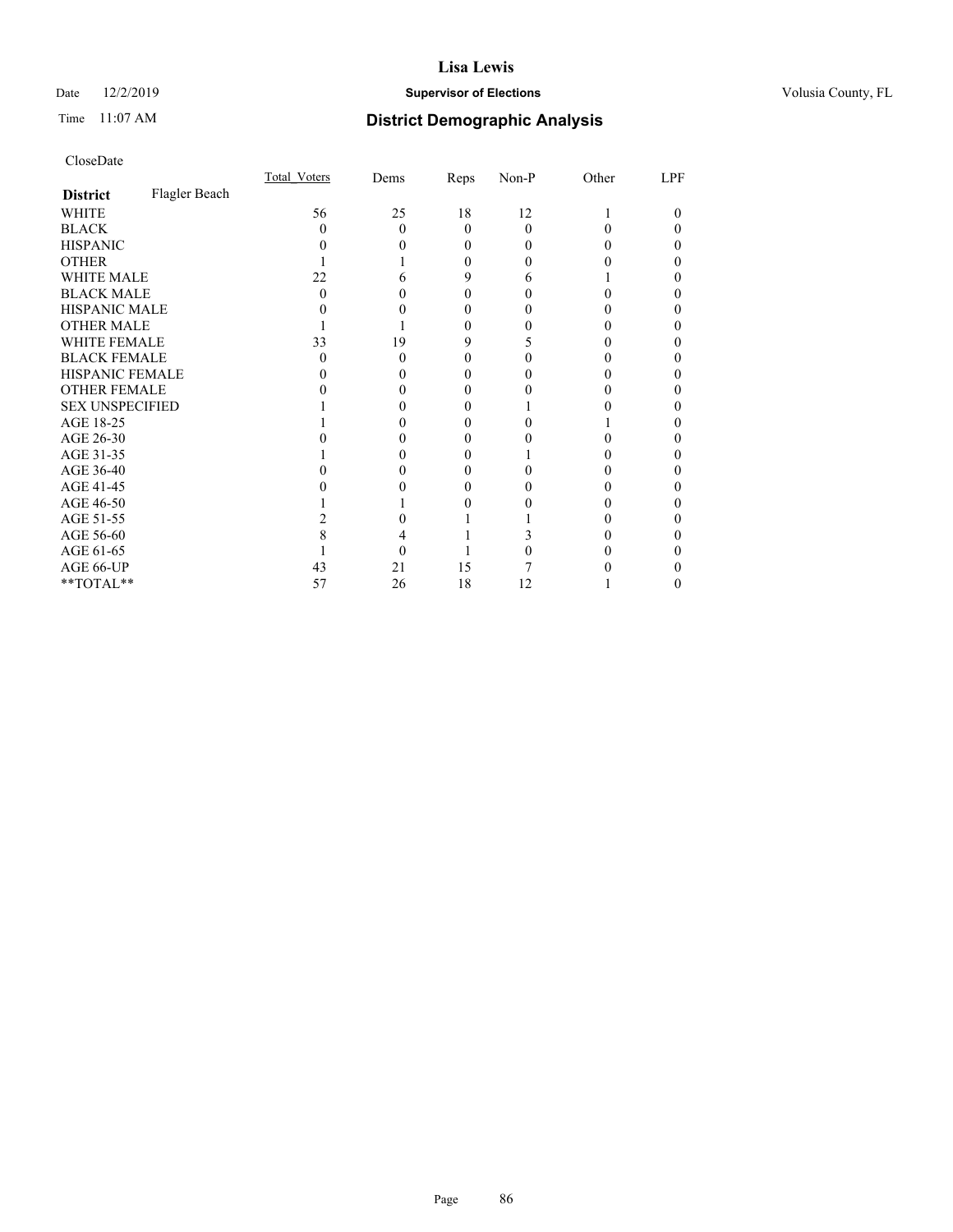**Lisa Lewis**

Date 12/2/2019 **Supervisor of Elections** Volusia County, FL

Time 11:07 AM

## District Demographic Analysis

CloseDate

| | Total_Voters | Dems | Reps | Non-P | Other | LPF |
|---|---|---|---|---|---|---|
| **District** Flagler Beach | | | | | | |
| WHITE | 56 | 25 | 18 | 12 | 1 | 0 |
| BLACK | 0 | 0 | 0 | 0 | 0 | 0 |
| HISPANIC | 0 | 0 | 0 | 0 | 0 | 0 |
| OTHER | 1 | 1 | 0 | 0 | 0 | 0 |
| WHITE MALE | 22 | 6 | 9 | 6 | 1 | 0 |
| BLACK MALE | 0 | 0 | 0 | 0 | 0 | 0 |
| HISPANIC MALE | 0 | 0 | 0 | 0 | 0 | 0 |
| OTHER MALE | 1 | 1 | 0 | 0 | 0 | 0 |
| WHITE FEMALE | 33 | 19 | 9 | 5 | 0 | 0 |
| BLACK FEMALE | 0 | 0 | 0 | 0 | 0 | 0 |
| HISPANIC FEMALE | 0 | 0 | 0 | 0 | 0 | 0 |
| OTHER FEMALE | 0 | 0 | 0 | 0 | 0 | 0 |
| SEX UNSPECIFIED | 1 | 0 | 0 | 1 | 0 | 0 |
| AGE 18-25 | 1 | 0 | 0 | 0 | 1 | 0 |
| AGE 26-30 | 0 | 0 | 0 | 0 | 0 | 0 |
| AGE 31-35 | 1 | 0 | 0 | 1 | 0 | 0 |
| AGE 36-40 | 0 | 0 | 0 | 0 | 0 | 0 |
| AGE 41-45 | 0 | 0 | 0 | 0 | 0 | 0 |
| AGE 46-50 | 1 | 1 | 0 | 0 | 0 | 0 |
| AGE 51-55 | 2 | 0 | 1 | 1 | 0 | 0 |
| AGE 56-60 | 8 | 4 | 1 | 3 | 0 | 0 |
| AGE 61-65 | 1 | 0 | 1 | 0 | 0 | 0 |
| AGE 66-UP | 43 | 21 | 15 | 7 | 0 | 0 |
| **TOTAL** | 57 | 26 | 18 | 12 | 1 | 0 |